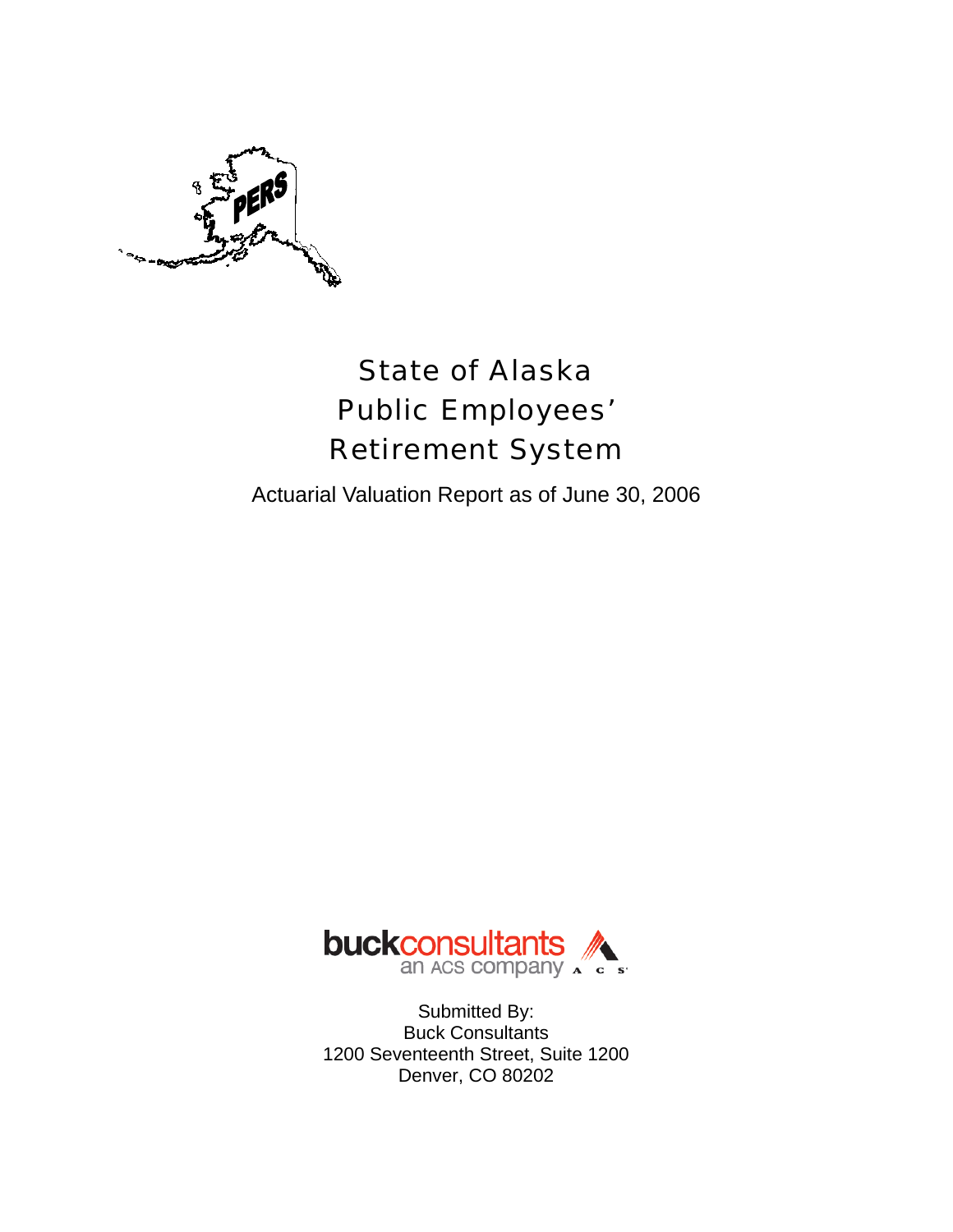# State of Alaska Public Employees' Retirement System

Actuarial Valuation Report as of June 30, 2006

Submitted By:
Buck Consultants
1200 Seventeenth Street, Suite 1200
Denver, CO 80202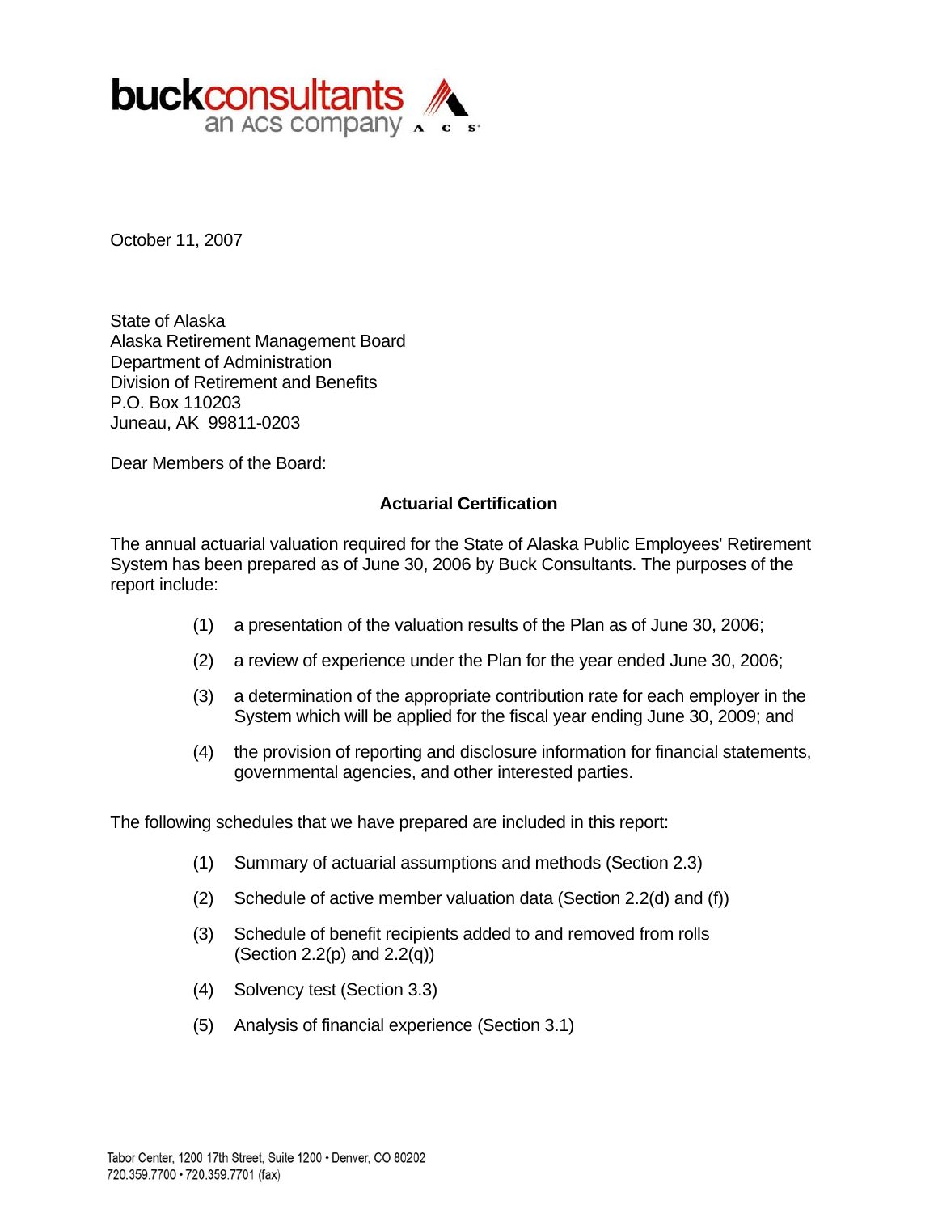**buckconsultants**
an ACS company

October 11, 2007

State of Alaska
Alaska Retirement Management Board
Department of Administration
Division of Retirement and Benefits
P.O. Box 110203
Juneau, AK 99811-0203

Dear Members of the Board:

**Actuarial Certification**

The annual actuarial valuation required for the State of Alaska Public Employees' Retirement System has been prepared as of June 30, 2006 by Buck Consultants. The purposes of the report include:

(1) a presentation of the valuation results of the Plan as of June 30, 2006;

(2) a review of experience under the Plan for the year ended June 30, 2006;

(3) a determination of the appropriate contribution rate for each employer in the System which will be applied for the fiscal year ending June 30, 2009; and

(4) the provision of reporting and disclosure information for financial statements, governmental agencies, and other interested parties.

The following schedules that we have prepared are included in this report:

(1) Summary of actuarial assumptions and methods (Section 2.3)

(2) Schedule of active member valuation data (Section 2.2(d) and (f))

(3) Schedule of benefit recipients added to and removed from rolls (Section 2.2(p) and 2.2(q))

(4) Solvency test (Section 3.3)

(5) Analysis of financial experience (Section 3.1)

Tabor Center, 1200 17th Street, Suite 1200 • Denver, CO 80202
720.359.7700 • 720.359.7701 (fax)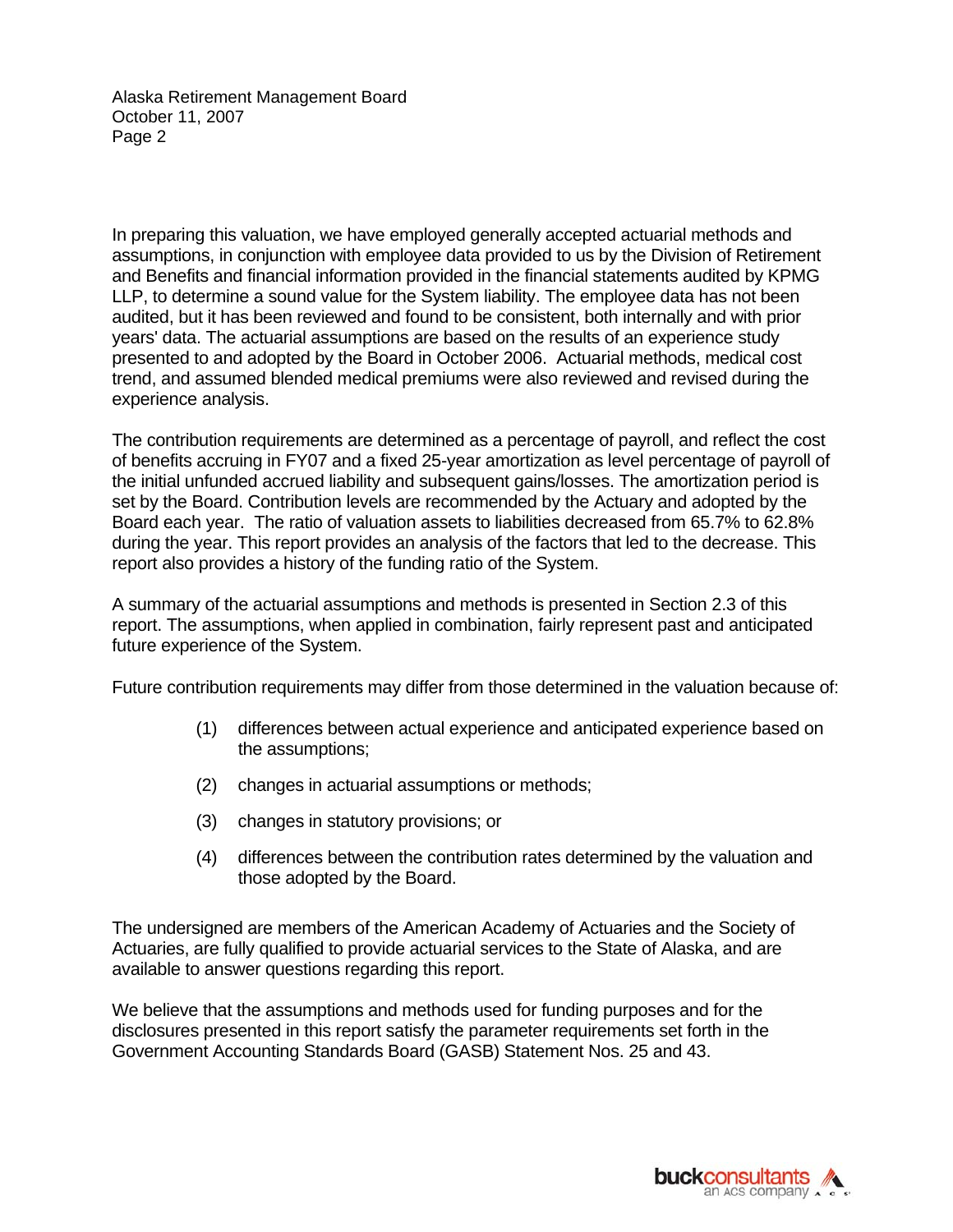In preparing this valuation, we have employed generally accepted actuarial methods and assumptions, in conjunction with employee data provided to us by the Division of Retirement and Benefits and financial information provided in the financial statements audited by KPMG LLP, to determine a sound value for the System liability. The employee data has not been audited, but it has been reviewed and found to be consistent, both internally and with prior years' data. The actuarial assumptions are based on the results of an experience study presented to and adopted by the Board in October 2006. Actuarial methods, medical cost trend, and assumed blended medical premiums were also reviewed and revised during the experience analysis.

The contribution requirements are determined as a percentage of payroll, and reflect the cost of benefits accruing in FY07 and a fixed 25-year amortization as level percentage of payroll of the initial unfunded accrued liability and subsequent gains/losses. The amortization period is set by the Board. Contribution levels are recommended by the Actuary and adopted by the Board each year. The ratio of valuation assets to liabilities decreased from 65.7% to 62.8% during the year. This report provides an analysis of the factors that led to the decrease. This report also provides a history of the funding ratio of the System.

A summary of the actuarial assumptions and methods is presented in Section 2.3 of this report. The assumptions, when applied in combination, fairly represent past and anticipated future experience of the System.

Future contribution requirements may differ from those determined in the valuation because of:

(1) differences between actual experience and anticipated experience based on the assumptions;

(2) changes in actuarial assumptions or methods;

(3) changes in statutory provisions; or

(4) differences between the contribution rates determined by the valuation and those adopted by the Board.

The undersigned are members of the American Academy of Actuaries and the Society of Actuaries, are fully qualified to provide actuarial services to the State of Alaska, and are available to answer questions regarding this report.

We believe that the assumptions and methods used for funding purposes and for the disclosures presented in this report satisfy the parameter requirements set forth in the Government Accounting Standards Board (GASB) Statement Nos. 25 and 43.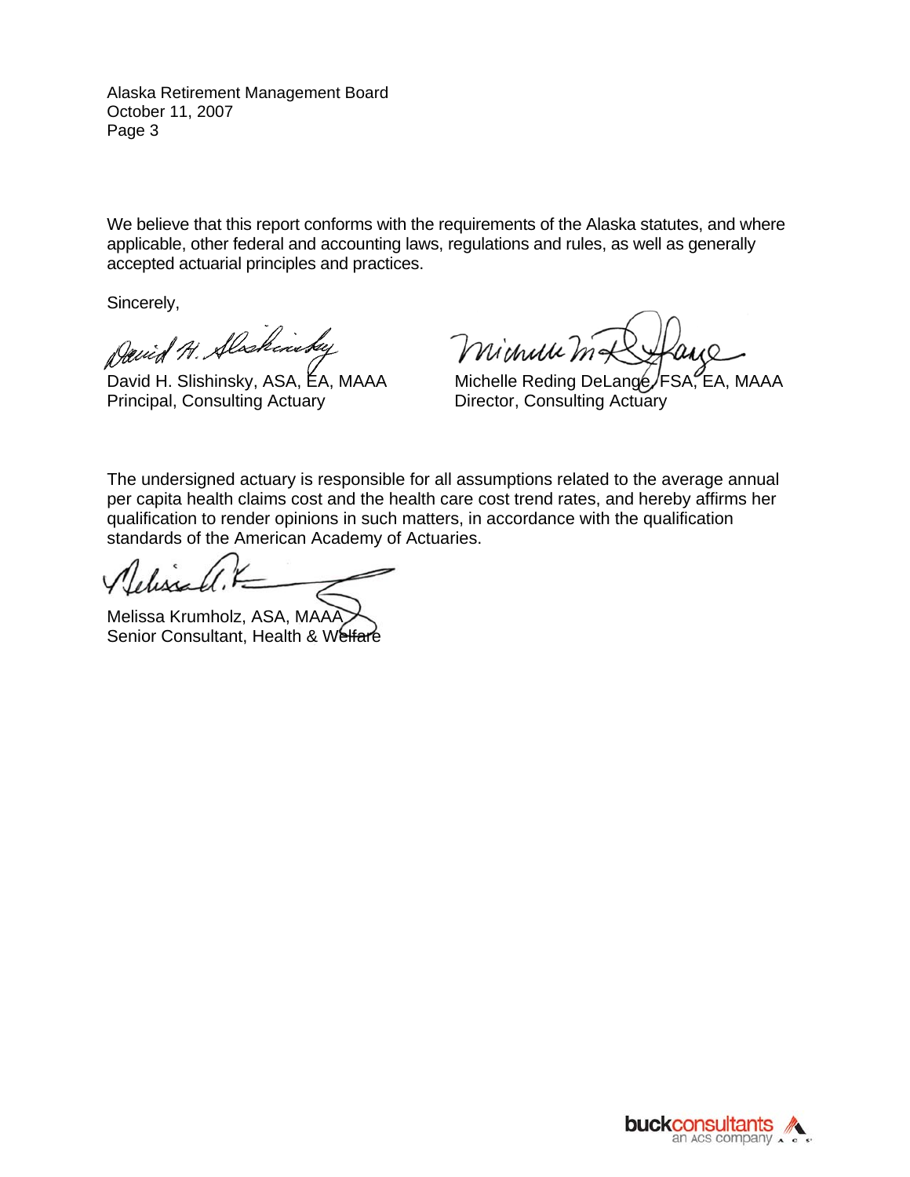Alaska Retirement Management Board
October 11, 2007

We believe that this report conforms with the requirements of the Alaska statutes, and where applicable, other federal and accounting laws, regulations and rules, as well as generally accepted actuarial principles and practices.

Sincerely,

David H. Slishinsky, ASA, EA, MAAA
Principal, Consulting Actuary

Michelle Reding DeLange, FSA, EA, MAAA
Director, Consulting Actuary

The undersigned actuary is responsible for all assumptions related to the average annual per capita health claims cost and the health care cost trend rates, and hereby affirms her qualification to render opinions in such matters, in accordance with the qualification standards of the American Academy of Actuaries.

Melissa Krumholz, ASA, MAAA
Senior Consultant, Health & Welfare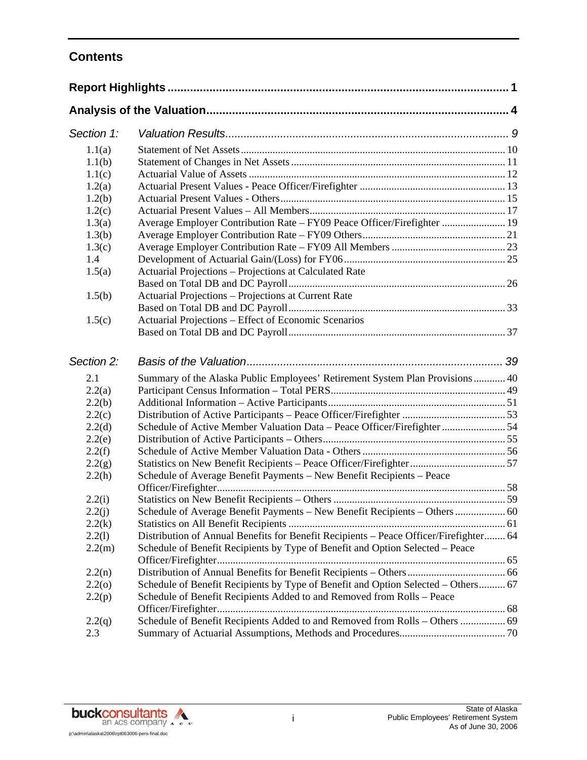## Contents

| | | |
|---|---|---|
| **Report Highlights** | | **1** |
| **Analysis of the Valuation** | | **4** |
| *Section 1:* | *Valuation Results* | *9* |
| 1.1(a) | Statement of Net Assets | 10 |
| 1.1(b) | Statement of Changes in Net Assets | 11 |
| 1.1(c) | Actuarial Value of Assets | 12 |
| 1.2(a) | Actuarial Present Values - Peace Officer/Firefighter | 13 |
| 1.2(b) | Actuarial Present Values - Others | 15 |
| 1.2(c) | Actuarial Present Values – All Members | 17 |
| 1.3(a) | Average Employer Contribution Rate – FY09 Peace Officer/Firefighter | 19 |
| 1.3(b) | Average Employer Contribution Rate – FY09 Others | 21 |
| 1.3(c) | Average Employer Contribution Rate – FY09 All Members | 23 |
| 1.4 | Development of Actuarial Gain/(Loss) for FY06 | 25 |
| 1.5(a) | Actuarial Projections – Projections at Calculated Rate Based on Total DB and DC Payroll | 26 |
| 1.5(b) | Actuarial Projections – Projections at Current Rate Based on Total DB and DC Payroll | 33 |
| 1.5(c) | Actuarial Projections – Effect of Economic Scenarios Based on Total DB and DC Payroll | 37 |
| *Section 2:* | *Basis of the Valuation* | *39* |
| 2.1 | Summary of the Alaska Public Employees' Retirement System Plan Provisions | 40 |
| 2.2(a) | Participant Census Information – Total PERS | 49 |
| 2.2(b) | Additional Information – Active Participants | 51 |
| 2.2(c) | Distribution of Active Participants – Peace Officer/Firefighter | 53 |
| 2.2(d) | Schedule of Active Member Valuation Data – Peace Officer/Firefighter | 54 |
| 2.2(e) | Distribution of Active Participants – Others | 55 |
| 2.2(f) | Schedule of Active Member Valuation Data - Others | 56 |
| 2.2(g) | Statistics on New Benefit Recipients – Peace Officer/Firefighter | 57 |
| 2.2(h) | Schedule of Average Benefit Payments – New Benefit Recipients – Peace Officer/Firefighter | 58 |
| 2.2(i) | Statistics on New Benefit Recipients – Others | 59 |
| 2.2(j) | Schedule of Average Benefit Payments – New Benefit Recipients – Others | 60 |
| 2.2(k) | Statistics on All Benefit Recipients | 61 |
| 2.2(l) | Distribution of Annual Benefits for Benefit Recipients – Peace Officer/Firefighter | 64 |
| 2.2(m) | Schedule of Benefit Recipients by Type of Benefit and Option Selected – Peace Officer/Firefighter | 65 |
| 2.2(n) | Distribution of Annual Benefits for Benefit Recipients – Others | 66 |
| 2.2(o) | Schedule of Benefit Recipients by Type of Benefit and Option Selected – Others | 67 |
| 2.2(p) | Schedule of Benefit Recipients Added to and Removed from Rolls – Peace Officer/Firefighter | 68 |
| 2.2(q) | Schedule of Benefit Recipients Added to and Removed from Rolls – Others | 69 |
| 2.3 | Summary of Actuarial Assumptions, Methods and Procedures | 70 |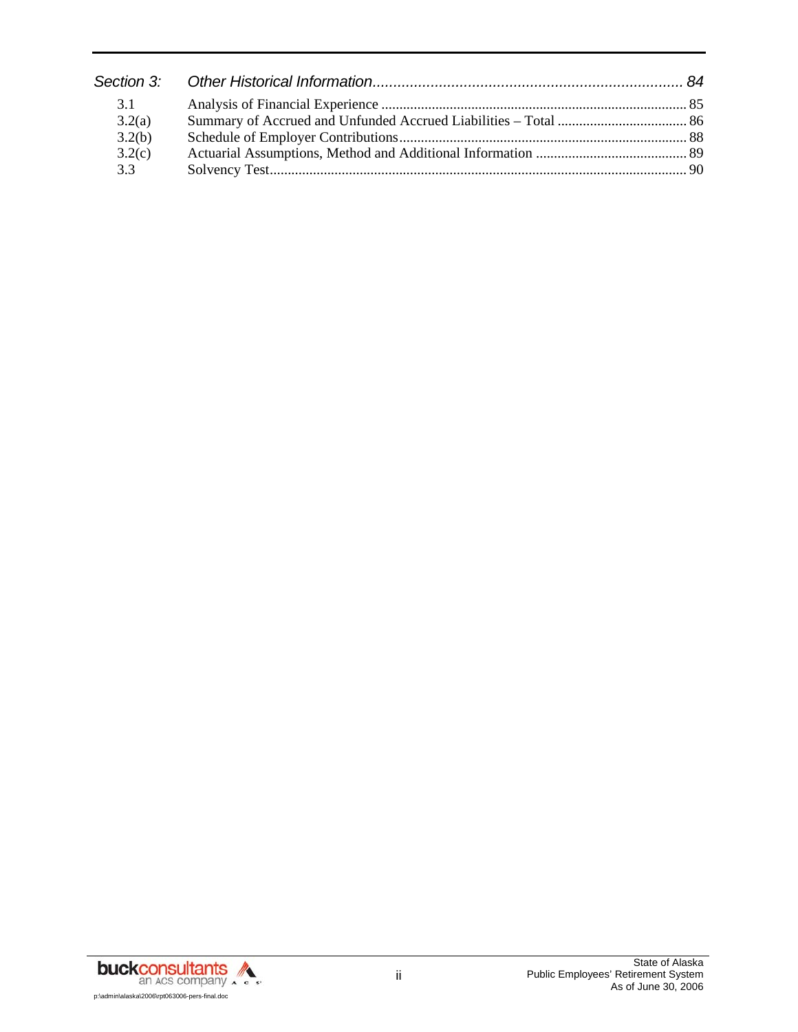| *Section 3:* | *Other Historical Information* | *84* |
|---|---|---|
| 3.1 | Analysis of Financial Experience | 85 |
| 3.2(a) | Summary of Accrued and Unfunded Accrued Liabilities – Total | 86 |
| 3.2(b) | Schedule of Employer Contributions | 88 |
| 3.2(c) | Actuarial Assumptions, Method and Additional Information | 89 |
| 3.3 | Solvency Test | 90 |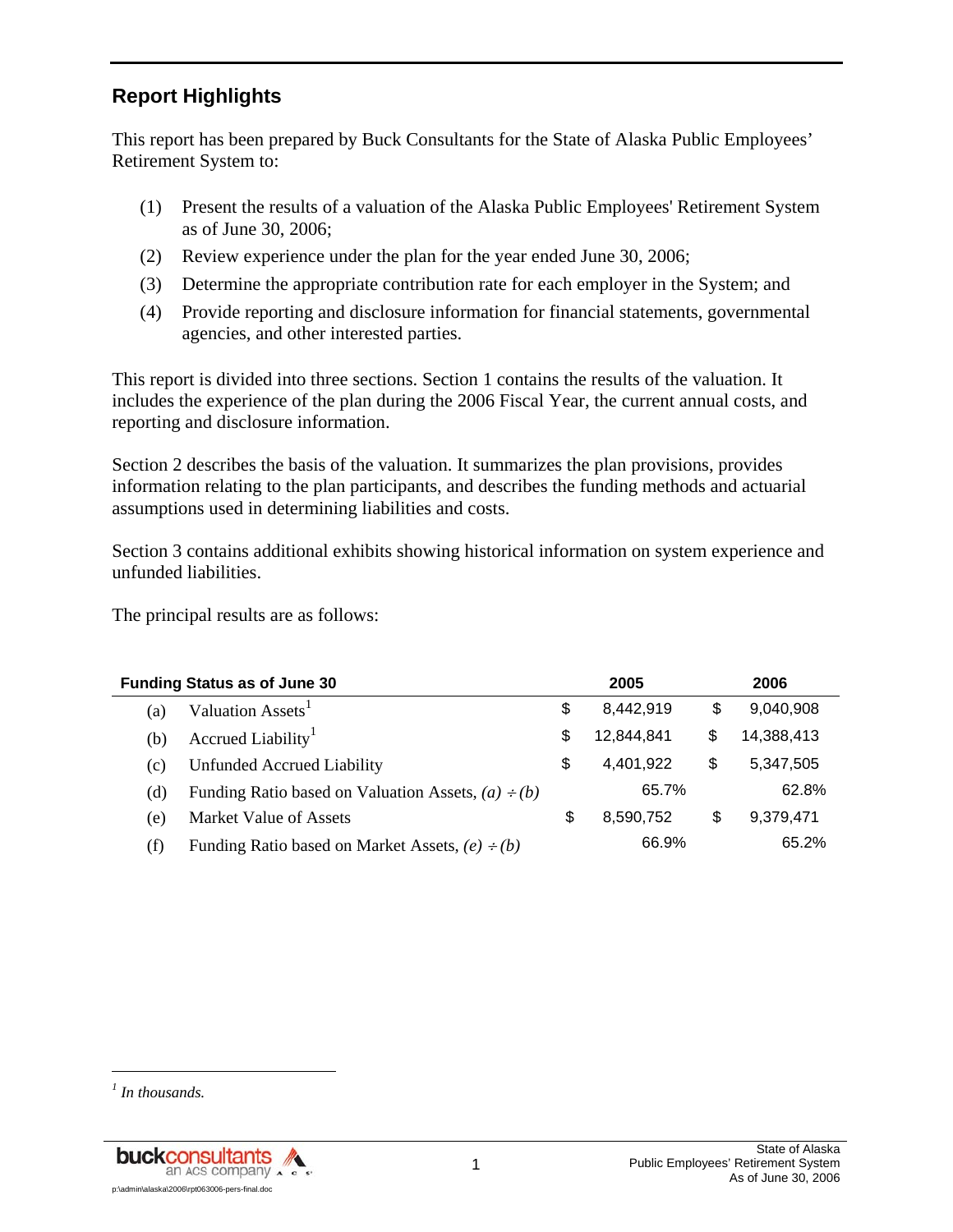## Report Highlights

This report has been prepared by Buck Consultants for the State of Alaska Public Employees' Retirement System to:

(1) Present the results of a valuation of the Alaska Public Employees' Retirement System as of June 30, 2006;

(2) Review experience under the plan for the year ended June 30, 2006;

(3) Determine the appropriate contribution rate for each employer in the System; and

(4) Provide reporting and disclosure information for financial statements, governmental agencies, and other interested parties.

This report is divided into three sections. Section 1 contains the results of the valuation. It includes the experience of the plan during the 2006 Fiscal Year, the current annual costs, and reporting and disclosure information.

Section 2 describes the basis of the valuation. It summarizes the plan provisions, provides information relating to the plan participants, and describes the funding methods and actuarial assumptions used in determining liabilities and costs.

Section 3 contains additional exhibits showing historical information on system experience and unfunded liabilities.

The principal results are as follows:

| **Funding Status as of June 30** | | **2005** | **2006** |
|---|---|---|---|
| (a) | Valuation Assets[1] | $ 8,442,919 | $ 9,040,908 |
| (b) | Accrued Liability[1] | $ 12,844,841 | $ 14,388,413 |
| (c) | Unfunded Accrued Liability | $ 4,401,922 | $ 5,347,505 |
| (d) | Funding Ratio based on Valuation Assets, *(a) ÷ (b)* | 65.7% | 62.8% |
| (e) | Market Value of Assets | $ 8,590,752 | $ 9,379,471 |
| (f) | Funding Ratio based on Market Assets, *(e) ÷ (b)* | 66.9% | 65.2% |

[1] *In thousands.*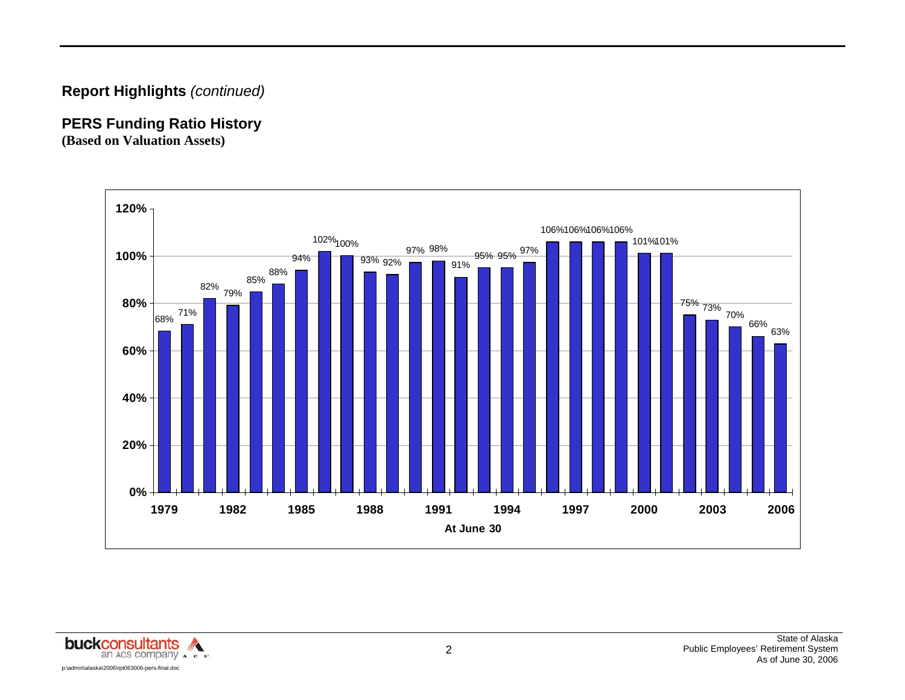**Report Highlights** *(continued)*

## PERS Funding Ratio History
**(Based on Valuation Assets)**

| At June 30 | Funding Ratio |
|---|---|
| 1979 | 68% |
| 1980 | 71% |
| 1981 | 82% |
| 1982 | 79% |
| 1983 | 85% |
| 1984 | 88% |
| 1985 | 94% |
| 1986 | 102% |
| 1987 | 100% |
| 1988 | 93% |
| 1989 | 92% |
| 1990 | 97% |
| 1991 | 98% |
| 1992 | 91% |
| 1993 | 95% |
| 1994 | 95% |
| 1995 | 97% |
| 1996 | 106% |
| 1997 | 106% |
| 1998 | 106% |
| 1999 | 106% |
| 2000 | 101% |
| 2001 | 101% |
| 2002 | 75% |
| 2003 | 73% |
| 2004 | 70% |
| 2005 | 66% |
| 2006 | 63% |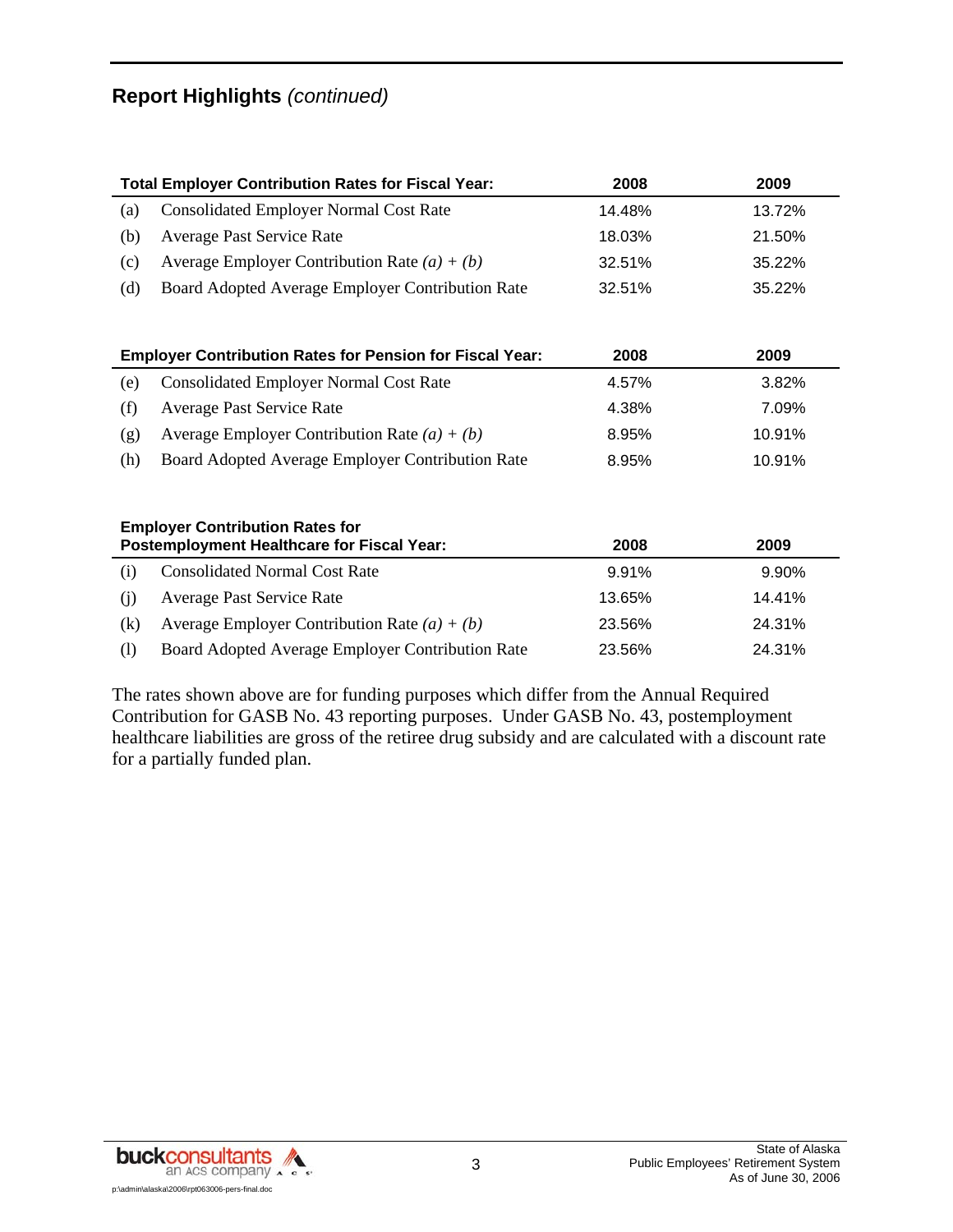## Report Highlights *(continued)*

| Total Employer Contribution Rates for Fiscal Year: | | 2008 | 2009 |
|---|---|---|---|
| (a) | Consolidated Employer Normal Cost Rate | 14.48% | 13.72% |
| (b) | Average Past Service Rate | 18.03% | 21.50% |
| (c) | Average Employer Contribution Rate *(a) + (b)* | 32.51% | 35.22% |
| (d) | Board Adopted Average Employer Contribution Rate | 32.51% | 35.22% |

| Employer Contribution Rates for Pension for Fiscal Year: | | 2008 | 2009 |
|---|---|---|---|
| (e) | Consolidated Employer Normal Cost Rate | 4.57% | 3.82% |
| (f) | Average Past Service Rate | 4.38% | 7.09% |
| (g) | Average Employer Contribution Rate *(a) + (b)* | 8.95% | 10.91% |
| (h) | Board Adopted Average Employer Contribution Rate | 8.95% | 10.91% |

| Employer Contribution Rates for Postemployment Healthcare for Fiscal Year: | | 2008 | 2009 |
|---|---|---|---|
| (i) | Consolidated Normal Cost Rate | 9.91% | 9.90% |
| (j) | Average Past Service Rate | 13.65% | 14.41% |
| (k) | Average Employer Contribution Rate *(a) + (b)* | 23.56% | 24.31% |
| (l) | Board Adopted Average Employer Contribution Rate | 23.56% | 24.31% |

The rates shown above are for funding purposes which differ from the Annual Required Contribution for GASB No. 43 reporting purposes. Under GASB No. 43, postemployment healthcare liabilities are gross of the retiree drug subsidy and are calculated with a discount rate for a partially funded plan.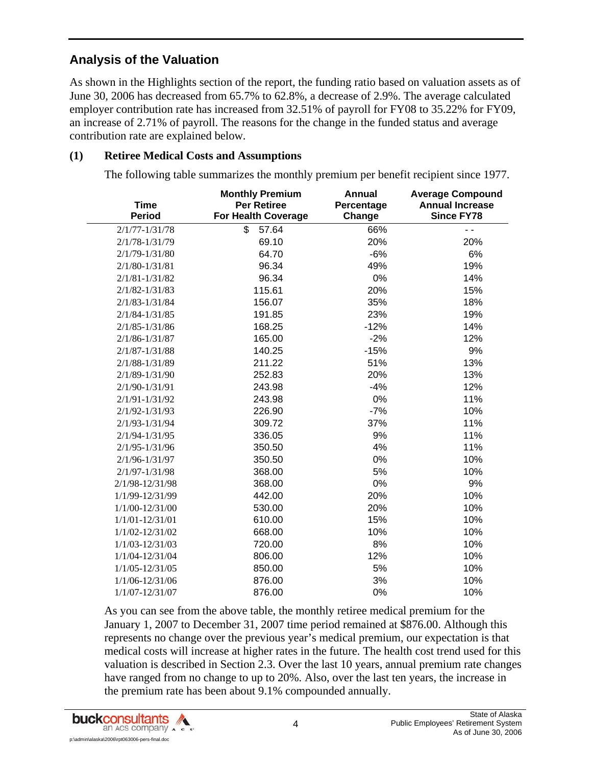## Analysis of the Valuation

As shown in the Highlights section of the report, the funding ratio based on valuation assets as of June 30, 2006 has decreased from 65.7% to 62.8%, a decrease of 2.9%. The average calculated employer contribution rate has increased from 32.51% of payroll for FY08 to 35.22% for FY09, an increase of 2.71% of payroll. The reasons for the change in the funded status and average contribution rate are explained below.

### (1) Retiree Medical Costs and Assumptions

The following table summarizes the monthly premium per benefit recipient since 1977.

| Time Period | Monthly Premium Per Retiree For Health Coverage | Annual Percentage Change | Average Compound Annual Increase Since FY78 |
|---|---|---|---|
| 2/1/77-1/31/78 | $ 57.64 | 66% | - - |
| 2/1/78-1/31/79 | 69.10 | 20% | 20% |
| 2/1/79-1/31/80 | 64.70 | -6% | 6% |
| 2/1/80-1/31/81 | 96.34 | 49% | 19% |
| 2/1/81-1/31/82 | 96.34 | 0% | 14% |
| 2/1/82-1/31/83 | 115.61 | 20% | 15% |
| 2/1/83-1/31/84 | 156.07 | 35% | 18% |
| 2/1/84-1/31/85 | 191.85 | 23% | 19% |
| 2/1/85-1/31/86 | 168.25 | -12% | 14% |
| 2/1/86-1/31/87 | 165.00 | -2% | 12% |
| 2/1/87-1/31/88 | 140.25 | -15% | 9% |
| 2/1/88-1/31/89 | 211.22 | 51% | 13% |
| 2/1/89-1/31/90 | 252.83 | 20% | 13% |
| 2/1/90-1/31/91 | 243.98 | -4% | 12% |
| 2/1/91-1/31/92 | 243.98 | 0% | 11% |
| 2/1/92-1/31/93 | 226.90 | -7% | 10% |
| 2/1/93-1/31/94 | 309.72 | 37% | 11% |
| 2/1/94-1/31/95 | 336.05 | 9% | 11% |
| 2/1/95-1/31/96 | 350.50 | 4% | 11% |
| 2/1/96-1/31/97 | 350.50 | 0% | 10% |
| 2/1/97-1/31/98 | 368.00 | 5% | 10% |
| 2/1/98-12/31/98 | 368.00 | 0% | 9% |
| 1/1/99-12/31/99 | 442.00 | 20% | 10% |
| 1/1/00-12/31/00 | 530.00 | 20% | 10% |
| 1/1/01-12/31/01 | 610.00 | 15% | 10% |
| 1/1/02-12/31/02 | 668.00 | 10% | 10% |
| 1/1/03-12/31/03 | 720.00 | 8% | 10% |
| 1/1/04-12/31/04 | 806.00 | 12% | 10% |
| 1/1/05-12/31/05 | 850.00 | 5% | 10% |
| 1/1/06-12/31/06 | 876.00 | 3% | 10% |
| 1/1/07-12/31/07 | 876.00 | 0% | 10% |

As you can see from the above table, the monthly retiree medical premium for the January 1, 2007 to December 31, 2007 time period remained at $876.00. Although this represents no change over the previous year's medical premium, our expectation is that medical costs will increase at higher rates in the future. The health cost trend used for this valuation is described in Section 2.3. Over the last 10 years, annual premium rate changes have ranged from no change to up to 20%. Also, over the last ten years, the increase in the premium rate has been about 9.1% compounded annually.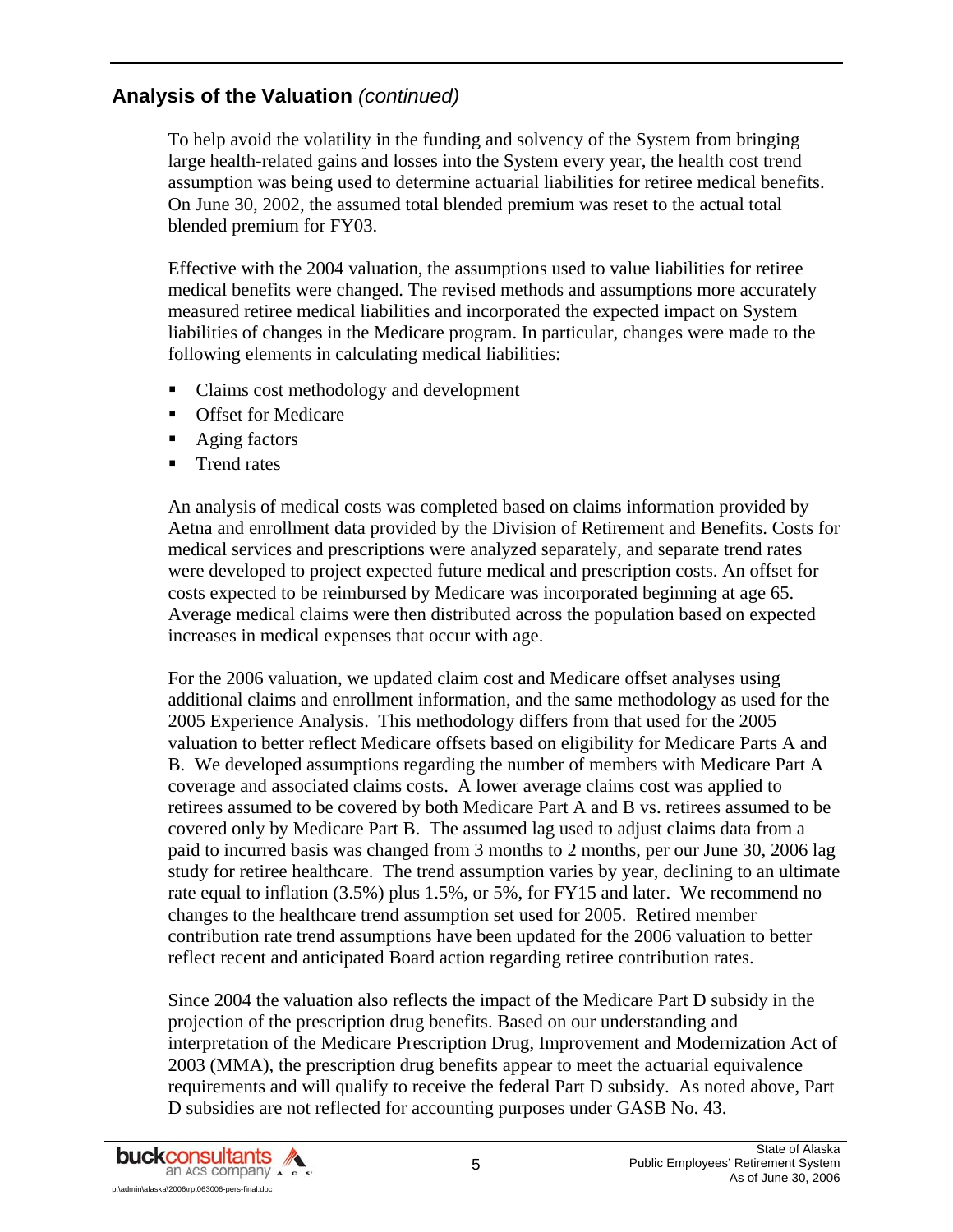## Analysis of the Valuation *(continued)*

To help avoid the volatility in the funding and solvency of the System from bringing large health-related gains and losses into the System every year, the health cost trend assumption was being used to determine actuarial liabilities for retiree medical benefits. On June 30, 2002, the assumed total blended premium was reset to the actual total blended premium for FY03.

Effective with the 2004 valuation, the assumptions used to value liabilities for retiree medical benefits were changed. The revised methods and assumptions more accurately measured retiree medical liabilities and incorporated the expected impact on System liabilities of changes in the Medicare program. In particular, changes were made to the following elements in calculating medical liabilities:

- Claims cost methodology and development
- Offset for Medicare
- Aging factors
- Trend rates

An analysis of medical costs was completed based on claims information provided by Aetna and enrollment data provided by the Division of Retirement and Benefits. Costs for medical services and prescriptions were analyzed separately, and separate trend rates were developed to project expected future medical and prescription costs. An offset for costs expected to be reimbursed by Medicare was incorporated beginning at age 65. Average medical claims were then distributed across the population based on expected increases in medical expenses that occur with age.

For the 2006 valuation, we updated claim cost and Medicare offset analyses using additional claims and enrollment information, and the same methodology as used for the 2005 Experience Analysis. This methodology differs from that used for the 2005 valuation to better reflect Medicare offsets based on eligibility for Medicare Parts A and B. We developed assumptions regarding the number of members with Medicare Part A coverage and associated claims costs. A lower average claims cost was applied to retirees assumed to be covered by both Medicare Part A and B vs. retirees assumed to be covered only by Medicare Part B. The assumed lag used to adjust claims data from a paid to incurred basis was changed from 3 months to 2 months, per our June 30, 2006 lag study for retiree healthcare. The trend assumption varies by year, declining to an ultimate rate equal to inflation (3.5%) plus 1.5%, or 5%, for FY15 and later. We recommend no changes to the healthcare trend assumption set used for 2005. Retired member contribution rate trend assumptions have been updated for the 2006 valuation to better reflect recent and anticipated Board action regarding retiree contribution rates.

Since 2004 the valuation also reflects the impact of the Medicare Part D subsidy in the projection of the prescription drug benefits. Based on our understanding and interpretation of the Medicare Prescription Drug, Improvement and Modernization Act of 2003 (MMA), the prescription drug benefits appear to meet the actuarial equivalence requirements and will qualify to receive the federal Part D subsidy. As noted above, Part D subsidies are not reflected for accounting purposes under GASB No. 43.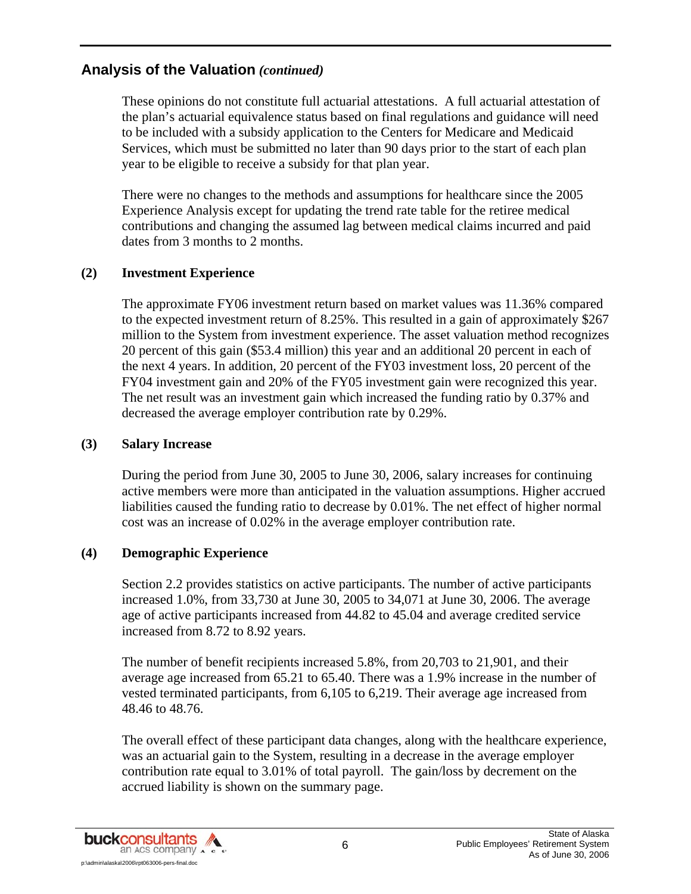## Analysis of the Valuation *(continued)*

These opinions do not constitute full actuarial attestations. A full actuarial attestation of the plan's actuarial equivalence status based on final regulations and guidance will need to be included with a subsidy application to the Centers for Medicare and Medicaid Services, which must be submitted no later than 90 days prior to the start of each plan year to be eligible to receive a subsidy for that plan year.

There were no changes to the methods and assumptions for healthcare since the 2005 Experience Analysis except for updating the trend rate table for the retiree medical contributions and changing the assumed lag between medical claims incurred and paid dates from 3 months to 2 months.

**(2) Investment Experience**

The approximate FY06 investment return based on market values was 11.36% compared to the expected investment return of 8.25%. This resulted in a gain of approximately $267 million to the System from investment experience. The asset valuation method recognizes 20 percent of this gain ($53.4 million) this year and an additional 20 percent in each of the next 4 years. In addition, 20 percent of the FY03 investment loss, 20 percent of the FY04 investment gain and 20% of the FY05 investment gain were recognized this year. The net result was an investment gain which increased the funding ratio by 0.37% and decreased the average employer contribution rate by 0.29%.

**(3) Salary Increase**

During the period from June 30, 2005 to June 30, 2006, salary increases for continuing active members were more than anticipated in the valuation assumptions. Higher accrued liabilities caused the funding ratio to decrease by 0.01%. The net effect of higher normal cost was an increase of 0.02% in the average employer contribution rate.

**(4) Demographic Experience**

Section 2.2 provides statistics on active participants. The number of active participants increased 1.0%, from 33,730 at June 30, 2005 to 34,071 at June 30, 2006. The average age of active participants increased from 44.82 to 45.04 and average credited service increased from 8.72 to 8.92 years.

The number of benefit recipients increased 5.8%, from 20,703 to 21,901, and their average age increased from 65.21 to 65.40. There was a 1.9% increase in the number of vested terminated participants, from 6,105 to 6,219. Their average age increased from 48.46 to 48.76.

The overall effect of these participant data changes, along with the healthcare experience, was an actuarial gain to the System, resulting in a decrease in the average employer contribution rate equal to 3.01% of total payroll. The gain/loss by decrement on the accrued liability is shown on the summary page.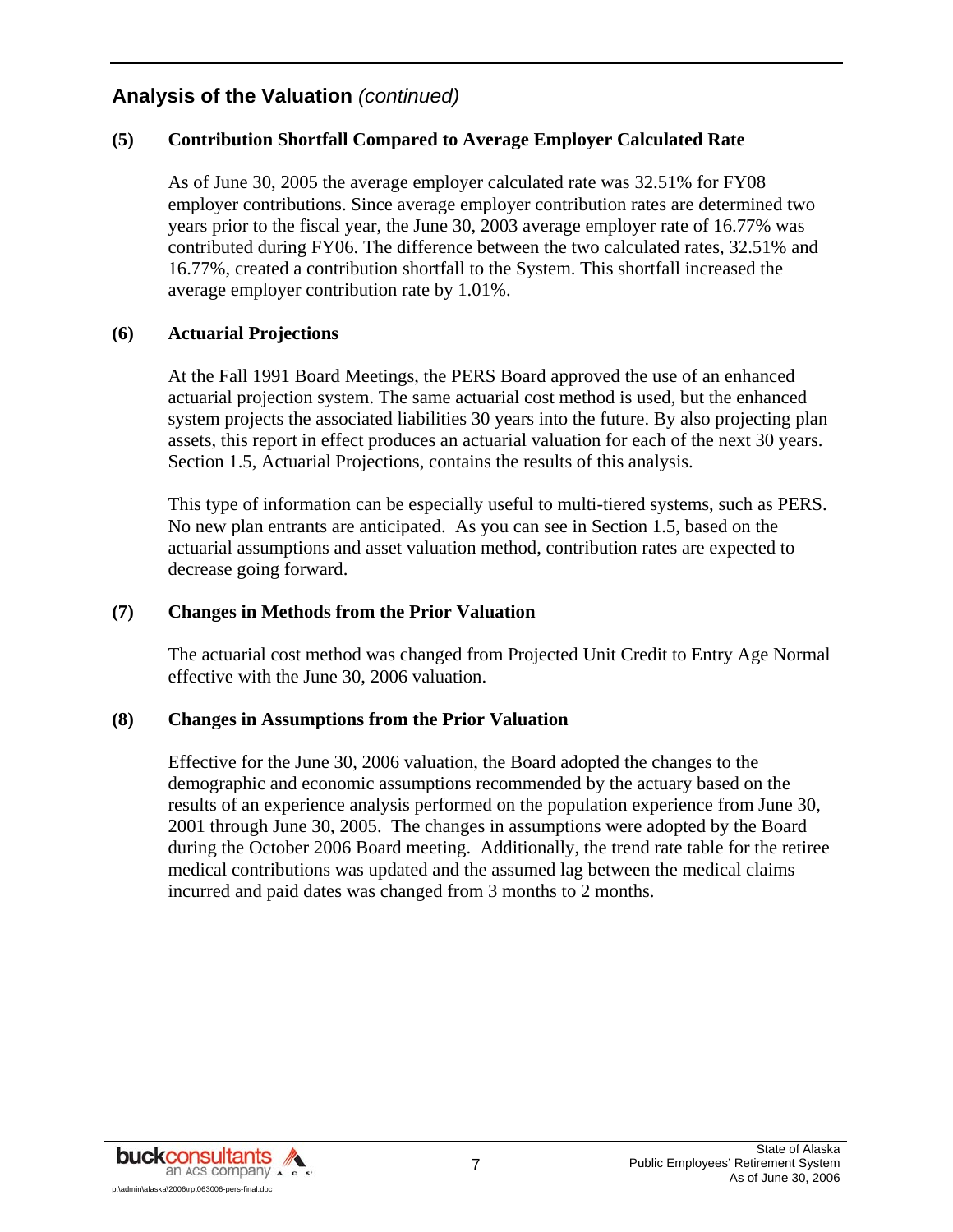## Analysis of the Valuation *(continued)*

### (5) Contribution Shortfall Compared to Average Employer Calculated Rate

As of June 30, 2005 the average employer calculated rate was 32.51% for FY08 employer contributions. Since average employer contribution rates are determined two years prior to the fiscal year, the June 30, 2003 average employer rate of 16.77% was contributed during FY06. The difference between the two calculated rates, 32.51% and 16.77%, created a contribution shortfall to the System. This shortfall increased the average employer contribution rate by 1.01%.

### (6) Actuarial Projections

At the Fall 1991 Board Meetings, the PERS Board approved the use of an enhanced actuarial projection system. The same actuarial cost method is used, but the enhanced system projects the associated liabilities 30 years into the future. By also projecting plan assets, this report in effect produces an actuarial valuation for each of the next 30 years. Section 1.5, Actuarial Projections, contains the results of this analysis.

This type of information can be especially useful to multi-tiered systems, such as PERS. No new plan entrants are anticipated. As you can see in Section 1.5, based on the actuarial assumptions and asset valuation method, contribution rates are expected to decrease going forward.

### (7) Changes in Methods from the Prior Valuation

The actuarial cost method was changed from Projected Unit Credit to Entry Age Normal effective with the June 30, 2006 valuation.

### (8) Changes in Assumptions from the Prior Valuation

Effective for the June 30, 2006 valuation, the Board adopted the changes to the demographic and economic assumptions recommended by the actuary based on the results of an experience analysis performed on the population experience from June 30, 2001 through June 30, 2005. The changes in assumptions were adopted by the Board during the October 2006 Board meeting. Additionally, the trend rate table for the retiree medical contributions was updated and the assumed lag between the medical claims incurred and paid dates was changed from 3 months to 2 months.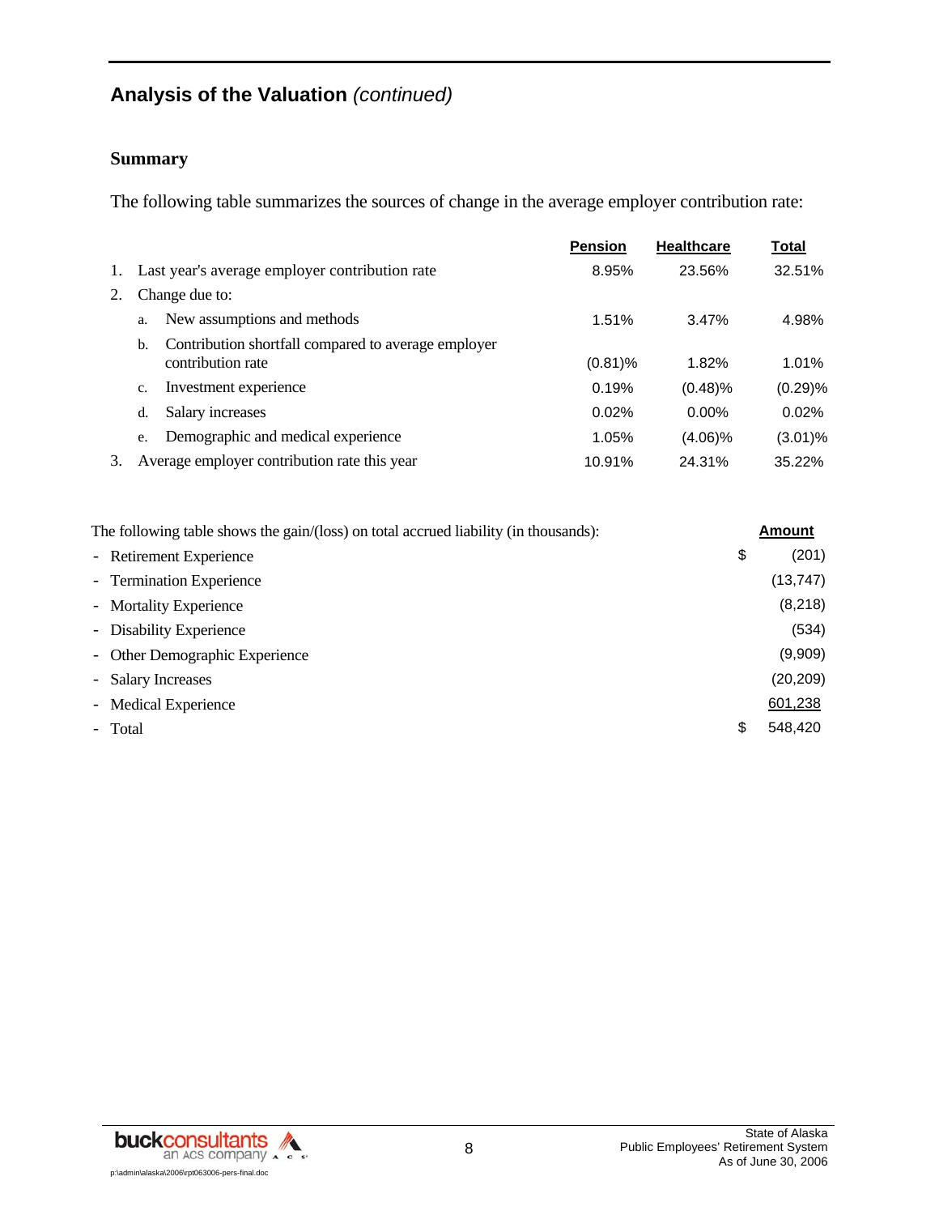## Analysis of the Valuation *(continued)*

### Summary

The following table summarizes the sources of change in the average employer contribution rate:

| | | Pension | Healthcare | Total |
|---|---|---|---|---|
| 1. | Last year's average employer contribution rate | 8.95% | 23.56% | 32.51% |
| 2. | Change due to: | | | |
| | a. New assumptions and methods | 1.51% | 3.47% | 4.98% |
| | b. Contribution shortfall compared to average employer contribution rate | (0.81)% | 1.82% | 1.01% |
| | c. Investment experience | 0.19% | (0.48)% | (0.29)% |
| | d. Salary increases | 0.02% | 0.00% | 0.02% |
| | e. Demographic and medical experience | 1.05% | (4.06)% | (3.01)% |
| 3. | Average employer contribution rate this year | 10.91% | 24.31% | 35.22% |

| The following table shows the gain/(loss) on total accrued liability (in thousands): | Amount |
|---|---|
| - Retirement Experience | $ (201) |
| - Termination Experience | (13,747) |
| - Mortality Experience | (8,218) |
| - Disability Experience | (534) |
| - Other Demographic Experience | (9,909) |
| - Salary Increases | (20,209) |
| - Medical Experience | 601,238 |
| - Total | $ 548,420 |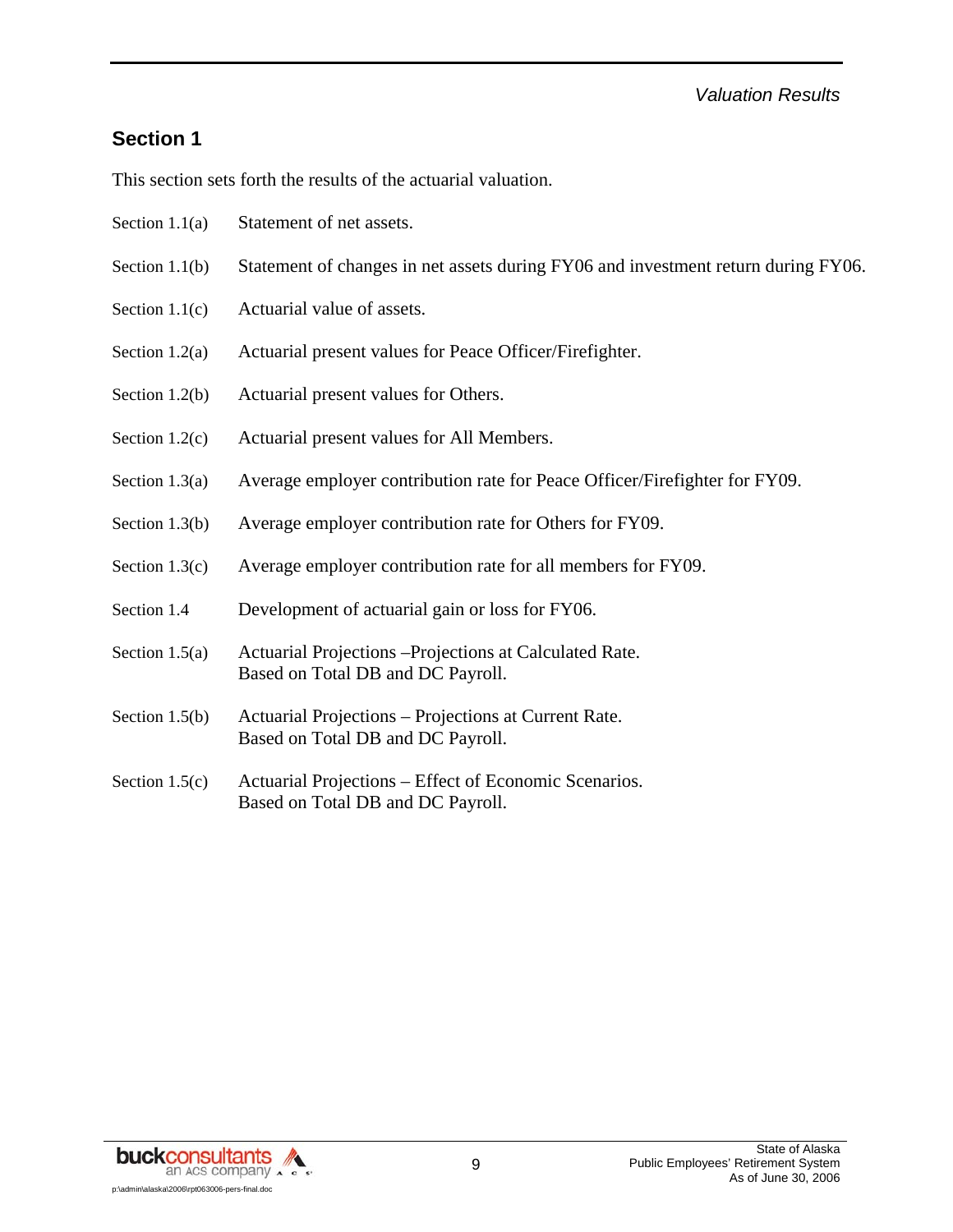## Section 1

This section sets forth the results of the actuarial valuation.

| | |
|---|---|
| Section 1.1(a) | Statement of net assets. |
| Section 1.1(b) | Statement of changes in net assets during FY06 and investment return during FY06. |
| Section 1.1(c) | Actuarial value of assets. |
| Section 1.2(a) | Actuarial present values for Peace Officer/Firefighter. |
| Section 1.2(b) | Actuarial present values for Others. |
| Section 1.2(c) | Actuarial present values for All Members. |
| Section 1.3(a) | Average employer contribution rate for Peace Officer/Firefighter for FY09. |
| Section 1.3(b) | Average employer contribution rate for Others for FY09. |
| Section 1.3(c) | Average employer contribution rate for all members for FY09. |
| Section 1.4 | Development of actuarial gain or loss for FY06. |
| Section 1.5(a) | Actuarial Projections –Projections at Calculated Rate. Based on Total DB and DC Payroll. |
| Section 1.5(b) | Actuarial Projections – Projections at Current Rate. Based on Total DB and DC Payroll. |
| Section 1.5(c) | Actuarial Projections – Effect of Economic Scenarios. Based on Total DB and DC Payroll. |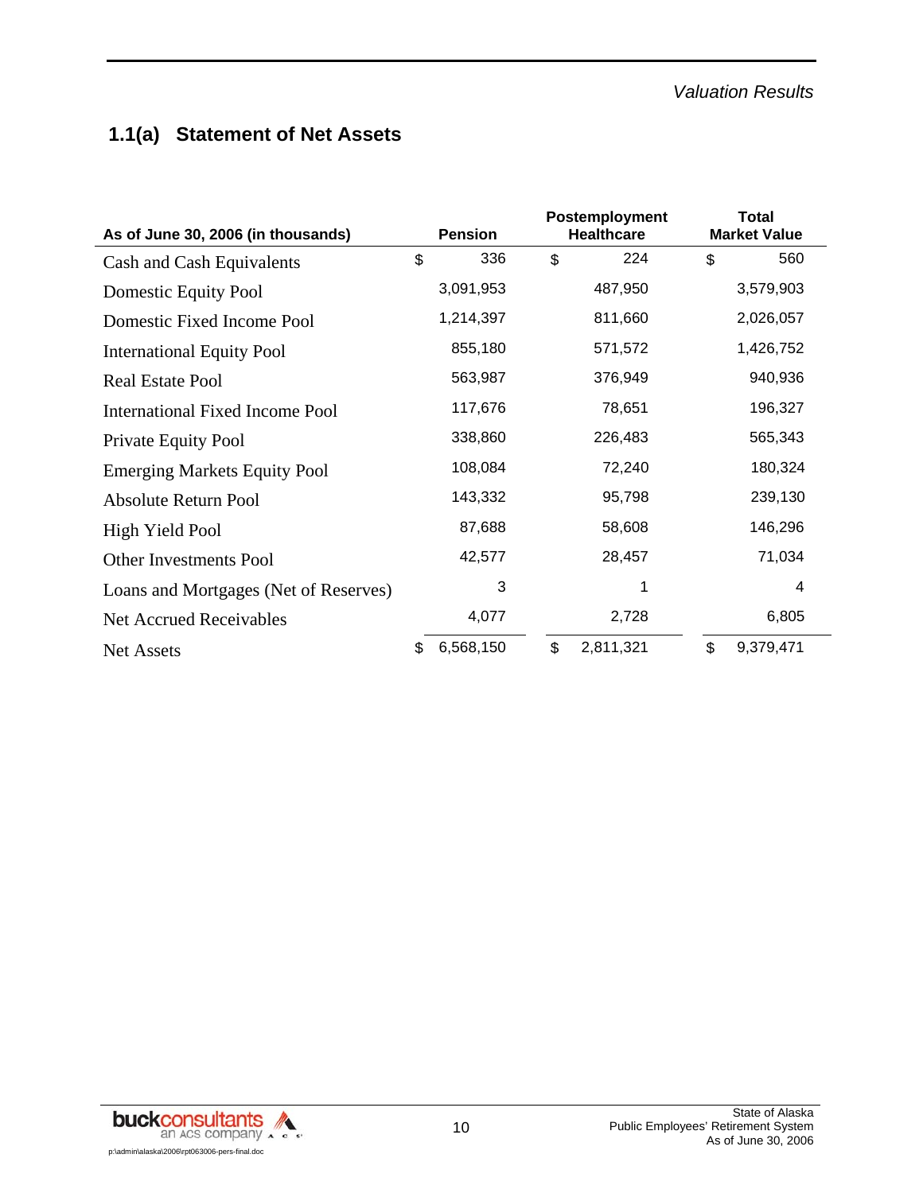## 1.1(a) Statement of Net Assets

| As of June 30, 2006 (in thousands) | Pension | Postemployment Healthcare | Total Market Value |
|---|---|---|---|
| Cash and Cash Equivalents | $ 336 | $ 224 | $ 560 |
| Domestic Equity Pool | 3,091,953 | 487,950 | 3,579,903 |
| Domestic Fixed Income Pool | 1,214,397 | 811,660 | 2,026,057 |
| International Equity Pool | 855,180 | 571,572 | 1,426,752 |
| Real Estate Pool | 563,987 | 376,949 | 940,936 |
| International Fixed Income Pool | 117,676 | 78,651 | 196,327 |
| Private Equity Pool | 338,860 | 226,483 | 565,343 |
| Emerging Markets Equity Pool | 108,084 | 72,240 | 180,324 |
| Absolute Return Pool | 143,332 | 95,798 | 239,130 |
| High Yield Pool | 87,688 | 58,608 | 146,296 |
| Other Investments Pool | 42,577 | 28,457 | 71,034 |
| Loans and Mortgages (Net of Reserves) | 3 | 1 | 4 |
| Net Accrued Receivables | 4,077 | 2,728 | 6,805 |
| Net Assets | $ 6,568,150 | $ 2,811,321 | $ 9,379,471 |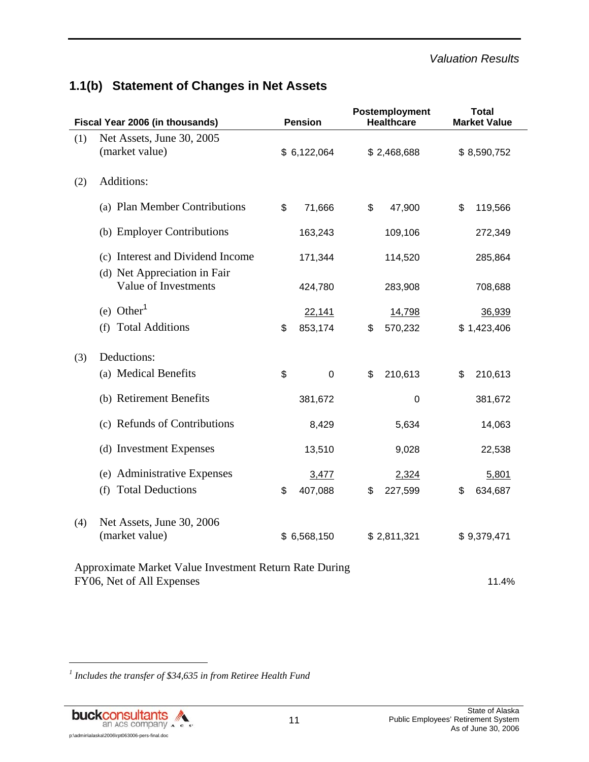## 1.1(b) Statement of Changes in Net Assets

| | Fiscal Year 2006 (in thousands) | Pension | Postemployment Healthcare | Total Market Value |
|---|---|---|---|---|
| (1) | Net Assets, June 30, 2005 (market value) | $ 6,122,064 | $ 2,468,688 | $ 8,590,752 |
| (2) | Additions: | | | |
| | (a) Plan Member Contributions | $ 71,666 | $ 47,900 | $ 119,566 |
| | (b) Employer Contributions | 163,243 | 109,106 | 272,349 |
| | (c) Interest and Dividend Income | 171,344 | 114,520 | 285,864 |
| | (d) Net Appreciation in Fair Value of Investments | 424,780 | 283,908 | 708,688 |
| | (e) Other[1] | 22,141 | 14,798 | 36,939 |
| | (f) Total Additions | $ 853,174 | $ 570,232 | $ 1,423,406 |
| (3) | Deductions: | | | |
| | (a) Medical Benefits | $ 0 | $ 210,613 | $ 210,613 |
| | (b) Retirement Benefits | 381,672 | 0 | 381,672 |
| | (c) Refunds of Contributions | 8,429 | 5,634 | 14,063 |
| | (d) Investment Expenses | 13,510 | 9,028 | 22,538 |
| | (e) Administrative Expenses | 3,477 | 2,324 | 5,801 |
| | (f) Total Deductions | $ 407,088 | $ 227,599 | $ 634,687 |
| (4) | Net Assets, June 30, 2006 (market value) | $ 6,568,150 | $ 2,811,321 | $ 9,379,471 |
| | Approximate Market Value Investment Return Rate During FY06, Net of All Expenses | | | 11.4% |

[1] *Includes the transfer of $34,635 in from Retiree Health Fund*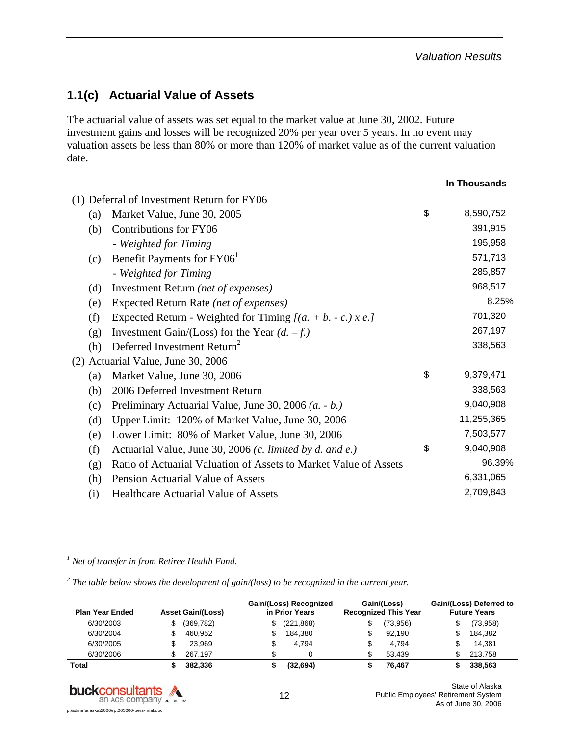## 1.1(c) Actuarial Value of Assets

The actuarial value of assets was set equal to the market value at June 30, 2002. Future investment gains and losses will be recognized 20% per year over 5 years. In no event may valuation assets be less than 80% or more than 120% of market value as of the current valuation date.

| | | | In Thousands |
|---|---|---|---|
| (1) Deferral of Investment Return for FY06 | | | |
| (a) | Market Value, June 30, 2005 | $ | 8,590,752 |
| (b) | Contributions for FY06 | | 391,915 |
| | *- Weighted for Timing* | | 195,958 |
| (c) | Benefit Payments for FY06[1] | | 571,713 |
| | *- Weighted for Timing* | | 285,857 |
| (d) | Investment Return *(net of expenses)* | | 968,517 |
| (e) | Expected Return Rate *(net of expenses)* | | 8.25% |
| (f) | Expected Return - Weighted for Timing *[(a. + b. - c.) x e.]* | | 701,320 |
| (g) | Investment Gain/(Loss) for the Year *(d. – f.)* | | 267,197 |
| (h) | Deferred Investment Return[2] | | 338,563 |
| (2) Actuarial Value, June 30, 2006 | | | |
| (a) | Market Value, June 30, 2006 | $ | 9,379,471 |
| (b) | 2006 Deferred Investment Return | | 338,563 |
| (c) | Preliminary Actuarial Value, June 30, 2006 *(a. - b.)* | | 9,040,908 |
| (d) | Upper Limit: 120% of Market Value, June 30, 2006 | | 11,255,365 |
| (e) | Lower Limit: 80% of Market Value, June 30, 2006 | | 7,503,577 |
| (f) | Actuarial Value, June 30, 2006 *(c. limited by d. and e.)* | $ | 9,040,908 |
| (g) | Ratio of Actuarial Valuation of Assets to Market Value of Assets | | 96.39% |
| (h) | Pension Actuarial Value of Assets | | 6,331,065 |
| (i) | Healthcare Actuarial Value of Assets | | 2,709,843 |

[1] *Net of transfer in from Retiree Health Fund.*

[2] *The table below shows the development of gain/(loss) to be recognized in the current year.*

| Plan Year Ended | Asset Gain/(Loss) | Gain/(Loss) Recognized in Prior Years | Gain/(Loss) Recognized This Year | Gain/(Loss) Deferred to Future Years |
|---|---|---|---|---|
| 6/30/2003 | $ (369,782) | $ (221,868) | $ (73,956) | $ (73,958) |
| 6/30/2004 | $ 460,952 | $ 184,380 | $ 92,190 | $ 184,382 |
| 6/30/2005 | $ 23,969 | $ 4,794 | $ 4,794 | $ 14,381 |
| 6/30/2006 | $ 267,197 | $ 0 | $ 53,439 | $ 213,758 |
| **Total** | **$ 382,336** | **$ (32,694)** | **$ 76,467** | **$ 338,563** |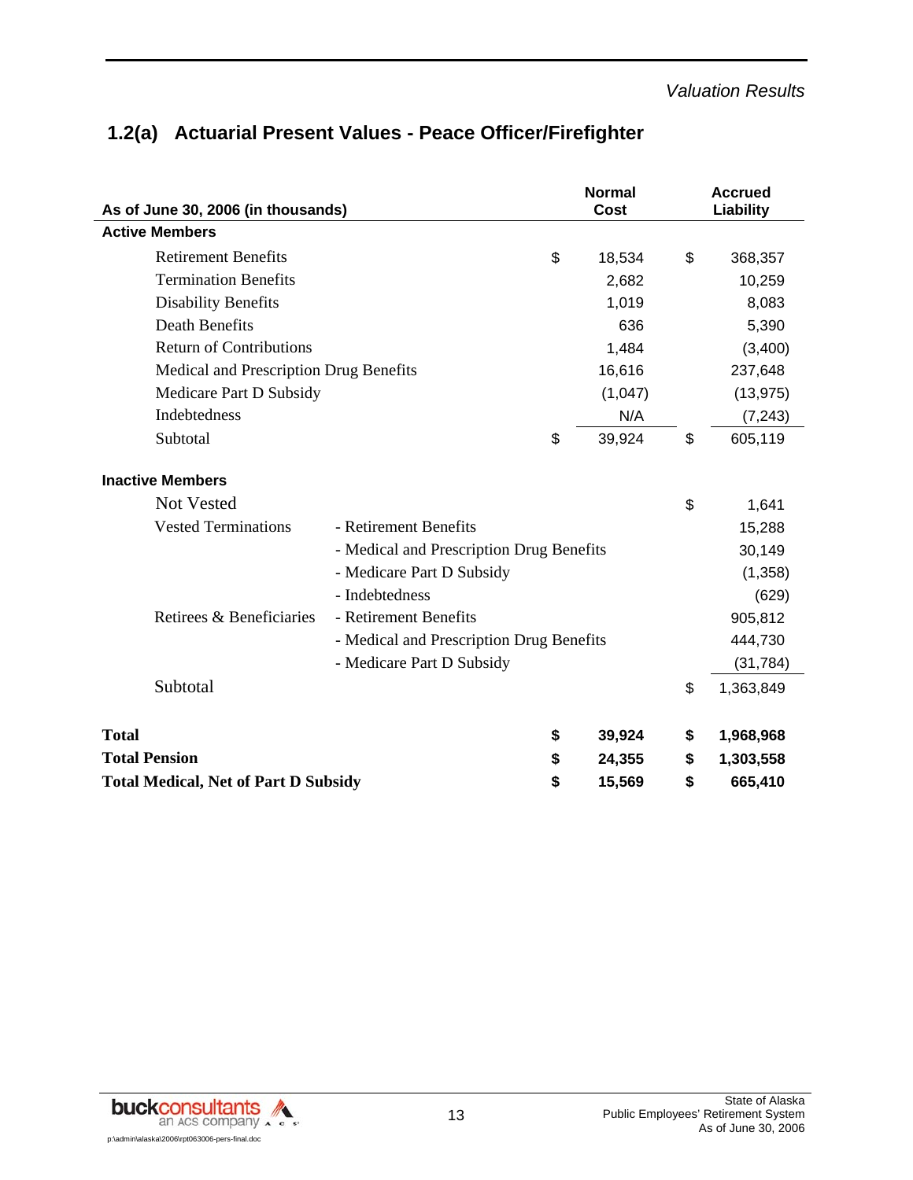## 1.2(a) Actuarial Present Values - Peace Officer/Firefighter

| As of June 30, 2006 (in thousands) | | Normal Cost | Accrued Liability |
|---|---|---|---|
| **Active Members** | | | |
| Retirement Benefits | | $ 18,534 | $ 368,357 |
| Termination Benefits | | 2,682 | 10,259 |
| Disability Benefits | | 1,019 | 8,083 |
| Death Benefits | | 636 | 5,390 |
| Return of Contributions | | 1,484 | (3,400) |
| Medical and Prescription Drug Benefits | | 16,616 | 237,648 |
| Medicare Part D Subsidy | | (1,047) | (13,975) |
| Indebtedness | | N/A | (7,243) |
| Subtotal | | $ 39,924 | $ 605,119 |
| **Inactive Members** | | | |
| Not Vested | | | $ 1,641 |
| Vested Terminations | - Retirement Benefits | | 15,288 |
| | - Medical and Prescription Drug Benefits | | 30,149 |
| | - Medicare Part D Subsidy | | (1,358) |
| | - Indebtedness | | (629) |
| Retirees & Beneficiaries | - Retirement Benefits | | 905,812 |
| | - Medical and Prescription Drug Benefits | | 444,730 |
| | - Medicare Part D Subsidy | | (31,784) |
| Subtotal | | | $ 1,363,849 |
| **Total** | | **$ 39,924** | **$ 1,968,968** |
| **Total Pension** | | **$ 24,355** | **$ 1,303,558** |
| **Total Medical, Net of Part D Subsidy** | | **$ 15,569** | **$ 665,410** |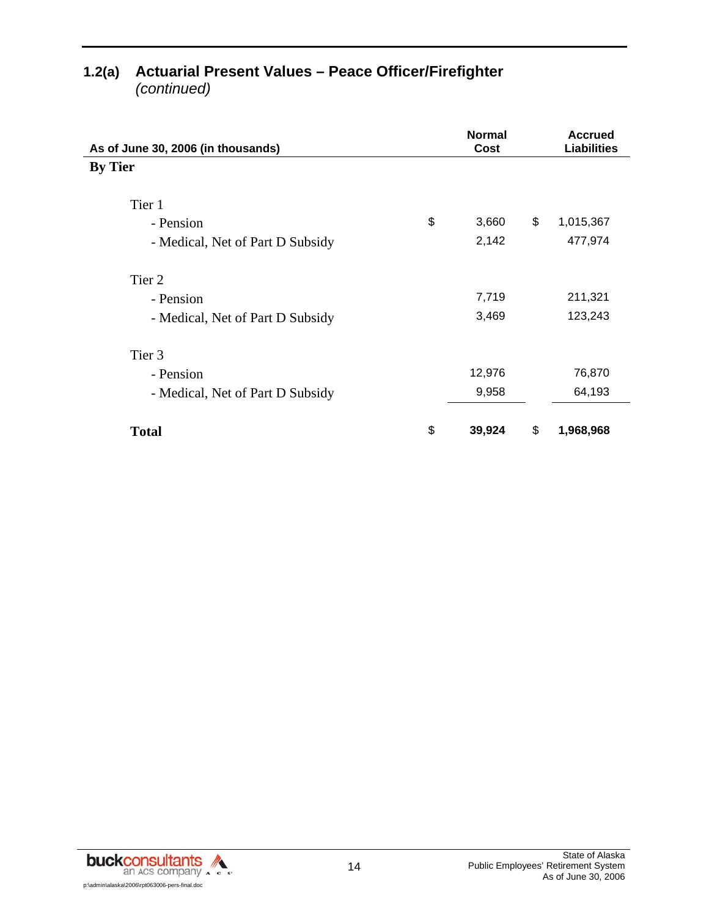## 1.2(a) Actuarial Present Values – Peace Officer/Firefighter *(continued)*

| As of June 30, 2006 (in thousands) | Normal Cost | Accrued Liabilities |
|---|---|---|
| **By Tier** | | |
| Tier 1 | | |
| - Pension | $ 3,660 | $ 1,015,367 |
| - Medical, Net of Part D Subsidy | 2,142 | 477,974 |
| Tier 2 | | |
| - Pension | 7,719 | 211,321 |
| - Medical, Net of Part D Subsidy | 3,469 | 123,243 |
| Tier 3 | | |
| - Pension | 12,976 | 76,870 |
| - Medical, Net of Part D Subsidy | 9,958 | 64,193 |
| **Total** | **$ 39,924** | **$ 1,968,968** |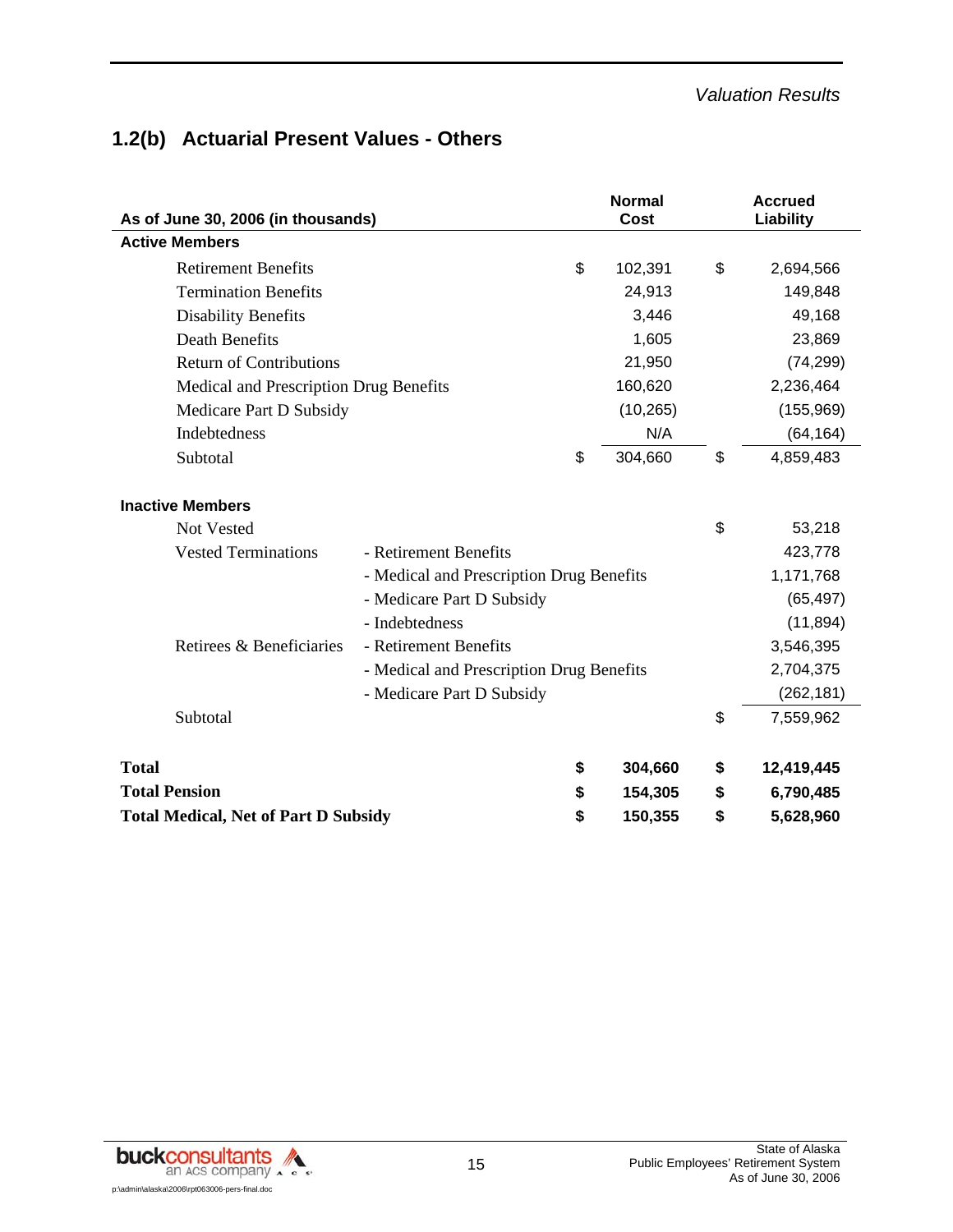## 1.2(b) Actuarial Present Values - Others

| As of June 30, 2006 (in thousands) | | Normal Cost | Accrued Liability |
|---|---|---|---|
| **Active Members** | | | |
| Retirement Benefits | | $ 102,391 | $ 2,694,566 |
| Termination Benefits | | 24,913 | 149,848 |
| Disability Benefits | | 3,446 | 49,168 |
| Death Benefits | | 1,605 | 23,869 |
| Return of Contributions | | 21,950 | (74,299) |
| Medical and Prescription Drug Benefits | | 160,620 | 2,236,464 |
| Medicare Part D Subsidy | | (10,265) | (155,969) |
| Indebtedness | | N/A | (64,164) |
| Subtotal | | $ 304,660 | $ 4,859,483 |
| **Inactive Members** | | | |
| Not Vested | | | $ 53,218 |
| Vested Terminations | - Retirement Benefits | | 423,778 |
| | - Medical and Prescription Drug Benefits | | 1,171,768 |
| | - Medicare Part D Subsidy | | (65,497) |
| | - Indebtedness | | (11,894) |
| Retirees & Beneficiaries | - Retirement Benefits | | 3,546,395 |
| | - Medical and Prescription Drug Benefits | | 2,704,375 |
| | - Medicare Part D Subsidy | | (262,181) |
| Subtotal | | | $ 7,559,962 |
| **Total** | | **$ 304,660** | **$ 12,419,445** |
| **Total Pension** | | **$ 154,305** | **$ 6,790,485** |
| **Total Medical, Net of Part D Subsidy** | | **$ 150,355** | **$ 5,628,960** |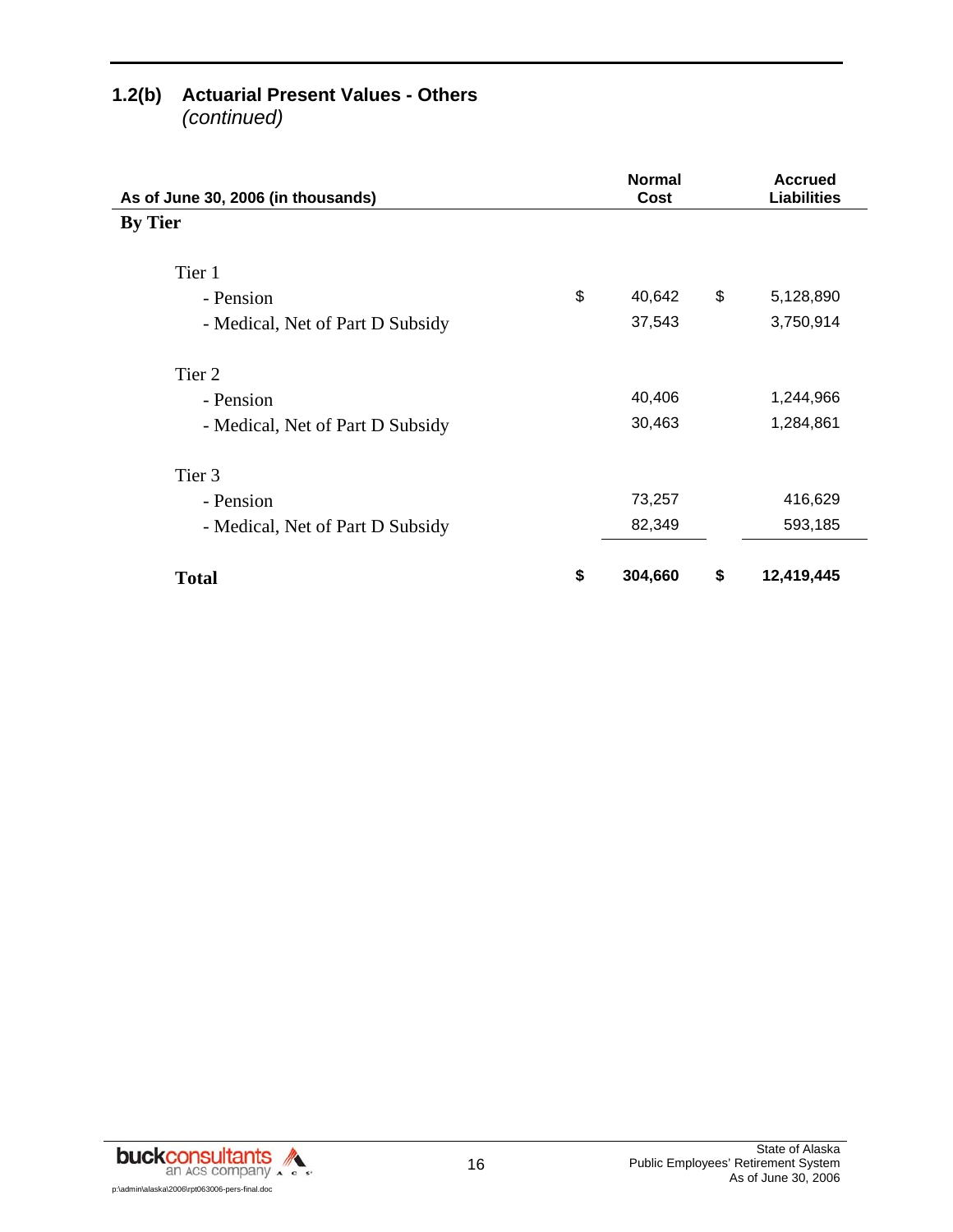## 1.2(b) Actuarial Present Values - Others

*(continued)*

| As of June 30, 2006 (in thousands) | Normal Cost | Accrued Liabilities |
|---|---|---|
| **By Tier** | | |
| Tier 1 | | |
| - Pension | $ 40,642 | $ 5,128,890 |
| - Medical, Net of Part D Subsidy | 37,543 | 3,750,914 |
| Tier 2 | | |
| - Pension | 40,406 | 1,244,966 |
| - Medical, Net of Part D Subsidy | 30,463 | 1,284,861 |
| Tier 3 | | |
| - Pension | 73,257 | 416,629 |
| - Medical, Net of Part D Subsidy | 82,349 | 593,185 |
| **Total** | **$ 304,660** | **$ 12,419,445** |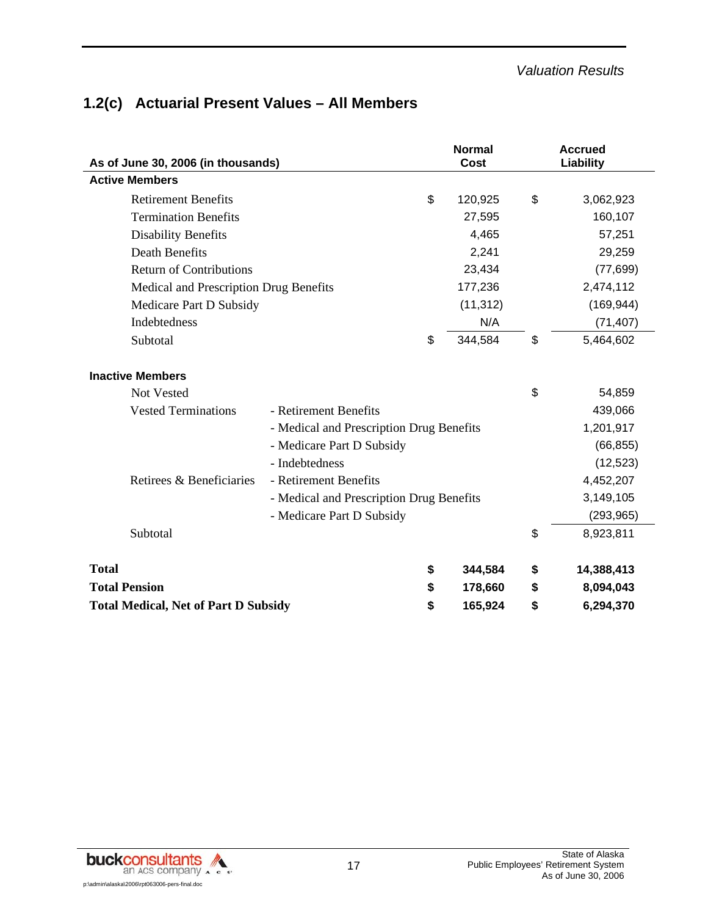## 1.2(c) Actuarial Present Values – All Members

| As of June 30, 2006 (in thousands) | | Normal Cost | Accrued Liability |
|---|---|---|---|
| **Active Members** | | | |
| Retirement Benefits | | $ 120,925 | $ 3,062,923 |
| Termination Benefits | | 27,595 | 160,107 |
| Disability Benefits | | 4,465 | 57,251 |
| Death Benefits | | 2,241 | 29,259 |
| Return of Contributions | | 23,434 | (77,699) |
| Medical and Prescription Drug Benefits | | 177,236 | 2,474,112 |
| Medicare Part D Subsidy | | (11,312) | (169,944) |
| Indebtedness | | N/A | (71,407) |
| Subtotal | | $ 344,584 | $ 5,464,602 |
| | | | |
| **Inactive Members** | | | |
| Not Vested | | | $ 54,859 |
| Vested Terminations | - Retirement Benefits | | 439,066 |
| | - Medical and Prescription Drug Benefits | | 1,201,917 |
| | - Medicare Part D Subsidy | | (66,855) |
| | - Indebtedness | | (12,523) |
| Retirees & Beneficiaries | - Retirement Benefits | | 4,452,207 |
| | - Medical and Prescription Drug Benefits | | 3,149,105 |
| | - Medicare Part D Subsidy | | (293,965) |
| Subtotal | | | $ 8,923,811 |
| | | | |
| **Total** | | **$ 344,584** | **$ 14,388,413** |
| **Total Pension** | | **$ 178,660** | **$ 8,094,043** |
| **Total Medical, Net of Part D Subsidy** | | **$ 165,924** | **$ 6,294,370** |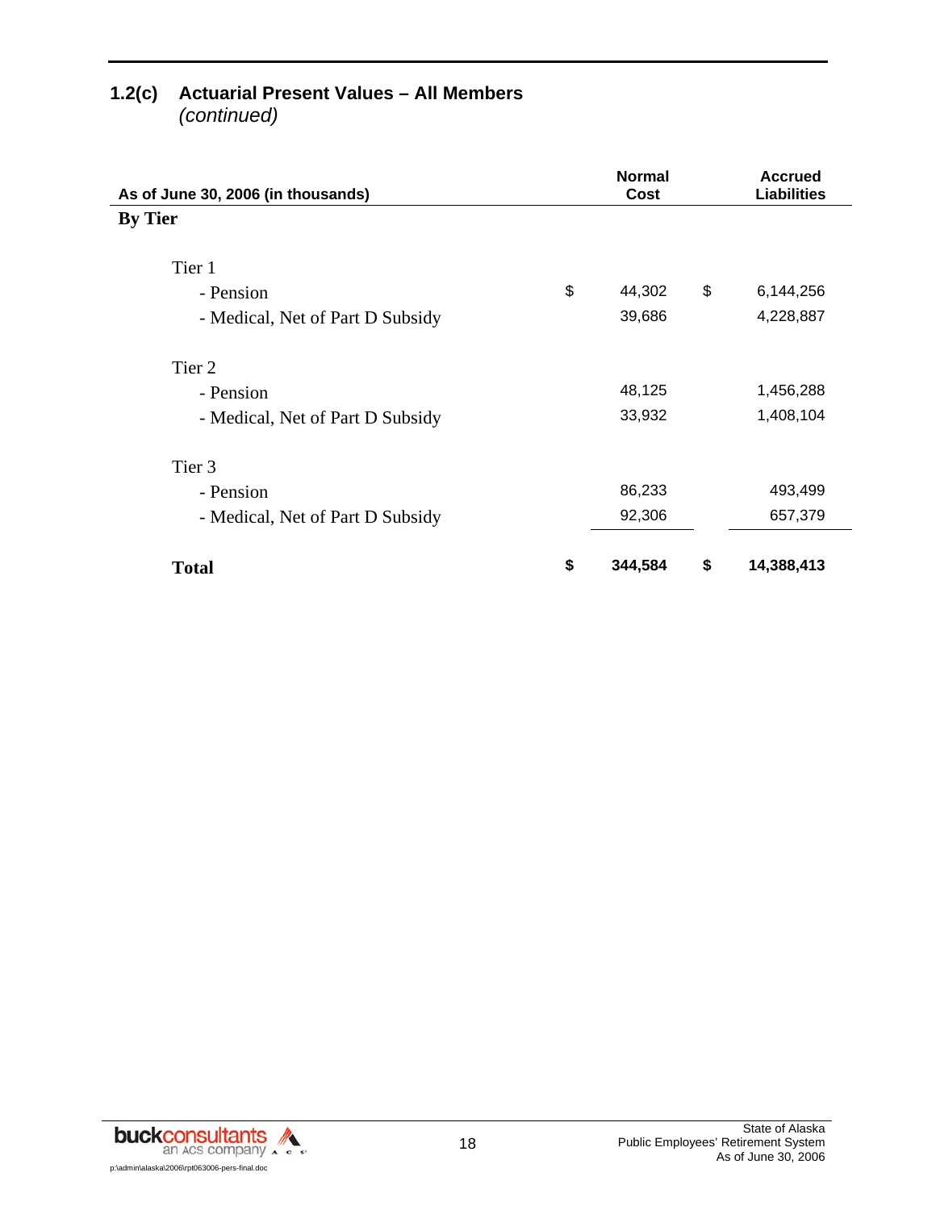## 1.2(c) Actuarial Present Values – All Members
*(continued)*

| As of June 30, 2006 (in thousands) | Normal Cost | Accrued Liabilities |
|---|---|---|
| **By Tier** | | |
| Tier 1 | | |
| - Pension | $ 44,302 | $ 6,144,256 |
| - Medical, Net of Part D Subsidy | 39,686 | 4,228,887 |
| Tier 2 | | |
| - Pension | 48,125 | 1,456,288 |
| - Medical, Net of Part D Subsidy | 33,932 | 1,408,104 |
| Tier 3 | | |
| - Pension | 86,233 | 493,499 |
| - Medical, Net of Part D Subsidy | 92,306 | 657,379 |
| **Total** | **$ 344,584** | **$ 14,388,413** |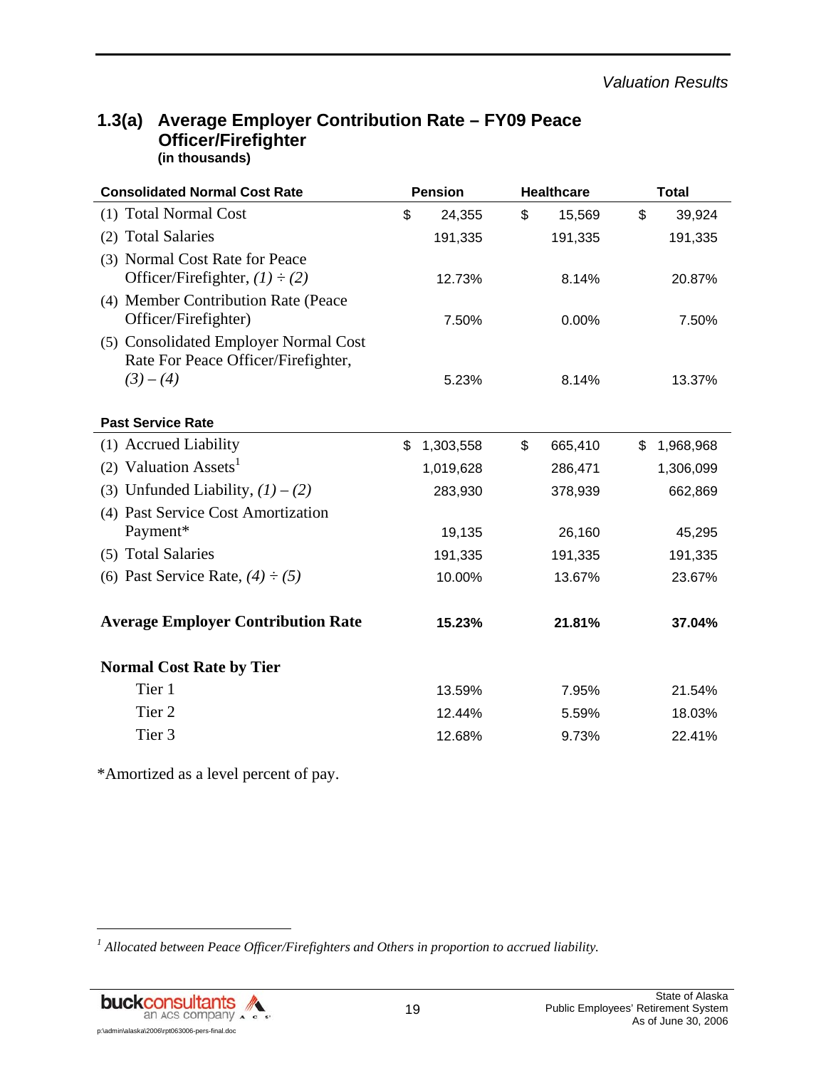## 1.3(a) Average Employer Contribution Rate – FY09 Peace Officer/Firefighter

**(in thousands)**

| Consolidated Normal Cost Rate | Pension | Healthcare | Total |
|---|---|---|---|
| (1) Total Normal Cost | $ 24,355 | $ 15,569 | $ 39,924 |
| (2) Total Salaries | 191,335 | 191,335 | 191,335 |
| (3) Normal Cost Rate for Peace Officer/Firefighter, *(1) ÷ (2)* | 12.73% | 8.14% | 20.87% |
| (4) Member Contribution Rate (Peace Officer/Firefighter) | 7.50% | 0.00% | 7.50% |
| (5) Consolidated Employer Normal Cost Rate For Peace Officer/Firefighter, *(3) – (4)* | 5.23% | 8.14% | 13.37% |
| **Past Service Rate** | | | |
| (1) Accrued Liability | $ 1,303,558 | $ 665,410 | $ 1,968,968 |
| (2) Valuation Assets[1] | 1,019,628 | 286,471 | 1,306,099 |
| (3) Unfunded Liability, *(1) – (2)* | 283,930 | 378,939 | 662,869 |
| (4) Past Service Cost Amortization Payment* | 19,135 | 26,160 | 45,295 |
| (5) Total Salaries | 191,335 | 191,335 | 191,335 |
| (6) Past Service Rate, *(4) ÷ (5)* | 10.00% | 13.67% | 23.67% |
| **Average Employer Contribution Rate** | **15.23%** | **21.81%** | **37.04%** |
| **Normal Cost Rate by Tier** | | | |
| Tier 1 | 13.59% | 7.95% | 21.54% |
| Tier 2 | 12.44% | 5.59% | 18.03% |
| Tier 3 | 12.68% | 9.73% | 22.41% |

*Amortized as a level percent of pay.

[1] *Allocated between Peace Officer/Firefighters and Others in proportion to accrued liability.*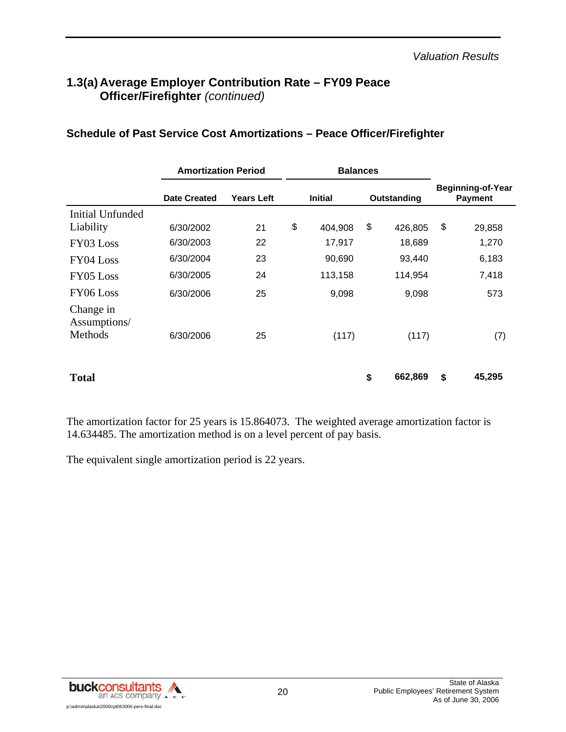## 1.3(a) Average Employer Contribution Rate – FY09 Peace Officer/Firefighter *(continued)*

### Schedule of Past Service Cost Amortizations – Peace Officer/Firefighter

| | Amortization Period | | Balances | | |
|---|---|---|---|---|---|
| | Date Created | Years Left | Initial | Outstanding | Beginning-of-Year Payment |
| Initial Unfunded Liability | 6/30/2002 | 21 | $ 404,908 | $ 426,805 | $ 29,858 |
| FY03 Loss | 6/30/2003 | 22 | 17,917 | 18,689 | 1,270 |
| FY04 Loss | 6/30/2004 | 23 | 90,690 | 93,440 | 6,183 |
| FY05 Loss | 6/30/2005 | 24 | 113,158 | 114,954 | 7,418 |
| FY06 Loss | 6/30/2006 | 25 | 9,098 | 9,098 | 573 |
| Change in Assumptions/ Methods | 6/30/2006 | 25 | (117) | (117) | (7) |
| **Total** | | | | **$ 662,869** | **$ 45,295** |

The amortization factor for 25 years is 15.864073. The weighted average amortization factor is 14.634485. The amortization method is on a level percent of pay basis.

The equivalent single amortization period is 22 years.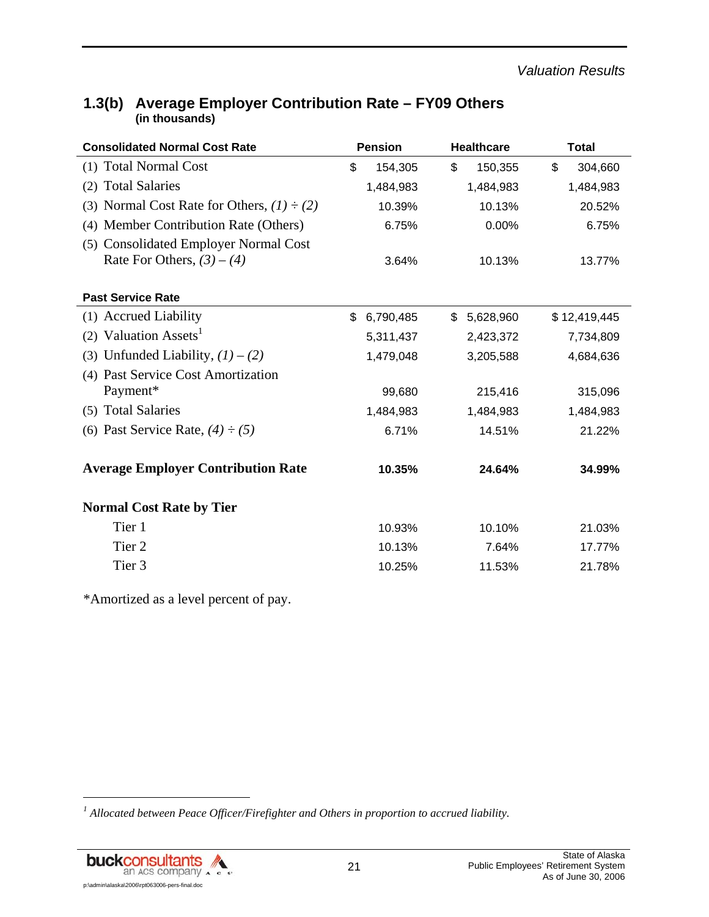## 1.3(b) Average Employer Contribution Rate – FY09 Others
**(in thousands)**

| Consolidated Normal Cost Rate | Pension | Healthcare | Total |
|---|---|---|---|
| (1) Total Normal Cost | $ 154,305 | $ 150,355 | $ 304,660 |
| (2) Total Salaries | 1,484,983 | 1,484,983 | 1,484,983 |
| (3) Normal Cost Rate for Others, *(1) ÷ (2)* | 10.39% | 10.13% | 20.52% |
| (4) Member Contribution Rate (Others) | 6.75% | 0.00% | 6.75% |
| (5) Consolidated Employer Normal Cost Rate For Others, *(3) – (4)* | 3.64% | 10.13% | 13.77% |
| **Past Service Rate** | | | |
| (1) Accrued Liability | $ 6,790,485 | $ 5,628,960 | $ 12,419,445 |
| (2) Valuation Assets[1] | 5,311,437 | 2,423,372 | 7,734,809 |
| (3) Unfunded Liability, *(1) – (2)* | 1,479,048 | 3,205,588 | 4,684,636 |
| (4) Past Service Cost Amortization Payment* | 99,680 | 215,416 | 315,096 |
| (5) Total Salaries | 1,484,983 | 1,484,983 | 1,484,983 |
| (6) Past Service Rate, *(4) ÷ (5)* | 6.71% | 14.51% | 21.22% |
| **Average Employer Contribution Rate** | **10.35%** | **24.64%** | **34.99%** |
| **Normal Cost Rate by Tier** | | | |
| Tier 1 | 10.93% | 10.10% | 21.03% |
| Tier 2 | 10.13% | 7.64% | 17.77% |
| Tier 3 | 10.25% | 11.53% | 21.78% |

*Amortized as a level percent of pay.

[1] *Allocated between Peace Officer/Firefighter and Others in proportion to accrued liability.*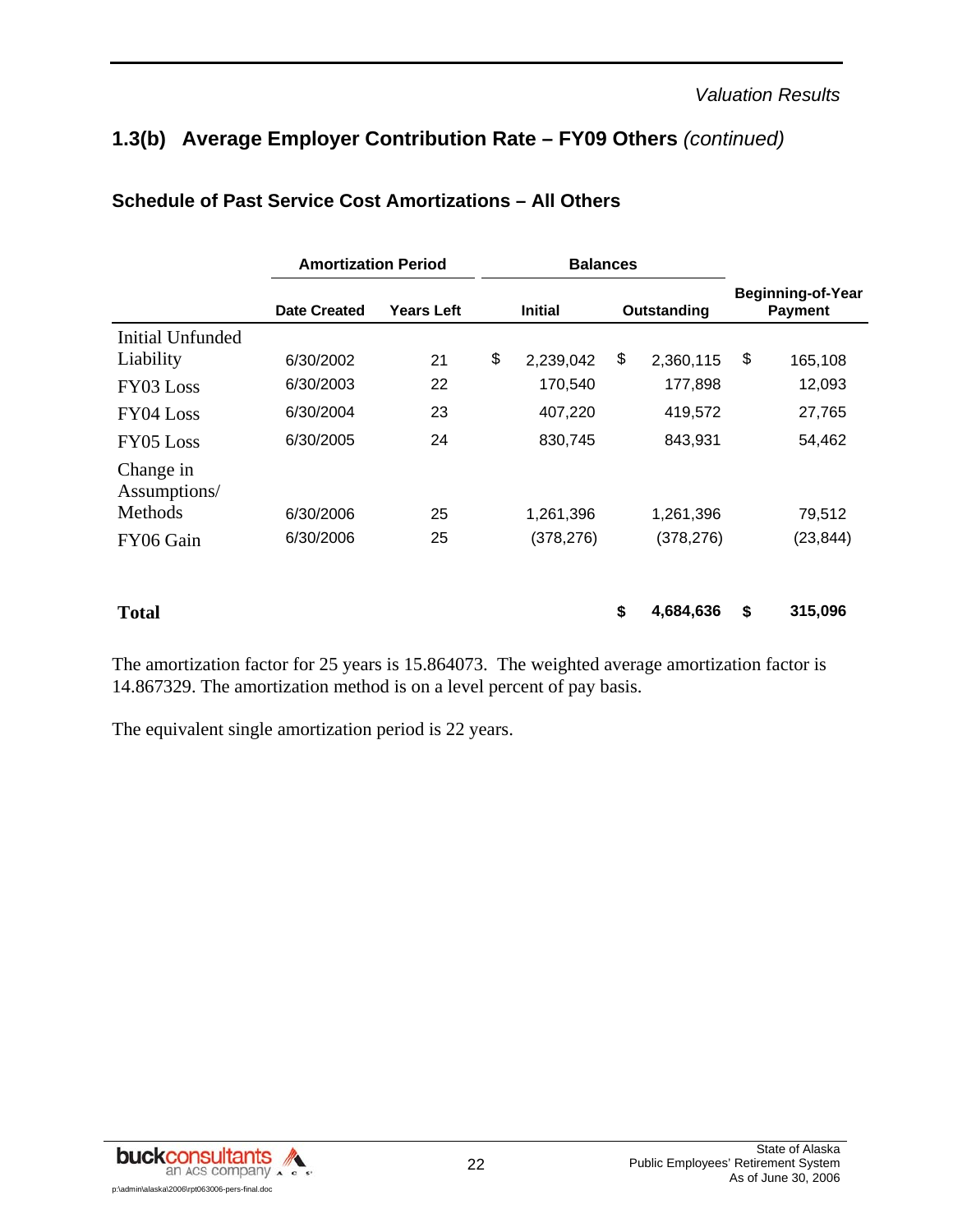## 1.3(b) Average Employer Contribution Rate – FY09 Others *(continued)*

### Schedule of Past Service Cost Amortizations – All Others

| | Amortization Period | | Balances | | |
|---|---|---|---|---|---|
| | Date Created | Years Left | Initial | Outstanding | Beginning-of-Year Payment |
| Initial Unfunded Liability | 6/30/2002 | 21 | $ 2,239,042 | $ 2,360,115 | $ 165,108 |
| FY03 Loss | 6/30/2003 | 22 | 170,540 | 177,898 | 12,093 |
| FY04 Loss | 6/30/2004 | 23 | 407,220 | 419,572 | 27,765 |
| FY05 Loss | 6/30/2005 | 24 | 830,745 | 843,931 | 54,462 |
| Change in Assumptions/ Methods | 6/30/2006 | 25 | 1,261,396 | 1,261,396 | 79,512 |
| FY06 Gain | 6/30/2006 | 25 | (378,276) | (378,276) | (23,844) |
| **Total** | | | | **$ 4,684,636** | **$ 315,096** |

The amortization factor for 25 years is 15.864073. The weighted average amortization factor is 14.867329. The amortization method is on a level percent of pay basis.

The equivalent single amortization period is 22 years.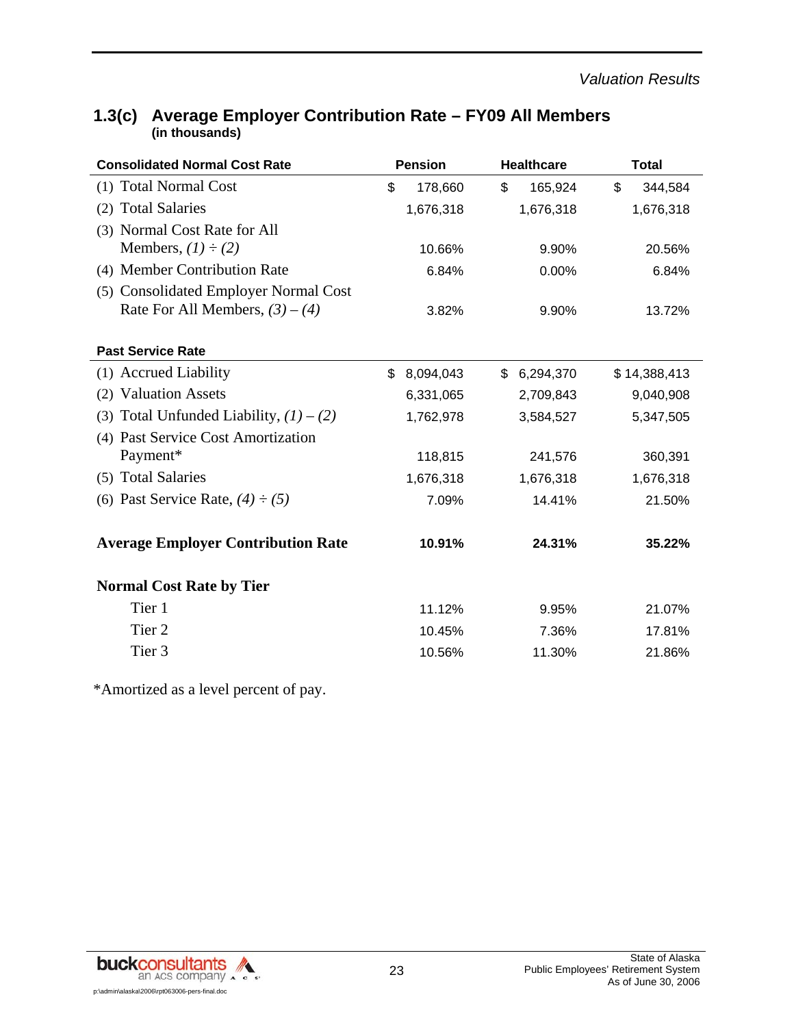## 1.3(c) Average Employer Contribution Rate – FY09 All Members
**(in thousands)**

| Consolidated Normal Cost Rate | Pension | Healthcare | Total |
|---|---|---|---|
| (1) Total Normal Cost | $ 178,660 | $ 165,924 | $ 344,584 |
| (2) Total Salaries | 1,676,318 | 1,676,318 | 1,676,318 |
| (3) Normal Cost Rate for All Members, *(1) ÷ (2)* | 10.66% | 9.90% | 20.56% |
| (4) Member Contribution Rate | 6.84% | 0.00% | 6.84% |
| (5) Consolidated Employer Normal Cost Rate For All Members, *(3) – (4)* | 3.82% | 9.90% | 13.72% |
| **Past Service Rate** | | | |
| (1) Accrued Liability | $ 8,094,043 | $ 6,294,370 | $ 14,388,413 |
| (2) Valuation Assets | 6,331,065 | 2,709,843 | 9,040,908 |
| (3) Total Unfunded Liability, *(1) – (2)* | 1,762,978 | 3,584,527 | 5,347,505 |
| (4) Past Service Cost Amortization Payment* | 118,815 | 241,576 | 360,391 |
| (5) Total Salaries | 1,676,318 | 1,676,318 | 1,676,318 |
| (6) Past Service Rate, *(4) ÷ (5)* | 7.09% | 14.41% | 21.50% |
| **Average Employer Contribution Rate** | **10.91%** | **24.31%** | **35.22%** |
| **Normal Cost Rate by Tier** | | | |
| Tier 1 | 11.12% | 9.95% | 21.07% |
| Tier 2 | 10.45% | 7.36% | 17.81% |
| Tier 3 | 10.56% | 11.30% | 21.86% |

*Amortized as a level percent of pay.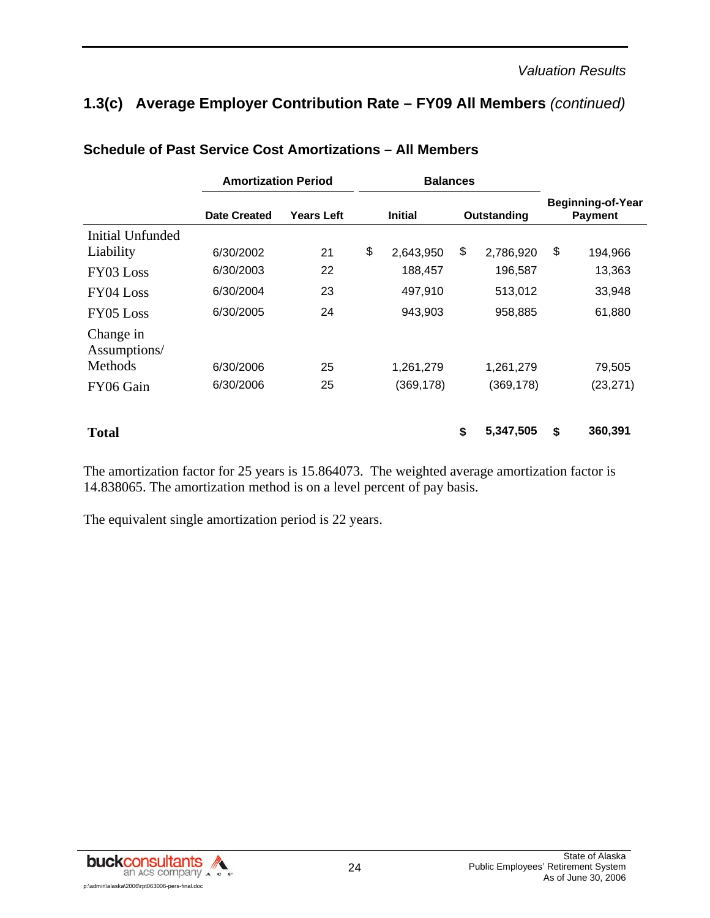## 1.3(c) Average Employer Contribution Rate – FY09 All Members *(continued)*

### Schedule of Past Service Cost Amortizations – All Members

| | Amortization Period | | Balances | | |
|---|---|---|---|---|---|
| | Date Created | Years Left | Initial | Outstanding | Beginning-of-Year Payment |
| Initial Unfunded Liability | 6/30/2002 | 21 | $ 2,643,950 | $ 2,786,920 | $ 194,966 |
| FY03 Loss | 6/30/2003 | 22 | 188,457 | 196,587 | 13,363 |
| FY04 Loss | 6/30/2004 | 23 | 497,910 | 513,012 | 33,948 |
| FY05 Loss | 6/30/2005 | 24 | 943,903 | 958,885 | 61,880 |
| Change in Assumptions/ Methods | 6/30/2006 | 25 | 1,261,279 | 1,261,279 | 79,505 |
| FY06 Gain | 6/30/2006 | 25 | (369,178) | (369,178) | (23,271) |
| **Total** | | | | **$ 5,347,505** | **$ 360,391** |

The amortization factor for 25 years is 15.864073. The weighted average amortization factor is 14.838065. The amortization method is on a level percent of pay basis.

The equivalent single amortization period is 22 years.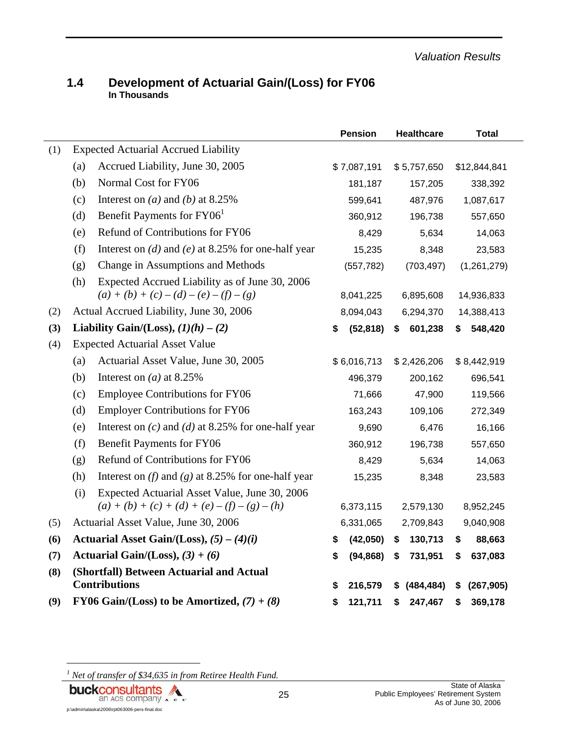## 1.4 Development of Actuarial Gain/(Loss) for FY06

**In Thousands**

| | | | Pension | Healthcare | Total |
|---|---|---|---|---|---|
| (1) | Expected Actuarial Accrued Liability | | | | |
| | (a) | Accrued Liability, June 30, 2005 | $ 7,087,191 | $ 5,757,650 | $12,844,841 |
| | (b) | Normal Cost for FY06 | 181,187 | 157,205 | 338,392 |
| | (c) | Interest on *(a)* and *(b)* at 8.25% | 599,641 | 487,976 | 1,087,617 |
| | (d) | Benefit Payments for FY06[1] | 360,912 | 196,738 | 557,650 |
| | (e) | Refund of Contributions for FY06 | 8,429 | 5,634 | 14,063 |
| | (f) | Interest on *(d)* and *(e)* at 8.25% for one-half year | 15,235 | 8,348 | 23,583 |
| | (g) | Change in Assumptions and Methods | (557,782) | (703,497) | (1,261,279) |
| | (h) | Expected Accrued Liability as of June 30, 2006 *(a) + (b) + (c) – (d) – (e) – (f) – (g)* | 8,041,225 | 6,895,608 | 14,936,833 |
| (2) | Actual Accrued Liability, June 30, 2006 | | 8,094,043 | 6,294,370 | 14,388,413 |
| **(3)** | **Liability Gain/(Loss), *(1)(h) – (2)*** | | **$ (52,818)** | **$ 601,238** | **$ 548,420** |
| (4) | Expected Actuarial Asset Value | | | | |
| | (a) | Actuarial Asset Value, June 30, 2005 | $ 6,016,713 | $ 2,426,206 | $ 8,442,919 |
| | (b) | Interest on *(a)* at 8.25% | 496,379 | 200,162 | 696,541 |
| | (c) | Employee Contributions for FY06 | 71,666 | 47,900 | 119,566 |
| | (d) | Employer Contributions for FY06 | 163,243 | 109,106 | 272,349 |
| | (e) | Interest on *(c)* and *(d)* at 8.25% for one-half year | 9,690 | 6,476 | 16,166 |
| | (f) | Benefit Payments for FY06 | 360,912 | 196,738 | 557,650 |
| | (g) | Refund of Contributions for FY06 | 8,429 | 5,634 | 14,063 |
| | (h) | Interest on *(f)* and *(g)* at 8.25% for one-half year | 15,235 | 8,348 | 23,583 |
| | (i) | Expected Actuarial Asset Value, June 30, 2006 *(a) + (b) + (c) + (d) + (e) – (f) – (g) – (h)* | 6,373,115 | 2,579,130 | 8,952,245 |
| (5) | Actuarial Asset Value, June 30, 2006 | | 6,331,065 | 2,709,843 | 9,040,908 |
| **(6)** | **Actuarial Asset Gain/(Loss), *(5) – (4)(i)*** | | **$ (42,050)** | **$ 130,713** | **$ 88,663** |
| **(7)** | **Actuarial Gain/(Loss), *(3) + (6)*** | | **$ (94,868)** | **$ 731,951** | **$ 637,083** |
| **(8)** | **(Shortfall) Between Actuarial and Actual Contributions** | | **$ 216,579** | **$ (484,484)** | **$ (267,905)** |
| **(9)** | **FY06 Gain/(Loss) to be Amortized, *(7) + (8)*** | | **$ 121,711** | **$ 247,467** | **$ 369,178** |

[1] *Net of transfer of $34,635 in from Retiree Health Fund.*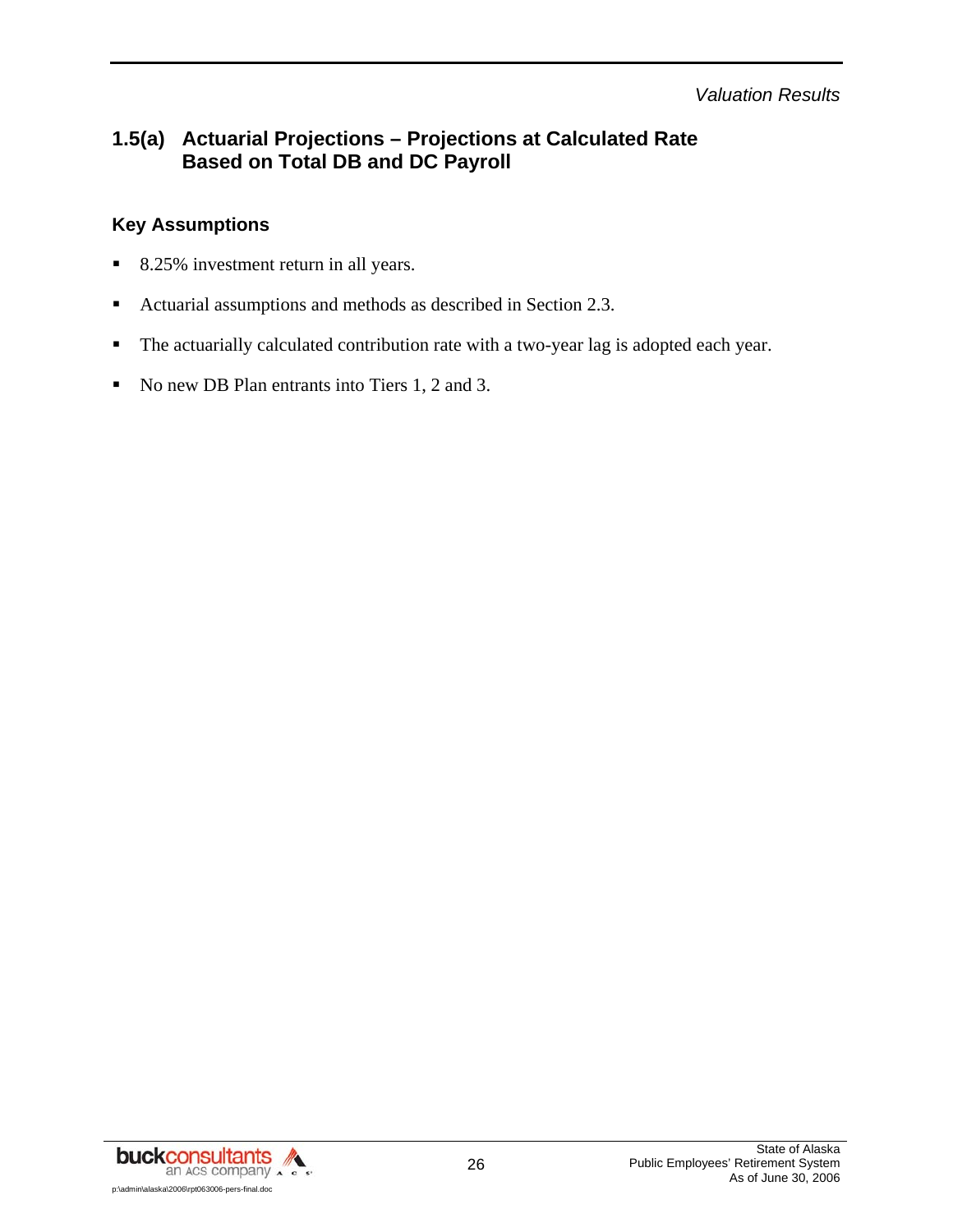## 1.5(a) Actuarial Projections – Projections at Calculated Rate Based on Total DB and DC Payroll

### Key Assumptions

- 8.25% investment return in all years.
- Actuarial assumptions and methods as described in Section 2.3.
- The actuarially calculated contribution rate with a two-year lag is adopted each year.
- No new DB Plan entrants into Tiers 1, 2 and 3.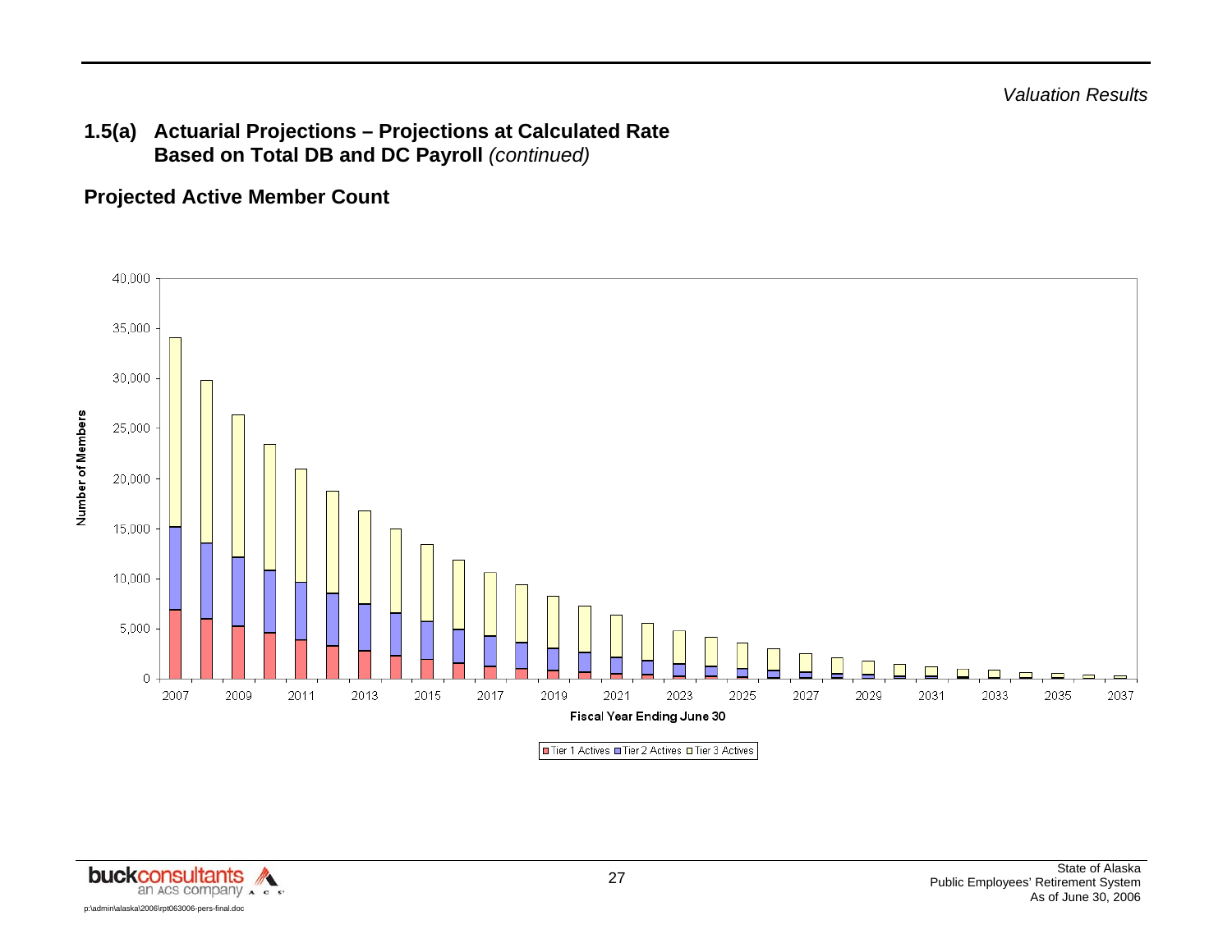## 1.5(a) Actuarial Projections – Projections at Calculated Rate Based on Total DB and DC Payroll *(continued)*

### Projected Active Member Count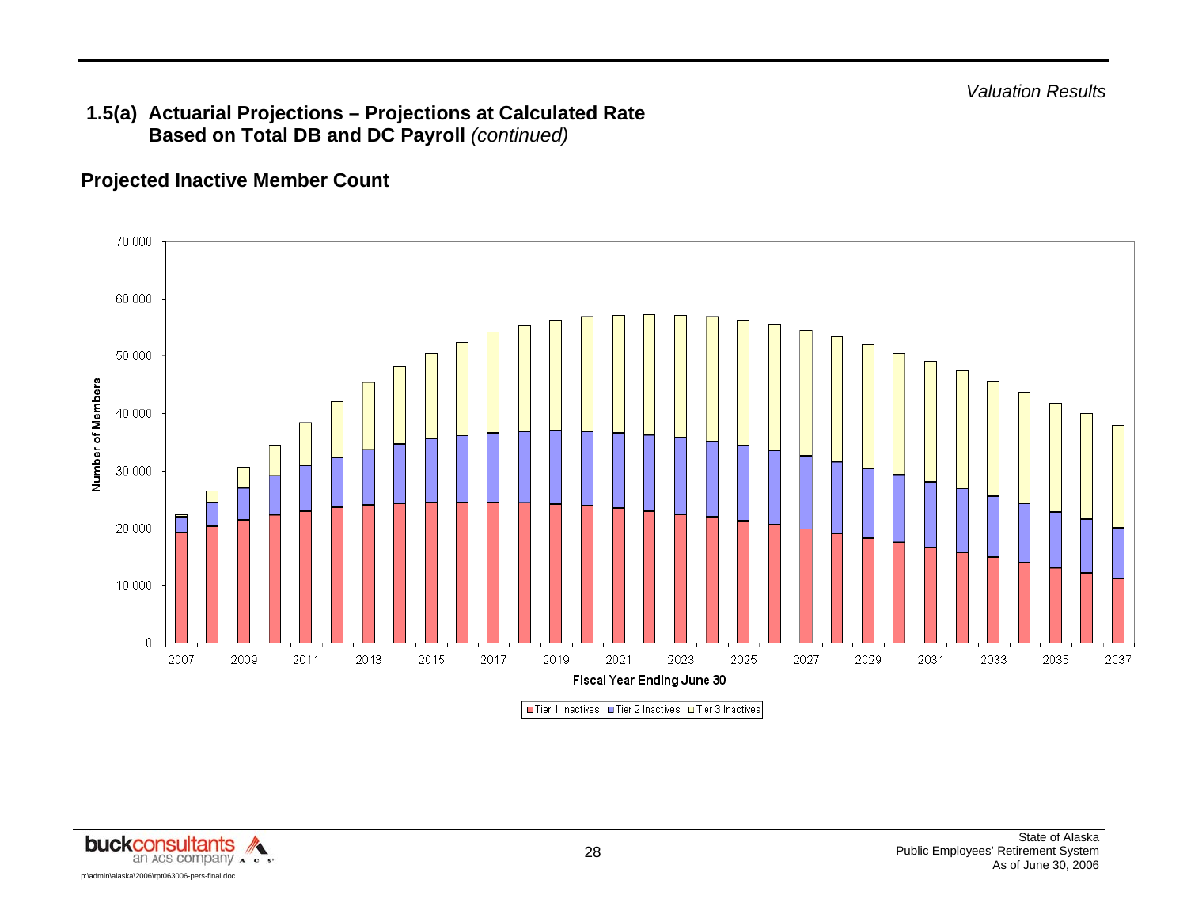## 1.5(a) Actuarial Projections – Projections at Calculated Rate Based on Total DB and DC Payroll *(continued)*

### Projected Inactive Member Count

Number of Members

Fiscal Year Ending June 30

Tier 1 Inactives | Tier 2 Inactives | Tier 3 Inactives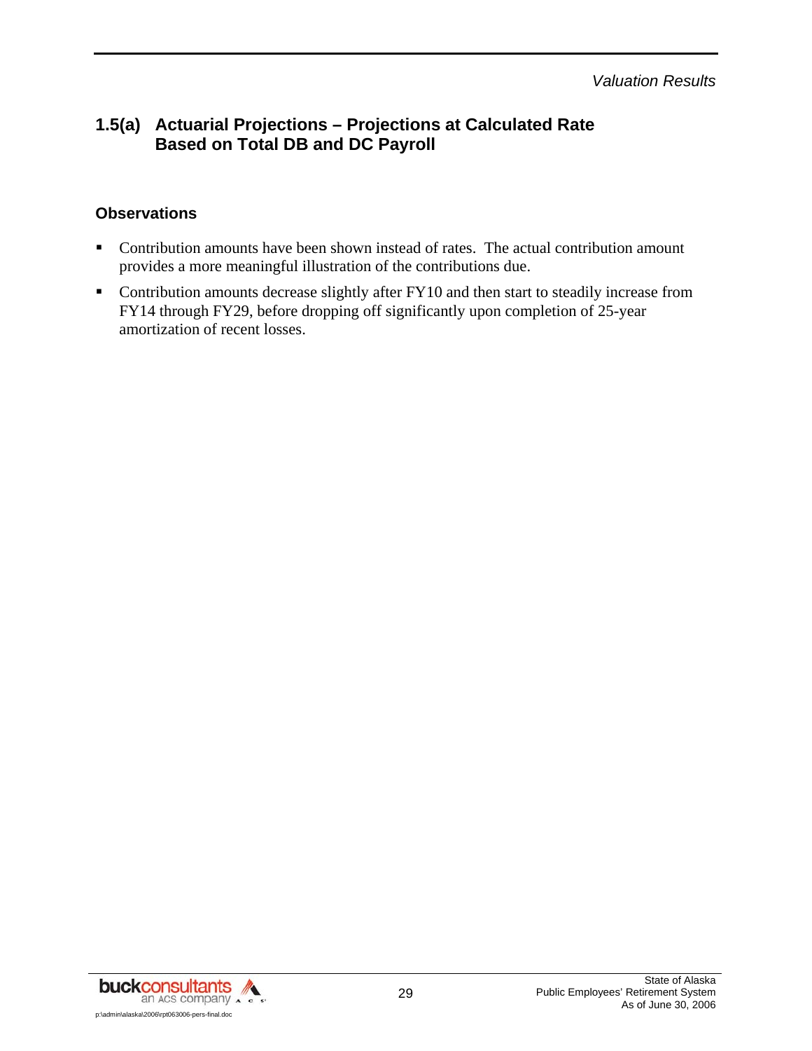## 1.5(a) Actuarial Projections – Projections at Calculated Rate Based on Total DB and DC Payroll

### Observations

- Contribution amounts have been shown instead of rates. The actual contribution amount provides a more meaningful illustration of the contributions due.
- Contribution amounts decrease slightly after FY10 and then start to steadily increase from FY14 through FY29, before dropping off significantly upon completion of 25-year amortization of recent losses.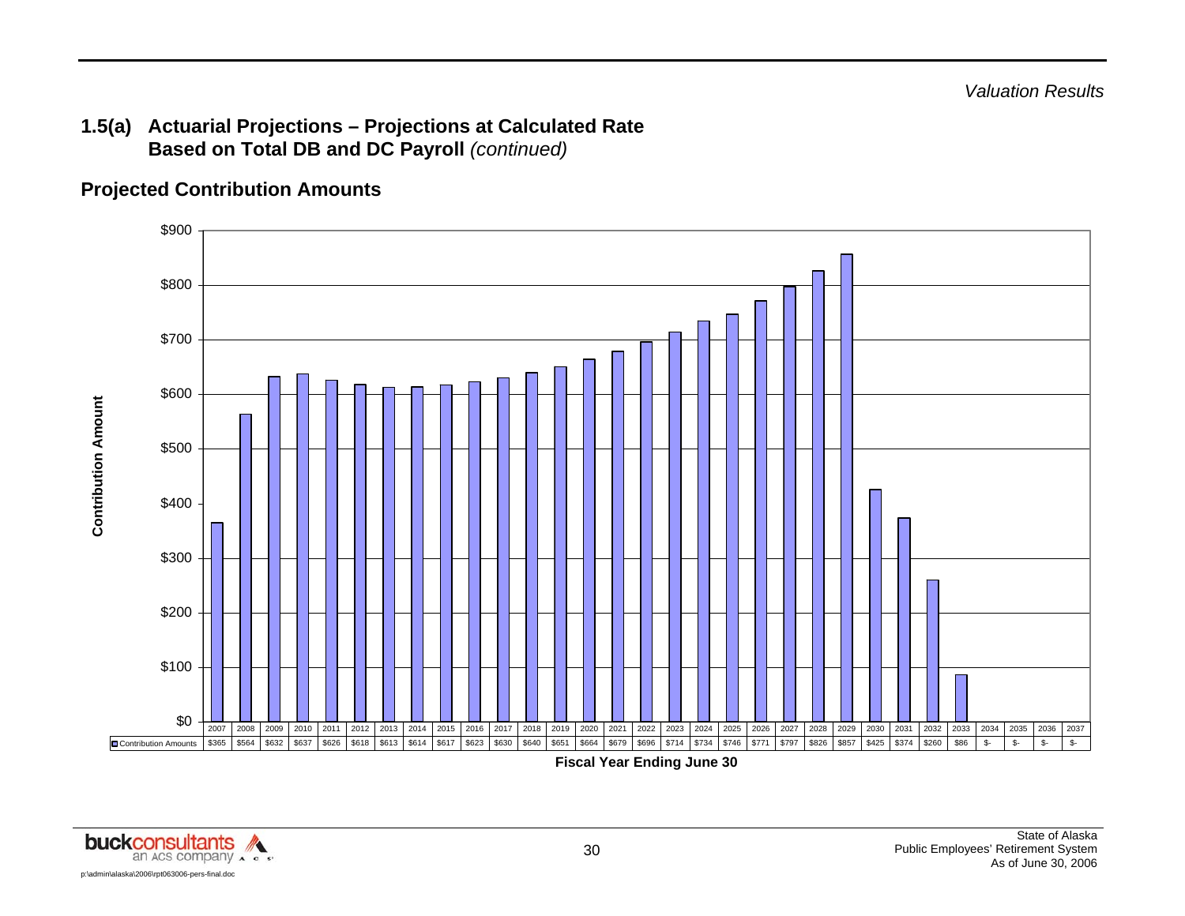## 1.5(a) Actuarial Projections – Projections at Calculated Rate Based on Total DB and DC Payroll *(continued)*

### Projected Contribution Amounts

| Fiscal Year Ending June 30 | Contribution Amounts |
|---|---|
| 2007 | $365 |
| 2008 | $564 |
| 2009 | $632 |
| 2010 | $637 |
| 2011 | $626 |
| 2012 | $618 |
| 2013 | $613 |
| 2014 | $614 |
| 2015 | $617 |
| 2016 | $623 |
| 2017 | $630 |
| 2018 | $640 |
| 2019 | $651 |
| 2020 | $664 |
| 2021 | $679 |
| 2022 | $696 |
| 2023 | $714 |
| 2024 | $734 |
| 2025 | $746 |
| 2026 | $771 |
| 2027 | $797 |
| 2028 | $826 |
| 2029 | $857 |
| 2030 | $425 |
| 2031 | $374 |
| 2032 | $260 |
| 2033 | $86 |
| 2034 | $- |
| 2035 | $- |
| 2036 | $- |
| 2037 | $- |

Contribution Amount

Fiscal Year Ending June 30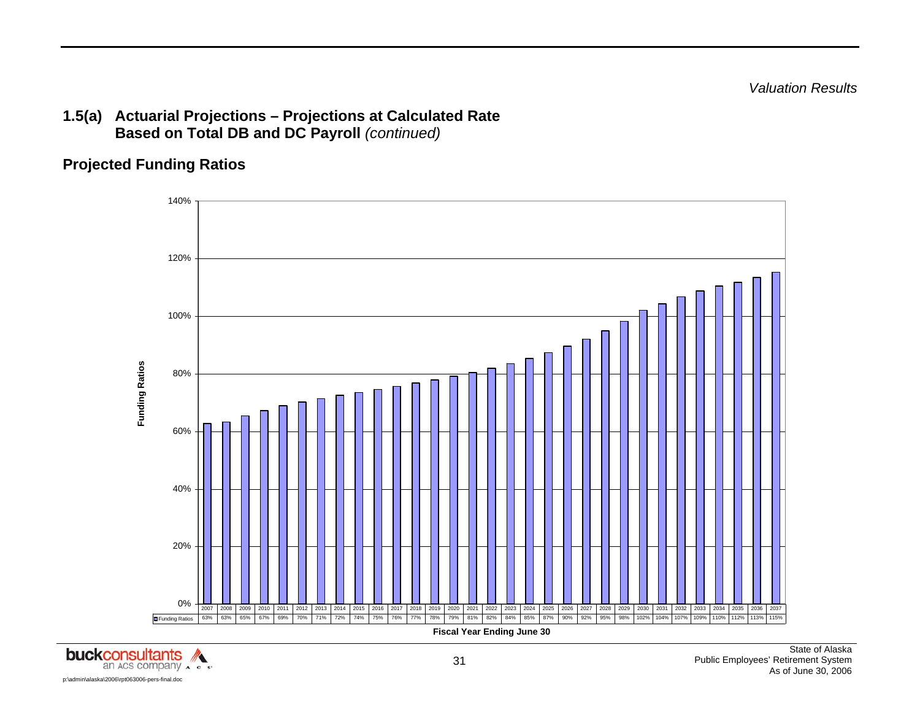*Valuation Results*

## 1.5(a) Actuarial Projections – Projections at Calculated Rate Based on Total DB and DC Payroll *(continued)*

### Projected Funding Ratios

| Fiscal Year Ending June 30 | Funding Ratios |
|---|---|
| 2007 | 63% |
| 2008 | 63% |
| 2009 | 65% |
| 2010 | 67% |
| 2011 | 69% |
| 2012 | 70% |
| 2013 | 71% |
| 2014 | 72% |
| 2015 | 74% |
| 2016 | 75% |
| 2017 | 76% |
| 2018 | 77% |
| 2019 | 78% |
| 2020 | 79% |
| 2021 | 81% |
| 2022 | 82% |
| 2023 | 84% |
| 2024 | 85% |
| 2025 | 87% |
| 2026 | 90% |
| 2027 | 92% |
| 2028 | 95% |
| 2029 | 98% |
| 2030 | 102% |
| 2031 | 104% |
| 2032 | 107% |
| 2033 | 109% |
| 2034 | 110% |
| 2035 | 112% |
| 2036 | 113% |
| 2037 | 115% |

Fiscal Year Ending June 30

State of Alaska
Public Employees' Retirement System
As of June 30, 2006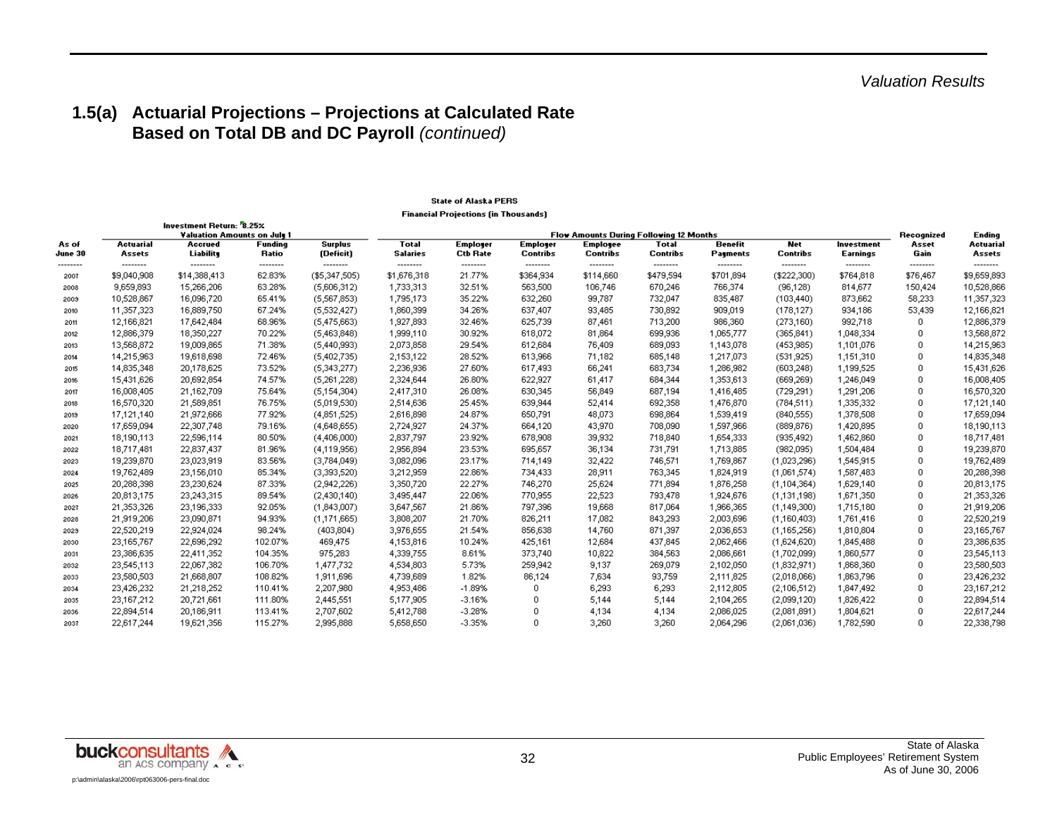## 1.5(a) Actuarial Projections – Projections at Calculated Rate Based on Total DB and DC Payroll *(continued)*

State of Alaska PERS

Financial Projections (in Thousands)

Investment Return: 8.25%

| | Valuation Amounts on July 1 | | | | Flow Amounts During Following 12 Months | | | | | | | | | |
|---|---|---|---|---|---|---|---|---|---|---|---|---|---|---|
| As of June 30 | Actuarial Assets | Accrued Liability | Funding Ratio | Surplus (Deficit) | Total Salaries | Employer Ctb Rate | Employer Contribs | Employee Contribs | Total Contribs | Benefit Payments | Net Contribs | Investment Earnings | Recognized Asset Gain | Ending Actuarial Assets |
| 2007 | $9,040,908 | $14,388,413 | 62.83% | ($5,347,505) | $1,676,318 | 21.77% | $364,934 | $114,660 | $479,594 | $701,894 | ($222,300) | $764,818 | $76,467 | $9,659,893 |
| 2008 | 9,659,893 | 15,266,206 | 63.28% | (5,606,312) | 1,733,313 | 32.51% | 563,500 | 106,746 | 670,246 | 766,374 | (96,128) | 814,677 | 150,424 | 10,528,866 |
| 2009 | 10,528,867 | 16,096,720 | 65.41% | (5,567,853) | 1,795,173 | 35.22% | 632,260 | 99,787 | 732,047 | 835,487 | (103,440) | 873,662 | 58,233 | 11,357,323 |
| 2010 | 11,357,323 | 16,889,750 | 67.24% | (5,532,427) | 1,860,399 | 34.26% | 637,407 | 93,485 | 730,892 | 909,019 | (178,127) | 934,186 | 53,439 | 12,166,821 |
| 2011 | 12,166,821 | 17,642,484 | 68.96% | (5,475,663) | 1,927,893 | 32.46% | 625,739 | 87,461 | 713,200 | 986,360 | (273,160) | 992,718 | 0 | 12,886,379 |
| 2012 | 12,886,379 | 18,350,227 | 70.22% | (5,463,848) | 1,999,110 | 30.92% | 618,072 | 81,864 | 699,936 | 1,065,777 | (365,841) | 1,048,334 | 0 | 13,568,872 |
| 2013 | 13,568,872 | 19,009,865 | 71.38% | (5,440,993) | 2,073,858 | 29.54% | 612,684 | 76,409 | 689,093 | 1,143,078 | (453,985) | 1,101,076 | 0 | 14,215,963 |
| 2014 | 14,215,963 | 19,618,698 | 72.46% | (5,402,735) | 2,153,122 | 28.52% | 613,966 | 71,182 | 685,148 | 1,217,073 | (531,925) | 1,151,310 | 0 | 14,835,348 |
| 2015 | 14,835,348 | 20,178,625 | 73.52% | (5,343,277) | 2,236,936 | 27.60% | 617,493 | 66,241 | 683,734 | 1,286,982 | (603,248) | 1,199,525 | 0 | 15,431,626 |
| 2016 | 15,431,626 | 20,692,854 | 74.57% | (5,261,228) | 2,324,644 | 26.80% | 622,927 | 61,417 | 684,344 | 1,353,613 | (669,269) | 1,246,049 | 0 | 16,008,405 |
| 2017 | 16,008,405 | 21,162,709 | 75.64% | (5,154,304) | 2,417,310 | 26.08% | 630,345 | 56,849 | 687,194 | 1,416,485 | (729,291) | 1,291,206 | 0 | 16,570,320 |
| 2018 | 16,570,320 | 21,589,851 | 76.75% | (5,019,530) | 2,514,636 | 25.45% | 639,944 | 52,414 | 692,358 | 1,476,870 | (784,511) | 1,335,332 | 0 | 17,121,140 |
| 2019 | 17,121,140 | 21,972,666 | 77.92% | (4,851,525) | 2,616,898 | 24.87% | 650,791 | 48,073 | 698,864 | 1,539,419 | (840,555) | 1,378,508 | 0 | 17,659,094 |
| 2020 | 17,659,094 | 22,307,748 | 79.16% | (4,648,655) | 2,724,927 | 24.37% | 664,120 | 43,970 | 708,090 | 1,597,966 | (889,876) | 1,420,895 | 0 | 18,190,113 |
| 2021 | 18,190,113 | 22,596,114 | 80.50% | (4,406,000) | 2,837,797 | 23.92% | 678,908 | 39,932 | 718,840 | 1,654,333 | (935,492) | 1,462,860 | 0 | 18,717,481 |
| 2022 | 18,717,481 | 22,837,437 | 81.96% | (4,119,956) | 2,956,894 | 23.53% | 695,657 | 36,134 | 731,791 | 1,713,885 | (982,095) | 1,504,484 | 0 | 19,239,870 |
| 2023 | 19,239,870 | 23,023,919 | 83.56% | (3,784,049) | 3,082,096 | 23.17% | 714,149 | 32,422 | 746,571 | 1,769,867 | (1,023,296) | 1,545,915 | 0 | 19,762,489 |
| 2024 | 19,762,489 | 23,156,010 | 85.34% | (3,393,520) | 3,212,959 | 22.86% | 734,433 | 28,911 | 763,345 | 1,824,919 | (1,061,574) | 1,587,483 | 0 | 20,288,398 |
| 2025 | 20,288,398 | 23,230,624 | 87.33% | (2,942,226) | 3,350,720 | 22.27% | 746,270 | 25,624 | 771,894 | 1,876,258 | (1,104,364) | 1,629,140 | 0 | 20,813,175 |
| 2026 | 20,813,175 | 23,243,315 | 89.54% | (2,430,140) | 3,495,447 | 22.06% | 770,955 | 22,523 | 793,478 | 1,924,676 | (1,131,198) | 1,671,350 | 0 | 21,353,326 |
| 2027 | 21,353,326 | 23,196,333 | 92.05% | (1,843,007) | 3,647,567 | 21.86% | 797,396 | 19,668 | 817,064 | 1,966,365 | (1,149,300) | 1,715,180 | 0 | 21,919,206 |
| 2028 | 21,919,206 | 23,090,871 | 94.93% | (1,171,665) | 3,808,207 | 21.70% | 826,211 | 17,082 | 843,293 | 2,003,696 | (1,160,403) | 1,761,416 | 0 | 22,520,219 |
| 2029 | 22,520,219 | 22,924,024 | 98.24% | (403,804) | 3,976,655 | 21.54% | 856,638 | 14,760 | 871,397 | 2,036,653 | (1,165,256) | 1,810,804 | 0 | 23,165,767 |
| 2030 | 23,165,767 | 22,696,292 | 102.07% | 469,475 | 4,153,816 | 10.24% | 425,161 | 12,684 | 437,845 | 2,062,466 | (1,624,620) | 1,845,488 | 0 | 23,386,635 |
| 2031 | 23,386,635 | 22,411,352 | 104.35% | 975,283 | 4,339,755 | 8.61% | 373,740 | 10,822 | 384,563 | 2,086,661 | (1,702,099) | 1,860,577 | 0 | 23,545,113 |
| 2032 | 23,545,113 | 22,067,382 | 106.70% | 1,477,732 | 4,534,803 | 5.73% | 259,942 | 9,137 | 269,079 | 2,102,050 | (1,832,971) | 1,868,360 | 0 | 23,580,503 |
| 2033 | 23,580,503 | 21,668,807 | 108.82% | 1,911,696 | 4,739,689 | 1.82% | 86,124 | 7,634 | 93,759 | 2,111,825 | (2,018,066) | 1,863,796 | 0 | 23,426,232 |
| 2034 | 23,426,232 | 21,218,252 | 110.41% | 2,207,980 | 4,953,486 | -1.89% | 0 | 6,293 | 6,293 | 2,112,805 | (2,106,512) | 1,847,492 | 0 | 23,167,212 |
| 2035 | 23,167,212 | 20,721,661 | 111.80% | 2,445,551 | 5,177,905 | -3.16% | 0 | 5,144 | 5,144 | 2,104,265 | (2,099,120) | 1,826,422 | 0 | 22,894,514 |
| 2036 | 22,894,514 | 20,186,911 | 113.41% | 2,707,602 | 5,412,788 | -3.28% | 0 | 4,134 | 4,134 | 2,086,025 | (2,081,891) | 1,804,621 | 0 | 22,617,244 |
| 2037 | 22,617,244 | 19,621,356 | 115.27% | 2,995,888 | 5,658,650 | -3.35% | 0 | 3,260 | 3,260 | 2,064,296 | (2,061,036) | 1,782,590 | 0 | 22,338,798 |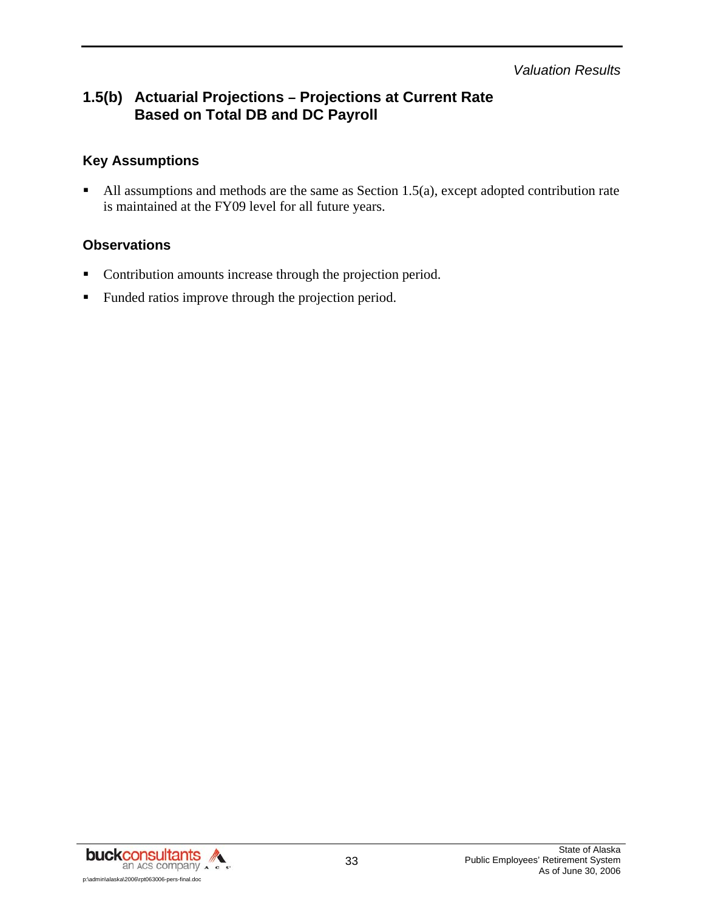## 1.5(b) Actuarial Projections – Projections at Current Rate Based on Total DB and DC Payroll

### Key Assumptions

- All assumptions and methods are the same as Section 1.5(a), except adopted contribution rate is maintained at the FY09 level for all future years.

### Observations

- Contribution amounts increase through the projection period.
- Funded ratios improve through the projection period.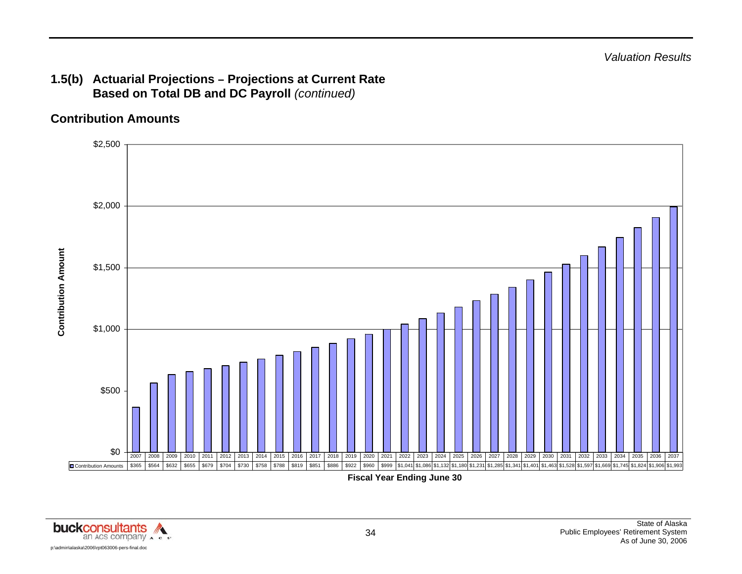## 1.5(b) Actuarial Projections – Projections at Current Rate Based on Total DB and DC Payroll *(continued)*

### Contribution Amounts

| Fiscal Year Ending June 30 | Contribution Amounts |
|---|---|
| 2007 | $365 |
| 2008 | $564 |
| 2009 | $632 |
| 2010 | $655 |
| 2011 | $679 |
| 2012 | $704 |
| 2013 | $730 |
| 2014 | $758 |
| 2015 | $788 |
| 2016 | $819 |
| 2017 | $851 |
| 2018 | $886 |
| 2019 | $922 |
| 2020 | $960 |
| 2021 | $999 |
| 2022 | $1,041 |
| 2023 | $1,086 |
| 2024 | $1,132 |
| 2025 | $1,180 |
| 2026 | $1,231 |
| 2027 | $1,285 |
| 2028 | $1,341 |
| 2029 | $1,401 |
| 2030 | $1,463 |
| 2031 | $1,528 |
| 2032 | $1,597 |
| 2033 | $1,669 |
| 2034 | $1,745 |
| 2035 | $1,824 |
| 2036 | $1,906 |
| 2037 | $1,993 |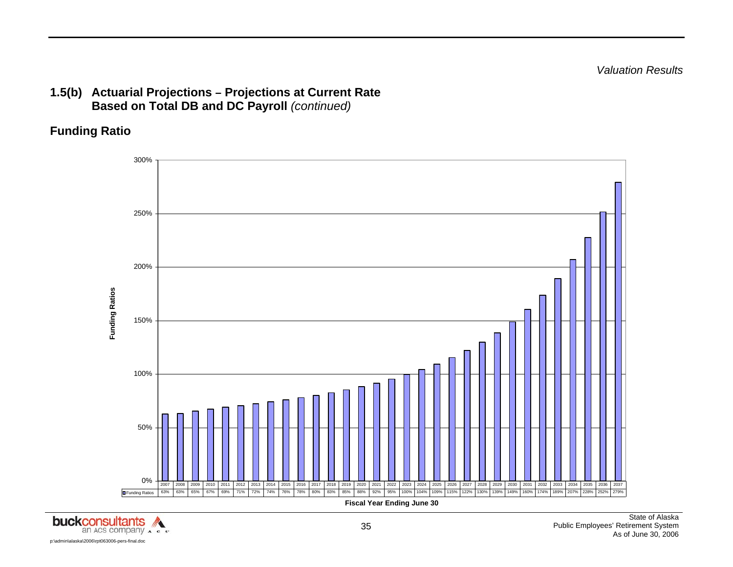## 1.5(b) Actuarial Projections – Projections at Current Rate Based on Total DB and DC Payroll *(continued)*

### Funding Ratio

| Fiscal Year Ending June 30 | 2007 | 2008 | 2009 | 2010 | 2011 | 2012 | 2013 | 2014 | 2015 | 2016 | 2017 | 2018 | 2019 | 2020 | 2021 | 2022 | 2023 | 2024 | 2025 | 2026 | 2027 | 2028 | 2029 | 2030 | 2031 | 2032 | 2033 | 2034 | 2035 | 2036 | 2037 |
|---|---|---|---|---|---|---|---|---|---|---|---|---|---|---|---|---|---|---|---|---|---|---|---|---|---|---|---|---|---|---|---|
| Funding Ratios | 63% | 63% | 65% | 67% | 69% | 71% | 72% | 74% | 76% | 78% | 80% | 83% | 85% | 88% | 92% | 95% | 100% | 104% | 109% | 115% | 122% | 130% | 139% | 149% | 160% | 174% | 189% | 207% | 228% | 252% | 279% |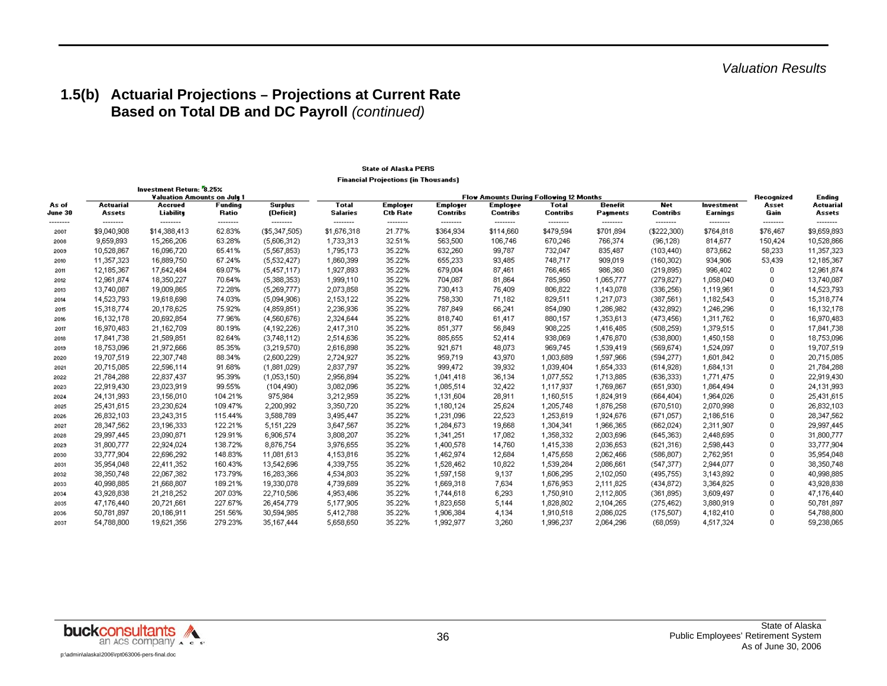## 1.5(b) Actuarial Projections – Projections at Current Rate Based on Total DB and DC Payroll *(continued)*

**State of Alaska PERS**

**Financial Projections (in Thousands)**

Investment Return: 8.25%

| As of June 30 | Valuation Amounts on July 1: Actuarial Assets | Accrued Liability | Funding Ratio | Surplus (Deficit) | Flow Amounts During Following 12 Months: Total Salaries | Employer Ctb Rate | Employer Contribs | Employee Contribs | Total Contribs | Benefit Payments | Net Contribs | Investment Earnings | Recognized Asset Gain | Ending Actuarial Assets |
|---|---|---|---|---|---|---|---|---|---|---|---|---|---|---|
| 2007 | $9,040,908 | $14,388,413 | 62.83% | ($5,347,505) | $1,676,318 | 21.77% | $364,934 | $114,660 | $479,594 | $701,894 | ($222,300) | $764,818 | $76,467 | $9,659,893 |
| 2008 | 9,659,893 | 15,266,206 | 63.28% | (5,606,312) | 1,733,313 | 32.51% | 563,500 | 106,746 | 670,246 | 766,374 | (96,128) | 814,677 | 150,424 | 10,528,866 |
| 2009 | 10,528,867 | 16,096,720 | 65.41% | (5,567,853) | 1,795,173 | 35.22% | 632,260 | 99,787 | 732,047 | 835,487 | (103,440) | 873,662 | 58,233 | 11,357,323 |
| 2010 | 11,357,323 | 16,889,750 | 67.24% | (5,532,427) | 1,860,399 | 35.22% | 655,233 | 93,485 | 748,717 | 909,019 | (160,302) | 934,906 | 53,439 | 12,185,367 |
| 2011 | 12,185,367 | 17,642,484 | 69.07% | (5,457,117) | 1,927,893 | 35.22% | 679,004 | 87,461 | 766,465 | 986,360 | (219,895) | 996,402 | 0 | 12,961,874 |
| 2012 | 12,961,874 | 18,350,227 | 70.64% | (5,388,353) | 1,999,110 | 35.22% | 704,087 | 81,864 | 785,950 | 1,065,777 | (279,827) | 1,058,040 | 0 | 13,740,087 |
| 2013 | 13,740,087 | 19,009,865 | 72.28% | (5,269,777) | 2,073,858 | 35.22% | 730,413 | 76,409 | 806,822 | 1,143,078 | (336,256) | 1,119,961 | 0 | 14,523,793 |
| 2014 | 14,523,793 | 19,618,698 | 74.03% | (5,094,906) | 2,153,122 | 35.22% | 758,330 | 71,182 | 829,511 | 1,217,073 | (387,561) | 1,182,543 | 0 | 15,318,774 |
| 2015 | 15,318,774 | 20,178,625 | 75.92% | (4,859,851) | 2,236,936 | 35.22% | 787,849 | 66,241 | 854,090 | 1,286,982 | (432,892) | 1,246,296 | 0 | 16,132,178 |
| 2016 | 16,132,178 | 20,692,854 | 77.96% | (4,560,676) | 2,324,644 | 35.22% | 818,740 | 61,417 | 880,157 | 1,353,613 | (473,456) | 1,311,762 | 0 | 16,970,483 |
| 2017 | 16,970,483 | 21,162,709 | 80.19% | (4,192,226) | 2,417,310 | 35.22% | 851,377 | 56,849 | 908,225 | 1,416,485 | (508,259) | 1,379,515 | 0 | 17,841,738 |
| 2018 | 17,841,738 | 21,589,851 | 82.64% | (3,748,112) | 2,514,636 | 35.22% | 885,655 | 52,414 | 938,069 | 1,476,870 | (538,800) | 1,450,158 | 0 | 18,753,096 |
| 2019 | 18,753,096 | 21,972,666 | 85.35% | (3,219,570) | 2,616,898 | 35.22% | 921,671 | 48,073 | 969,745 | 1,539,419 | (569,674) | 1,524,097 | 0 | 19,707,519 |
| 2020 | 19,707,519 | 22,307,748 | 88.34% | (2,600,229) | 2,724,927 | 35.22% | 959,719 | 43,970 | 1,003,689 | 1,597,966 | (594,277) | 1,601,842 | 0 | 20,715,085 |
| 2021 | 20,715,085 | 22,596,114 | 91.68% | (1,881,029) | 2,837,797 | 35.22% | 999,472 | 39,932 | 1,039,404 | 1,654,333 | (614,928) | 1,684,131 | 0 | 21,784,288 |
| 2022 | 21,784,288 | 22,837,437 | 95.39% | (1,053,150) | 2,956,894 | 35.22% | 1,041,418 | 36,134 | 1,077,552 | 1,713,885 | (636,333) | 1,771,475 | 0 | 22,919,430 |
| 2023 | 22,919,430 | 23,023,919 | 99.55% | (104,490) | 3,082,096 | 35.22% | 1,085,514 | 32,422 | 1,117,937 | 1,769,867 | (651,930) | 1,864,494 | 0 | 24,131,993 |
| 2024 | 24,131,993 | 23,156,010 | 104.21% | 975,984 | 3,212,959 | 35.22% | 1,131,604 | 28,911 | 1,160,515 | 1,824,919 | (664,404) | 1,964,026 | 0 | 25,431,615 |
| 2025 | 25,431,615 | 23,230,624 | 109.47% | 2,200,992 | 3,350,720 | 35.22% | 1,180,124 | 25,624 | 1,205,748 | 1,876,258 | (670,510) | 2,070,998 | 0 | 26,832,103 |
| 2026 | 26,832,103 | 23,243,315 | 115.44% | 3,588,789 | 3,495,447 | 35.22% | 1,231,096 | 22,523 | 1,253,619 | 1,924,676 | (671,057) | 2,186,516 | 0 | 28,347,562 |
| 2027 | 28,347,562 | 23,196,333 | 122.21% | 5,151,229 | 3,647,567 | 35.22% | 1,284,673 | 19,668 | 1,304,341 | 1,966,365 | (662,024) | 2,311,907 | 0 | 29,997,445 |
| 2028 | 29,997,445 | 23,090,871 | 129.91% | 6,906,574 | 3,808,207 | 35.22% | 1,341,251 | 17,082 | 1,358,332 | 2,003,696 | (645,363) | 2,448,695 | 0 | 31,800,777 |
| 2029 | 31,800,777 | 22,924,024 | 138.72% | 8,876,754 | 3,976,655 | 35.22% | 1,400,578 | 14,760 | 1,415,338 | 2,036,653 | (621,316) | 2,598,443 | 0 | 33,777,904 |
| 2030 | 33,777,904 | 22,696,292 | 148.83% | 11,081,613 | 4,153,816 | 35.22% | 1,462,974 | 12,684 | 1,475,658 | 2,062,466 | (586,807) | 2,762,951 | 0 | 35,954,048 |
| 2031 | 35,954,048 | 22,411,352 | 160.43% | 13,542,696 | 4,339,755 | 35.22% | 1,528,462 | 10,822 | 1,539,284 | 2,086,661 | (547,377) | 2,944,077 | 0 | 38,350,748 |
| 2032 | 38,350,748 | 22,067,382 | 173.79% | 16,283,366 | 4,534,803 | 35.22% | 1,597,158 | 9,137 | 1,606,295 | 2,102,050 | (495,755) | 3,143,892 | 0 | 40,998,885 |
| 2033 | 40,998,885 | 21,668,807 | 189.21% | 19,330,078 | 4,739,689 | 35.22% | 1,669,318 | 7,634 | 1,676,953 | 2,111,825 | (434,872) | 3,364,825 | 0 | 43,928,838 |
| 2034 | 43,928,838 | 21,218,252 | 207.03% | 22,710,586 | 4,953,486 | 35.22% | 1,744,618 | 6,293 | 1,750,910 | 2,112,805 | (361,895) | 3,609,497 | 0 | 47,176,440 |
| 2035 | 47,176,440 | 20,721,661 | 227.67% | 26,454,779 | 5,177,905 | 35.22% | 1,823,658 | 5,144 | 1,828,802 | 2,104,265 | (275,462) | 3,880,919 | 0 | 50,781,897 |
| 2036 | 50,781,897 | 20,186,911 | 251.56% | 30,594,985 | 5,412,788 | 35.22% | 1,906,384 | 4,134 | 1,910,518 | 2,086,025 | (175,507) | 4,182,410 | 0 | 54,788,800 |
| 2037 | 54,788,800 | 19,621,356 | 279.23% | 35,167,444 | 5,658,650 | 35.22% | 1,992,977 | 3,260 | 1,996,237 | 2,064,296 | (68,059) | 4,517,324 | 0 | 59,238,065 |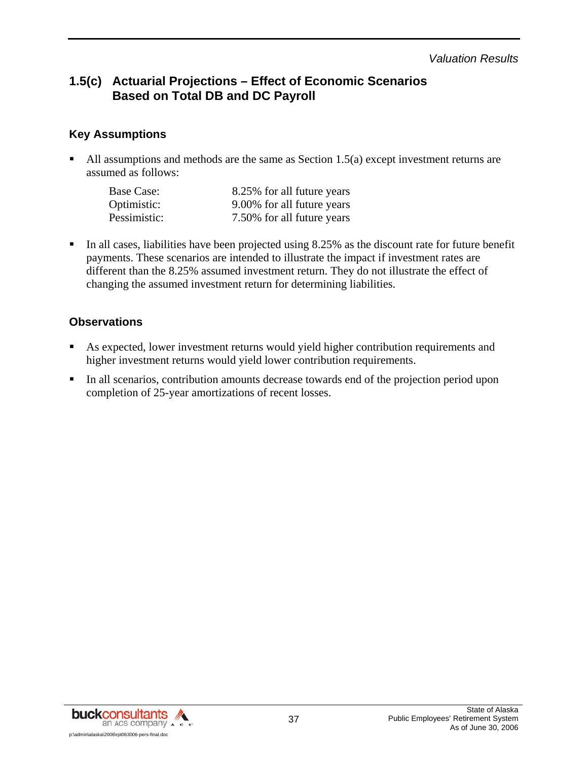## 1.5(c) Actuarial Projections – Effect of Economic Scenarios Based on Total DB and DC Payroll

### Key Assumptions

- All assumptions and methods are the same as Section 1.5(a) except investment returns are assumed as follows:

| | |
|---|---|
| Base Case: | 8.25% for all future years |
| Optimistic: | 9.00% for all future years |
| Pessimistic: | 7.50% for all future years |

- In all cases, liabilities have been projected using 8.25% as the discount rate for future benefit payments. These scenarios are intended to illustrate the impact if investment rates are different than the 8.25% assumed investment return. They do not illustrate the effect of changing the assumed investment return for determining liabilities.

### Observations

- As expected, lower investment returns would yield higher contribution requirements and higher investment returns would yield lower contribution requirements.
- In all scenarios, contribution amounts decrease towards end of the projection period upon completion of 25-year amortizations of recent losses.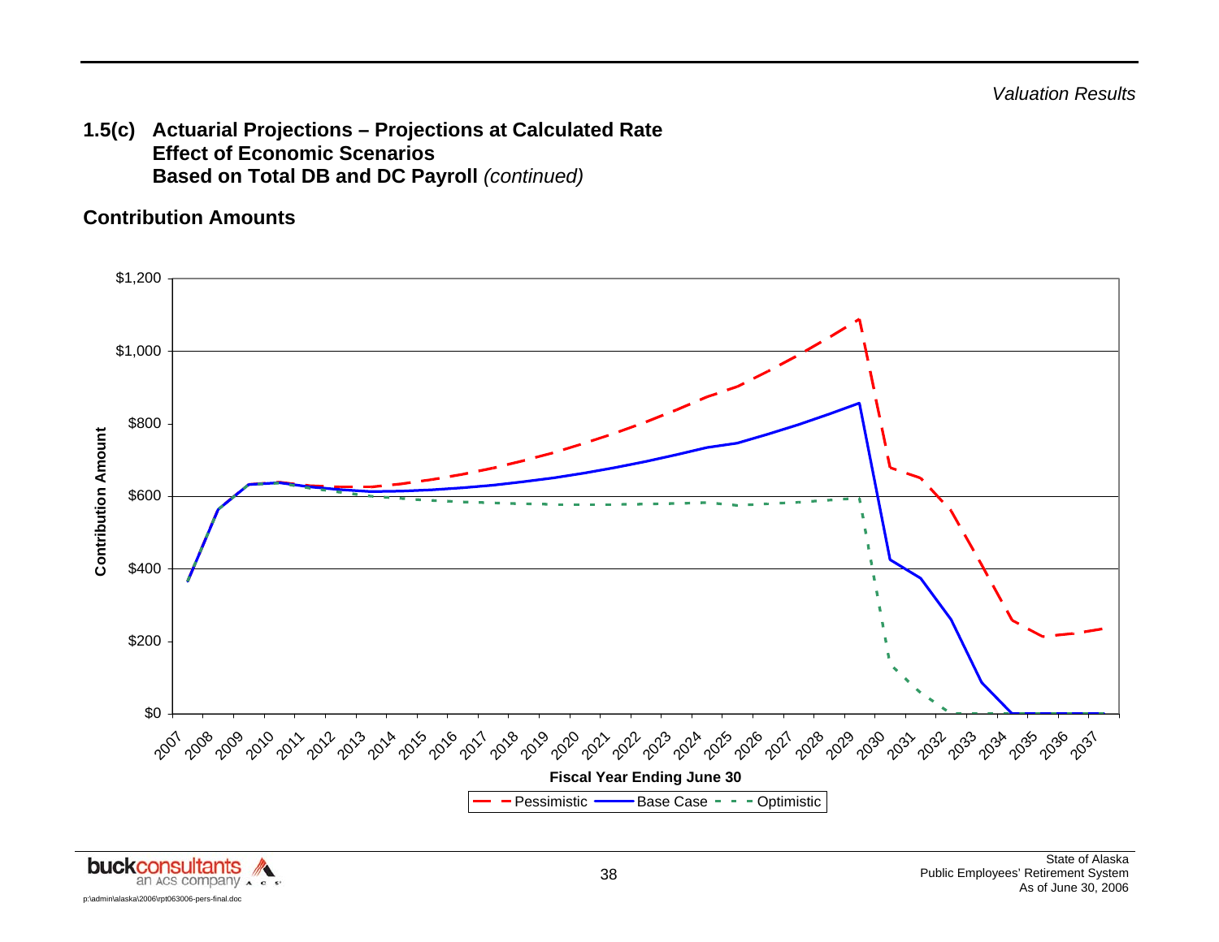## 1.5(c) Actuarial Projections – Projections at Calculated Rate Effect of Economic Scenarios Based on Total DB and DC Payroll *(continued)*

### Contribution Amounts

Contribution Amount

$1,200
$1,000
$800
$600
$400
$200
$0

2007 2008 2009 2010 2011 2012 2013 2014 2015 2016 2017 2018 2019 2020 2021 2022 2023 2024 2025 2026 2027 2028 2029 2030 2031 2032 2033 2034 2035 2036 2037

Fiscal Year Ending June 30

Pessimistic — Base Case — Optimistic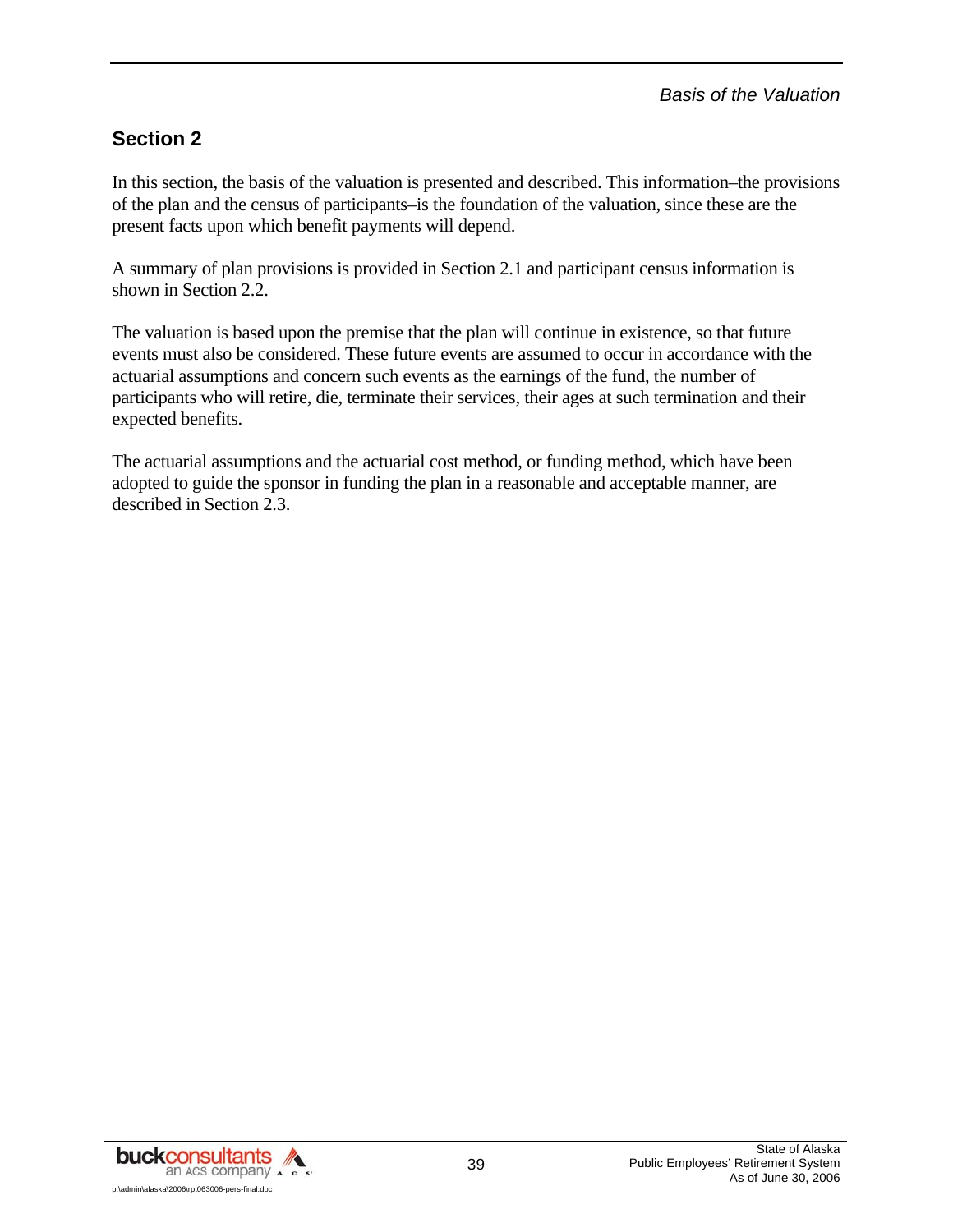## Section 2

In this section, the basis of the valuation is presented and described. This information–the provisions of the plan and the census of participants–is the foundation of the valuation, since these are the present facts upon which benefit payments will depend.

A summary of plan provisions is provided in Section 2.1 and participant census information is shown in Section 2.2.

The valuation is based upon the premise that the plan will continue in existence, so that future events must also be considered. These future events are assumed to occur in accordance with the actuarial assumptions and concern such events as the earnings of the fund, the number of participants who will retire, die, terminate their services, their ages at such termination and their expected benefits.

The actuarial assumptions and the actuarial cost method, or funding method, which have been adopted to guide the sponsor in funding the plan in a reasonable and acceptable manner, are described in Section 2.3.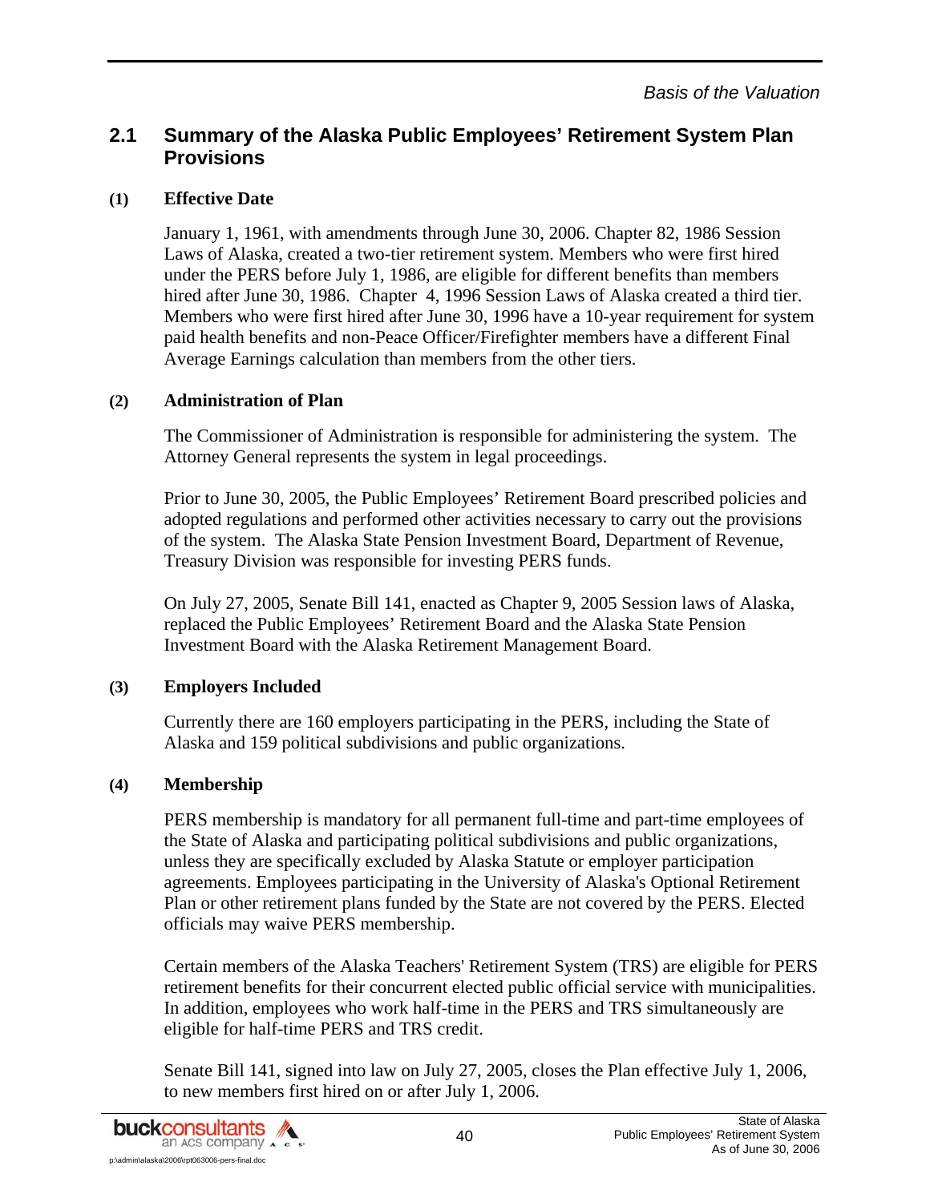## 2.1 Summary of the Alaska Public Employees' Retirement System Plan Provisions

**(1) Effective Date**

January 1, 1961, with amendments through June 30, 2006. Chapter 82, 1986 Session Laws of Alaska, created a two-tier retirement system. Members who were first hired under the PERS before July 1, 1986, are eligible for different benefits than members hired after June 30, 1986. Chapter 4, 1996 Session Laws of Alaska created a third tier. Members who were first hired after June 30, 1996 have a 10-year requirement for system paid health benefits and non-Peace Officer/Firefighter members have a different Final Average Earnings calculation than members from the other tiers.

**(2) Administration of Plan**

The Commissioner of Administration is responsible for administering the system. The Attorney General represents the system in legal proceedings.

Prior to June 30, 2005, the Public Employees' Retirement Board prescribed policies and adopted regulations and performed other activities necessary to carry out the provisions of the system. The Alaska State Pension Investment Board, Department of Revenue, Treasury Division was responsible for investing PERS funds.

On July 27, 2005, Senate Bill 141, enacted as Chapter 9, 2005 Session laws of Alaska, replaced the Public Employees' Retirement Board and the Alaska State Pension Investment Board with the Alaska Retirement Management Board.

**(3) Employers Included**

Currently there are 160 employers participating in the PERS, including the State of Alaska and 159 political subdivisions and public organizations.

**(4) Membership**

PERS membership is mandatory for all permanent full-time and part-time employees of the State of Alaska and participating political subdivisions and public organizations, unless they are specifically excluded by Alaska Statute or employer participation agreements. Employees participating in the University of Alaska's Optional Retirement Plan or other retirement plans funded by the State are not covered by the PERS. Elected officials may waive PERS membership.

Certain members of the Alaska Teachers' Retirement System (TRS) are eligible for PERS retirement benefits for their concurrent elected public official service with municipalities. In addition, employees who work half-time in the PERS and TRS simultaneously are eligible for half-time PERS and TRS credit.

Senate Bill 141, signed into law on July 27, 2005, closes the Plan effective July 1, 2006, to new members first hired on or after July 1, 2006.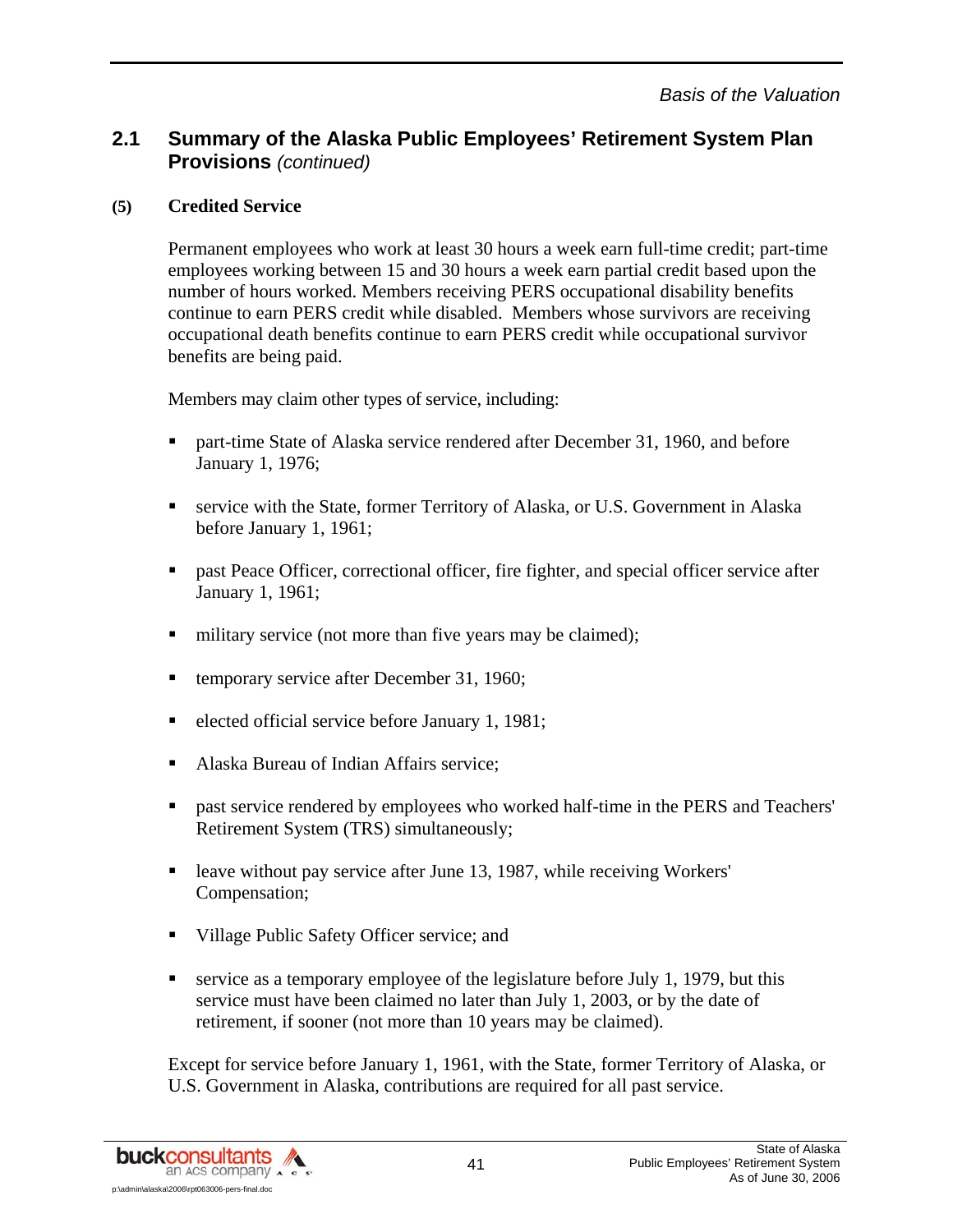## 2.1 Summary of the Alaska Public Employees' Retirement System Plan Provisions *(continued)*

### (5) Credited Service

Permanent employees who work at least 30 hours a week earn full-time credit; part-time employees working between 15 and 30 hours a week earn partial credit based upon the number of hours worked. Members receiving PERS occupational disability benefits continue to earn PERS credit while disabled. Members whose survivors are receiving occupational death benefits continue to earn PERS credit while occupational survivor benefits are being paid.

Members may claim other types of service, including:

- part-time State of Alaska service rendered after December 31, 1960, and before January 1, 1976;
- service with the State, former Territory of Alaska, or U.S. Government in Alaska before January 1, 1961;
- past Peace Officer, correctional officer, fire fighter, and special officer service after January 1, 1961;
- military service (not more than five years may be claimed);
- temporary service after December 31, 1960;
- elected official service before January 1, 1981;
- Alaska Bureau of Indian Affairs service;
- past service rendered by employees who worked half-time in the PERS and Teachers' Retirement System (TRS) simultaneously;
- leave without pay service after June 13, 1987, while receiving Workers' Compensation;
- Village Public Safety Officer service; and
- service as a temporary employee of the legislature before July 1, 1979, but this service must have been claimed no later than July 1, 2003, or by the date of retirement, if sooner (not more than 10 years may be claimed).

Except for service before January 1, 1961, with the State, former Territory of Alaska, or U.S. Government in Alaska, contributions are required for all past service.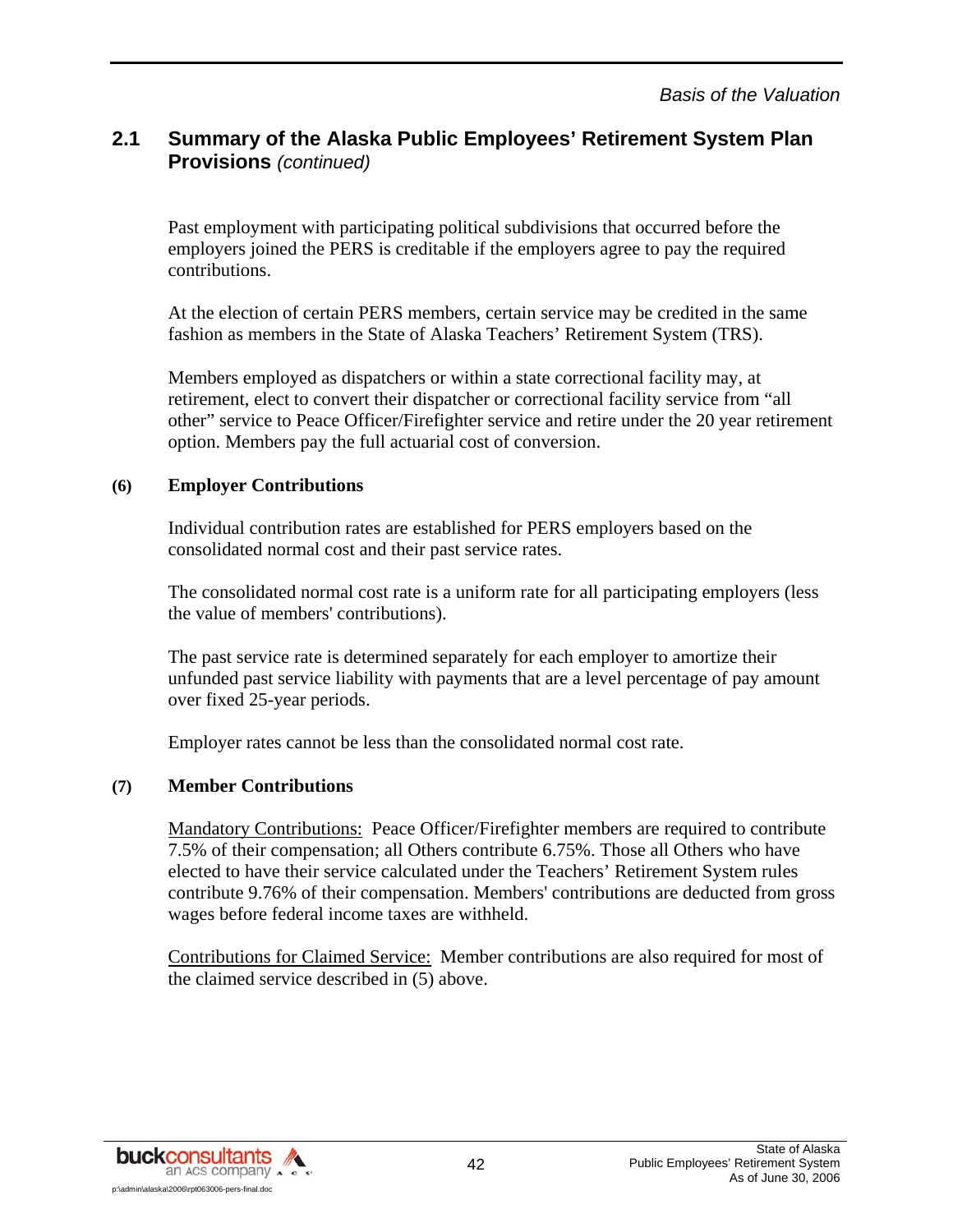## 2.1 Summary of the Alaska Public Employees' Retirement System Plan Provisions *(continued)*

Past employment with participating political subdivisions that occurred before the employers joined the PERS is creditable if the employers agree to pay the required contributions.

At the election of certain PERS members, certain service may be credited in the same fashion as members in the State of Alaska Teachers' Retirement System (TRS).

Members employed as dispatchers or within a state correctional facility may, at retirement, elect to convert their dispatcher or correctional facility service from "all other" service to Peace Officer/Firefighter service and retire under the 20 year retirement option. Members pay the full actuarial cost of conversion.

**(6) Employer Contributions**

Individual contribution rates are established for PERS employers based on the consolidated normal cost and their past service rates.

The consolidated normal cost rate is a uniform rate for all participating employers (less the value of members' contributions).

The past service rate is determined separately for each employer to amortize their unfunded past service liability with payments that are a level percentage of pay amount over fixed 25-year periods.

Employer rates cannot be less than the consolidated normal cost rate.

**(7) Member Contributions**

Mandatory Contributions: Peace Officer/Firefighter members are required to contribute 7.5% of their compensation; all Others contribute 6.75%. Those all Others who have elected to have their service calculated under the Teachers' Retirement System rules contribute 9.76% of their compensation. Members' contributions are deducted from gross wages before federal income taxes are withheld.

Contributions for Claimed Service: Member contributions are also required for most of the claimed service described in (5) above.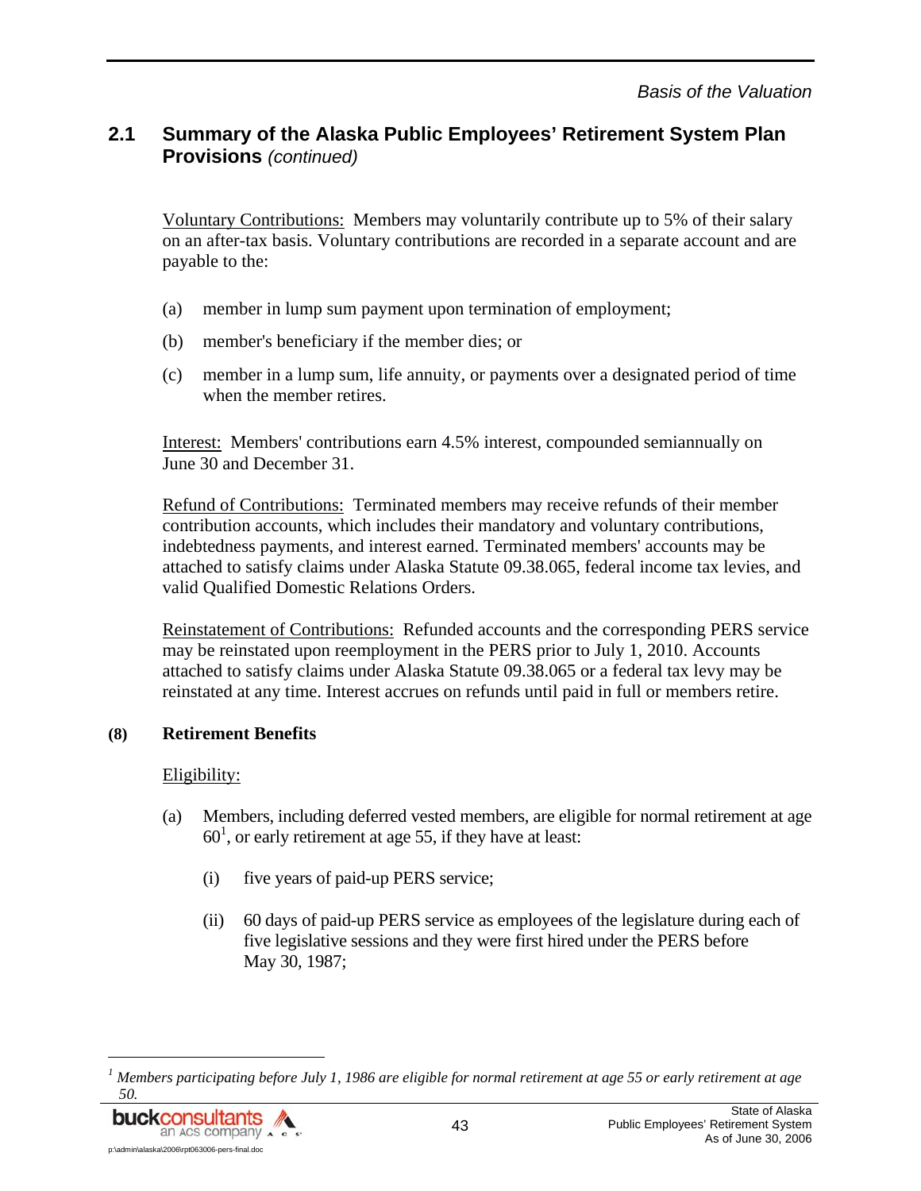## 2.1 Summary of the Alaska Public Employees' Retirement System Plan Provisions *(continued)*

Voluntary Contributions: Members may voluntarily contribute up to 5% of their salary on an after-tax basis. Voluntary contributions are recorded in a separate account and are payable to the:

(a) member in lump sum payment upon termination of employment;

(b) member's beneficiary if the member dies; or

(c) member in a lump sum, life annuity, or payments over a designated period of time when the member retires.

Interest: Members' contributions earn 4.5% interest, compounded semiannually on June 30 and December 31.

Refund of Contributions: Terminated members may receive refunds of their member contribution accounts, which includes their mandatory and voluntary contributions, indebtedness payments, and interest earned. Terminated members' accounts may be attached to satisfy claims under Alaska Statute 09.38.065, federal income tax levies, and valid Qualified Domestic Relations Orders.

Reinstatement of Contributions: Refunded accounts and the corresponding PERS service may be reinstated upon reemployment in the PERS prior to July 1, 2010. Accounts attached to satisfy claims under Alaska Statute 09.38.065 or a federal tax levy may be reinstated at any time. Interest accrues on refunds until paid in full or members retire.

**(8) Retirement Benefits**

Eligibility:

(a) Members, including deferred vested members, are eligible for normal retirement at age 60[1], or early retirement at age 55, if they have at least:

(i) five years of paid-up PERS service;

(ii) 60 days of paid-up PERS service as employees of the legislature during each of five legislative sessions and they were first hired under the PERS before May 30, 1987;

---

[1] *Members participating before July 1, 1986 are eligible for normal retirement at age 55 or early retirement at age 50.*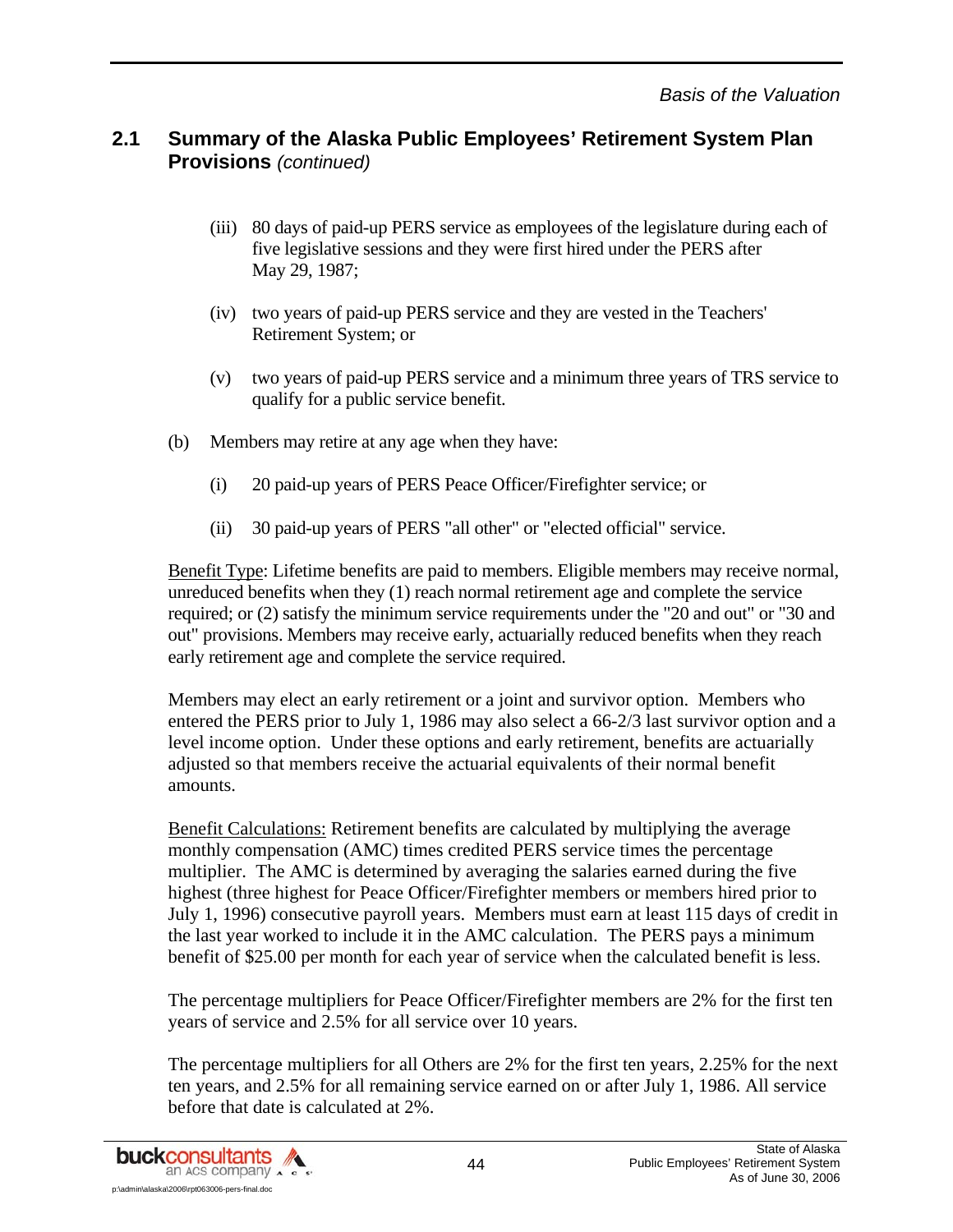## 2.1 Summary of the Alaska Public Employees' Retirement System Plan Provisions *(continued)*

(iii) 80 days of paid-up PERS service as employees of the legislature during each of five legislative sessions and they were first hired under the PERS after May 29, 1987;

(iv) two years of paid-up PERS service and they are vested in the Teachers' Retirement System; or

(v) two years of paid-up PERS service and a minimum three years of TRS service to qualify for a public service benefit.

(b) Members may retire at any age when they have:

(i) 20 paid-up years of PERS Peace Officer/Firefighter service; or

(ii) 30 paid-up years of PERS "all other" or "elected official" service.

Benefit Type: Lifetime benefits are paid to members. Eligible members may receive normal, unreduced benefits when they (1) reach normal retirement age and complete the service required; or (2) satisfy the minimum service requirements under the "20 and out" or "30 and out" provisions. Members may receive early, actuarially reduced benefits when they reach early retirement age and complete the service required.

Members may elect an early retirement or a joint and survivor option. Members who entered the PERS prior to July 1, 1986 may also select a 66-2/3 last survivor option and a level income option. Under these options and early retirement, benefits are actuarially adjusted so that members receive the actuarial equivalents of their normal benefit amounts.

Benefit Calculations: Retirement benefits are calculated by multiplying the average monthly compensation (AMC) times credited PERS service times the percentage multiplier. The AMC is determined by averaging the salaries earned during the five highest (three highest for Peace Officer/Firefighter members or members hired prior to July 1, 1996) consecutive payroll years. Members must earn at least 115 days of credit in the last year worked to include it in the AMC calculation. The PERS pays a minimum benefit of $25.00 per month for each year of service when the calculated benefit is less.

The percentage multipliers for Peace Officer/Firefighter members are 2% for the first ten years of service and 2.5% for all service over 10 years.

The percentage multipliers for all Others are 2% for the first ten years, 2.25% for the next ten years, and 2.5% for all remaining service earned on or after July 1, 1986. All service before that date is calculated at 2%.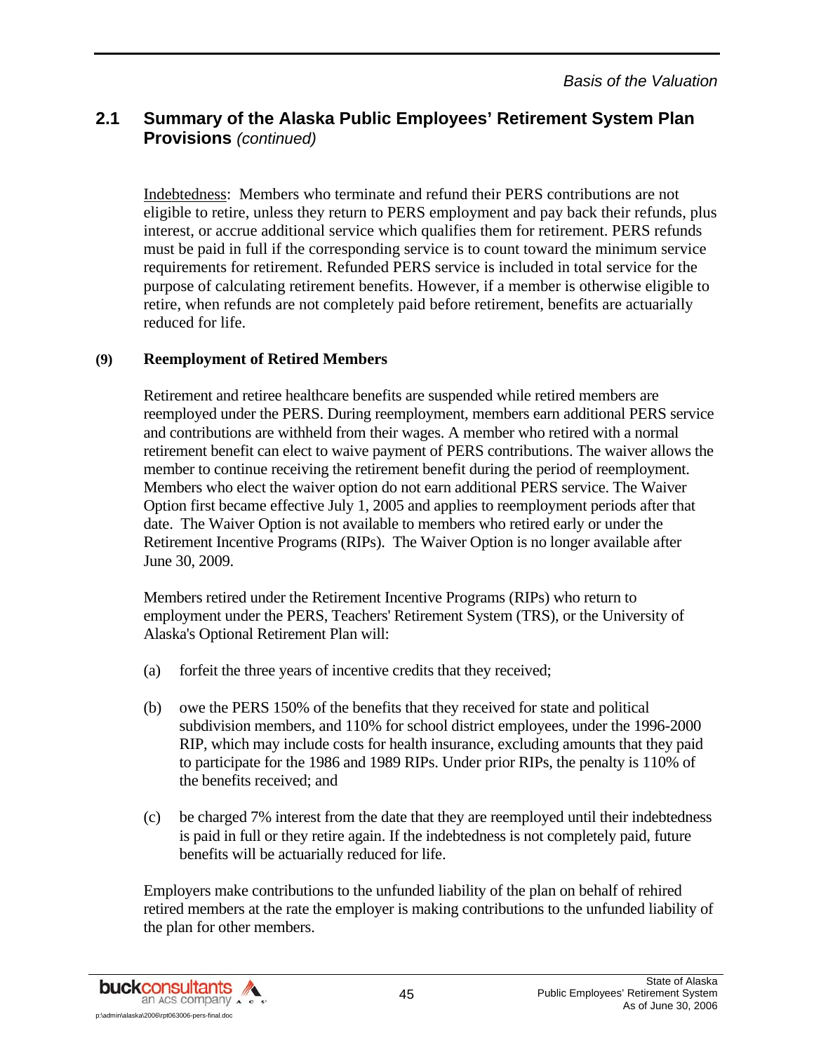## 2.1 Summary of the Alaska Public Employees' Retirement System Plan Provisions *(continued)*

Indebtedness: Members who terminate and refund their PERS contributions are not eligible to retire, unless they return to PERS employment and pay back their refunds, plus interest, or accrue additional service which qualifies them for retirement. PERS refunds must be paid in full if the corresponding service is to count toward the minimum service requirements for retirement. Refunded PERS service is included in total service for the purpose of calculating retirement benefits. However, if a member is otherwise eligible to retire, when refunds are not completely paid before retirement, benefits are actuarially reduced for life.

**(9) Reemployment of Retired Members**

Retirement and retiree healthcare benefits are suspended while retired members are reemployed under the PERS. During reemployment, members earn additional PERS service and contributions are withheld from their wages. A member who retired with a normal retirement benefit can elect to waive payment of PERS contributions. The waiver allows the member to continue receiving the retirement benefit during the period of reemployment. Members who elect the waiver option do not earn additional PERS service. The Waiver Option first became effective July 1, 2005 and applies to reemployment periods after that date. The Waiver Option is not available to members who retired early or under the Retirement Incentive Programs (RIPs). The Waiver Option is no longer available after June 30, 2009.

Members retired under the Retirement Incentive Programs (RIPs) who return to employment under the PERS, Teachers' Retirement System (TRS), or the University of Alaska's Optional Retirement Plan will:

(a) forfeit the three years of incentive credits that they received;

(b) owe the PERS 150% of the benefits that they received for state and political subdivision members, and 110% for school district employees, under the 1996-2000 RIP, which may include costs for health insurance, excluding amounts that they paid to participate for the 1986 and 1989 RIPs. Under prior RIPs, the penalty is 110% of the benefits received; and

(c) be charged 7% interest from the date that they are reemployed until their indebtedness is paid in full or they retire again. If the indebtedness is not completely paid, future benefits will be actuarially reduced for life.

Employers make contributions to the unfunded liability of the plan on behalf of rehired retired members at the rate the employer is making contributions to the unfunded liability of the plan for other members.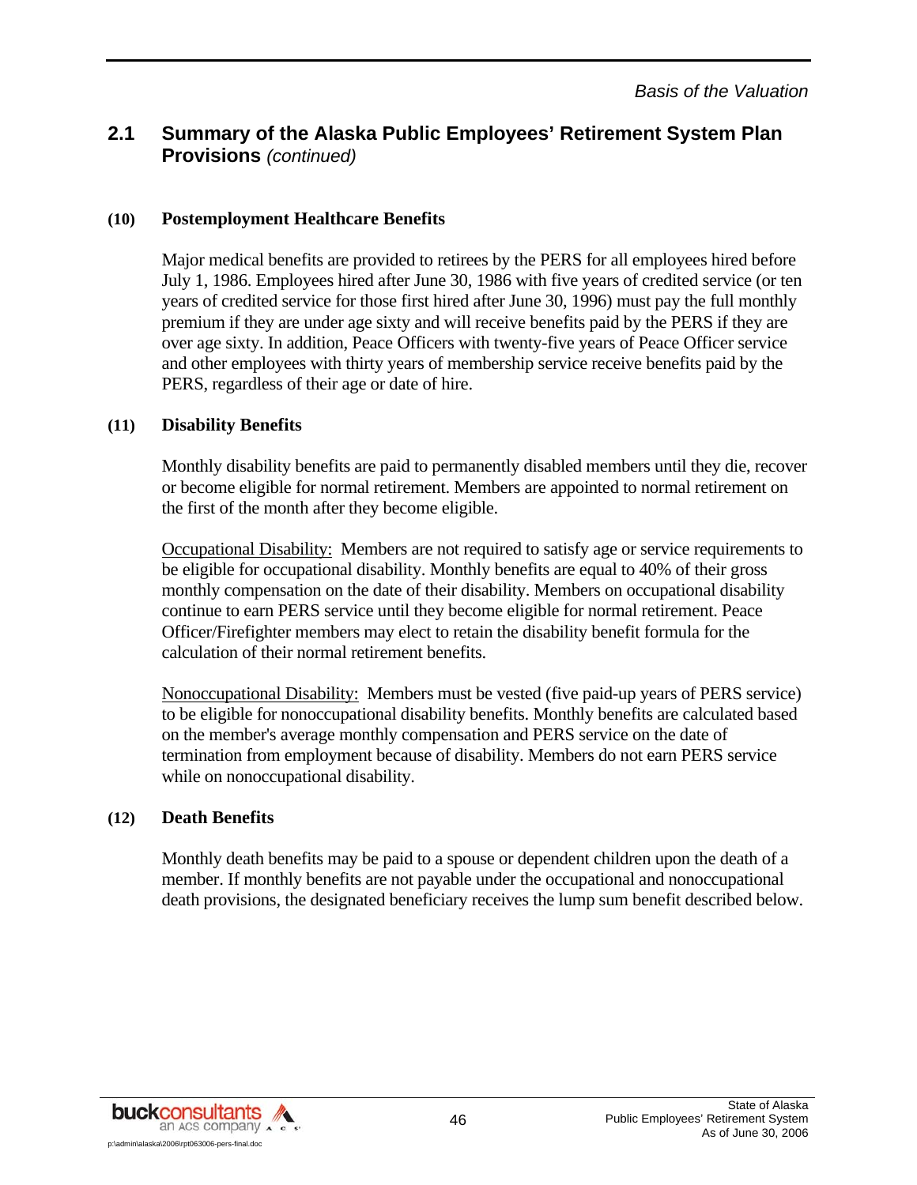## 2.1 Summary of the Alaska Public Employees' Retirement System Plan Provisions *(continued)*

### (10) Postemployment Healthcare Benefits

Major medical benefits are provided to retirees by the PERS for all employees hired before July 1, 1986. Employees hired after June 30, 1986 with five years of credited service (or ten years of credited service for those first hired after June 30, 1996) must pay the full monthly premium if they are under age sixty and will receive benefits paid by the PERS if they are over age sixty. In addition, Peace Officers with twenty-five years of Peace Officer service and other employees with thirty years of membership service receive benefits paid by the PERS, regardless of their age or date of hire.

### (11) Disability Benefits

Monthly disability benefits are paid to permanently disabled members until they die, recover or become eligible for normal retirement. Members are appointed to normal retirement on the first of the month after they become eligible.

Occupational Disability: Members are not required to satisfy age or service requirements to be eligible for occupational disability. Monthly benefits are equal to 40% of their gross monthly compensation on the date of their disability. Members on occupational disability continue to earn PERS service until they become eligible for normal retirement. Peace Officer/Firefighter members may elect to retain the disability benefit formula for the calculation of their normal retirement benefits.

Nonoccupational Disability: Members must be vested (five paid-up years of PERS service) to be eligible for nonoccupational disability benefits. Monthly benefits are calculated based on the member's average monthly compensation and PERS service on the date of termination from employment because of disability. Members do not earn PERS service while on nonoccupational disability.

### (12) Death Benefits

Monthly death benefits may be paid to a spouse or dependent children upon the death of a member. If monthly benefits are not payable under the occupational and nonoccupational death provisions, the designated beneficiary receives the lump sum benefit described below.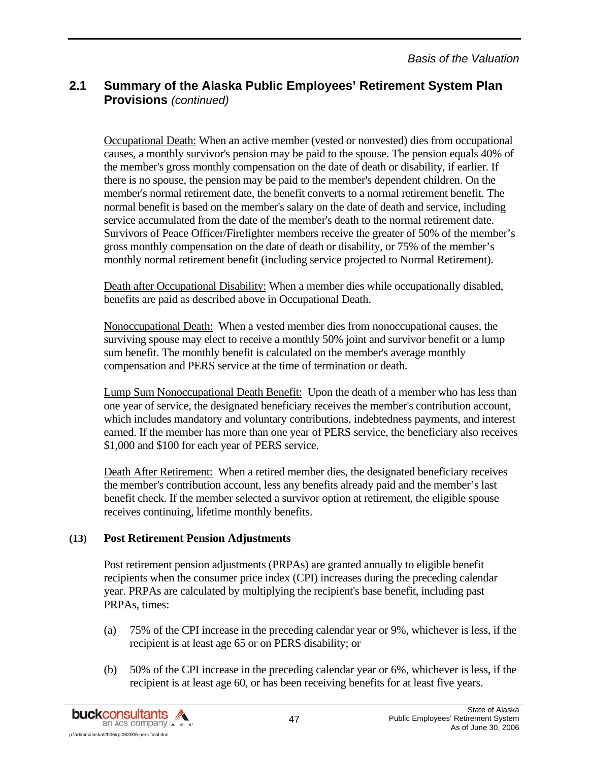## 2.1 Summary of the Alaska Public Employees' Retirement System Plan Provisions *(continued)*

Occupational Death: When an active member (vested or nonvested) dies from occupational causes, a monthly survivor's pension may be paid to the spouse. The pension equals 40% of the member's gross monthly compensation on the date of death or disability, if earlier. If there is no spouse, the pension may be paid to the member's dependent children. On the member's normal retirement date, the benefit converts to a normal retirement benefit. The normal benefit is based on the member's salary on the date of death and service, including service accumulated from the date of the member's death to the normal retirement date. Survivors of Peace Officer/Firefighter members receive the greater of 50% of the member's gross monthly compensation on the date of death or disability, or 75% of the member's monthly normal retirement benefit (including service projected to Normal Retirement).

Death after Occupational Disability: When a member dies while occupationally disabled, benefits are paid as described above in Occupational Death.

Nonoccupational Death: When a vested member dies from nonoccupational causes, the surviving spouse may elect to receive a monthly 50% joint and survivor benefit or a lump sum benefit. The monthly benefit is calculated on the member's average monthly compensation and PERS service at the time of termination or death.

Lump Sum Nonoccupational Death Benefit: Upon the death of a member who has less than one year of service, the designated beneficiary receives the member's contribution account, which includes mandatory and voluntary contributions, indebtedness payments, and interest earned. If the member has more than one year of PERS service, the beneficiary also receives \$1,000 and \$100 for each year of PERS service.

Death After Retirement: When a retired member dies, the designated beneficiary receives the member's contribution account, less any benefits already paid and the member's last benefit check. If the member selected a survivor option at retirement, the eligible spouse receives continuing, lifetime monthly benefits.

**(13) Post Retirement Pension Adjustments**

Post retirement pension adjustments (PRPAs) are granted annually to eligible benefit recipients when the consumer price index (CPI) increases during the preceding calendar year. PRPAs are calculated by multiplying the recipient's base benefit, including past PRPAs, times:

(a) 75% of the CPI increase in the preceding calendar year or 9%, whichever is less, if the recipient is at least age 65 or on PERS disability; or

(b) 50% of the CPI increase in the preceding calendar year or 6%, whichever is less, if the recipient is at least age 60, or has been receiving benefits for at least five years.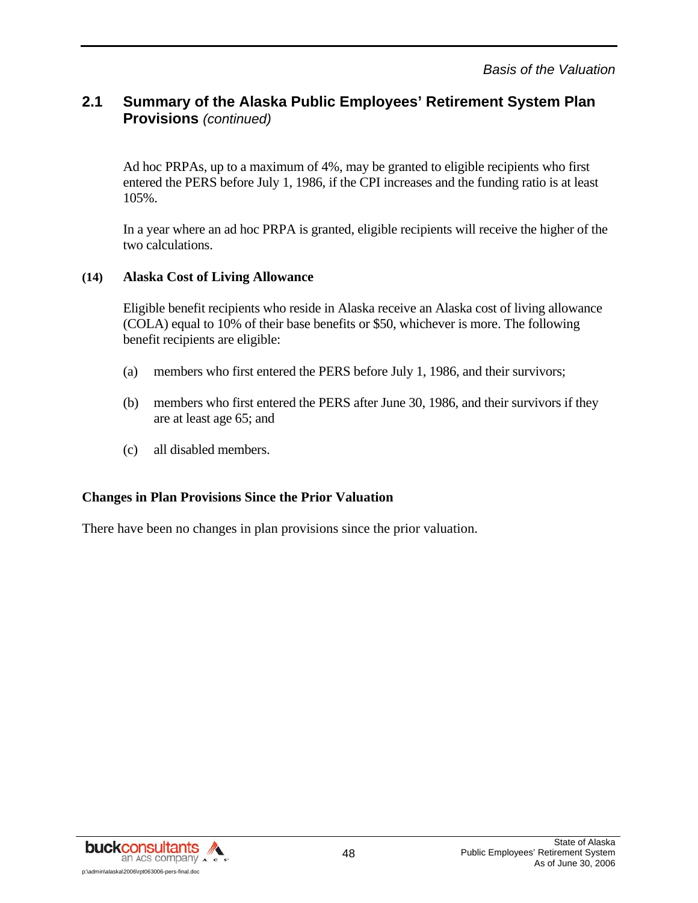## 2.1 Summary of the Alaska Public Employees' Retirement System Plan Provisions *(continued)*

Ad hoc PRPAs, up to a maximum of 4%, may be granted to eligible recipients who first entered the PERS before July 1, 1986, if the CPI increases and the funding ratio is at least 105%.

In a year where an ad hoc PRPA is granted, eligible recipients will receive the higher of the two calculations.

**(14) Alaska Cost of Living Allowance**

Eligible benefit recipients who reside in Alaska receive an Alaska cost of living allowance (COLA) equal to 10% of their base benefits or $50, whichever is more. The following benefit recipients are eligible:

(a) members who first entered the PERS before July 1, 1986, and their survivors;

(b) members who first entered the PERS after June 30, 1986, and their survivors if they are at least age 65; and

(c) all disabled members.

**Changes in Plan Provisions Since the Prior Valuation**

There have been no changes in plan provisions since the prior valuation.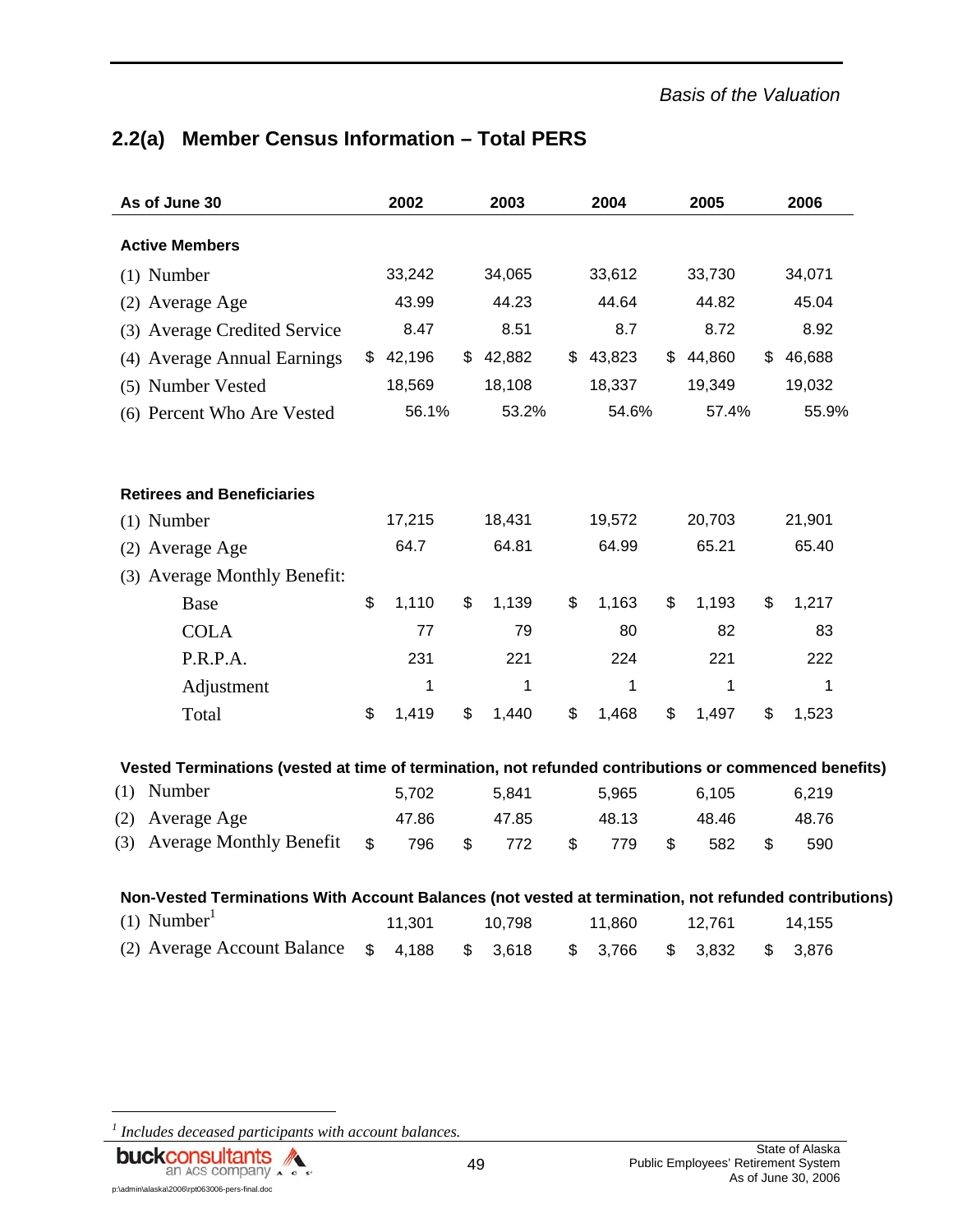## 2.2(a) Member Census Information – Total PERS

| As of June 30 | 2002 | 2003 | 2004 | 2005 | 2006 |
|---|---|---|---|---|---|
| **Active Members** | | | | | |
| (1) Number | 33,242 | 34,065 | 33,612 | 33,730 | 34,071 |
| (2) Average Age | 43.99 | 44.23 | 44.64 | 44.82 | 45.04 |
| (3) Average Credited Service | 8.47 | 8.51 | 8.7 | 8.72 | 8.92 |
| (4) Average Annual Earnings | $ 42,196 | $ 42,882 | $ 43,823 | $ 44,860 | $ 46,688 |
| (5) Number Vested | 18,569 | 18,108 | 18,337 | 19,349 | 19,032 |
| (6) Percent Who Are Vested | 56.1% | 53.2% | 54.6% | 57.4% | 55.9% |
| **Retirees and Beneficiaries** | | | | | |
| (1) Number | 17,215 | 18,431 | 19,572 | 20,703 | 21,901 |
| (2) Average Age | 64.7 | 64.81 | 64.99 | 65.21 | 65.40 |
| (3) Average Monthly Benefit: | | | | | |
| Base | $ 1,110 | $ 1,139 | $ 1,163 | $ 1,193 | $ 1,217 |
| COLA | 77 | 79 | 80 | 82 | 83 |
| P.R.P.A. | 231 | 221 | 224 | 221 | 222 |
| Adjustment | 1 | 1 | 1 | 1 | 1 |
| Total | $ 1,419 | $ 1,440 | $ 1,468 | $ 1,497 | $ 1,523 |
| **Vested Terminations (vested at time of termination, not refunded contributions or commenced benefits)** | | | | | |
| (1) Number | 5,702 | 5,841 | 5,965 | 6,105 | 6,219 |
| (2) Average Age | 47.86 | 47.85 | 48.13 | 48.46 | 48.76 |
| (3) Average Monthly Benefit | $ 796 | $ 772 | $ 779 | $ 582 | $ 590 |
| **Non-Vested Terminations With Account Balances (not vested at termination, not refunded contributions)** | | | | | |
| (1) Number[1] | 11,301 | 10,798 | 11,860 | 12,761 | 14,155 |
| (2) Average Account Balance | $ 4,188 | $ 3,618 | $ 3,766 | $ 3,832 | $ 3,876 |

[1] *Includes deceased participants with account balances.*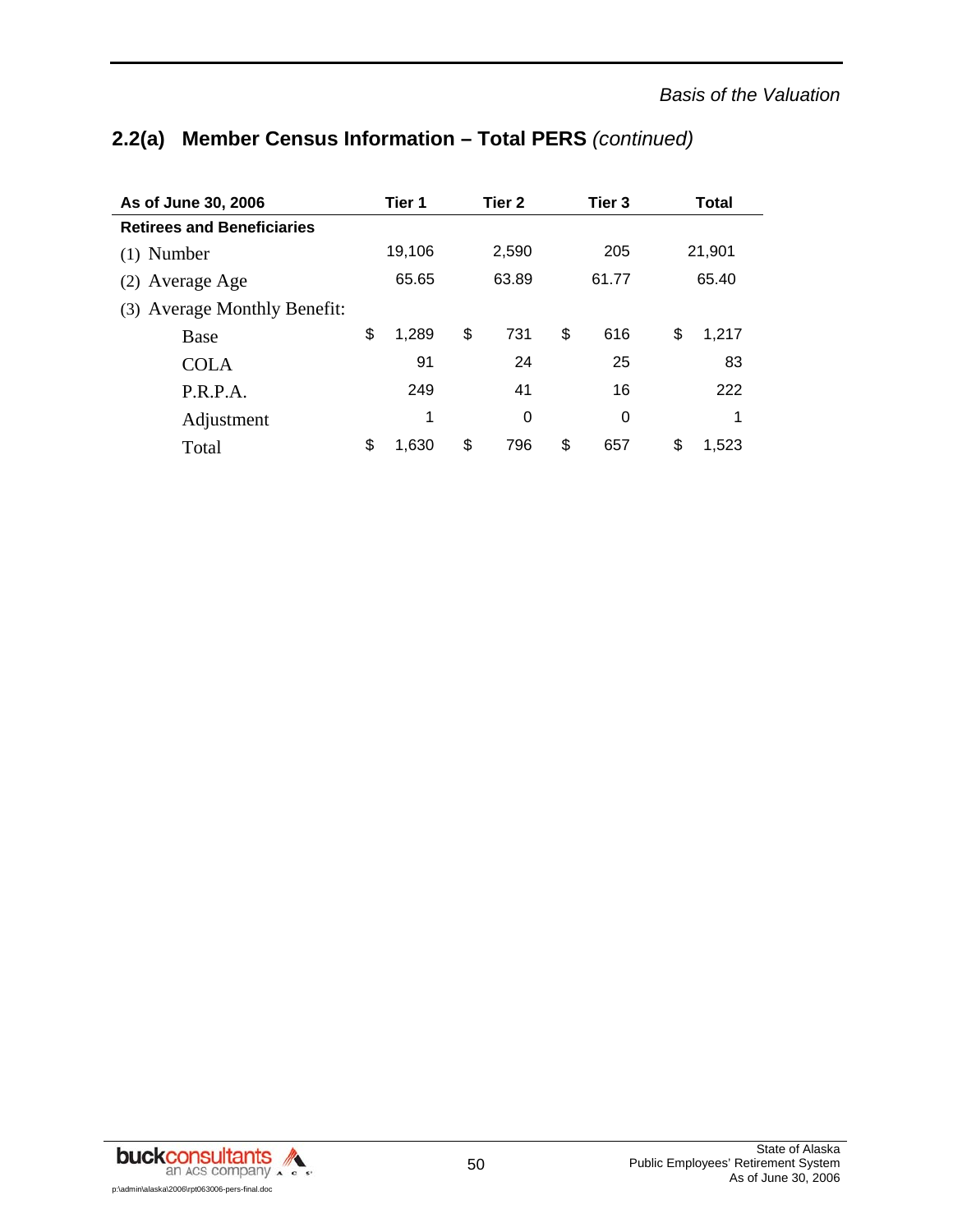## 2.2(a) Member Census Information – Total PERS *(continued)*

| As of June 30, 2006 | Tier 1 | Tier 2 | Tier 3 | Total |
|---|---|---|---|---|
| **Retirees and Beneficiaries** | | | | |
| (1) Number | 19,106 | 2,590 | 205 | 21,901 |
| (2) Average Age | 65.65 | 63.89 | 61.77 | 65.40 |
| (3) Average Monthly Benefit: | | | | |
| Base | $ 1,289 | $ 731 | $ 616 | $ 1,217 |
| COLA | 91 | 24 | 25 | 83 |
| P.R.P.A. | 249 | 41 | 16 | 222 |
| Adjustment | 1 | 0 | 0 | 1 |
| Total | $ 1,630 | $ 796 | $ 657 | $ 1,523 |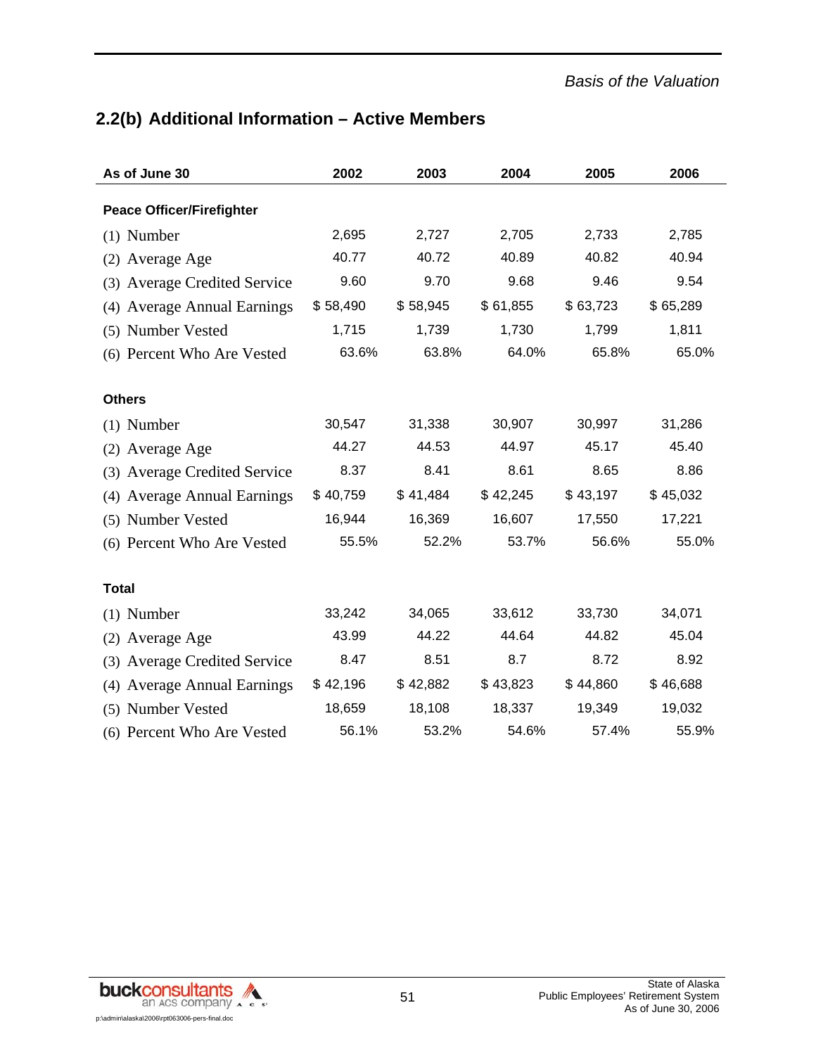## 2.2(b) Additional Information – Active Members

| As of June 30 | 2002 | 2003 | 2004 | 2005 | 2006 |
|---|---|---|---|---|---|
| **Peace Officer/Firefighter** | | | | | |
| (1) Number | 2,695 | 2,727 | 2,705 | 2,733 | 2,785 |
| (2) Average Age | 40.77 | 40.72 | 40.89 | 40.82 | 40.94 |
| (3) Average Credited Service | 9.60 | 9.70 | 9.68 | 9.46 | 9.54 |
| (4) Average Annual Earnings | $ 58,490 | $ 58,945 | $ 61,855 | $ 63,723 | $ 65,289 |
| (5) Number Vested | 1,715 | 1,739 | 1,730 | 1,799 | 1,811 |
| (6) Percent Who Are Vested | 63.6% | 63.8% | 64.0% | 65.8% | 65.0% |
| **Others** | | | | | |
| (1) Number | 30,547 | 31,338 | 30,907 | 30,997 | 31,286 |
| (2) Average Age | 44.27 | 44.53 | 44.97 | 45.17 | 45.40 |
| (3) Average Credited Service | 8.37 | 8.41 | 8.61 | 8.65 | 8.86 |
| (4) Average Annual Earnings | $ 40,759 | $ 41,484 | $ 42,245 | $ 43,197 | $ 45,032 |
| (5) Number Vested | 16,944 | 16,369 | 16,607 | 17,550 | 17,221 |
| (6) Percent Who Are Vested | 55.5% | 52.2% | 53.7% | 56.6% | 55.0% |
| **Total** | | | | | |
| (1) Number | 33,242 | 34,065 | 33,612 | 33,730 | 34,071 |
| (2) Average Age | 43.99 | 44.22 | 44.64 | 44.82 | 45.04 |
| (3) Average Credited Service | 8.47 | 8.51 | 8.7 | 8.72 | 8.92 |
| (4) Average Annual Earnings | $ 42,196 | $ 42,882 | $ 43,823 | $ 44,860 | $ 46,688 |
| (5) Number Vested | 18,659 | 18,108 | 18,337 | 19,349 | 19,032 |
| (6) Percent Who Are Vested | 56.1% | 53.2% | 54.6% | 57.4% | 55.9% |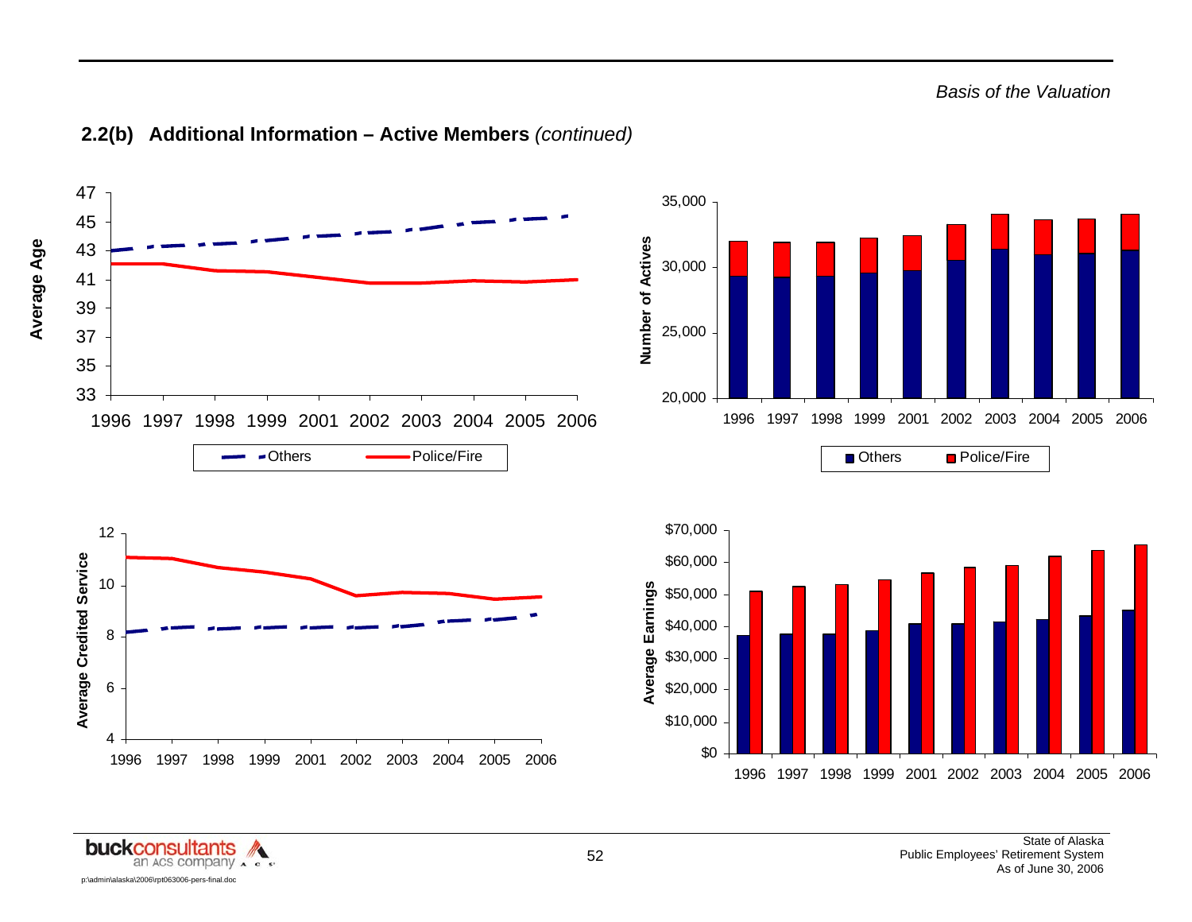## 2.2(b) Additional Information – Active Members *(continued)*

**Average Age**

47
45
43
41
39
37
35
33

1996 1997 1998 1999 2001 2002 2003 2004 2005 2006

Others Police/Fire

**Number of Actives**

35,000
30,000
25,000
20,000

1996 1997 1998 1999 2001 2002 2003 2004 2005 2006

Others Police/Fire

**Average Credited Service**

12
10
8
6
4

1996 1997 1998 1999 2001 2002 2003 2004 2005 2006

**Average Earnings**

$70,000
$60,000
$50,000
$40,000
$30,000
$20,000
$10,000
$0

1996 1997 1998 1999 2001 2002 2003 2004 2005 2006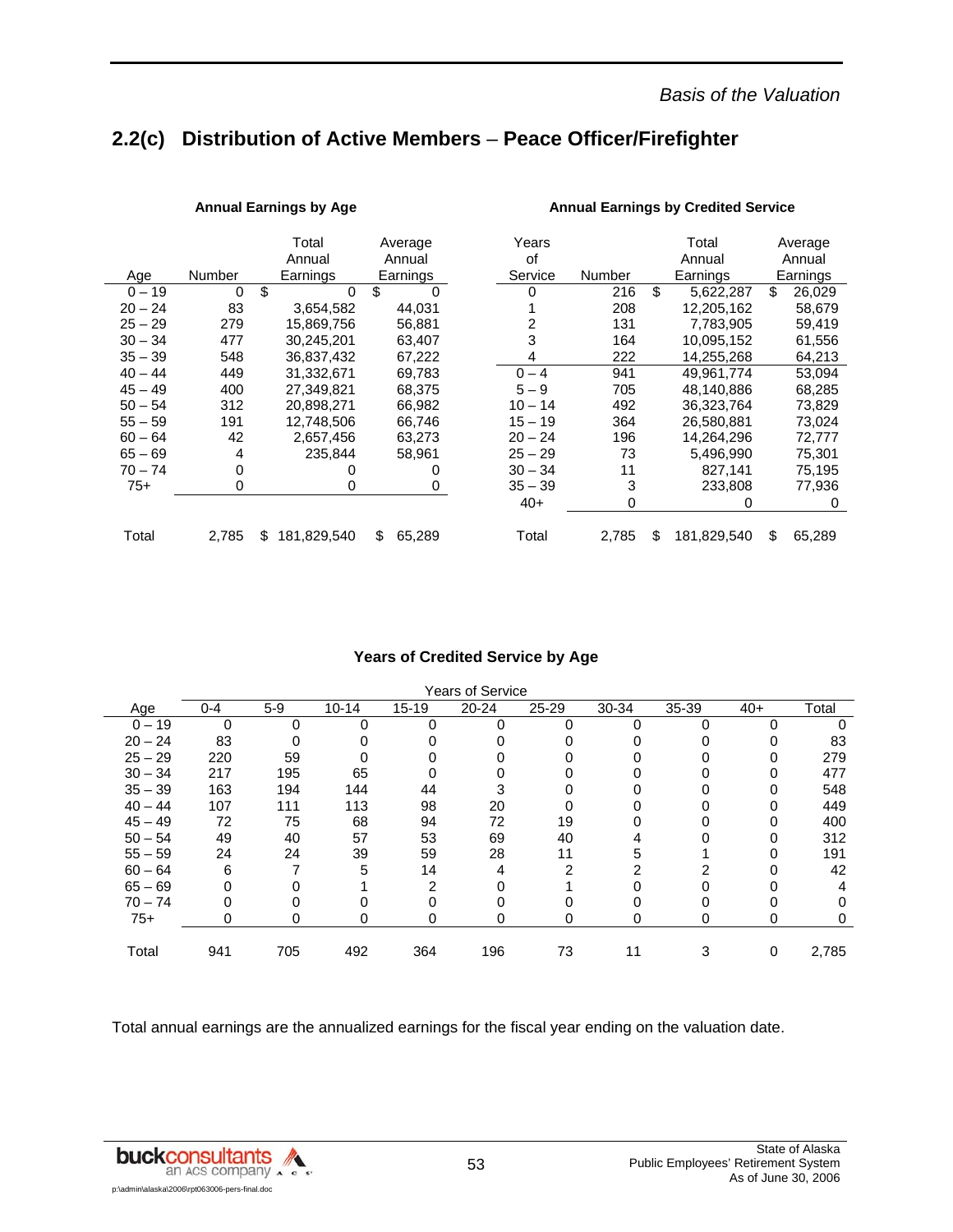## 2.2(c) Distribution of Active Members – Peace Officer/Firefighter

**Annual Earnings by Age**

| Age | Number | Total Annual Earnings | Average Annual Earnings |
|---|---|---|---|
| 0 – 19 | 0 | $ 0 | $ 0 |
| 20 – 24 | 83 | 3,654,582 | 44,031 |
| 25 – 29 | 279 | 15,869,756 | 56,881 |
| 30 – 34 | 477 | 30,245,201 | 63,407 |
| 35 – 39 | 548 | 36,837,432 | 67,222 |
| 40 – 44 | 449 | 31,332,671 | 69,783 |
| 45 – 49 | 400 | 27,349,821 | 68,375 |
| 50 – 54 | 312 | 20,898,271 | 66,982 |
| 55 – 59 | 191 | 12,748,506 | 66,746 |
| 60 – 64 | 42 | 2,657,456 | 63,273 |
| 65 – 69 | 4 | 235,844 | 58,961 |
| 70 – 74 | 0 | 0 | 0 |
| 75+ | 0 | 0 | 0 |
| Total | 2,785 | $ 181,829,540 | $ 65,289 |

**Annual Earnings by Credited Service**

| Years of Service | Number | Total Annual Earnings | Average Annual Earnings |
|---|---|---|---|
| 0 | 216 | $ 5,622,287 | $ 26,029 |
| 1 | 208 | 12,205,162 | 58,679 |
| 2 | 131 | 7,783,905 | 59,419 |
| 3 | 164 | 10,095,152 | 61,556 |
| 4 | 222 | 14,255,268 | 64,213 |
| 0 – 4 | 941 | 49,961,774 | 53,094 |
| 5 – 9 | 705 | 48,140,886 | 68,285 |
| 10 – 14 | 492 | 36,323,764 | 73,829 |
| 15 – 19 | 364 | 26,580,881 | 73,024 |
| 20 – 24 | 196 | 14,264,296 | 72,777 |
| 25 – 29 | 73 | 5,496,990 | 75,301 |
| 30 – 34 | 11 | 827,141 | 75,195 |
| 35 – 39 | 3 | 233,808 | 77,936 |
| 40+ | 0 | 0 | 0 |
| Total | 2,785 | $ 181,829,540 | $ 65,289 |

**Years of Credited Service by Age**

| Age | 0-4 | 5-9 | 10-14 | 15-19 | 20-24 | 25-29 | 30-34 | 35-39 | 40+ | Total |
|---|---|---|---|---|---|---|---|---|---|---|
| 0 – 19 | 0 | 0 | 0 | 0 | 0 | 0 | 0 | 0 | 0 | 0 |
| 20 – 24 | 83 | 0 | 0 | 0 | 0 | 0 | 0 | 0 | 0 | 83 |
| 25 – 29 | 220 | 59 | 0 | 0 | 0 | 0 | 0 | 0 | 0 | 279 |
| 30 – 34 | 217 | 195 | 65 | 0 | 0 | 0 | 0 | 0 | 0 | 477 |
| 35 – 39 | 163 | 194 | 144 | 44 | 3 | 0 | 0 | 0 | 0 | 548 |
| 40 – 44 | 107 | 111 | 113 | 98 | 20 | 0 | 0 | 0 | 0 | 449 |
| 45 – 49 | 72 | 75 | 68 | 94 | 72 | 19 | 0 | 0 | 0 | 400 |
| 50 – 54 | 49 | 40 | 57 | 53 | 69 | 40 | 4 | 0 | 0 | 312 |
| 55 – 59 | 24 | 24 | 39 | 59 | 28 | 11 | 5 | 1 | 0 | 191 |
| 60 – 64 | 6 | 7 | 5 | 14 | 4 | 2 | 2 | 2 | 0 | 42 |
| 65 – 69 | 0 | 0 | 1 | 2 | 0 | 1 | 0 | 0 | 0 | 4 |
| 70 – 74 | 0 | 0 | 0 | 0 | 0 | 0 | 0 | 0 | 0 | 0 |
| 75+ | 0 | 0 | 0 | 0 | 0 | 0 | 0 | 0 | 0 | 0 |
| Total | 941 | 705 | 492 | 364 | 196 | 73 | 11 | 3 | 0 | 2,785 |

Total annual earnings are the annualized earnings for the fiscal year ending on the valuation date.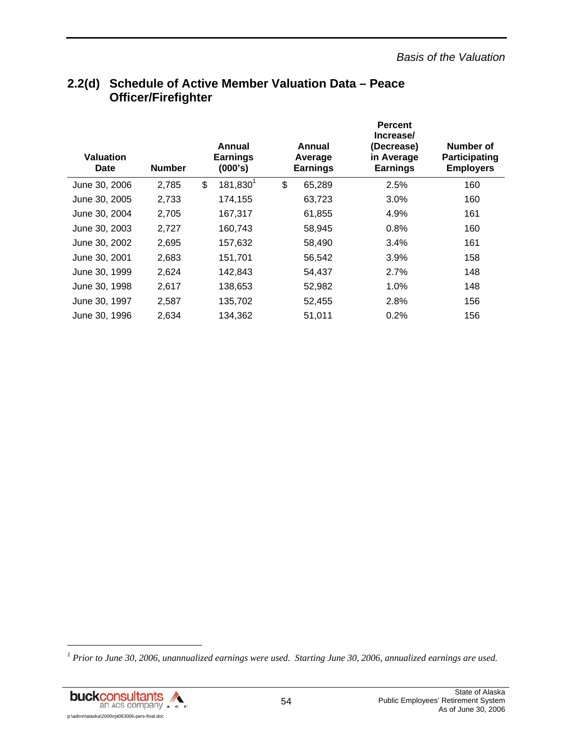## 2.2(d) Schedule of Active Member Valuation Data – Peace Officer/Firefighter

| Valuation Date | Number | Annual Earnings (000's) | Annual Average Earnings | Percent Increase/ (Decrease) in Average Earnings | Number of Participating Employers |
|---|---|---|---|---|---|
| June 30, 2006 | 2,785 | $ 181,830[1] | $ 65,289 | 2.5% | 160 |
| June 30, 2005 | 2,733 | 174,155 | 63,723 | 3.0% | 160 |
| June 30, 2004 | 2,705 | 167,317 | 61,855 | 4.9% | 161 |
| June 30, 2003 | 2,727 | 160,743 | 58,945 | 0.8% | 160 |
| June 30, 2002 | 2,695 | 157,632 | 58,490 | 3.4% | 161 |
| June 30, 2001 | 2,683 | 151,701 | 56,542 | 3.9% | 158 |
| June 30, 1999 | 2,624 | 142,843 | 54,437 | 2.7% | 148 |
| June 30, 1998 | 2,617 | 138,653 | 52,982 | 1.0% | 148 |
| June 30, 1997 | 2,587 | 135,702 | 52,455 | 2.8% | 156 |
| June 30, 1996 | 2,634 | 134,362 | 51,011 | 0.2% | 156 |

[1] *Prior to June 30, 2006, unannualized earnings were used. Starting June 30, 2006, annualized earnings are used.*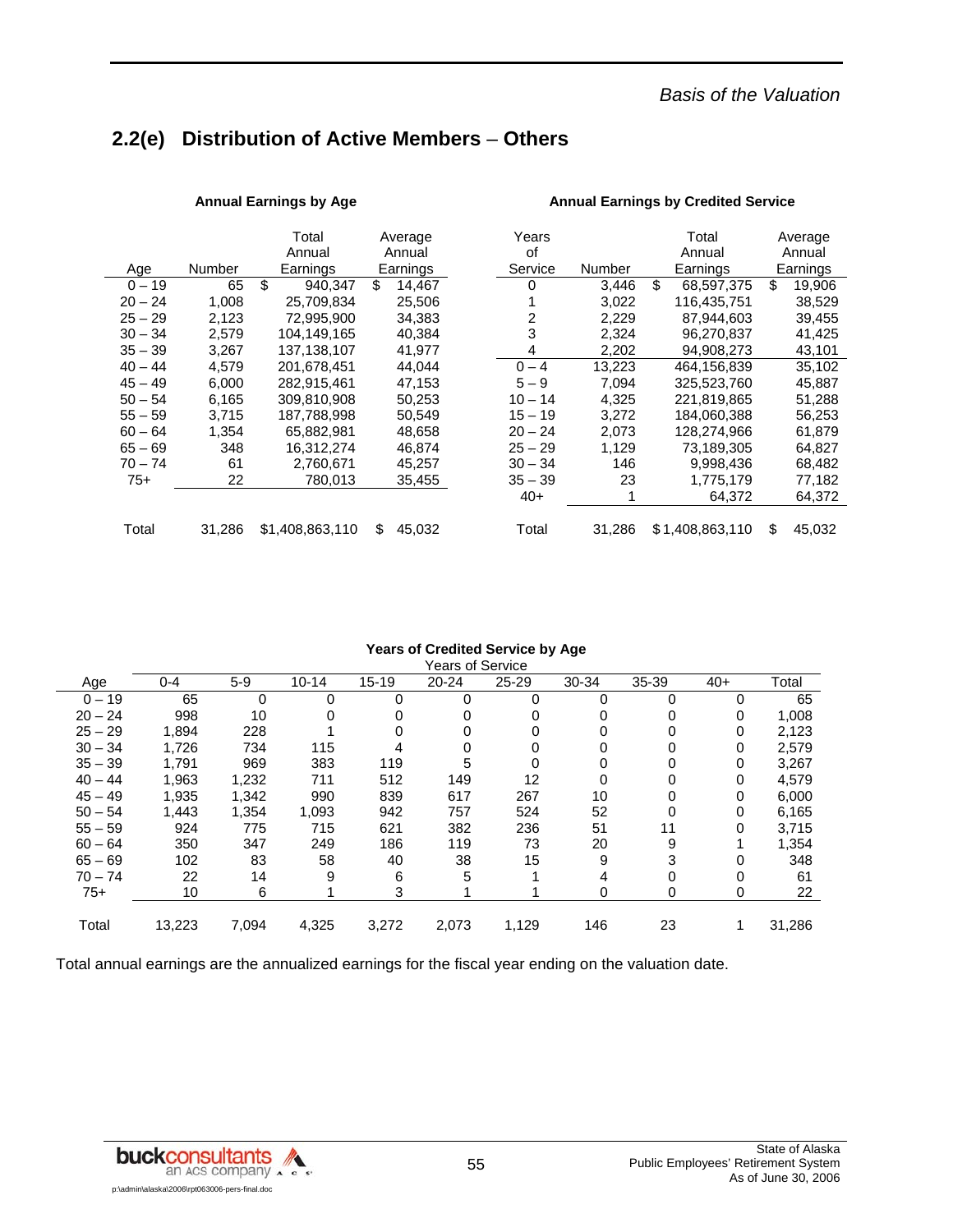## 2.2(e) Distribution of Active Members – Others

**Annual Earnings by Age**

| Age | Number | Total Annual Earnings | Average Annual Earnings |
|---|---|---|---|
| 0 – 19 | 65 | $ 940,347 | $ 14,467 |
| 20 – 24 | 1,008 | 25,709,834 | 25,506 |
| 25 – 29 | 2,123 | 72,995,900 | 34,383 |
| 30 – 34 | 2,579 | 104,149,165 | 40,384 |
| 35 – 39 | 3,267 | 137,138,107 | 41,977 |
| 40 – 44 | 4,579 | 201,678,451 | 44,044 |
| 45 – 49 | 6,000 | 282,915,461 | 47,153 |
| 50 – 54 | 6,165 | 309,810,908 | 50,253 |
| 55 – 59 | 3,715 | 187,788,998 | 50,549 |
| 60 – 64 | 1,354 | 65,882,981 | 48,658 |
| 65 – 69 | 348 | 16,312,274 | 46,874 |
| 70 – 74 | 61 | 2,760,671 | 45,257 |
| 75+ | 22 | 780,013 | 35,455 |
| Total | 31,286 | $1,408,863,110 | $ 45,032 |

**Annual Earnings by Credited Service**

| Years of Service | Number | Total Annual Earnings | Average Annual Earnings |
|---|---|---|---|
| 0 | 3,446 | $ 68,597,375 | $ 19,906 |
| 1 | 3,022 | 116,435,751 | 38,529 |
| 2 | 2,229 | 87,944,603 | 39,455 |
| 3 | 2,324 | 96,270,837 | 41,425 |
| 4 | 2,202 | 94,908,273 | 43,101 |
| 0 – 4 | 13,223 | 464,156,839 | 35,102 |
| 5 – 9 | 7,094 | 325,523,760 | 45,887 |
| 10 – 14 | 4,325 | 221,819,865 | 51,288 |
| 15 – 19 | 3,272 | 184,060,388 | 56,253 |
| 20 – 24 | 2,073 | 128,274,966 | 61,879 |
| 25 – 29 | 1,129 | 73,189,305 | 64,827 |
| 30 – 34 | 146 | 9,998,436 | 68,482 |
| 35 – 39 | 23 | 1,775,179 | 77,182 |
| 40+ | 1 | 64,372 | 64,372 |
| Total | 31,286 | $1,408,863,110 | $ 45,032 |

**Years of Credited Service by Age**

| Age | Years of Service 0-4 | 5-9 | 10-14 | 15-19 | 20-24 | 25-29 | 30-34 | 35-39 | 40+ | Total |
|---|---|---|---|---|---|---|---|---|---|---|
| 0 – 19 | 65 | 0 | 0 | 0 | 0 | 0 | 0 | 0 | 0 | 65 |
| 20 – 24 | 998 | 10 | 0 | 0 | 0 | 0 | 0 | 0 | 0 | 1,008 |
| 25 – 29 | 1,894 | 228 | 1 | 0 | 0 | 0 | 0 | 0 | 0 | 2,123 |
| 30 – 34 | 1,726 | 734 | 115 | 4 | 0 | 0 | 0 | 0 | 0 | 2,579 |
| 35 – 39 | 1,791 | 969 | 383 | 119 | 5 | 0 | 0 | 0 | 0 | 3,267 |
| 40 – 44 | 1,963 | 1,232 | 711 | 512 | 149 | 12 | 0 | 0 | 0 | 4,579 |
| 45 – 49 | 1,935 | 1,342 | 990 | 839 | 617 | 267 | 10 | 0 | 0 | 6,000 |
| 50 – 54 | 1,443 | 1,354 | 1,093 | 942 | 757 | 524 | 52 | 0 | 0 | 6,165 |
| 55 – 59 | 924 | 775 | 715 | 621 | 382 | 236 | 51 | 11 | 0 | 3,715 |
| 60 – 64 | 350 | 347 | 249 | 186 | 119 | 73 | 20 | 9 | 1 | 1,354 |
| 65 – 69 | 102 | 83 | 58 | 40 | 38 | 15 | 9 | 3 | 0 | 348 |
| 70 – 74 | 22 | 14 | 9 | 6 | 5 | 1 | 4 | 0 | 0 | 61 |
| 75+ | 10 | 6 | 1 | 3 | 1 | 1 | 0 | 0 | 0 | 22 |
| Total | 13,223 | 7,094 | 4,325 | 3,272 | 2,073 | 1,129 | 146 | 23 | 1 | 31,286 |

Total annual earnings are the annualized earnings for the fiscal year ending on the valuation date.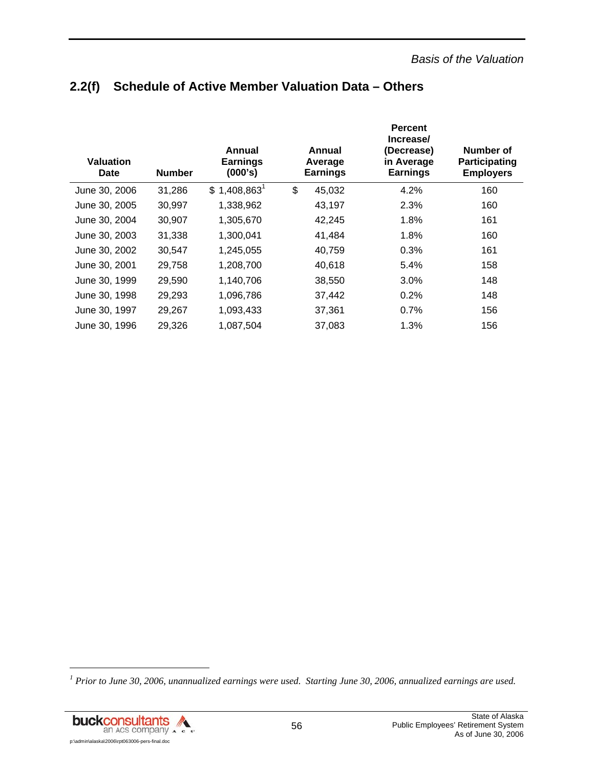## 2.2(f) Schedule of Active Member Valuation Data – Others

| Valuation Date | Number | Annual Earnings (000's) | Annual Average Earnings | Percent Increase/ (Decrease) in Average Earnings | Number of Participating Employers |
|---|---|---|---|---|---|
| June 30, 2006 | 31,286 | $ 1,408,863[1] | $ 45,032 | 4.2% | 160 |
| June 30, 2005 | 30,997 | 1,338,962 | 43,197 | 2.3% | 160 |
| June 30, 2004 | 30,907 | 1,305,670 | 42,245 | 1.8% | 161 |
| June 30, 2003 | 31,338 | 1,300,041 | 41,484 | 1.8% | 160 |
| June 30, 2002 | 30,547 | 1,245,055 | 40,759 | 0.3% | 161 |
| June 30, 2001 | 29,758 | 1,208,700 | 40,618 | 5.4% | 158 |
| June 30, 1999 | 29,590 | 1,140,706 | 38,550 | 3.0% | 148 |
| June 30, 1998 | 29,293 | 1,096,786 | 37,442 | 0.2% | 148 |
| June 30, 1997 | 29,267 | 1,093,433 | 37,361 | 0.7% | 156 |
| June 30, 1996 | 29,326 | 1,087,504 | 37,083 | 1.3% | 156 |

[1] *Prior to June 30, 2006, unannualized earnings were used. Starting June 30, 2006, annualized earnings are used.*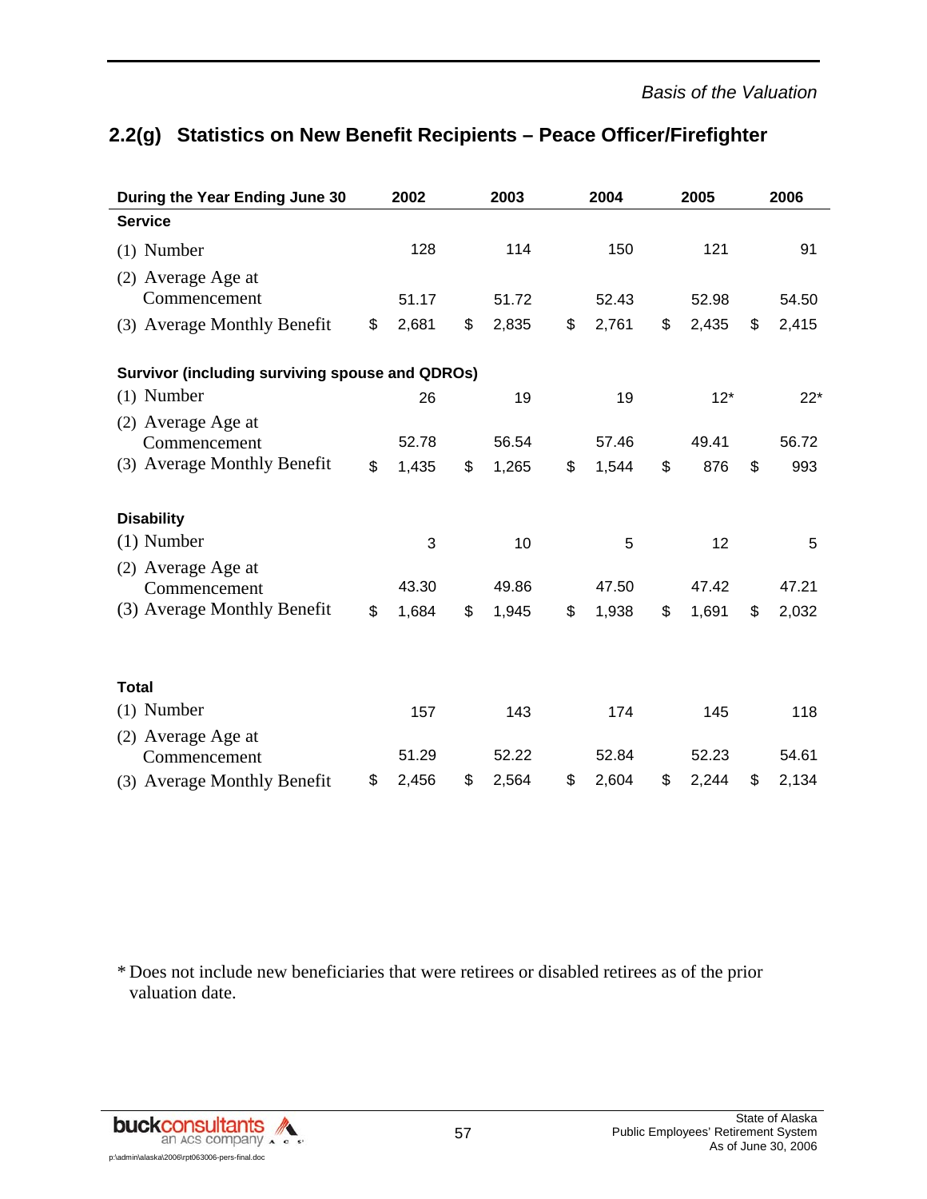## 2.2(g) Statistics on New Benefit Recipients – Peace Officer/Firefighter

| During the Year Ending June 30 | 2002 | 2003 | 2004 | 2005 | 2006 |
|---|---|---|---|---|---|
| **Service** | | | | | |
| (1) Number | 128 | 114 | 150 | 121 | 91 |
| (2) Average Age at Commencement | 51.17 | 51.72 | 52.43 | 52.98 | 54.50 |
| (3) Average Monthly Benefit | $ 2,681 | $ 2,835 | $ 2,761 | $ 2,435 | $ 2,415 |
| **Survivor (including surviving spouse and QDROs)** | | | | | |
| (1) Number | 26 | 19 | 19 | 12* | 22* |
| (2) Average Age at Commencement | 52.78 | 56.54 | 57.46 | 49.41 | 56.72 |
| (3) Average Monthly Benefit | $ 1,435 | $ 1,265 | $ 1,544 | $ 876 | $ 993 |
| **Disability** | | | | | |
| (1) Number | 3 | 10 | 5 | 12 | 5 |
| (2) Average Age at Commencement | 43.30 | 49.86 | 47.50 | 47.42 | 47.21 |
| (3) Average Monthly Benefit | $ 1,684 | $ 1,945 | $ 1,938 | $ 1,691 | $ 2,032 |
| **Total** | | | | | |
| (1) Number | 157 | 143 | 174 | 145 | 118 |
| (2) Average Age at Commencement | 51.29 | 52.22 | 52.84 | 52.23 | 54.61 |
| (3) Average Monthly Benefit | $ 2,456 | $ 2,564 | $ 2,604 | $ 2,244 | $ 2,134 |

\* Does not include new beneficiaries that were retirees or disabled retirees as of the prior valuation date.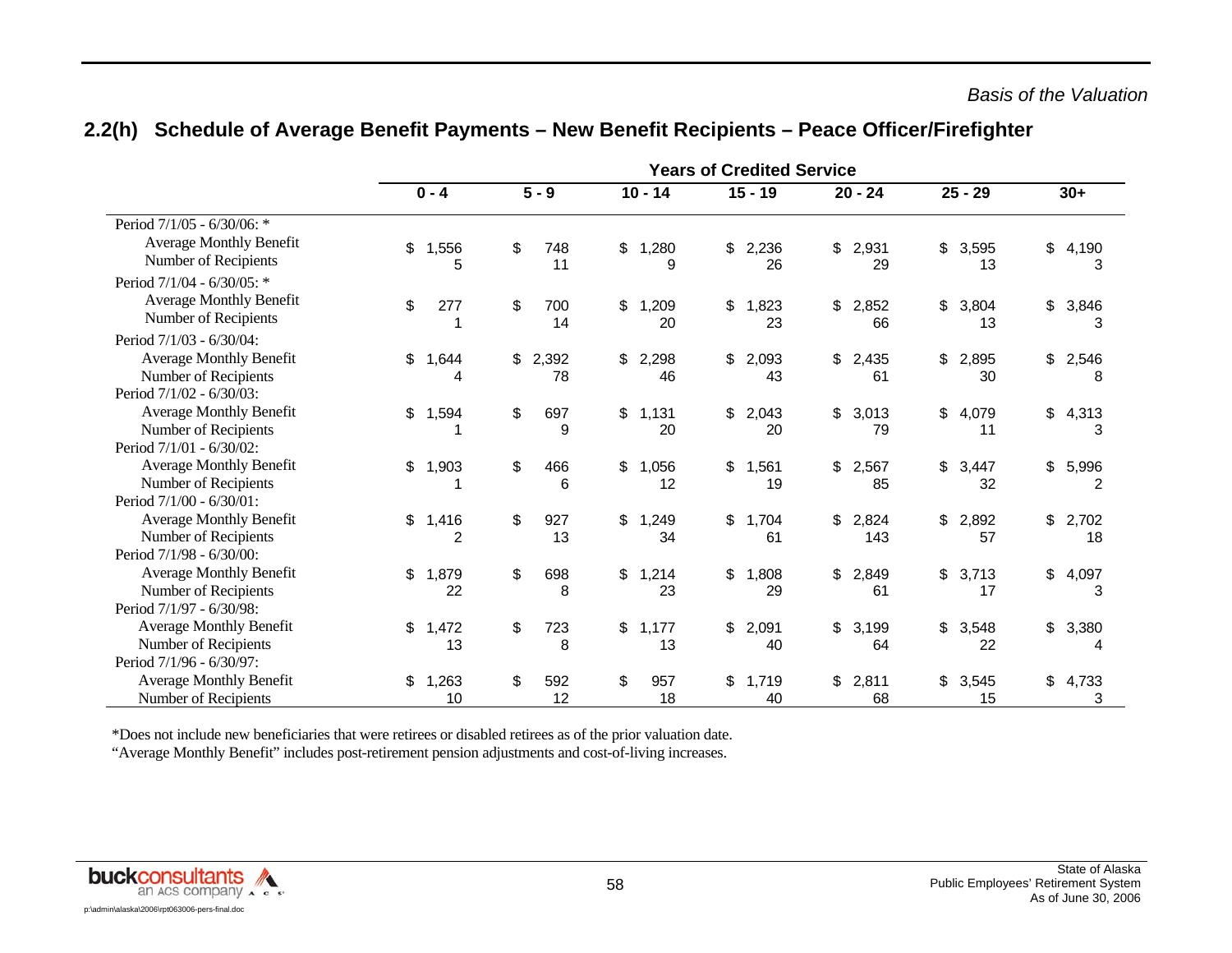*Basis of the Valuation*

## 2.2(h) Schedule of Average Benefit Payments – New Benefit Recipients – Peace Officer/Firefighter

| | Years of Credited Service | | | | | | |
|---|---|---|---|---|---|---|---|
| | 0 - 4 | 5 - 9 | 10 - 14 | 15 - 19 | 20 - 24 | 25 - 29 | 30+ |
| Period 7/1/05 - 6/30/06: * | | | | | | | |
| Average Monthly Benefit | $ 1,556 | $ 748 | $ 1,280 | $ 2,236 | $ 2,931 | $ 3,595 | $ 4,190 |
| Number of Recipients | 5 | 11 | 9 | 26 | 29 | 13 | 3 |
| Period 7/1/04 - 6/30/05: * | | | | | | | |
| Average Monthly Benefit | $ 277 | $ 700 | $ 1,209 | $ 1,823 | $ 2,852 | $ 3,804 | $ 3,846 |
| Number of Recipients | 1 | 14 | 20 | 23 | 66 | 13 | 3 |
| Period 7/1/03 - 6/30/04: | | | | | | | |
| Average Monthly Benefit | $ 1,644 | $ 2,392 | $ 2,298 | $ 2,093 | $ 2,435 | $ 2,895 | $ 2,546 |
| Number of Recipients | 4 | 78 | 46 | 43 | 61 | 30 | 8 |
| Period 7/1/02 - 6/30/03: | | | | | | | |
| Average Monthly Benefit | $ 1,594 | $ 697 | $ 1,131 | $ 2,043 | $ 3,013 | $ 4,079 | $ 4,313 |
| Number of Recipients | 1 | 9 | 20 | 20 | 79 | 11 | 3 |
| Period 7/1/01 - 6/30/02: | | | | | | | |
| Average Monthly Benefit | $ 1,903 | $ 466 | $ 1,056 | $ 1,561 | $ 2,567 | $ 3,447 | $ 5,996 |
| Number of Recipients | 1 | 6 | 12 | 19 | 85 | 32 | 2 |
| Period 7/1/00 - 6/30/01: | | | | | | | |
| Average Monthly Benefit | $ 1,416 | $ 927 | $ 1,249 | $ 1,704 | $ 2,824 | $ 2,892 | $ 2,702 |
| Number of Recipients | 2 | 13 | 34 | 61 | 143 | 57 | 18 |
| Period 7/1/98 - 6/30/00: | | | | | | | |
| Average Monthly Benefit | $ 1,879 | $ 698 | $ 1,214 | $ 1,808 | $ 2,849 | $ 3,713 | $ 4,097 |
| Number of Recipients | 22 | 8 | 23 | 29 | 61 | 17 | 3 |
| Period 7/1/97 - 6/30/98: | | | | | | | |
| Average Monthly Benefit | $ 1,472 | $ 723 | $ 1,177 | $ 2,091 | $ 3,199 | $ 3,548 | $ 3,380 |
| Number of Recipients | 13 | 8 | 13 | 40 | 64 | 22 | 4 |
| Period 7/1/96 - 6/30/97: | | | | | | | |
| Average Monthly Benefit | $ 1,263 | $ 592 | $ 957 | $ 1,719 | $ 2,811 | $ 3,545 | $ 4,733 |
| Number of Recipients | 10 | 12 | 18 | 40 | 68 | 15 | 3 |

*Does not include new beneficiaries that were retirees or disabled retirees as of the prior valuation date.

"Average Monthly Benefit" includes post-retirement pension adjustments and cost-of-living increases.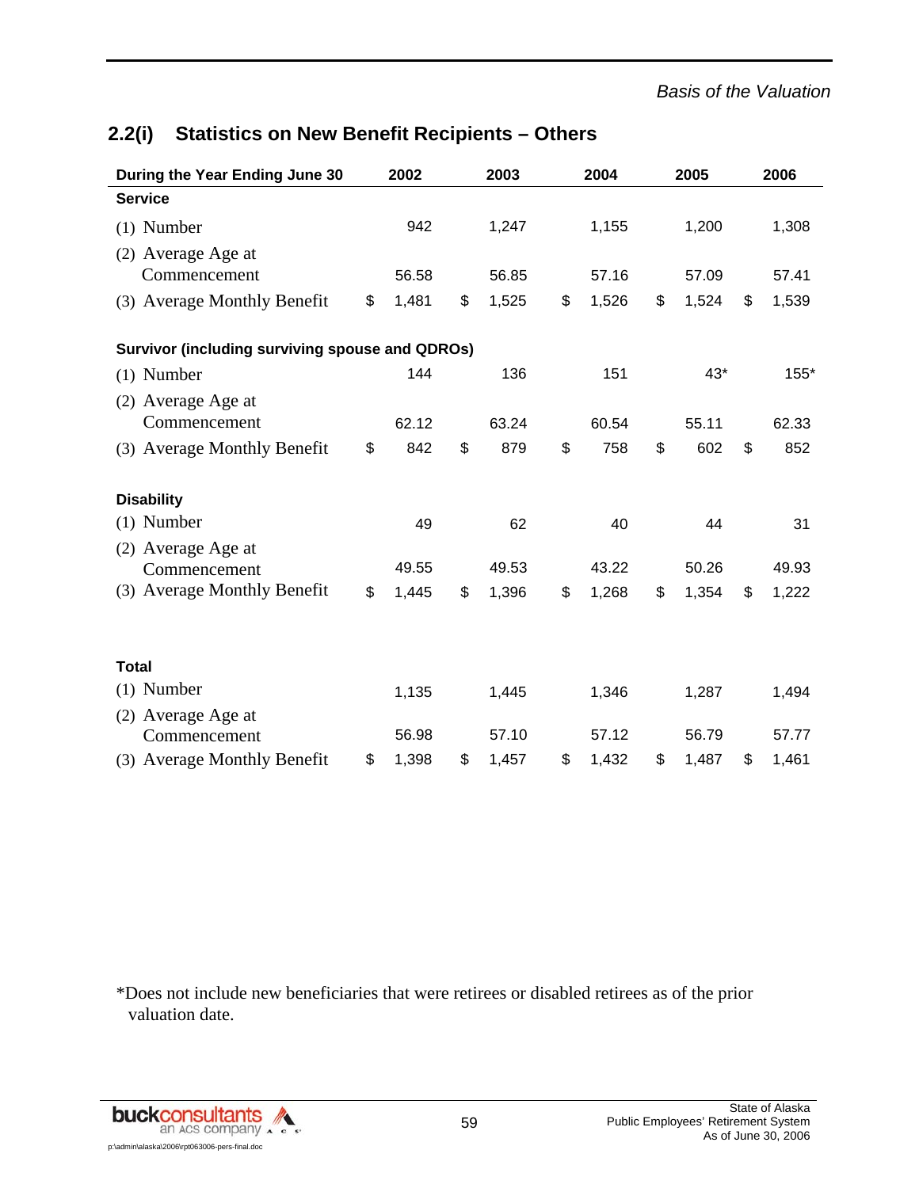## 2.2(i) Statistics on New Benefit Recipients – Others

| During the Year Ending June 30 | 2002 | 2003 | 2004 | 2005 | 2006 |
|---|---|---|---|---|---|
| **Service** | | | | | |
| (1) Number | 942 | 1,247 | 1,155 | 1,200 | 1,308 |
| (2) Average Age at Commencement | 56.58 | 56.85 | 57.16 | 57.09 | 57.41 |
| (3) Average Monthly Benefit | $ 1,481 | $ 1,525 | $ 1,526 | $ 1,524 | $ 1,539 |
| **Survivor (including surviving spouse and QDROs)** | | | | | |
| (1) Number | 144 | 136 | 151 | 43* | 155* |
| (2) Average Age at Commencement | 62.12 | 63.24 | 60.54 | 55.11 | 62.33 |
| (3) Average Monthly Benefit | $ 842 | $ 879 | $ 758 | $ 602 | $ 852 |
| **Disability** | | | | | |
| (1) Number | 49 | 62 | 40 | 44 | 31 |
| (2) Average Age at Commencement | 49.55 | 49.53 | 43.22 | 50.26 | 49.93 |
| (3) Average Monthly Benefit | $ 1,445 | $ 1,396 | $ 1,268 | $ 1,354 | $ 1,222 |
| **Total** | | | | | |
| (1) Number | 1,135 | 1,445 | 1,346 | 1,287 | 1,494 |
| (2) Average Age at Commencement | 56.98 | 57.10 | 57.12 | 56.79 | 57.77 |
| (3) Average Monthly Benefit | $ 1,398 | $ 1,457 | $ 1,432 | $ 1,487 | $ 1,461 |

*Does not include new beneficiaries that were retirees or disabled retirees as of the prior valuation date.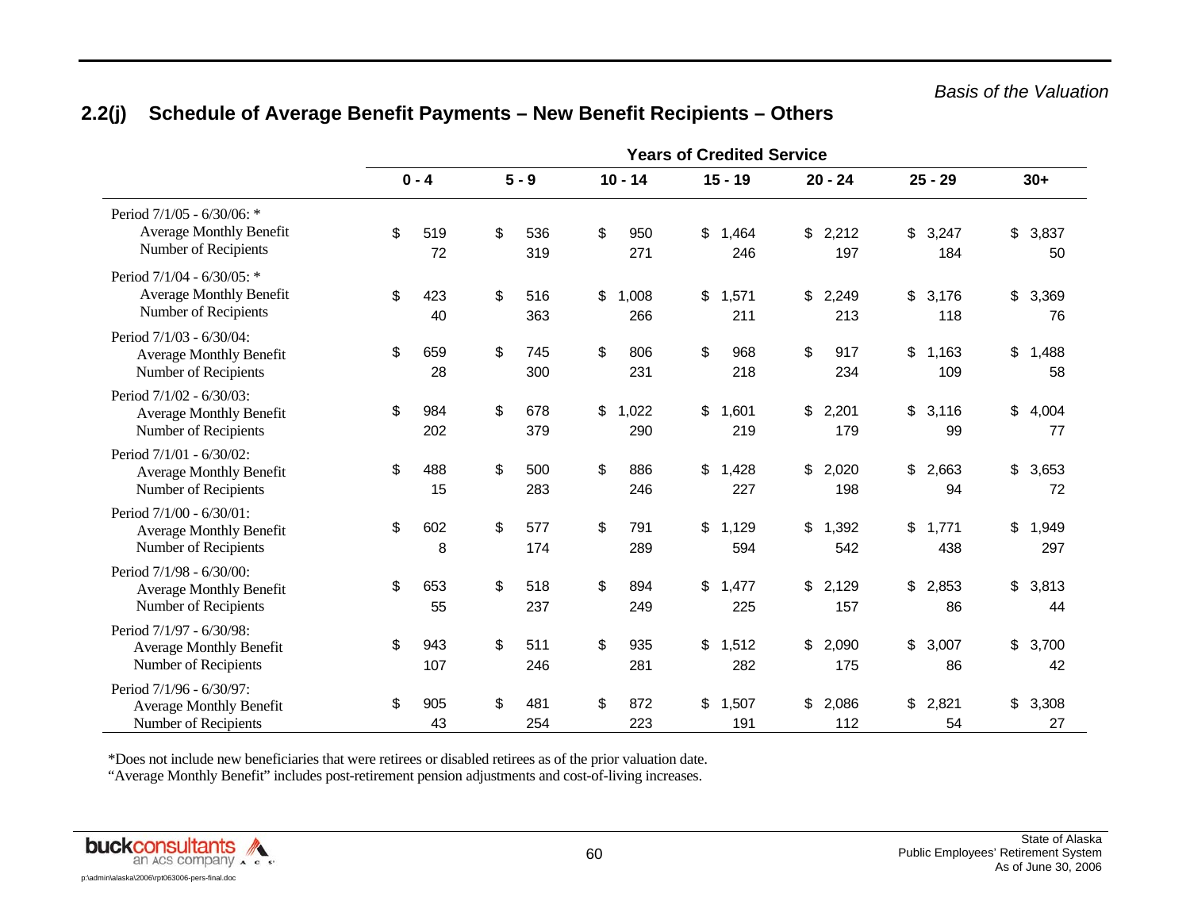## 2.2(j) Schedule of Average Benefit Payments – New Benefit Recipients – Others

| | Years of Credited Service | | | | | | |
|---|---|---|---|---|---|---|---|
| | 0 - 4 | 5 - 9 | 10 - 14 | 15 - 19 | 20 - 24 | 25 - 29 | 30+ |
| **Period 7/1/05 - 6/30/06: *** | | | | | | | |
| Average Monthly Benefit | $ 519 | $ 536 | $ 950 | $ 1,464 | $ 2,212 | $ 3,247 | $ 3,837 |
| Number of Recipients | 72 | 319 | 271 | 246 | 197 | 184 | 50 |
| **Period 7/1/04 - 6/30/05: *** | | | | | | | |
| Average Monthly Benefit | $ 423 | $ 516 | $ 1,008 | $ 1,571 | $ 2,249 | $ 3,176 | $ 3,369 |
| Number of Recipients | 40 | 363 | 266 | 211 | 213 | 118 | 76 |
| **Period 7/1/03 - 6/30/04:** | | | | | | | |
| Average Monthly Benefit | $ 659 | $ 745 | $ 806 | $ 968 | $ 917 | $ 1,163 | $ 1,488 |
| Number of Recipients | 28 | 300 | 231 | 218 | 234 | 109 | 58 |
| **Period 7/1/02 - 6/30/03:** | | | | | | | |
| Average Monthly Benefit | $ 984 | $ 678 | $ 1,022 | $ 1,601 | $ 2,201 | $ 3,116 | $ 4,004 |
| Number of Recipients | 202 | 379 | 290 | 219 | 179 | 99 | 77 |
| **Period 7/1/01 - 6/30/02:** | | | | | | | |
| Average Monthly Benefit | $ 488 | $ 500 | $ 886 | $ 1,428 | $ 2,020 | $ 2,663 | $ 3,653 |
| Number of Recipients | 15 | 283 | 246 | 227 | 198 | 94 | 72 |
| **Period 7/1/00 - 6/30/01:** | | | | | | | |
| Average Monthly Benefit | $ 602 | $ 577 | $ 791 | $ 1,129 | $ 1,392 | $ 1,771 | $ 1,949 |
| Number of Recipients | 8 | 174 | 289 | 594 | 542 | 438 | 297 |
| **Period 7/1/98 - 6/30/00:** | | | | | | | |
| Average Monthly Benefit | $ 653 | $ 518 | $ 894 | $ 1,477 | $ 2,129 | $ 2,853 | $ 3,813 |
| Number of Recipients | 55 | 237 | 249 | 225 | 157 | 86 | 44 |
| **Period 7/1/97 - 6/30/98:** | | | | | | | |
| Average Monthly Benefit | $ 943 | $ 511 | $ 935 | $ 1,512 | $ 2,090 | $ 3,007 | $ 3,700 |
| Number of Recipients | 107 | 246 | 281 | 282 | 175 | 86 | 42 |
| **Period 7/1/96 - 6/30/97:** | | | | | | | |
| Average Monthly Benefit | $ 905 | $ 481 | $ 872 | $ 1,507 | $ 2,086 | $ 2,821 | $ 3,308 |
| Number of Recipients | 43 | 254 | 223 | 191 | 112 | 54 | 27 |

*Does not include new beneficiaries that were retirees or disabled retirees as of the prior valuation date.
"Average Monthly Benefit" includes post-retirement pension adjustments and cost-of-living increases.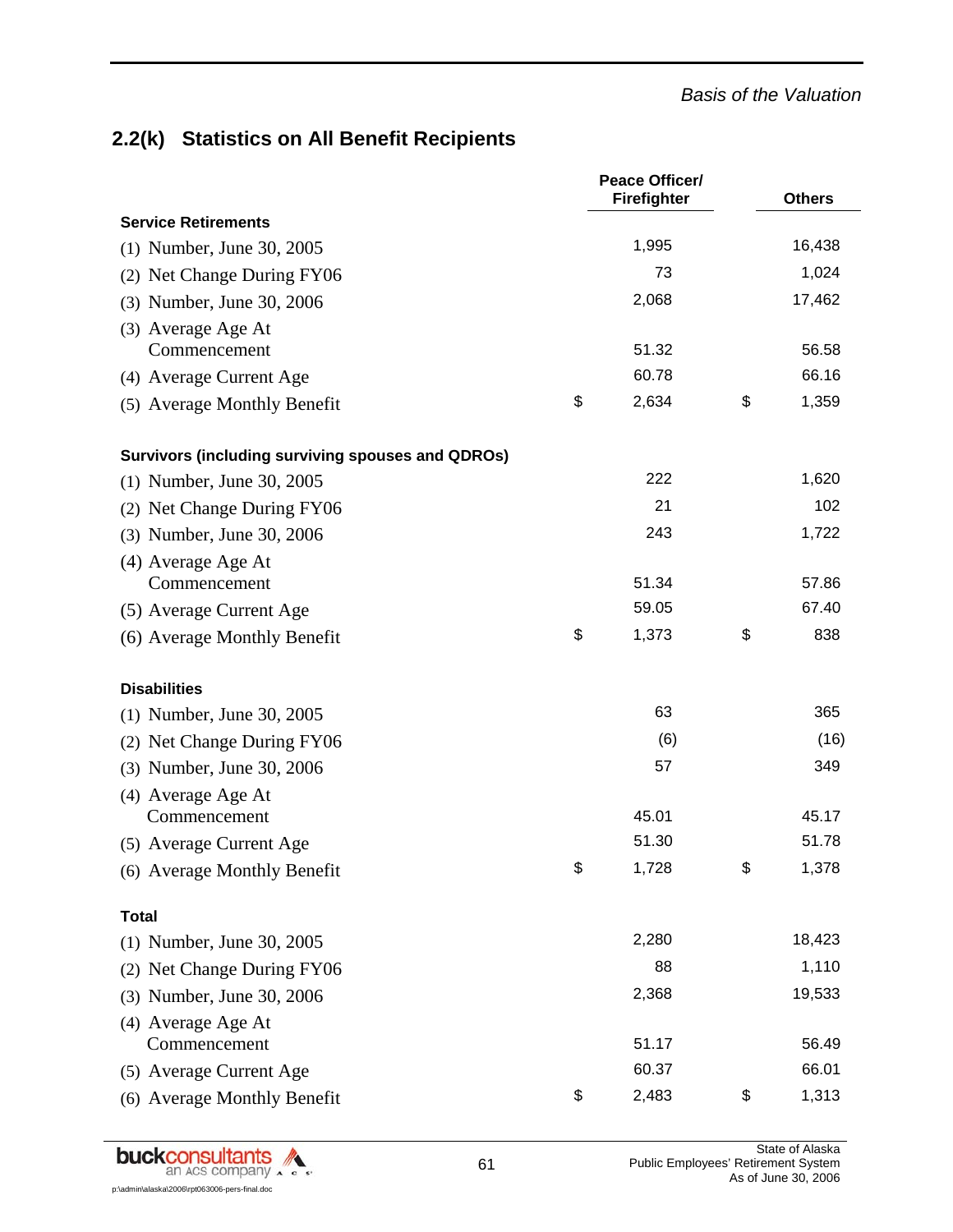## 2.2(k) Statistics on All Benefit Recipients

| | Peace Officer/ Firefighter | Others |
|---|---|---|
| **Service Retirements** | | |
| (1) Number, June 30, 2005 | 1,995 | 16,438 |
| (2) Net Change During FY06 | 73 | 1,024 |
| (3) Number, June 30, 2006 | 2,068 | 17,462 |
| (3) Average Age At Commencement | 51.32 | 56.58 |
| (4) Average Current Age | 60.78 | 66.16 |
| (5) Average Monthly Benefit | $ 2,634 | $ 1,359 |
| **Survivors (including surviving spouses and QDROs)** | | |
| (1) Number, June 30, 2005 | 222 | 1,620 |
| (2) Net Change During FY06 | 21 | 102 |
| (3) Number, June 30, 2006 | 243 | 1,722 |
| (4) Average Age At Commencement | 51.34 | 57.86 |
| (5) Average Current Age | 59.05 | 67.40 |
| (6) Average Monthly Benefit | $ 1,373 | $ 838 |
| **Disabilities** | | |
| (1) Number, June 30, 2005 | 63 | 365 |
| (2) Net Change During FY06 | (6) | (16) |
| (3) Number, June 30, 2006 | 57 | 349 |
| (4) Average Age At Commencement | 45.01 | 45.17 |
| (5) Average Current Age | 51.30 | 51.78 |
| (6) Average Monthly Benefit | $ 1,728 | $ 1,378 |
| **Total** | | |
| (1) Number, June 30, 2005 | 2,280 | 18,423 |
| (2) Net Change During FY06 | 88 | 1,110 |
| (3) Number, June 30, 2006 | 2,368 | 19,533 |
| (4) Average Age At Commencement | 51.17 | 56.49 |
| (5) Average Current Age | 60.37 | 66.01 |
| (6) Average Monthly Benefit | $ 2,483 | $ 1,313 |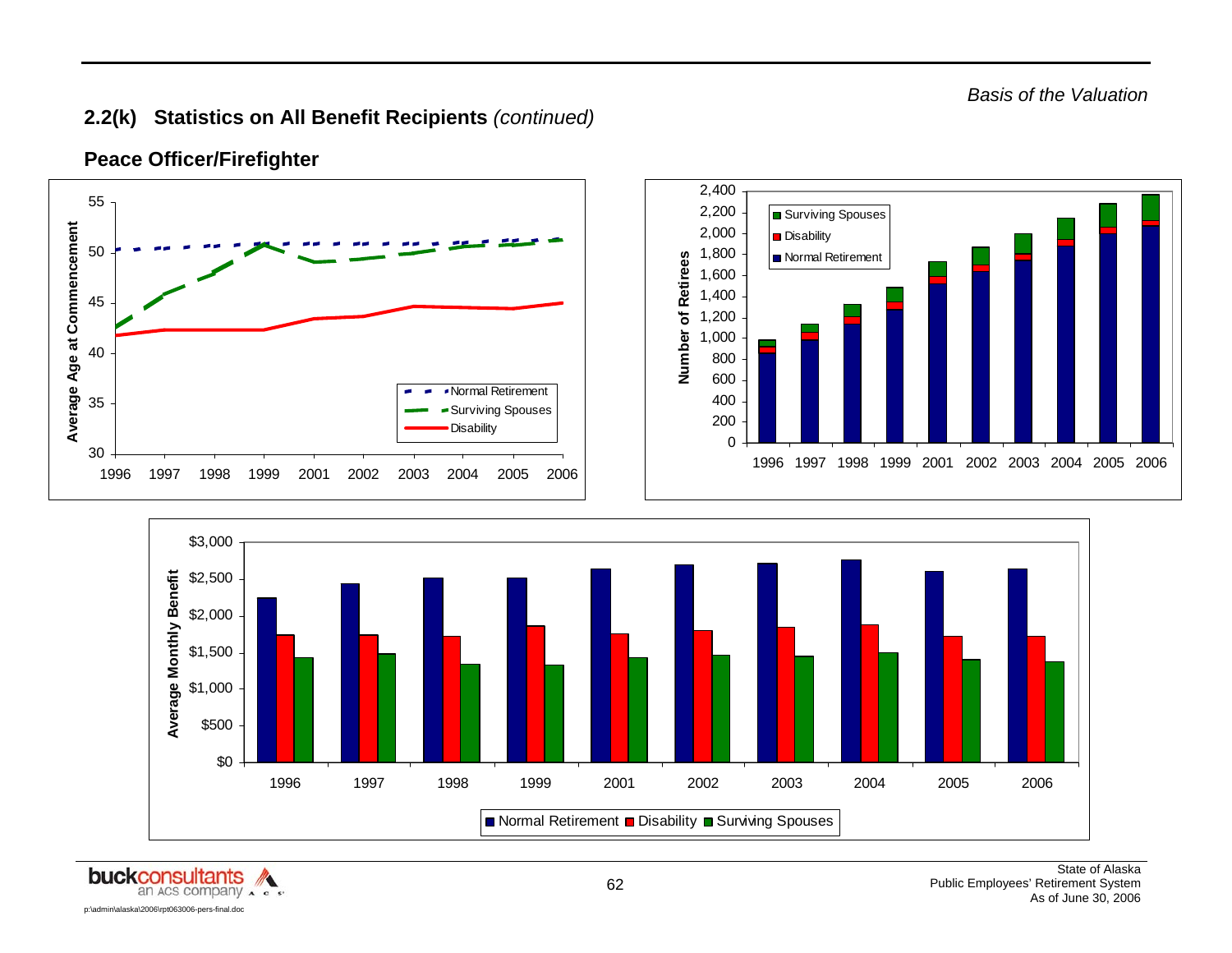## 2.2(k) Statistics on All Benefit Recipients *(continued)*

### Peace Officer/Firefighter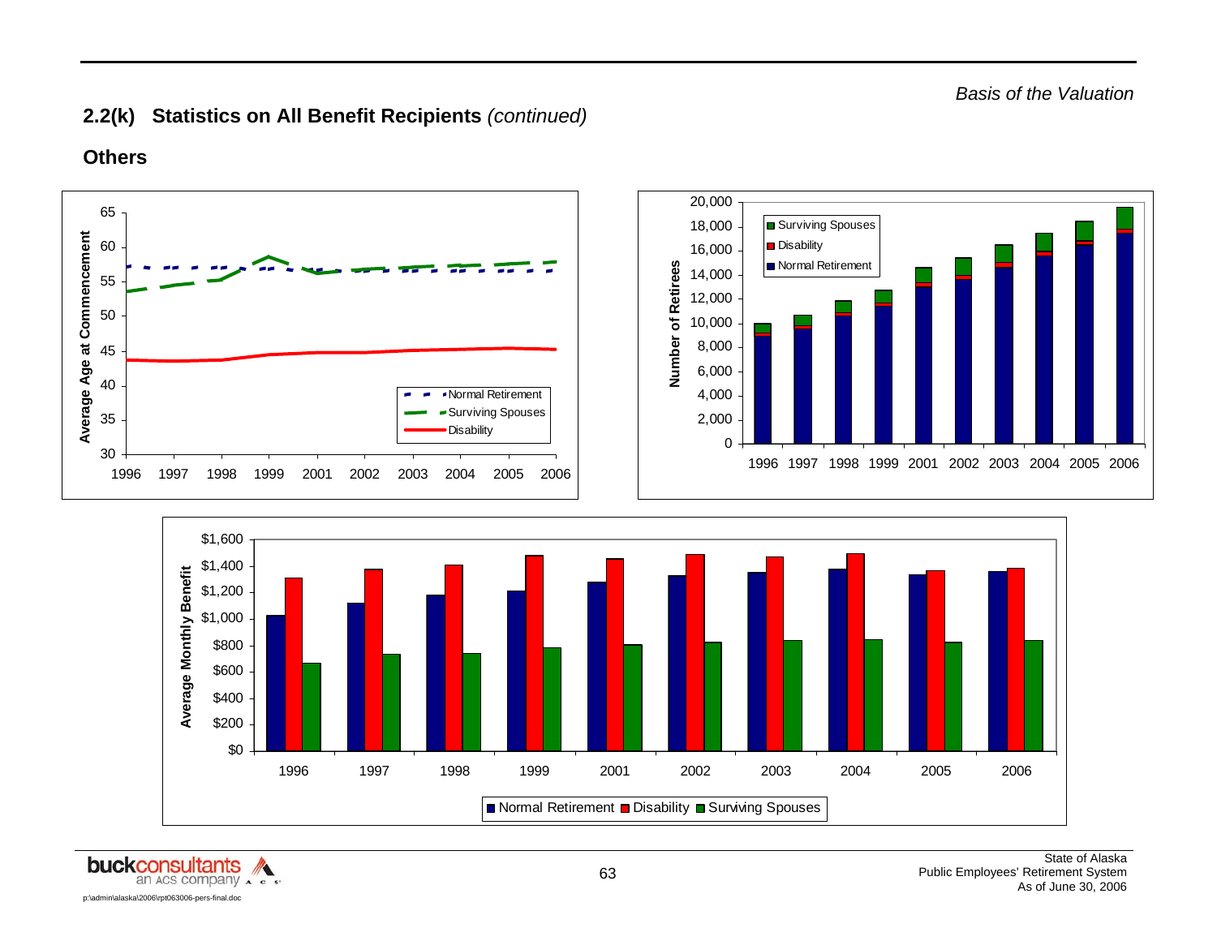## 2.2(k) Statistics on All Benefit Recipients *(continued)*

### Others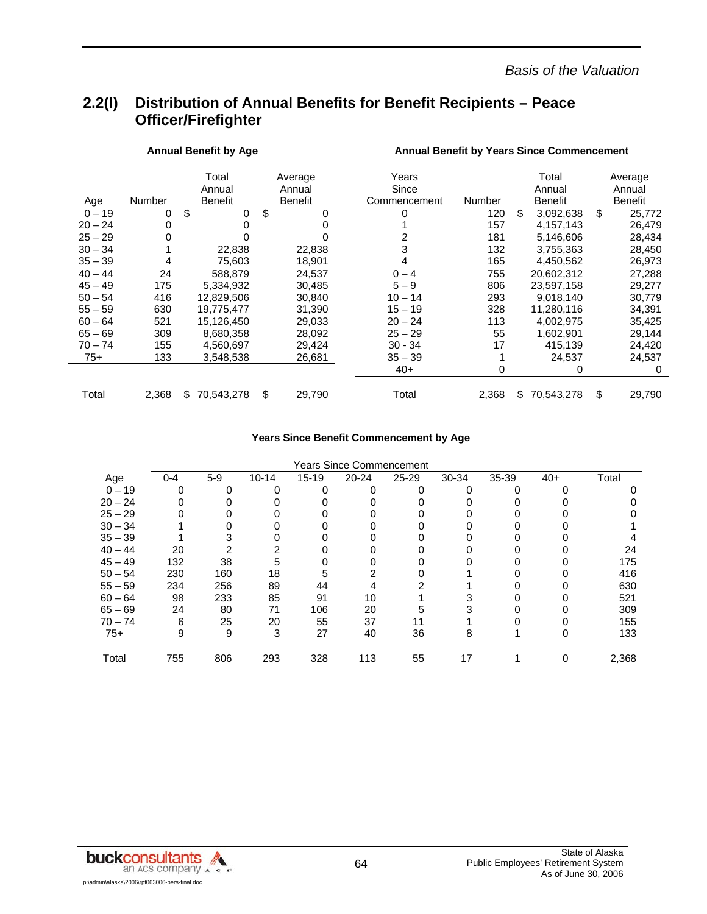## 2.2(l) Distribution of Annual Benefits for Benefit Recipients – Peace Officer/Firefighter

**Annual Benefit by Age**

| Age | Number | Total Annual Benefit | Average Annual Benefit |
|---|---|---|---|
| 0 – 19 | 0 | $ 0 | $ 0 |
| 20 – 24 | 0 | 0 | 0 |
| 25 – 29 | 0 | 0 | 0 |
| 30 – 34 | 1 | 22,838 | 22,838 |
| 35 – 39 | 4 | 75,603 | 18,901 |
| 40 – 44 | 24 | 588,879 | 24,537 |
| 45 – 49 | 175 | 5,334,932 | 30,485 |
| 50 – 54 | 416 | 12,829,506 | 30,840 |
| 55 – 59 | 630 | 19,775,477 | 31,390 |
| 60 – 64 | 521 | 15,126,450 | 29,033 |
| 65 – 69 | 309 | 8,680,358 | 28,092 |
| 70 – 74 | 155 | 4,560,697 | 29,424 |
| 75+ | 133 | 3,548,538 | 26,681 |
| Total | 2,368 | $ 70,543,278 | $ 29,790 |

**Annual Benefit by Years Since Commencement**

| Years Since Commencement | Number | Total Annual Benefit | Average Annual Benefit |
|---|---|---|---|
| 0 | 120 | $ 3,092,638 | $ 25,772 |
| 1 | 157 | 4,157,143 | 26,479 |
| 2 | 181 | 5,146,606 | 28,434 |
| 3 | 132 | 3,755,363 | 28,450 |
| 4 | 165 | 4,450,562 | 26,973 |
| 0 – 4 | 755 | 20,602,312 | 27,288 |
| 5 – 9 | 806 | 23,597,158 | 29,277 |
| 10 – 14 | 293 | 9,018,140 | 30,779 |
| 15 – 19 | 328 | 11,280,116 | 34,391 |
| 20 – 24 | 113 | 4,002,975 | 35,425 |
| 25 – 29 | 55 | 1,602,901 | 29,144 |
| 30 - 34 | 17 | 415,139 | 24,420 |
| 35 – 39 | 1 | 24,537 | 24,537 |
| 40+ | 0 | 0 | 0 |
| Total | 2,368 | $ 70,543,278 | $ 29,790 |

**Years Since Benefit Commencement by Age**

| | Years Since Commencement | | | | | | | | | |
|---|---|---|---|---|---|---|---|---|---|---|
| Age | 0-4 | 5-9 | 10-14 | 15-19 | 20-24 | 25-29 | 30-34 | 35-39 | 40+ | Total |
| 0 – 19 | 0 | 0 | 0 | 0 | 0 | 0 | 0 | 0 | 0 | 0 |
| 20 – 24 | 0 | 0 | 0 | 0 | 0 | 0 | 0 | 0 | 0 | 0 |
| 25 – 29 | 0 | 0 | 0 | 0 | 0 | 0 | 0 | 0 | 0 | 0 |
| 30 – 34 | 1 | 0 | 0 | 0 | 0 | 0 | 0 | 0 | 0 | 1 |
| 35 – 39 | 1 | 3 | 0 | 0 | 0 | 0 | 0 | 0 | 0 | 4 |
| 40 – 44 | 20 | 2 | 2 | 0 | 0 | 0 | 0 | 0 | 0 | 24 |
| 45 – 49 | 132 | 38 | 5 | 0 | 0 | 0 | 0 | 0 | 0 | 175 |
| 50 – 54 | 230 | 160 | 18 | 5 | 2 | 0 | 1 | 0 | 0 | 416 |
| 55 – 59 | 234 | 256 | 89 | 44 | 4 | 2 | 1 | 0 | 0 | 630 |
| 60 – 64 | 98 | 233 | 85 | 91 | 10 | 1 | 3 | 0 | 0 | 521 |
| 65 – 69 | 24 | 80 | 71 | 106 | 20 | 5 | 3 | 0 | 0 | 309 |
| 70 – 74 | 6 | 25 | 20 | 55 | 37 | 11 | 1 | 0 | 0 | 155 |
| 75+ | 9 | 9 | 3 | 27 | 40 | 36 | 8 | 1 | 0 | 133 |
| Total | 755 | 806 | 293 | 328 | 113 | 55 | 17 | 1 | 0 | 2,368 |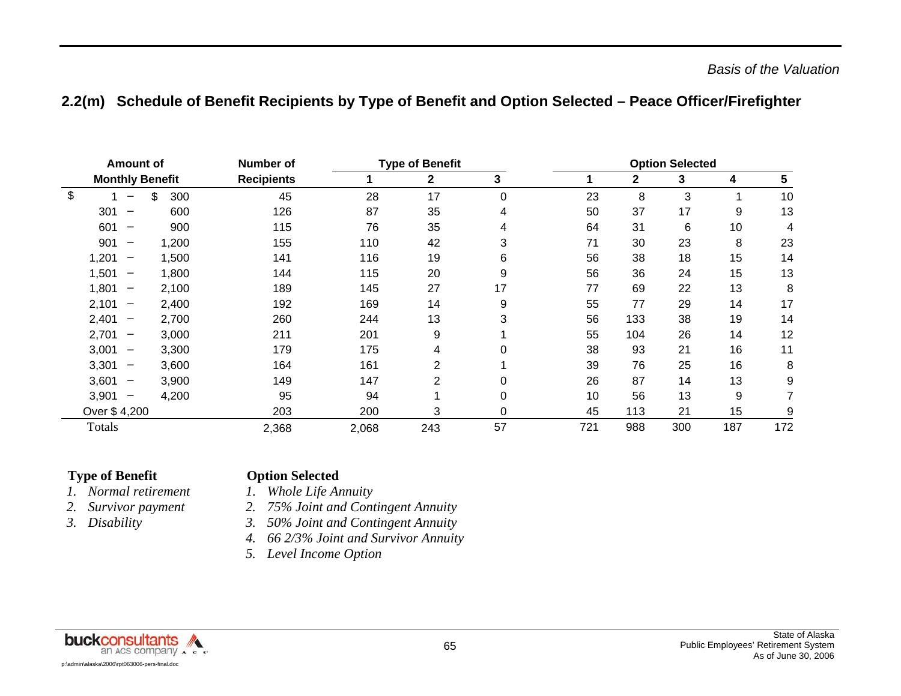## 2.2(m) Schedule of Benefit Recipients by Type of Benefit and Option Selected – Peace Officer/Firefighter

| Amount of Monthly Benefit | Number of Recipients | Type of Benefit | | | Option Selected | | | | |
|---|---|---|---|---|---|---|---|---|---|
| | | 1 | 2 | 3 | 1 | 2 | 3 | 4 | 5 |
| $ 1 – $ 300 | 45 | 28 | 17 | 0 | 23 | 8 | 3 | 1 | 10 |
| 301 – 600 | 126 | 87 | 35 | 4 | 50 | 37 | 17 | 9 | 13 |
| 601 – 900 | 115 | 76 | 35 | 4 | 64 | 31 | 6 | 10 | 4 |
| 901 – 1,200 | 155 | 110 | 42 | 3 | 71 | 30 | 23 | 8 | 23 |
| 1,201 – 1,500 | 141 | 116 | 19 | 6 | 56 | 38 | 18 | 15 | 14 |
| 1,501 – 1,800 | 144 | 115 | 20 | 9 | 56 | 36 | 24 | 15 | 13 |
| 1,801 – 2,100 | 189 | 145 | 27 | 17 | 77 | 69 | 22 | 13 | 8 |
| 2,101 – 2,400 | 192 | 169 | 14 | 9 | 55 | 77 | 29 | 14 | 17 |
| 2,401 – 2,700 | 260 | 244 | 13 | 3 | 56 | 133 | 38 | 19 | 14 |
| 2,701 – 3,000 | 211 | 201 | 9 | 1 | 55 | 104 | 26 | 14 | 12 |
| 3,001 – 3,300 | 179 | 175 | 4 | 0 | 38 | 93 | 21 | 16 | 11 |
| 3,301 – 3,600 | 164 | 161 | 2 | 1 | 39 | 76 | 25 | 16 | 8 |
| 3,601 – 3,900 | 149 | 147 | 2 | 0 | 26 | 87 | 14 | 13 | 9 |
| 3,901 – 4,200 | 95 | 94 | 1 | 0 | 10 | 56 | 13 | 9 | 7 |
| Over $ 4,200 | 203 | 200 | 3 | 0 | 45 | 113 | 21 | 15 | 9 |
| Totals | 2,368 | 2,068 | 243 | 57 | 721 | 988 | 300 | 187 | 172 |

**Type of Benefit**

1. *Normal retirement*
2. *Survivor payment*
3. *Disability*

**Option Selected**

1. *Whole Life Annuity*
2. *75% Joint and Contingent Annuity*
3. *50% Joint and Contingent Annuity*
4. *66 2/3% Joint and Survivor Annuity*
5. *Level Income Option*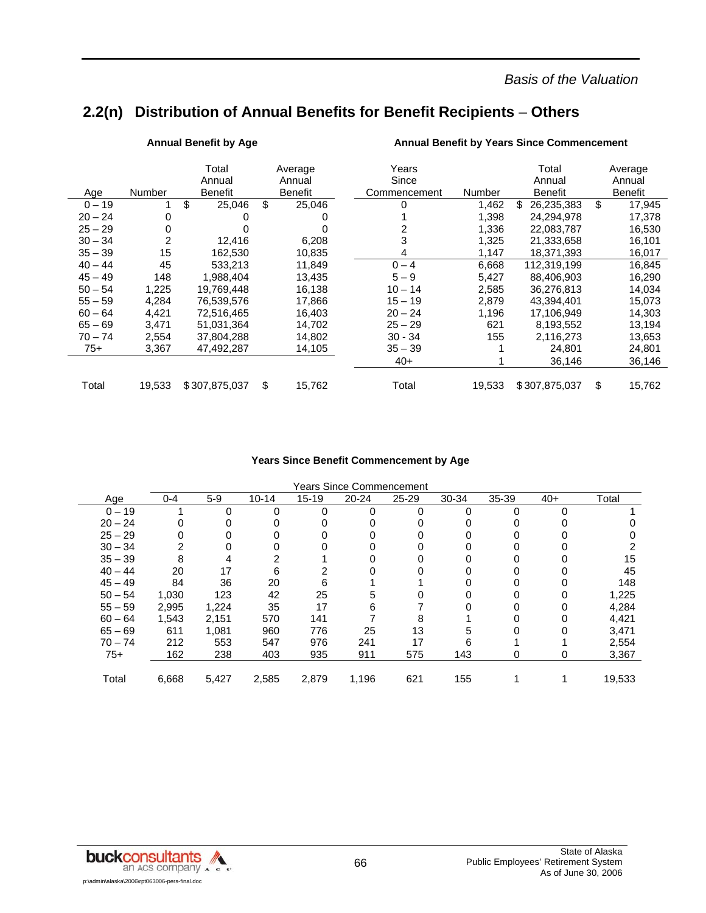## 2.2(n) Distribution of Annual Benefits for Benefit Recipients – Others

**Annual Benefit by Age**

| Age | Number | Total Annual Benefit | Average Annual Benefit |
|---|---|---|---|
| 0 – 19 | 1 | $ 25,046 | $ 25,046 |
| 20 – 24 | 0 | 0 | 0 |
| 25 – 29 | 0 | 0 | 0 |
| 30 – 34 | 2 | 12,416 | 6,208 |
| 35 – 39 | 15 | 162,530 | 10,835 |
| 40 – 44 | 45 | 533,213 | 11,849 |
| 45 – 49 | 148 | 1,988,404 | 13,435 |
| 50 – 54 | 1,225 | 19,769,448 | 16,138 |
| 55 – 59 | 4,284 | 76,539,576 | 17,866 |
| 60 – 64 | 4,421 | 72,516,465 | 16,403 |
| 65 – 69 | 3,471 | 51,031,364 | 14,702 |
| 70 – 74 | 2,554 | 37,804,288 | 14,802 |
| 75+ | 3,367 | 47,492,287 | 14,105 |
| Total | 19,533 | $ 307,875,037 | $ 15,762 |

**Annual Benefit by Years Since Commencement**

| Years Since Commencement | Number | Total Annual Benefit | Average Annual Benefit |
|---|---|---|---|
| 0 | 1,462 | $ 26,235,383 | $ 17,945 |
| 1 | 1,398 | 24,294,978 | 17,378 |
| 2 | 1,336 | 22,083,787 | 16,530 |
| 3 | 1,325 | 21,333,658 | 16,101 |
| 4 | 1,147 | 18,371,393 | 16,017 |
| 0 – 4 | 6,668 | 112,319,199 | 16,845 |
| 5 – 9 | 5,427 | 88,406,903 | 16,290 |
| 10 – 14 | 2,585 | 36,276,813 | 14,034 |
| 15 – 19 | 2,879 | 43,394,401 | 15,073 |
| 20 – 24 | 1,196 | 17,106,949 | 14,303 |
| 25 – 29 | 621 | 8,193,552 | 13,194 |
| 30 - 34 | 155 | 2,116,273 | 13,653 |
| 35 – 39 | 1 | 24,801 | 24,801 |
| 40+ | 1 | 36,146 | 36,146 |
| Total | 19,533 | $ 307,875,037 | $ 15,762 |

**Years Since Benefit Commencement by Age**

| | Years Since Commencement | | | | | | | | | |
|---|---|---|---|---|---|---|---|---|---|---|
| Age | 0-4 | 5-9 | 10-14 | 15-19 | 20-24 | 25-29 | 30-34 | 35-39 | 40+ | Total |
| 0 – 19 | 1 | 0 | 0 | 0 | 0 | 0 | 0 | 0 | 0 | 1 |
| 20 – 24 | 0 | 0 | 0 | 0 | 0 | 0 | 0 | 0 | 0 | 0 |
| 25 – 29 | 0 | 0 | 0 | 0 | 0 | 0 | 0 | 0 | 0 | 0 |
| 30 – 34 | 2 | 0 | 0 | 0 | 0 | 0 | 0 | 0 | 0 | 2 |
| 35 – 39 | 8 | 4 | 2 | 1 | 0 | 0 | 0 | 0 | 0 | 15 |
| 40 – 44 | 20 | 17 | 6 | 2 | 0 | 0 | 0 | 0 | 0 | 45 |
| 45 – 49 | 84 | 36 | 20 | 6 | 1 | 1 | 0 | 0 | 0 | 148 |
| 50 – 54 | 1,030 | 123 | 42 | 25 | 5 | 0 | 0 | 0 | 0 | 1,225 |
| 55 – 59 | 2,995 | 1,224 | 35 | 17 | 6 | 7 | 0 | 0 | 0 | 4,284 |
| 60 – 64 | 1,543 | 2,151 | 570 | 141 | 7 | 8 | 1 | 0 | 0 | 4,421 |
| 65 – 69 | 611 | 1,081 | 960 | 776 | 25 | 13 | 5 | 0 | 0 | 3,471 |
| 70 – 74 | 212 | 553 | 547 | 976 | 241 | 17 | 6 | 1 | 1 | 2,554 |
| 75+ | 162 | 238 | 403 | 935 | 911 | 575 | 143 | 0 | 0 | 3,367 |
| Total | 6,668 | 5,427 | 2,585 | 2,879 | 1,196 | 621 | 155 | 1 | 1 | 19,533 |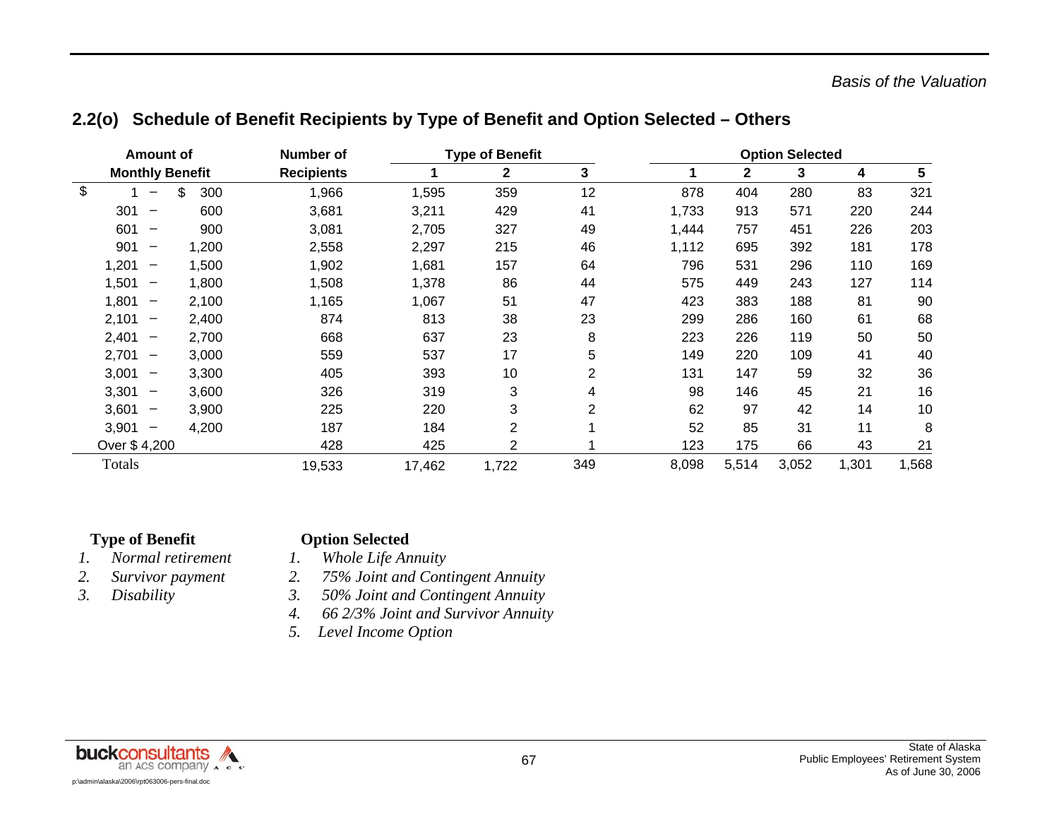## 2.2(o) Schedule of Benefit Recipients by Type of Benefit and Option Selected – Others

| Amount of Monthly Benefit | Number of Recipients | Type of Benefit | | | Option Selected | | | | |
|---|---|---|---|---|---|---|---|---|---|
| | | 1 | 2 | 3 | 1 | 2 | 3 | 4 | 5 |
| $ 1 – $ 300 | 1,966 | 1,595 | 359 | 12 | 878 | 404 | 280 | 83 | 321 |
| 301 – 600 | 3,681 | 3,211 | 429 | 41 | 1,733 | 913 | 571 | 220 | 244 |
| 601 – 900 | 3,081 | 2,705 | 327 | 49 | 1,444 | 757 | 451 | 226 | 203 |
| 901 – 1,200 | 2,558 | 2,297 | 215 | 46 | 1,112 | 695 | 392 | 181 | 178 |
| 1,201 – 1,500 | 1,902 | 1,681 | 157 | 64 | 796 | 531 | 296 | 110 | 169 |
| 1,501 – 1,800 | 1,508 | 1,378 | 86 | 44 | 575 | 449 | 243 | 127 | 114 |
| 1,801 – 2,100 | 1,165 | 1,067 | 51 | 47 | 423 | 383 | 188 | 81 | 90 |
| 2,101 – 2,400 | 874 | 813 | 38 | 23 | 299 | 286 | 160 | 61 | 68 |
| 2,401 – 2,700 | 668 | 637 | 23 | 8 | 223 | 226 | 119 | 50 | 50 |
| 2,701 – 3,000 | 559 | 537 | 17 | 5 | 149 | 220 | 109 | 41 | 40 |
| 3,001 – 3,300 | 405 | 393 | 10 | 2 | 131 | 147 | 59 | 32 | 36 |
| 3,301 – 3,600 | 326 | 319 | 3 | 4 | 98 | 146 | 45 | 21 | 16 |
| 3,601 – 3,900 | 225 | 220 | 3 | 2 | 62 | 97 | 42 | 14 | 10 |
| 3,901 – 4,200 | 187 | 184 | 2 | 1 | 52 | 85 | 31 | 11 | 8 |
| Over $ 4,200 | 428 | 425 | 2 | 1 | 123 | 175 | 66 | 43 | 21 |
| Totals | 19,533 | 17,462 | 1,722 | 349 | 8,098 | 5,514 | 3,052 | 1,301 | 1,568 |

**Type of Benefit**

1. *Normal retirement*
2. *Survivor payment*
3. *Disability*

**Option Selected**

1. *Whole Life Annuity*
2. *75% Joint and Contingent Annuity*
3. *50% Joint and Contingent Annuity*
4. *66 2/3% Joint and Survivor Annuity*
5. *Level Income Option*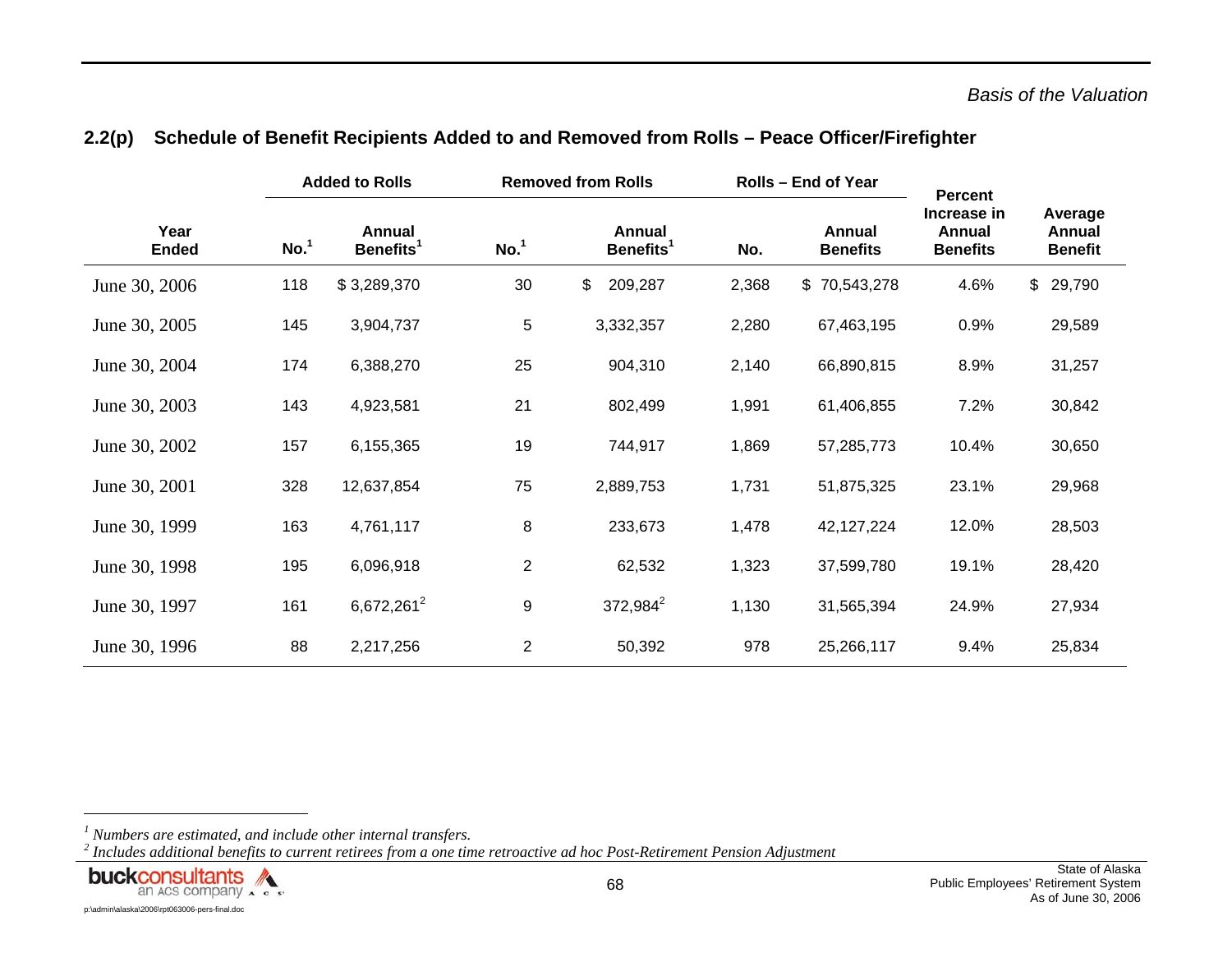## 2.2(p) Schedule of Benefit Recipients Added to and Removed from Rolls – Peace Officer/Firefighter

| Year Ended | Added to Rolls | | Removed from Rolls | | Rolls – End of Year | | Percent Increase in Annual Benefits | Average Annual Benefit |
|---|---|---|---|---|---|---|---|---|
| | No.[1] | Annual Benefits[1] | No.[1] | Annual Benefits[1] | No. | Annual Benefits | | |
| June 30, 2006 | 118 | $ 3,289,370 | 30 | $ 209,287 | 2,368 | $ 70,543,278 | 4.6% | $ 29,790 |
| June 30, 2005 | 145 | 3,904,737 | 5 | 3,332,357 | 2,280 | 67,463,195 | 0.9% | 29,589 |
| June 30, 2004 | 174 | 6,388,270 | 25 | 904,310 | 2,140 | 66,890,815 | 8.9% | 31,257 |
| June 30, 2003 | 143 | 4,923,581 | 21 | 802,499 | 1,991 | 61,406,855 | 7.2% | 30,842 |
| June 30, 2002 | 157 | 6,155,365 | 19 | 744,917 | 1,869 | 57,285,773 | 10.4% | 30,650 |
| June 30, 2001 | 328 | 12,637,854 | 75 | 2,889,753 | 1,731 | 51,875,325 | 23.1% | 29,968 |
| June 30, 1999 | 163 | 4,761,117 | 8 | 233,673 | 1,478 | 42,127,224 | 12.0% | 28,503 |
| June 30, 1998 | 195 | 6,096,918 | 2 | 62,532 | 1,323 | 37,599,780 | 19.1% | 28,420 |
| June 30, 1997 | 161 | 6,672,261[2] | 9 | 372,984[2] | 1,130 | 31,565,394 | 24.9% | 27,934 |
| June 30, 1996 | 88 | 2,217,256 | 2 | 50,392 | 978 | 25,266,117 | 9.4% | 25,834 |

[1] *Numbers are estimated, and include other internal transfers.*
[2] *Includes additional benefits to current retirees from a one time retroactive ad hoc Post-Retirement Pension Adjustment*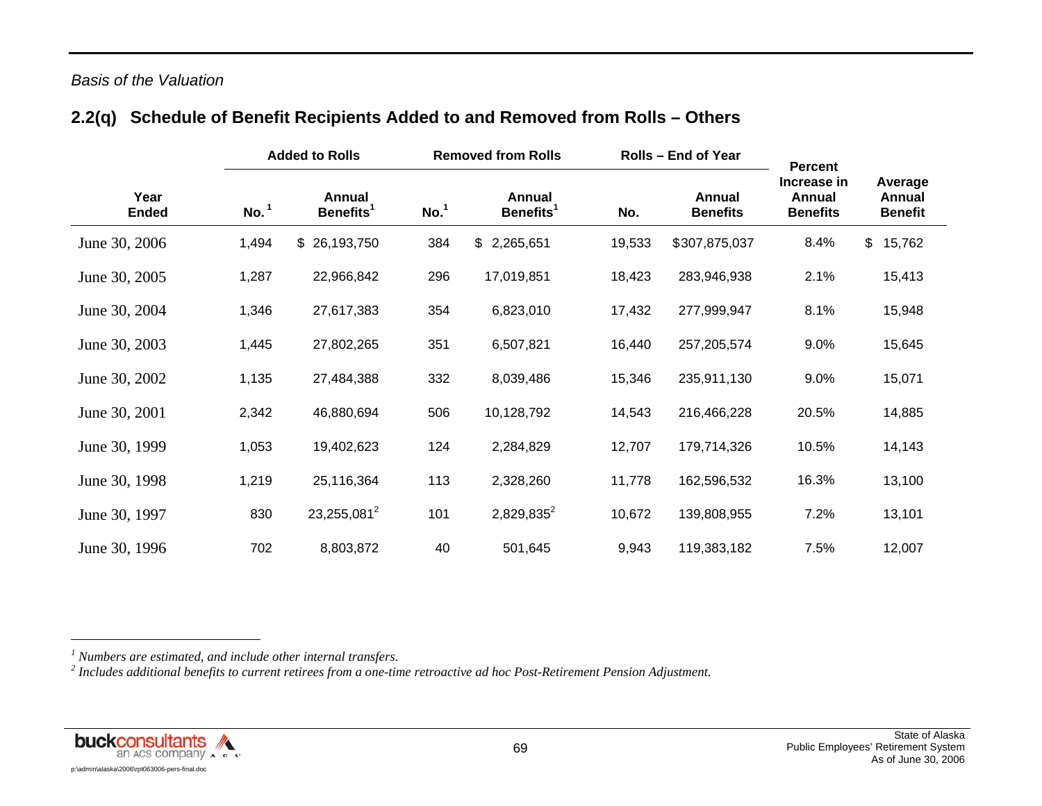*Basis of the Valuation*

## 2.2(q) Schedule of Benefit Recipients Added to and Removed from Rolls – Others

| Year Ended | Added to Rolls | | Removed from Rolls | | Rolls – End of Year | | Percent Increase in Annual Benefits | Average Annual Benefit |
|---|---|---|---|---|---|---|---|---|
| | No.[1] | Annual Benefits[1] | No.[1] | Annual Benefits[1] | No. | Annual Benefits | | |
| June 30, 2006 | 1,494 | $ 26,193,750 | 384 | $ 2,265,651 | 19,533 | $307,875,037 | 8.4% | $ 15,762 |
| June 30, 2005 | 1,287 | 22,966,842 | 296 | 17,019,851 | 18,423 | 283,946,938 | 2.1% | 15,413 |
| June 30, 2004 | 1,346 | 27,617,383 | 354 | 6,823,010 | 17,432 | 277,999,947 | 8.1% | 15,948 |
| June 30, 2003 | 1,445 | 27,802,265 | 351 | 6,507,821 | 16,440 | 257,205,574 | 9.0% | 15,645 |
| June 30, 2002 | 1,135 | 27,484,388 | 332 | 8,039,486 | 15,346 | 235,911,130 | 9.0% | 15,071 |
| June 30, 2001 | 2,342 | 46,880,694 | 506 | 10,128,792 | 14,543 | 216,466,228 | 20.5% | 14,885 |
| June 30, 1999 | 1,053 | 19,402,623 | 124 | 2,284,829 | 12,707 | 179,714,326 | 10.5% | 14,143 |
| June 30, 1998 | 1,219 | 25,116,364 | 113 | 2,328,260 | 11,778 | 162,596,532 | 16.3% | 13,100 |
| June 30, 1997 | 830 | 23,255,081[2] | 101 | 2,829,835[2] | 10,672 | 139,808,955 | 7.2% | 13,101 |
| June 30, 1996 | 702 | 8,803,872 | 40 | 501,645 | 9,943 | 119,383,182 | 7.5% | 12,007 |

[1] *Numbers are estimated, and include other internal transfers.*

[2] *Includes additional benefits to current retirees from a one-time retroactive ad hoc Post-Retirement Pension Adjustment.*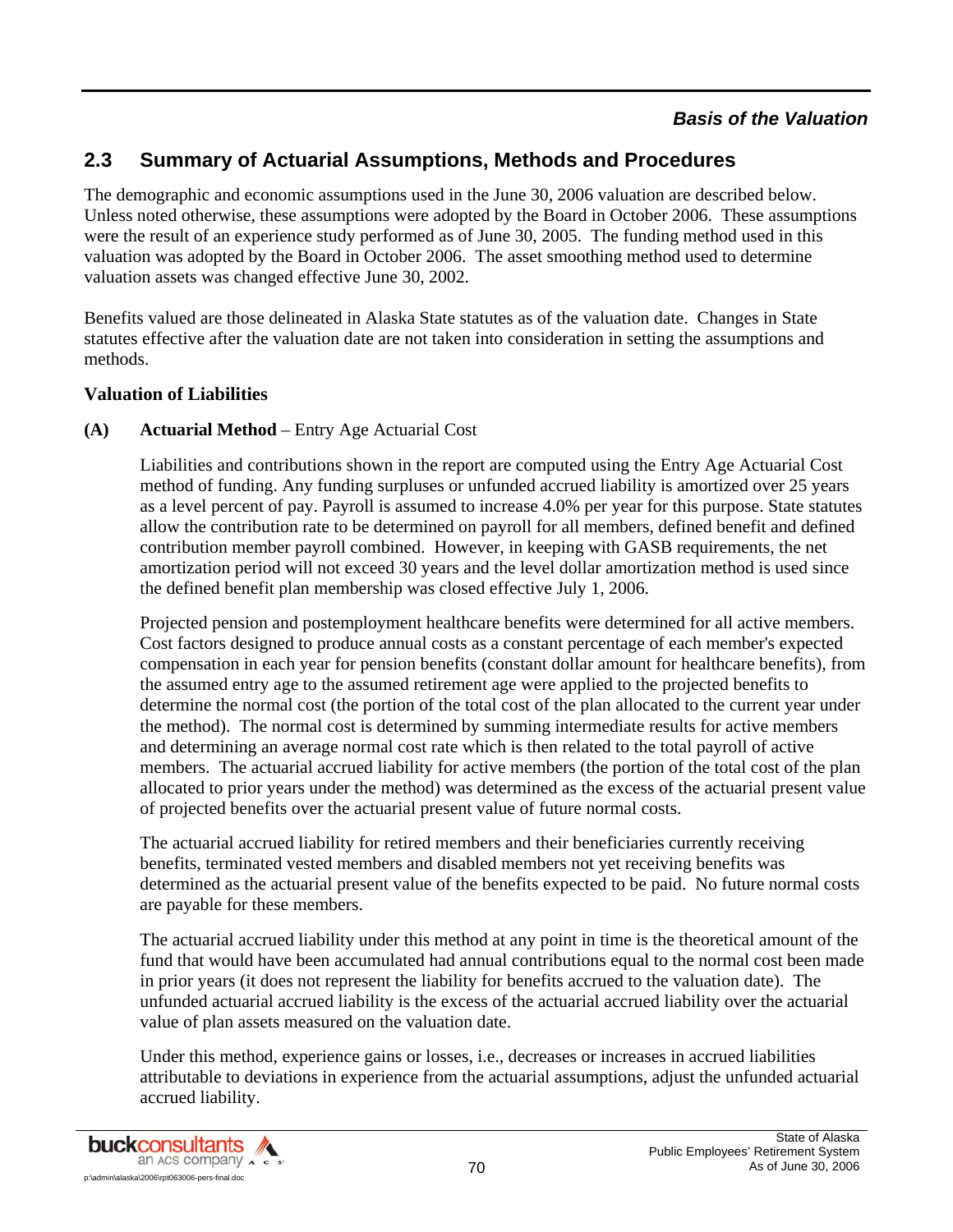## 2.3 Summary of Actuarial Assumptions, Methods and Procedures

The demographic and economic assumptions used in the June 30, 2006 valuation are described below. Unless noted otherwise, these assumptions were adopted by the Board in October 2006. These assumptions were the result of an experience study performed as of June 30, 2005. The funding method used in this valuation was adopted by the Board in October 2006. The asset smoothing method used to determine valuation assets was changed effective June 30, 2002.

Benefits valued are those delineated in Alaska State statutes as of the valuation date. Changes in State statutes effective after the valuation date are not taken into consideration in setting the assumptions and methods.

### Valuation of Liabilities

**(A) Actuarial Method** – Entry Age Actuarial Cost

Liabilities and contributions shown in the report are computed using the Entry Age Actuarial Cost method of funding. Any funding surpluses or unfunded accrued liability is amortized over 25 years as a level percent of pay. Payroll is assumed to increase 4.0% per year for this purpose. State statutes allow the contribution rate to be determined on payroll for all members, defined benefit and defined contribution member payroll combined. However, in keeping with GASB requirements, the net amortization period will not exceed 30 years and the level dollar amortization method is used since the defined benefit plan membership was closed effective July 1, 2006.

Projected pension and postemployment healthcare benefits were determined for all active members. Cost factors designed to produce annual costs as a constant percentage of each member's expected compensation in each year for pension benefits (constant dollar amount for healthcare benefits), from the assumed entry age to the assumed retirement age were applied to the projected benefits to determine the normal cost (the portion of the total cost of the plan allocated to the current year under the method). The normal cost is determined by summing intermediate results for active members and determining an average normal cost rate which is then related to the total payroll of active members. The actuarial accrued liability for active members (the portion of the total cost of the plan allocated to prior years under the method) was determined as the excess of the actuarial present value of projected benefits over the actuarial present value of future normal costs.

The actuarial accrued liability for retired members and their beneficiaries currently receiving benefits, terminated vested members and disabled members not yet receiving benefits was determined as the actuarial present value of the benefits expected to be paid. No future normal costs are payable for these members.

The actuarial accrued liability under this method at any point in time is the theoretical amount of the fund that would have been accumulated had annual contributions equal to the normal cost been made in prior years (it does not represent the liability for benefits accrued to the valuation date). The unfunded actuarial accrued liability is the excess of the actuarial accrued liability over the actuarial value of plan assets measured on the valuation date.

Under this method, experience gains or losses, i.e., decreases or increases in accrued liabilities attributable to deviations in experience from the actuarial assumptions, adjust the unfunded actuarial accrued liability.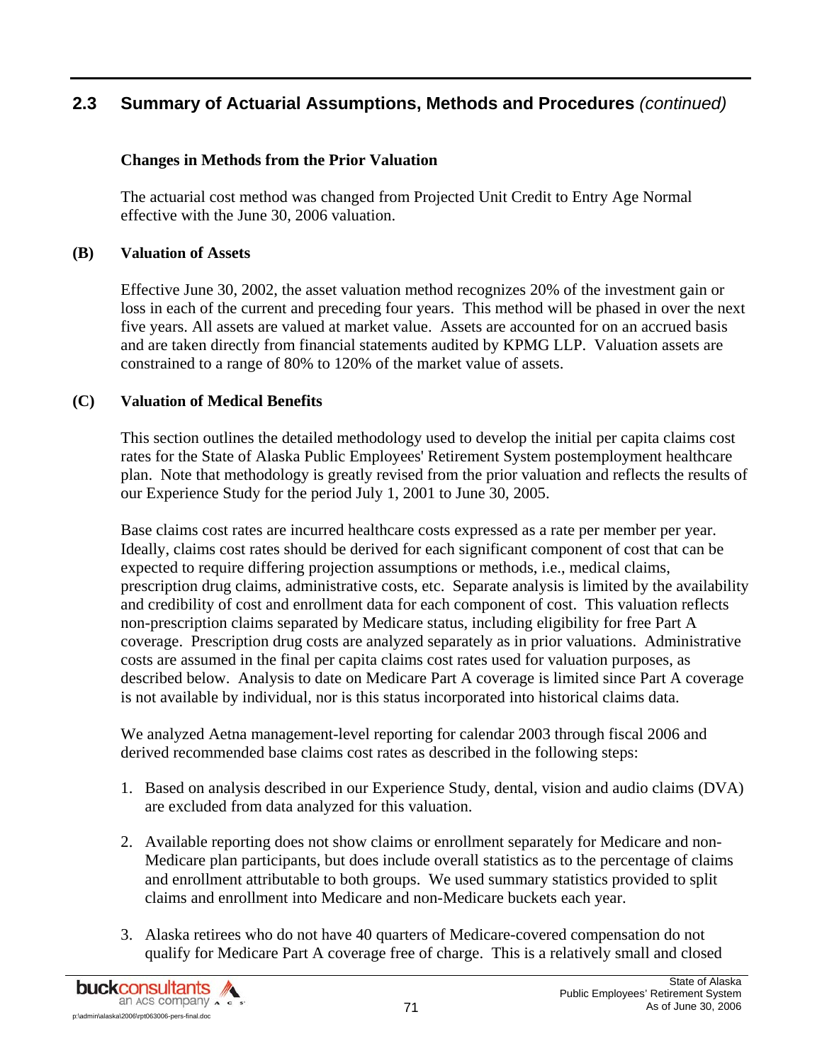## 2.3 Summary of Actuarial Assumptions, Methods and Procedures *(continued)*

**Changes in Methods from the Prior Valuation**

The actuarial cost method was changed from Projected Unit Credit to Entry Age Normal effective with the June 30, 2006 valuation.

**(B) Valuation of Assets**

Effective June 30, 2002, the asset valuation method recognizes 20% of the investment gain or loss in each of the current and preceding four years. This method will be phased in over the next five years. All assets are valued at market value. Assets are accounted for on an accrued basis and are taken directly from financial statements audited by KPMG LLP. Valuation assets are constrained to a range of 80% to 120% of the market value of assets.

**(C) Valuation of Medical Benefits**

This section outlines the detailed methodology used to develop the initial per capita claims cost rates for the State of Alaska Public Employees' Retirement System postemployment healthcare plan. Note that methodology is greatly revised from the prior valuation and reflects the results of our Experience Study for the period July 1, 2001 to June 30, 2005.

Base claims cost rates are incurred healthcare costs expressed as a rate per member per year. Ideally, claims cost rates should be derived for each significant component of cost that can be expected to require differing projection assumptions or methods, i.e., medical claims, prescription drug claims, administrative costs, etc. Separate analysis is limited by the availability and credibility of cost and enrollment data for each component of cost. This valuation reflects non-prescription claims separated by Medicare status, including eligibility for free Part A coverage. Prescription drug costs are analyzed separately as in prior valuations. Administrative costs are assumed in the final per capita claims cost rates used for valuation purposes, as described below. Analysis to date on Medicare Part A coverage is limited since Part A coverage is not available by individual, nor is this status incorporated into historical claims data.

We analyzed Aetna management-level reporting for calendar 2003 through fiscal 2006 and derived recommended base claims cost rates as described in the following steps:

1. Based on analysis described in our Experience Study, dental, vision and audio claims (DVA) are excluded from data analyzed for this valuation.

2. Available reporting does not show claims or enrollment separately for Medicare and non-Medicare plan participants, but does include overall statistics as to the percentage of claims and enrollment attributable to both groups. We used summary statistics provided to split claims and enrollment into Medicare and non-Medicare buckets each year.

3. Alaska retirees who do not have 40 quarters of Medicare-covered compensation do not qualify for Medicare Part A coverage free of charge. This is a relatively small and closed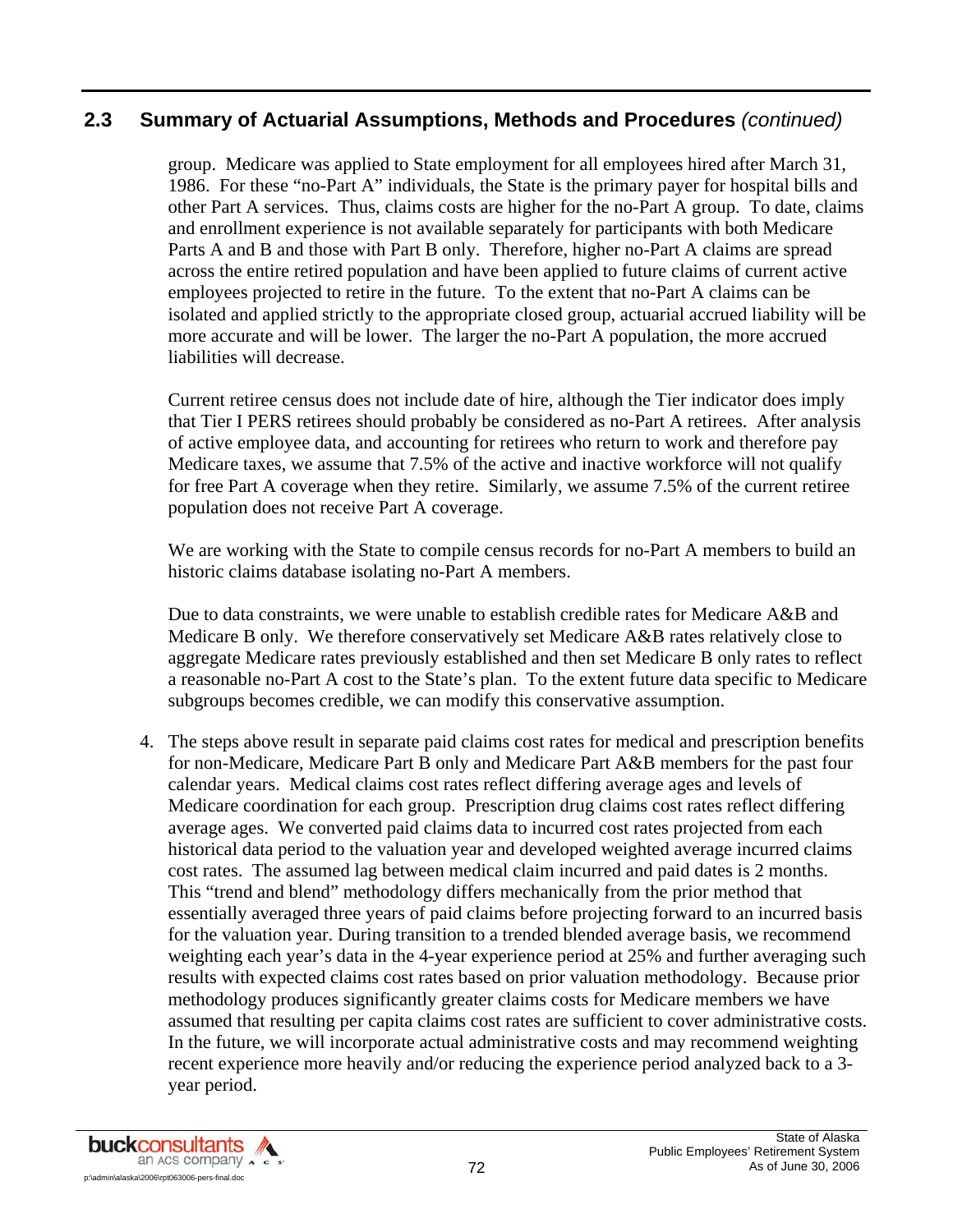## 2.3 Summary of Actuarial Assumptions, Methods and Procedures *(continued)*

group. Medicare was applied to State employment for all employees hired after March 31, 1986. For these "no-Part A" individuals, the State is the primary payer for hospital bills and other Part A services. Thus, claims costs are higher for the no-Part A group. To date, claims and enrollment experience is not available separately for participants with both Medicare Parts A and B and those with Part B only. Therefore, higher no-Part A claims are spread across the entire retired population and have been applied to future claims of current active employees projected to retire in the future. To the extent that no-Part A claims can be isolated and applied strictly to the appropriate closed group, actuarial accrued liability will be more accurate and will be lower. The larger the no-Part A population, the more accrued liabilities will decrease.

Current retiree census does not include date of hire, although the Tier indicator does imply that Tier I PERS retirees should probably be considered as no-Part A retirees. After analysis of active employee data, and accounting for retirees who return to work and therefore pay Medicare taxes, we assume that 7.5% of the active and inactive workforce will not qualify for free Part A coverage when they retire. Similarly, we assume 7.5% of the current retiree population does not receive Part A coverage.

We are working with the State to compile census records for no-Part A members to build an historic claims database isolating no-Part A members.

Due to data constraints, we were unable to establish credible rates for Medicare A&B and Medicare B only. We therefore conservatively set Medicare A&B rates relatively close to aggregate Medicare rates previously established and then set Medicare B only rates to reflect a reasonable no-Part A cost to the State's plan. To the extent future data specific to Medicare subgroups becomes credible, we can modify this conservative assumption.

4. The steps above result in separate paid claims cost rates for medical and prescription benefits for non-Medicare, Medicare Part B only and Medicare Part A&B members for the past four calendar years. Medical claims cost rates reflect differing average ages and levels of Medicare coordination for each group. Prescription drug claims cost rates reflect differing average ages. We converted paid claims data to incurred cost rates projected from each historical data period to the valuation year and developed weighted average incurred claims cost rates. The assumed lag between medical claim incurred and paid dates is 2 months. This "trend and blend" methodology differs mechanically from the prior method that essentially averaged three years of paid claims before projecting forward to an incurred basis for the valuation year. During transition to a trended blended average basis, we recommend weighting each year's data in the 4-year experience period at 25% and further averaging such results with expected claims cost rates based on prior valuation methodology. Because prior methodology produces significantly greater claims costs for Medicare members we have assumed that resulting per capita claims cost rates are sufficient to cover administrative costs. In the future, we will incorporate actual administrative costs and may recommend weighting recent experience more heavily and/or reducing the experience period analyzed back to a 3-year period.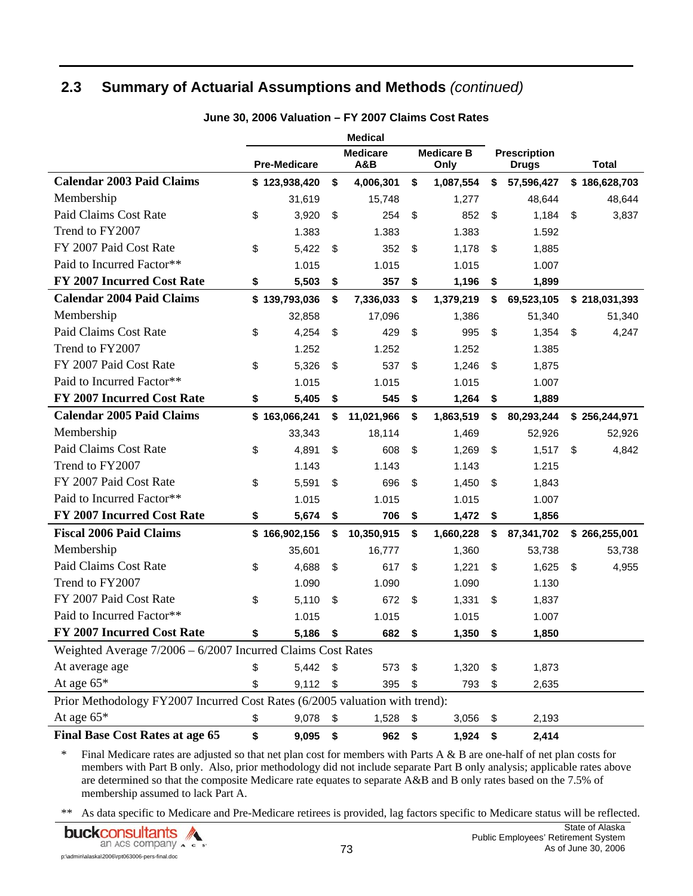## 2.3 Summary of Actuarial Assumptions and Methods *(continued)*

**June 30, 2006 Valuation – FY 2007 Claims Cost Rates**

| | Medical | | | | |
|---|---|---|---|---|---|
| | **Pre-Medicare** | **Medicare A&B** | **Medicare B Only** | **Prescription Drugs** | **Total** |
| **Calendar 2003 Paid Claims** | **$ 123,938,420** | **$ 4,006,301** | **$ 1,087,554** | **$ 57,596,427** | **$ 186,628,703** |
| Membership | 31,619 | 15,748 | 1,277 | 48,644 | 48,644 |
| Paid Claims Cost Rate | $ 3,920 | $ 254 | $ 852 | $ 1,184 | $ 3,837 |
| Trend to FY2007 | 1.383 | 1.383 | 1.383 | 1.592 | |
| FY 2007 Paid Cost Rate | $ 5,422 | $ 352 | $ 1,178 | $ 1,885 | |
| Paid to Incurred Factor** | 1.015 | 1.015 | 1.015 | 1.007 | |
| **FY 2007 Incurred Cost Rate** | **$ 5,503** | **$ 357** | **$ 1,196** | **$ 1,899** | |
| **Calendar 2004 Paid Claims** | **$ 139,793,036** | **$ 7,336,033** | **$ 1,379,219** | **$ 69,523,105** | **$ 218,031,393** |
| Membership | 32,858 | 17,096 | 1,386 | 51,340 | 51,340 |
| Paid Claims Cost Rate | $ 4,254 | $ 429 | $ 995 | $ 1,354 | $ 4,247 |
| Trend to FY2007 | 1.252 | 1.252 | 1.252 | 1.385 | |
| FY 2007 Paid Cost Rate | $ 5,326 | $ 537 | $ 1,246 | $ 1,875 | |
| Paid to Incurred Factor** | 1.015 | 1.015 | 1.015 | 1.007 | |
| **FY 2007 Incurred Cost Rate** | **$ 5,405** | **$ 545** | **$ 1,264** | **$ 1,889** | |
| **Calendar 2005 Paid Claims** | **$ 163,066,241** | **$ 11,021,966** | **$ 1,863,519** | **$ 80,293,244** | **$ 256,244,971** |
| Membership | 33,343 | 18,114 | 1,469 | 52,926 | 52,926 |
| Paid Claims Cost Rate | $ 4,891 | $ 608 | $ 1,269 | $ 1,517 | $ 4,842 |
| Trend to FY2007 | 1.143 | 1.143 | 1.143 | 1.215 | |
| FY 2007 Paid Cost Rate | $ 5,591 | $ 696 | $ 1,450 | $ 1,843 | |
| Paid to Incurred Factor** | 1.015 | 1.015 | 1.015 | 1.007 | |
| **FY 2007 Incurred Cost Rate** | **$ 5,674** | **$ 706** | **$ 1,472** | **$ 1,856** | |
| **Fiscal 2006 Paid Claims** | **$ 166,902,156** | **$ 10,350,915** | **$ 1,660,228** | **$ 87,341,702** | **$ 266,255,001** |
| Membership | 35,601 | 16,777 | 1,360 | 53,738 | 53,738 |
| Paid Claims Cost Rate | $ 4,688 | $ 617 | $ 1,221 | $ 1,625 | $ 4,955 |
| Trend to FY2007 | 1.090 | 1.090 | 1.090 | 1.130 | |
| FY 2007 Paid Cost Rate | $ 5,110 | $ 672 | $ 1,331 | $ 1,837 | |
| Paid to Incurred Factor** | 1.015 | 1.015 | 1.015 | 1.007 | |
| **FY 2007 Incurred Cost Rate** | **$ 5,186** | **$ 682** | **$ 1,350** | **$ 1,850** | |
| Weighted Average 7/2006 – 6/2007 Incurred Claims Cost Rates | | | | | |
| At average age | $ 5,442 | $ 573 | $ 1,320 | $ 1,873 | |
| At age 65* | $ 9,112 | $ 395 | $ 793 | $ 2,635 | |
| Prior Methodology FY2007 Incurred Cost Rates (6/2005 valuation with trend): | | | | | |
| At age 65* | $ 9,078 | $ 1,528 | $ 3,056 | $ 2,193 | |
| **Final Base Cost Rates at age 65** | **$ 9,095** | **$ 962** | **$ 1,924** | **$ 2,414** | |

\* Final Medicare rates are adjusted so that net plan cost for members with Parts A & B are one-half of net plan costs for members with Part B only. Also, prior methodology did not include separate Part B only analysis; applicable rates above are determined so that the composite Medicare rate equates to separate A&B and B only rates based on the 7.5% of membership assumed to lack Part A.

** As data specific to Medicare and Pre-Medicare retirees is provided, lag factors specific to Medicare status will be reflected.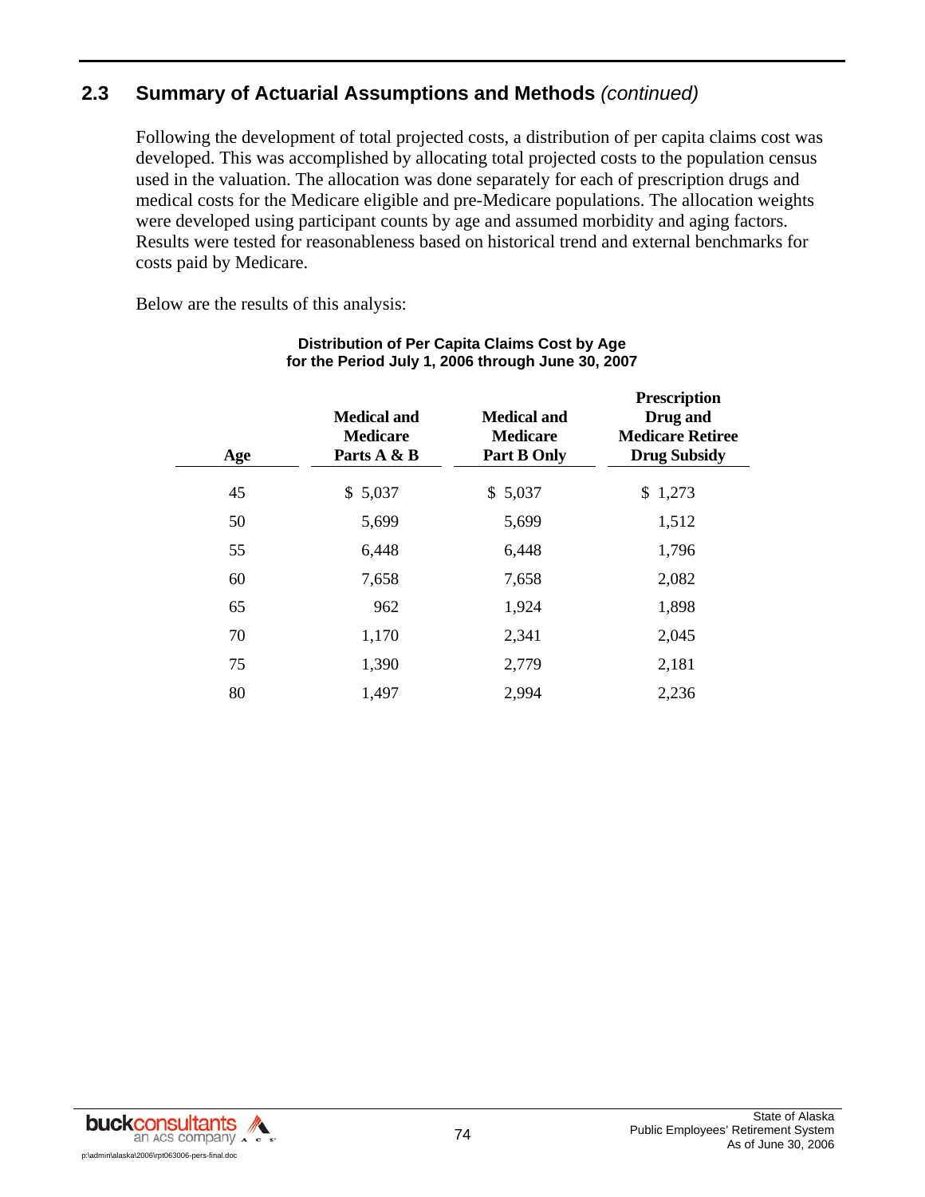## 2.3 Summary of Actuarial Assumptions and Methods *(continued)*

Following the development of total projected costs, a distribution of per capita claims cost was developed. This was accomplished by allocating total projected costs to the population census used in the valuation. The allocation was done separately for each of prescription drugs and medical costs for the Medicare eligible and pre-Medicare populations. The allocation weights were developed using participant counts by age and assumed morbidity and aging factors. Results were tested for reasonableness based on historical trend and external benchmarks for costs paid by Medicare.

Below are the results of this analysis:

**Distribution of Per Capita Claims Cost by Age for the Period July 1, 2006 through June 30, 2007**

| Age | Medical and Medicare Parts A & B | Medical and Medicare Part B Only | Prescription Drug and Medicare Retiree Drug Subsidy |
|---|---|---|---|
| 45 | $ 5,037 | $ 5,037 | $ 1,273 |
| 50 | 5,699 | 5,699 | 1,512 |
| 55 | 6,448 | 6,448 | 1,796 |
| 60 | 7,658 | 7,658 | 2,082 |
| 65 | 962 | 1,924 | 1,898 |
| 70 | 1,170 | 2,341 | 2,045 |
| 75 | 1,390 | 2,779 | 2,181 |
| 80 | 1,497 | 2,994 | 2,236 |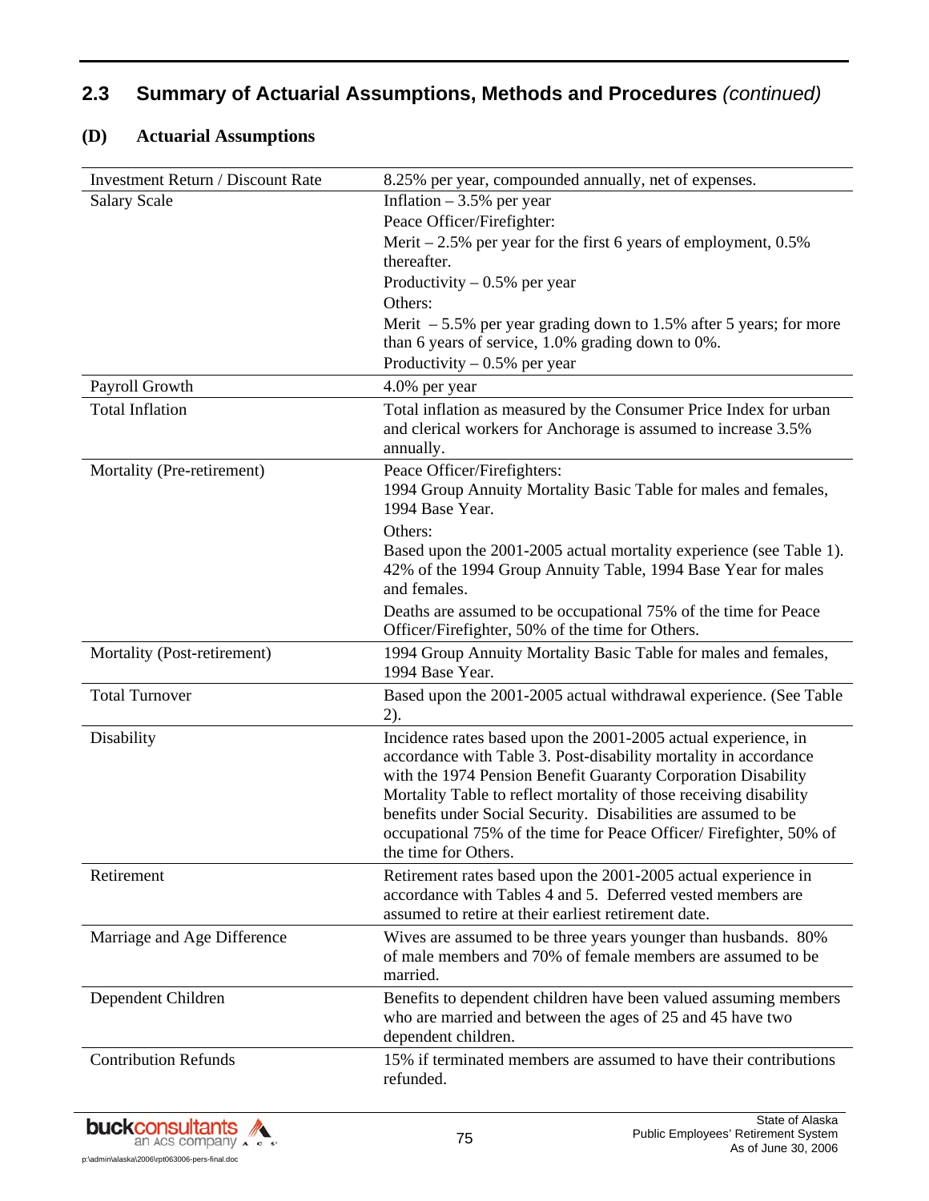## 2.3 Summary of Actuarial Assumptions, Methods and Procedures *(continued)*

### (D) Actuarial Assumptions

| | |
|---|---|
| Investment Return / Discount Rate | 8.25% per year, compounded annually, net of expenses. |
| Salary Scale | Inflation – 3.5% per year<br>Peace Officer/Firefighter:<br>Merit – 2.5% per year for the first 6 years of employment, 0.5% thereafter.<br>Productivity – 0.5% per year<br>Others:<br>Merit – 5.5% per year grading down to 1.5% after 5 years; for more than 6 years of service, 1.0% grading down to 0%.<br>Productivity – 0.5% per year |
| Payroll Growth | 4.0% per year |
| Total Inflation | Total inflation as measured by the Consumer Price Index for urban and clerical workers for Anchorage is assumed to increase 3.5% annually. |
| Mortality (Pre-retirement) | Peace Officer/Firefighters:<br>1994 Group Annuity Mortality Basic Table for males and females, 1994 Base Year.<br>Others:<br>Based upon the 2001-2005 actual mortality experience (see Table 1). 42% of the 1994 Group Annuity Table, 1994 Base Year for males and females.<br>Deaths are assumed to be occupational 75% of the time for Peace Officer/Firefighter, 50% of the time for Others. |
| Mortality (Post-retirement) | 1994 Group Annuity Mortality Basic Table for males and females, 1994 Base Year. |
| Total Turnover | Based upon the 2001-2005 actual withdrawal experience. (See Table 2). |
| Disability | Incidence rates based upon the 2001-2005 actual experience, in accordance with Table 3. Post-disability mortality in accordance with the 1974 Pension Benefit Guaranty Corporation Disability Mortality Table to reflect mortality of those receiving disability benefits under Social Security. Disabilities are assumed to be occupational 75% of the time for Peace Officer/ Firefighter, 50% of the time for Others. |
| Retirement | Retirement rates based upon the 2001-2005 actual experience in accordance with Tables 4 and 5. Deferred vested members are assumed to retire at their earliest retirement date. |
| Marriage and Age Difference | Wives are assumed to be three years younger than husbands. 80% of male members and 70% of female members are assumed to be married. |
| Dependent Children | Benefits to dependent children have been valued assuming members who are married and between the ages of 25 and 45 have two dependent children. |
| Contribution Refunds | 15% if terminated members are assumed to have their contributions refunded. |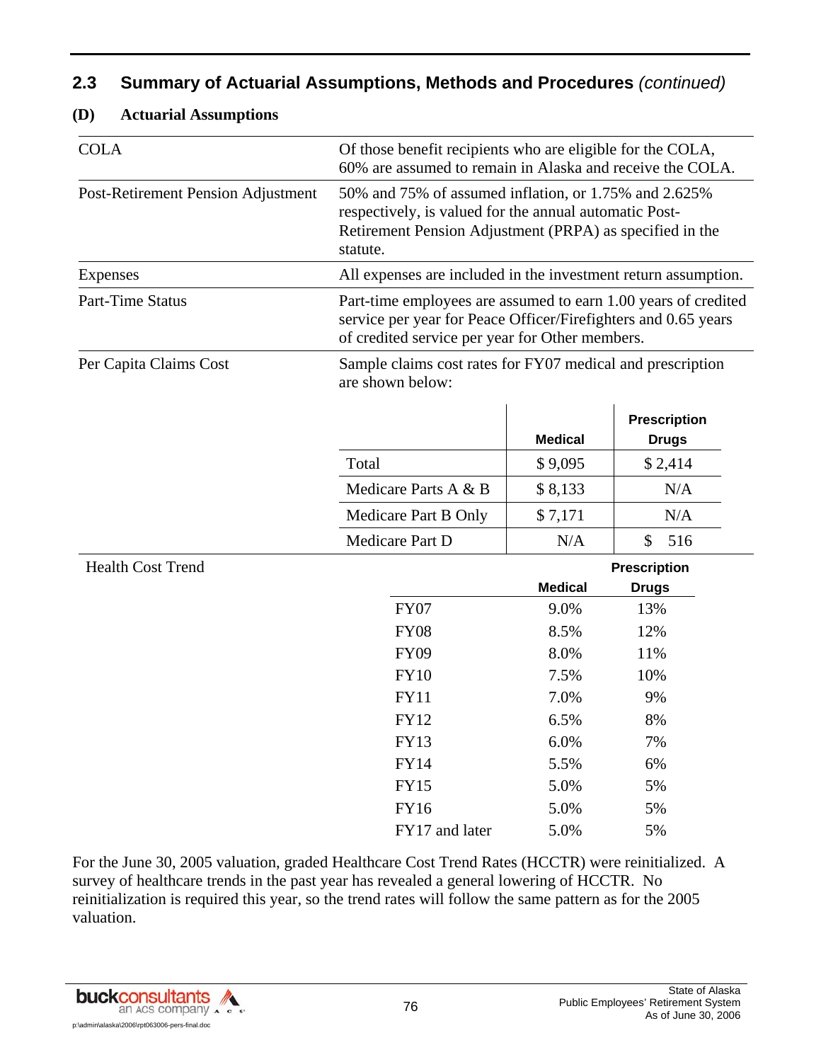## 2.3 Summary of Actuarial Assumptions, Methods and Procedures *(continued)*

### (D) Actuarial Assumptions

| | |
|---|---|
| COLA | Of those benefit recipients who are eligible for the COLA, 60% are assumed to remain in Alaska and receive the COLA. |
| Post-Retirement Pension Adjustment | 50% and 75% of assumed inflation, or 1.75% and 2.625% respectively, is valued for the annual automatic Post-Retirement Pension Adjustment (PRPA) as specified in the statute. |
| Expenses | All expenses are included in the investment return assumption. |
| Part-Time Status | Part-time employees are assumed to earn 1.00 years of credited service per year for Peace Officer/Firefighters and 0.65 years of credited service per year for Other members. |
| Per Capita Claims Cost | Sample claims cost rates for FY07 medical and prescription are shown below: |

| | Medical | Prescription Drugs |
|---|---|---|
| Total | $ 9,095 | $ 2,414 |
| Medicare Parts A & B | $ 8,133 | N/A |
| Medicare Part B Only | $ 7,171 | N/A |
| Medicare Part D | N/A | $ 516 |

Health Cost Trend

| | Medical | Prescription Drugs |
|---|---|---|
| FY07 | 9.0% | 13% |
| FY08 | 8.5% | 12% |
| FY09 | 8.0% | 11% |
| FY10 | 7.5% | 10% |
| FY11 | 7.0% | 9% |
| FY12 | 6.5% | 8% |
| FY13 | 6.0% | 7% |
| FY14 | 5.5% | 6% |
| FY15 | 5.0% | 5% |
| FY16 | 5.0% | 5% |
| FY17 and later | 5.0% | 5% |

For the June 30, 2005 valuation, graded Healthcare Cost Trend Rates (HCCTR) were reinitialized. A survey of healthcare trends in the past year has revealed a general lowering of HCCTR. No reinitialization is required this year, so the trend rates will follow the same pattern as for the 2005 valuation.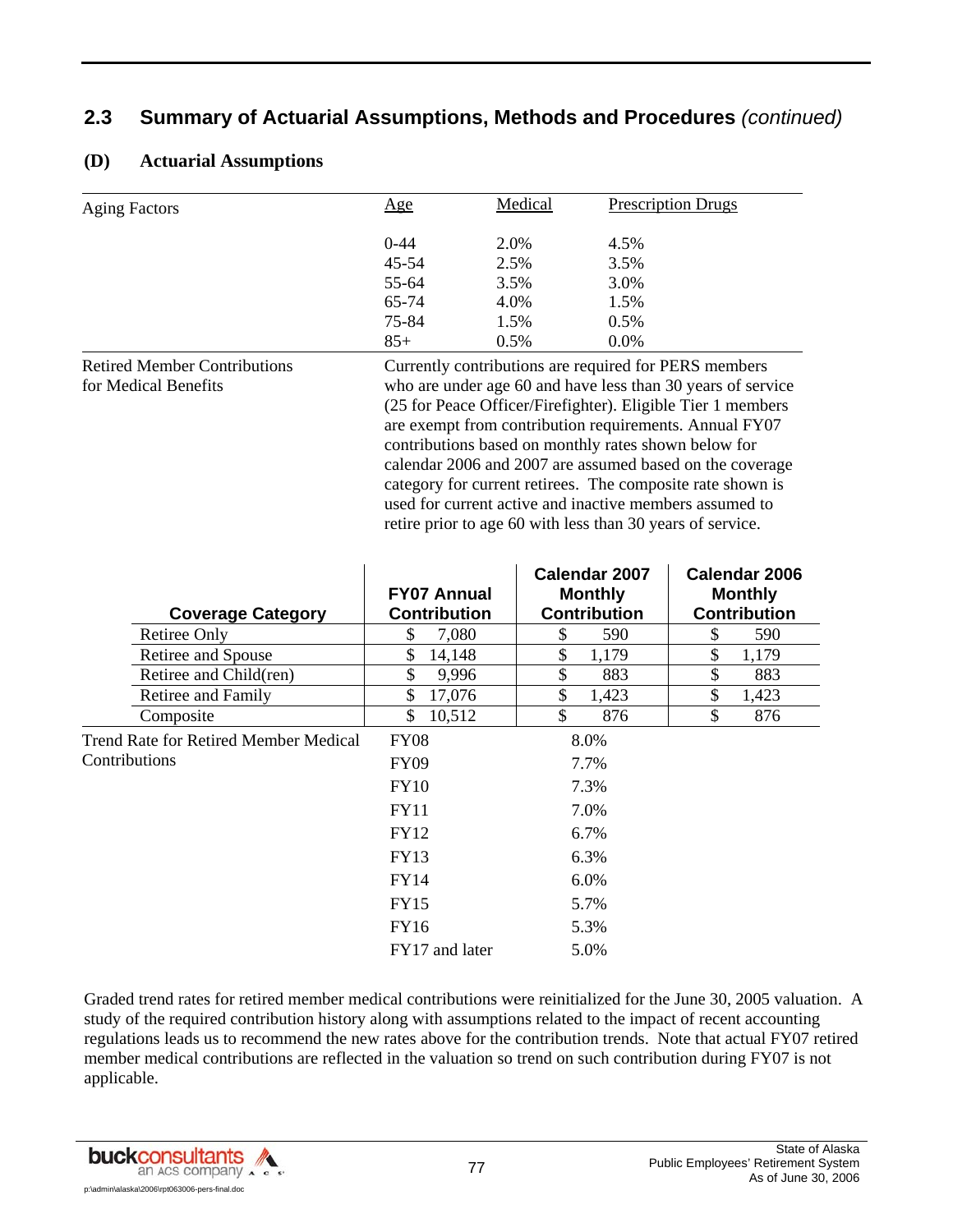## 2.3 Summary of Actuarial Assumptions, Methods and Procedures *(continued)*

### (D) Actuarial Assumptions

| Aging Factors | Age | Medical | Prescription Drugs |
|---|---|---|---|
| | 0-44 | 2.0% | 4.5% |
| | 45-54 | 2.5% | 3.5% |
| | 55-64 | 3.5% | 3.0% |
| | 65-74 | 4.0% | 1.5% |
| | 75-84 | 1.5% | 0.5% |
| | 85+ | 0.5% | 0.0% |

**Retired Member Contributions for Medical Benefits**

Currently contributions are required for PERS members who are under age 60 and have less than 30 years of service (25 for Peace Officer/Firefighter). Eligible Tier 1 members are exempt from contribution requirements. Annual FY07 contributions based on monthly rates shown below for calendar 2006 and 2007 are assumed based on the coverage category for current retirees. The composite rate shown is used for current active and inactive members assumed to retire prior to age 60 with less than 30 years of service.

| Coverage Category | FY07 Annual Contribution | Calendar 2007 Monthly Contribution | Calendar 2006 Monthly Contribution |
|---|---|---|---|
| Retiree Only | $ 7,080 | $ 590 | $ 590 |
| Retiree and Spouse | $ 14,148 | $ 1,179 | $ 1,179 |
| Retiree and Child(ren) | $ 9,996 | $ 883 | $ 883 |
| Retiree and Family | $ 17,076 | $ 1,423 | $ 1,423 |
| Composite | $ 10,512 | $ 876 | $ 876 |

**Trend Rate for Retired Member Medical Contributions**

| Fiscal Year | Rate |
|---|---|
| FY08 | 8.0% |
| FY09 | 7.7% |
| FY10 | 7.3% |
| FY11 | 7.0% |
| FY12 | 6.7% |
| FY13 | 6.3% |
| FY14 | 6.0% |
| FY15 | 5.7% |
| FY16 | 5.3% |
| FY17 and later | 5.0% |

Graded trend rates for retired member medical contributions were reinitialized for the June 30, 2005 valuation. A study of the required contribution history along with assumptions related to the impact of recent accounting regulations leads us to recommend the new rates above for the contribution trends. Note that actual FY07 retired member medical contributions are reflected in the valuation so trend on such contribution during FY07 is not applicable.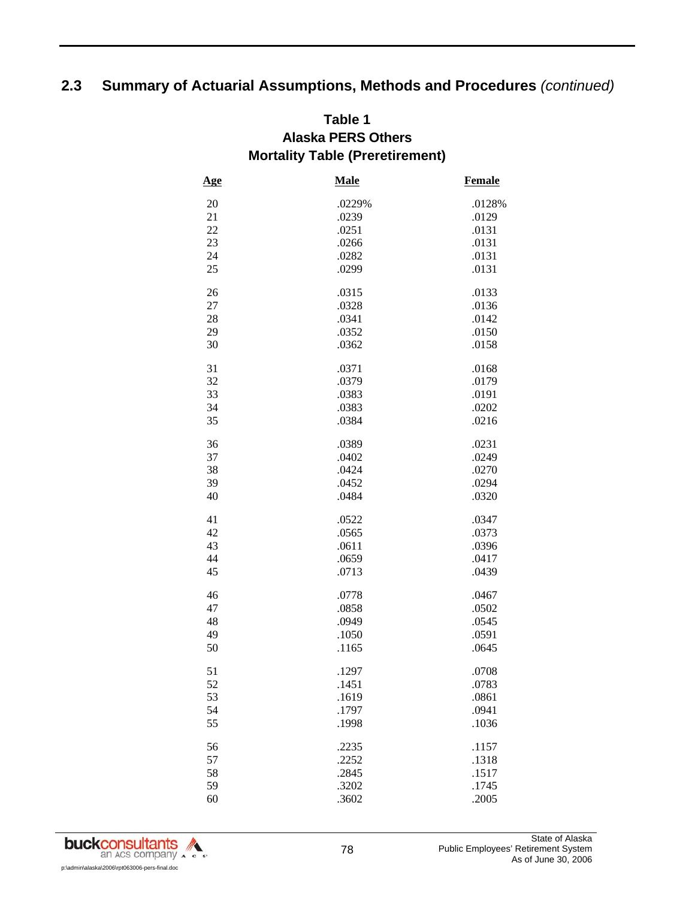## 2.3 Summary of Actuarial Assumptions, Methods and Procedures *(continued)*

### Table 1
### Alaska PERS Others
### Mortality Table (Preretirement)

| Age | Male | Female |
|---|---|---|
| 20 | .0229% | .0128% |
| 21 | .0239 | .0129 |
| 22 | .0251 | .0131 |
| 23 | .0266 | .0131 |
| 24 | .0282 | .0131 |
| 25 | .0299 | .0131 |
| 26 | .0315 | .0133 |
| 27 | .0328 | .0136 |
| 28 | .0341 | .0142 |
| 29 | .0352 | .0150 |
| 30 | .0362 | .0158 |
| 31 | .0371 | .0168 |
| 32 | .0379 | .0179 |
| 33 | .0383 | .0191 |
| 34 | .0383 | .0202 |
| 35 | .0384 | .0216 |
| 36 | .0389 | .0231 |
| 37 | .0402 | .0249 |
| 38 | .0424 | .0270 |
| 39 | .0452 | .0294 |
| 40 | .0484 | .0320 |
| 41 | .0522 | .0347 |
| 42 | .0565 | .0373 |
| 43 | .0611 | .0396 |
| 44 | .0659 | .0417 |
| 45 | .0713 | .0439 |
| 46 | .0778 | .0467 |
| 47 | .0858 | .0502 |
| 48 | .0949 | .0545 |
| 49 | .1050 | .0591 |
| 50 | .1165 | .0645 |
| 51 | .1297 | .0708 |
| 52 | .1451 | .0783 |
| 53 | .1619 | .0861 |
| 54 | .1797 | .0941 |
| 55 | .1998 | .1036 |
| 56 | .2235 | .1157 |
| 57 | .2252 | .1318 |
| 58 | .2845 | .1517 |
| 59 | .3202 | .1745 |
| 60 | .3602 | .2005 |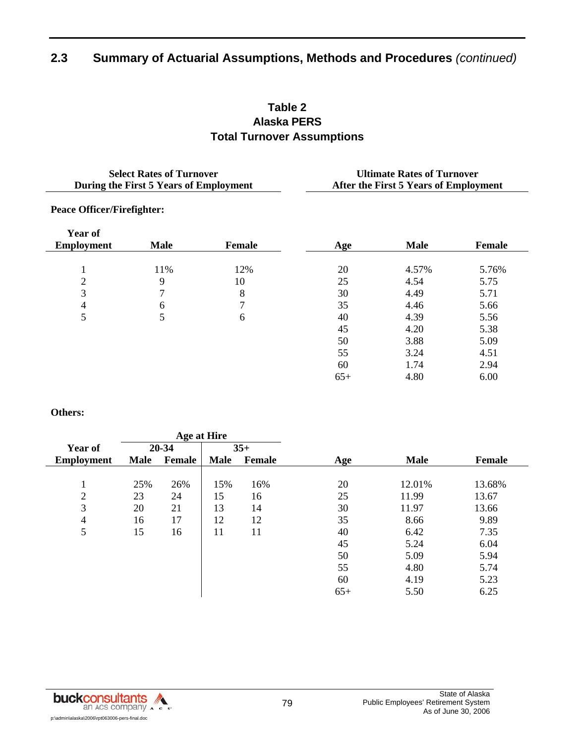## 2.3 Summary of Actuarial Assumptions, Methods and Procedures *(continued)*

### Table 2
### Alaska PERS
### Total Turnover Assumptions

**Select Rates of Turnover During the First 5 Years of Employment** / **Ultimate Rates of Turnover After the First 5 Years of Employment**

**Peace Officer/Firefighter:**

| Year of Employment | Male | Female | Age | Male | Female |
|---|---|---|---|---|---|
| 1 | 11% | 12% | 20 | 4.57% | 5.76% |
| 2 | 9 | 10 | 25 | 4.54 | 5.75 |
| 3 | 7 | 8 | 30 | 4.49 | 5.71 |
| 4 | 6 | 7 | 35 | 4.46 | 5.66 |
| 5 | 5 | 6 | 40 | 4.39 | 5.56 |
| | | | 45 | 4.20 | 5.38 |
| | | | 50 | 3.88 | 5.09 |
| | | | 55 | 3.24 | 4.51 |
| | | | 60 | 1.74 | 2.94 |
| | | | 65+ | 4.80 | 6.00 |

**Others:**

| | Age at Hire | | | | | | |
|---|---|---|---|---|---|---|---|
| | 20-34 | | 35+ | | | | |
| Year of Employment | Male | Female | Male | Female | Age | Male | Female |
| 1 | 25% | 26% | 15% | 16% | 20 | 12.01% | 13.68% |
| 2 | 23 | 24 | 15 | 16 | 25 | 11.99 | 13.67 |
| 3 | 20 | 21 | 13 | 14 | 30 | 11.97 | 13.66 |
| 4 | 16 | 17 | 12 | 12 | 35 | 8.66 | 9.89 |
| 5 | 15 | 16 | 11 | 11 | 40 | 6.42 | 7.35 |
| | | | | | 45 | 5.24 | 6.04 |
| | | | | | 50 | 5.09 | 5.94 |
| | | | | | 55 | 4.80 | 5.74 |
| | | | | | 60 | 4.19 | 5.23 |
| | | | | | 65+ | 5.50 | 6.25 |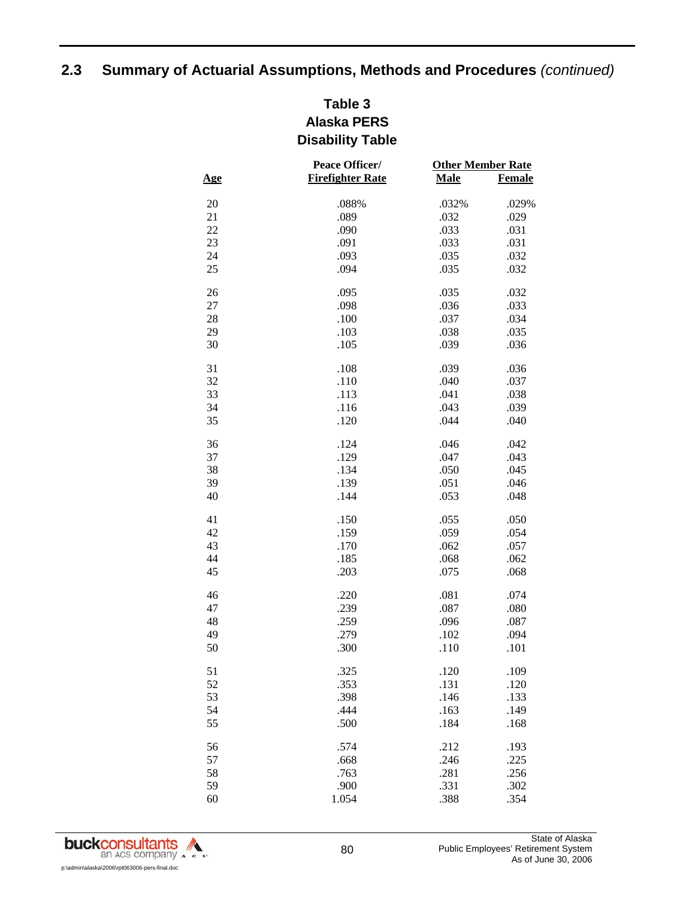## 2.3 Summary of Actuarial Assumptions, Methods and Procedures *(continued)*

**Table 3**
**Alaska PERS**
**Disability Table**

| Age | Peace Officer/ Firefighter Rate | Other Member Rate | |
|---|---|---|---|
| | | Male | Female |
| 20 | .088% | .032% | .029% |
| 21 | .089 | .032 | .029 |
| 22 | .090 | .033 | .031 |
| 23 | .091 | .033 | .031 |
| 24 | .093 | .035 | .032 |
| 25 | .094 | .035 | .032 |
| 26 | .095 | .035 | .032 |
| 27 | .098 | .036 | .033 |
| 28 | .100 | .037 | .034 |
| 29 | .103 | .038 | .035 |
| 30 | .105 | .039 | .036 |
| 31 | .108 | .039 | .036 |
| 32 | .110 | .040 | .037 |
| 33 | .113 | .041 | .038 |
| 34 | .116 | .043 | .039 |
| 35 | .120 | .044 | .040 |
| 36 | .124 | .046 | .042 |
| 37 | .129 | .047 | .043 |
| 38 | .134 | .050 | .045 |
| 39 | .139 | .051 | .046 |
| 40 | .144 | .053 | .048 |
| 41 | .150 | .055 | .050 |
| 42 | .159 | .059 | .054 |
| 43 | .170 | .062 | .057 |
| 44 | .185 | .068 | .062 |
| 45 | .203 | .075 | .068 |
| 46 | .220 | .081 | .074 |
| 47 | .239 | .087 | .080 |
| 48 | .259 | .096 | .087 |
| 49 | .279 | .102 | .094 |
| 50 | .300 | .110 | .101 |
| 51 | .325 | .120 | .109 |
| 52 | .353 | .131 | .120 |
| 53 | .398 | .146 | .133 |
| 54 | .444 | .163 | .149 |
| 55 | .500 | .184 | .168 |
| 56 | .574 | .212 | .193 |
| 57 | .668 | .246 | .225 |
| 58 | .763 | .281 | .256 |
| 59 | .900 | .331 | .302 |
| 60 | 1.054 | .388 | .354 |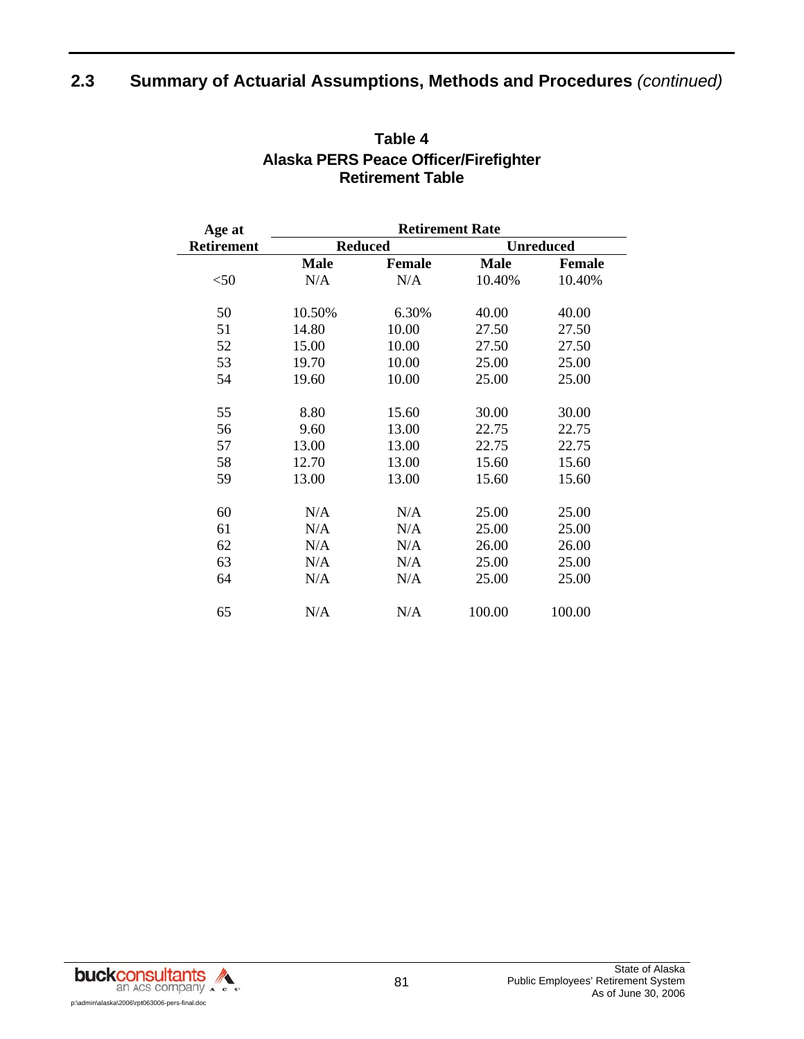## 2.3 Summary of Actuarial Assumptions, Methods and Procedures *(continued)*

**Table 4**
**Alaska PERS Peace Officer/Firefighter**
**Retirement Table**

| Age at Retirement | Retirement Rate | | | |
|---|---|---|---|---|
| | Reduced | | Unreduced | |
| | Male | Female | Male | Female |
| <50 | N/A | N/A | 10.40% | 10.40% |
| 50 | 10.50% | 6.30% | 40.00 | 40.00 |
| 51 | 14.80 | 10.00 | 27.50 | 27.50 |
| 52 | 15.00 | 10.00 | 27.50 | 27.50 |
| 53 | 19.70 | 10.00 | 25.00 | 25.00 |
| 54 | 19.60 | 10.00 | 25.00 | 25.00 |
| 55 | 8.80 | 15.60 | 30.00 | 30.00 |
| 56 | 9.60 | 13.00 | 22.75 | 22.75 |
| 57 | 13.00 | 13.00 | 22.75 | 22.75 |
| 58 | 12.70 | 13.00 | 15.60 | 15.60 |
| 59 | 13.00 | 13.00 | 15.60 | 15.60 |
| 60 | N/A | N/A | 25.00 | 25.00 |
| 61 | N/A | N/A | 25.00 | 25.00 |
| 62 | N/A | N/A | 26.00 | 26.00 |
| 63 | N/A | N/A | 25.00 | 25.00 |
| 64 | N/A | N/A | 25.00 | 25.00 |
| 65 | N/A | N/A | 100.00 | 100.00 |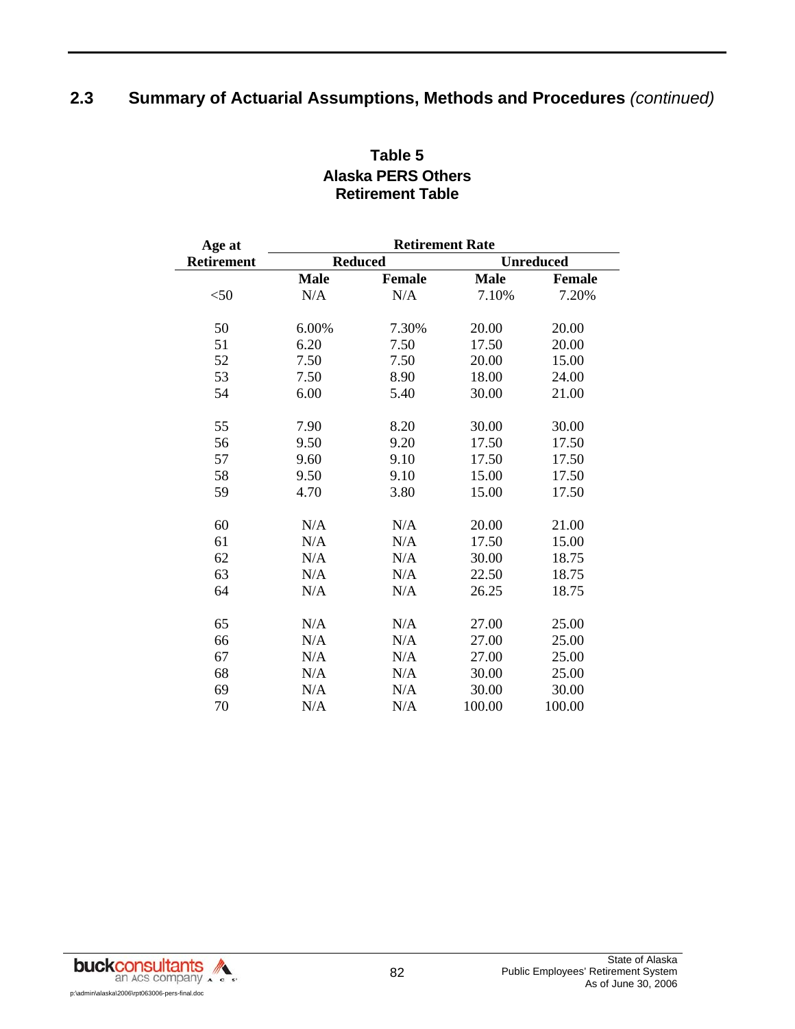## 2.3 Summary of Actuarial Assumptions, Methods and Procedures *(continued)*

**Table 5**
**Alaska PERS Others**
**Retirement Table**

| Age at Retirement | Retirement Rate | | | |
|---|---|---|---|---|
| | Reduced | | Unreduced | |
| | Male | Female | Male | Female |
| <50 | N/A | N/A | 7.10% | 7.20% |
| 50 | 6.00% | 7.30% | 20.00 | 20.00 |
| 51 | 6.20 | 7.50 | 17.50 | 20.00 |
| 52 | 7.50 | 7.50 | 20.00 | 15.00 |
| 53 | 7.50 | 8.90 | 18.00 | 24.00 |
| 54 | 6.00 | 5.40 | 30.00 | 21.00 |
| 55 | 7.90 | 8.20 | 30.00 | 30.00 |
| 56 | 9.50 | 9.20 | 17.50 | 17.50 |
| 57 | 9.60 | 9.10 | 17.50 | 17.50 |
| 58 | 9.50 | 9.10 | 15.00 | 17.50 |
| 59 | 4.70 | 3.80 | 15.00 | 17.50 |
| 60 | N/A | N/A | 20.00 | 21.00 |
| 61 | N/A | N/A | 17.50 | 15.00 |
| 62 | N/A | N/A | 30.00 | 18.75 |
| 63 | N/A | N/A | 22.50 | 18.75 |
| 64 | N/A | N/A | 26.25 | 18.75 |
| 65 | N/A | N/A | 27.00 | 25.00 |
| 66 | N/A | N/A | 27.00 | 25.00 |
| 67 | N/A | N/A | 27.00 | 25.00 |
| 68 | N/A | N/A | 30.00 | 25.00 |
| 69 | N/A | N/A | 30.00 | 30.00 |
| 70 | N/A | N/A | 100.00 | 100.00 |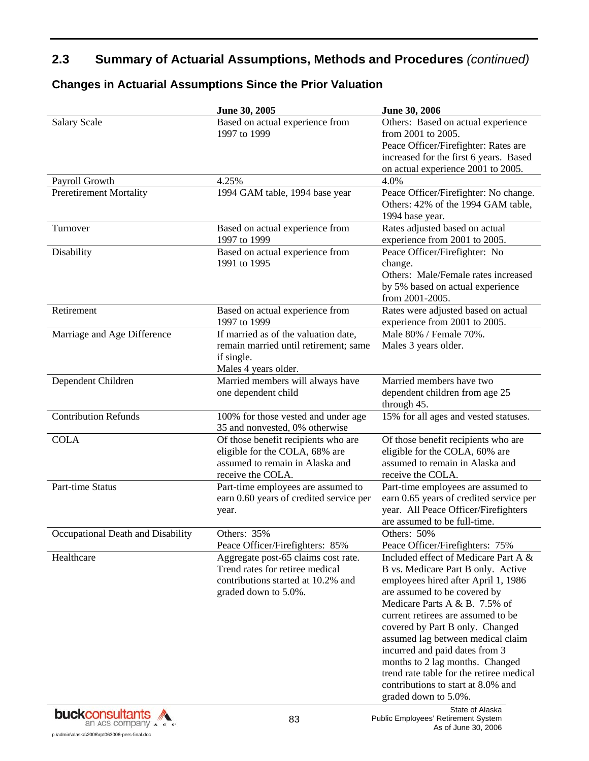## 2.3 Summary of Actuarial Assumptions, Methods and Procedures *(continued)*

### Changes in Actuarial Assumptions Since the Prior Valuation

| | June 30, 2005 | June 30, 2006 |
|---|---|---|
| Salary Scale | Based on actual experience from 1997 to 1999 | Others: Based on actual experience from 2001 to 2005. Peace Officer/Firefighter: Rates are increased for the first 6 years. Based on actual experience 2001 to 2005. |
| Payroll Growth | 4.25% | 4.0% |
| Preretirement Mortality | 1994 GAM table, 1994 base year | Peace Officer/Firefighter: No change. Others: 42% of the 1994 GAM table, 1994 base year. |
| Turnover | Based on actual experience from 1997 to 1999 | Rates adjusted based on actual experience from 2001 to 2005. |
| Disability | Based on actual experience from 1991 to 1995 | Peace Officer/Firefighter: No change. Others: Male/Female rates increased by 5% based on actual experience from 2001-2005. |
| Retirement | Based on actual experience from 1997 to 1999 | Rates were adjusted based on actual experience from 2001 to 2005. |
| Marriage and Age Difference | If married as of the valuation date, remain married until retirement; same if single. Males 4 years older. | Male 80% / Female 70%. Males 3 years older. |
| Dependent Children | Married members will always have one dependent child | Married members have two dependent children from age 25 through 45. |
| Contribution Refunds | 100% for those vested and under age 35 and nonvested, 0% otherwise | 15% for all ages and vested statuses. |
| COLA | Of those benefit recipients who are eligible for the COLA, 68% are assumed to remain in Alaska and receive the COLA. | Of those benefit recipients who are eligible for the COLA, 60% are assumed to remain in Alaska and receive the COLA. |
| Part-time Status | Part-time employees are assumed to earn 0.60 years of credited service per year. | Part-time employees are assumed to earn 0.65 years of credited service per year. All Peace Officer/Firefighters are assumed to be full-time. |
| Occupational Death and Disability | Others: 35% Peace Officer/Firefighters: 85% | Others: 50% Peace Officer/Firefighters: 75% |
| Healthcare | Aggregate post-65 claims cost rate. Trend rates for retiree medical contributions started at 10.2% and graded down to 5.0%. | Included effect of Medicare Part A & B vs. Medicare Part B only. Active employees hired after April 1, 1986 are assumed to be covered by Medicare Parts A & B. 7.5% of current retirees are assumed to be covered by Part B only. Changed assumed lag between medical claim incurred and paid dates from 3 months to 2 lag months. Changed trend rate table for the retiree medical contributions to start at 8.0% and graded down to 5.0%. |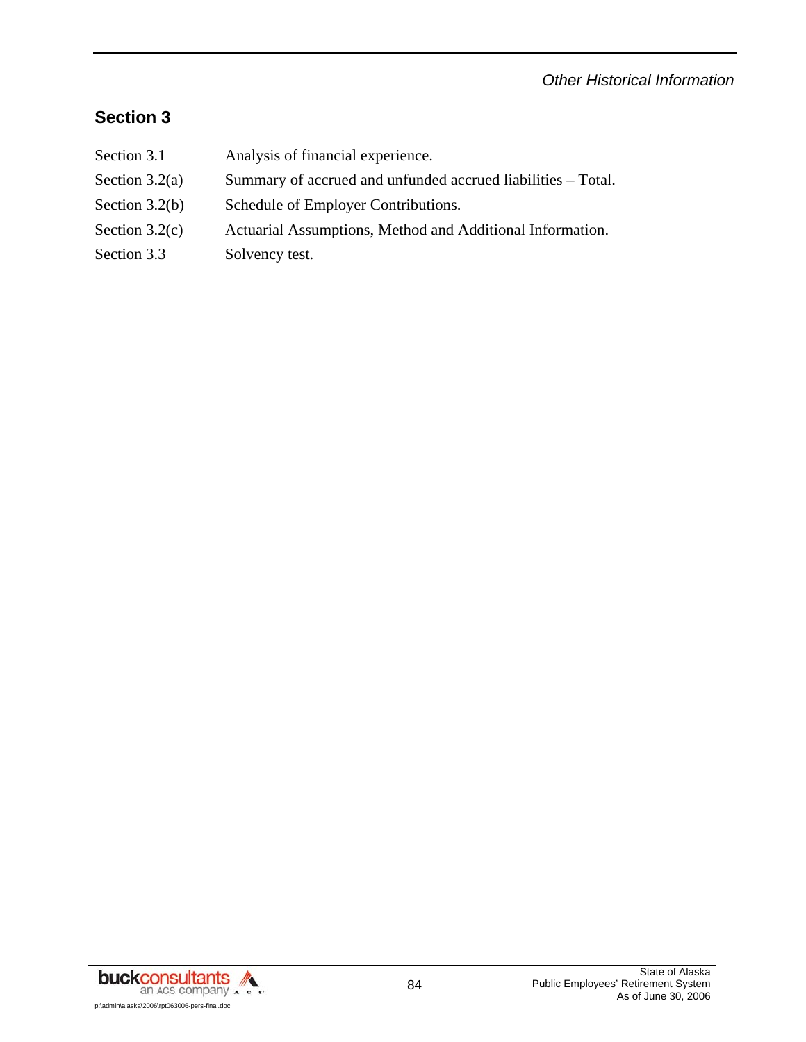## Section 3

| | |
|---|---|
| Section 3.1 | Analysis of financial experience. |
| Section 3.2(a) | Summary of accrued and unfunded accrued liabilities – Total. |
| Section 3.2(b) | Schedule of Employer Contributions. |
| Section 3.2(c) | Actuarial Assumptions, Method and Additional Information. |
| Section 3.3 | Solvency test. |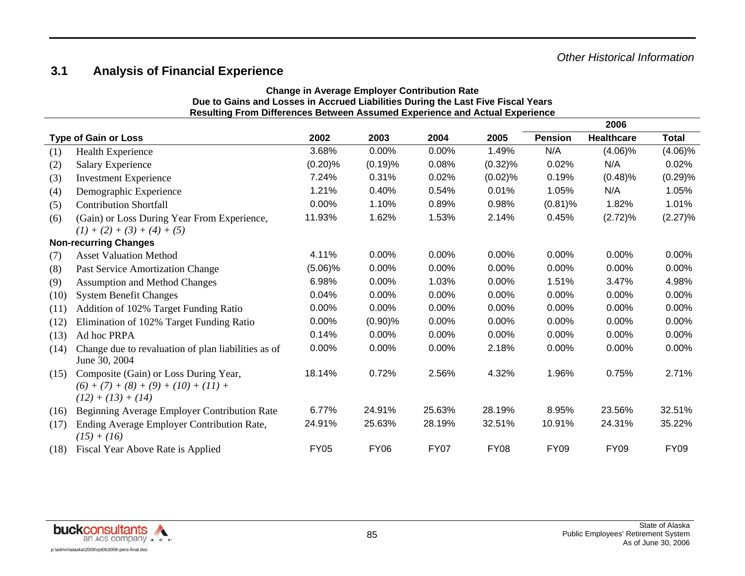*Other Historical Information*

## 3.1 Analysis of Financial Experience

**Change in Average Employer Contribution Rate**
**Due to Gains and Losses in Accrued Liabilities During the Last Five Fiscal Years**
**Resulting From Differences Between Assumed Experience and Actual Experience**

| | | | | | | 2006 | | |
|---|---|---|---|---|---|---|---|---|
| | **Type of Gain or Loss** | **2002** | **2003** | **2004** | **2005** | **Pension** | **Healthcare** | **Total** |
| (1) | Health Experience | 3.68% | 0.00% | 0.00% | 1.49% | N/A | (4.06)% | (4.06)% |
| (2) | Salary Experience | (0.20)% | (0.19)% | 0.08% | (0.32)% | 0.02% | N/A | 0.02% |
| (3) | Investment Experience | 7.24% | 0.31% | 0.02% | (0.02)% | 0.19% | (0.48)% | (0.29)% |
| (4) | Demographic Experience | 1.21% | 0.40% | 0.54% | 0.01% | 1.05% | N/A | 1.05% |
| (5) | Contribution Shortfall | 0.00% | 1.10% | 0.89% | 0.98% | (0.81)% | 1.82% | 1.01% |
| (6) | (Gain) or Loss During Year From Experience, *(1) + (2) + (3) + (4) + (5)* | 11.93% | 1.62% | 1.53% | 2.14% | 0.45% | (2.72)% | (2.27)% |
| | **Non-recurring Changes** | | | | | | | |
| (7) | Asset Valuation Method | 4.11% | 0.00% | 0.00% | 0.00% | 0.00% | 0.00% | 0.00% |
| (8) | Past Service Amortization Change | (5.06)% | 0.00% | 0.00% | 0.00% | 0.00% | 0.00% | 0.00% |
| (9) | Assumption and Method Changes | 6.98% | 0.00% | 1.03% | 0.00% | 1.51% | 3.47% | 4.98% |
| (10) | System Benefit Changes | 0.04% | 0.00% | 0.00% | 0.00% | 0.00% | 0.00% | 0.00% |
| (11) | Addition of 102% Target Funding Ratio | 0.00% | 0.00% | 0.00% | 0.00% | 0.00% | 0.00% | 0.00% |
| (12) | Elimination of 102% Target Funding Ratio | 0.00% | (0.90)% | 0.00% | 0.00% | 0.00% | 0.00% | 0.00% |
| (13) | Ad hoc PRPA | 0.14% | 0.00% | 0.00% | 0.00% | 0.00% | 0.00% | 0.00% |
| (14) | Change due to revaluation of plan liabilities as of June 30, 2004 | 0.00% | 0.00% | 0.00% | 2.18% | 0.00% | 0.00% | 0.00% |
| (15) | Composite (Gain) or Loss During Year, *(6) + (7) + (8) + (9) + (10) + (11) + (12) + (13) + (14)* | 18.14% | 0.72% | 2.56% | 4.32% | 1.96% | 0.75% | 2.71% |
| (16) | Beginning Average Employer Contribution Rate | 6.77% | 24.91% | 25.63% | 28.19% | 8.95% | 23.56% | 32.51% |
| (17) | Ending Average Employer Contribution Rate, *(15) + (16)* | 24.91% | 25.63% | 28.19% | 32.51% | 10.91% | 24.31% | 35.22% |
| (18) | Fiscal Year Above Rate is Applied | FY05 | FY06 | FY07 | FY08 | FY09 | FY09 | FY09 |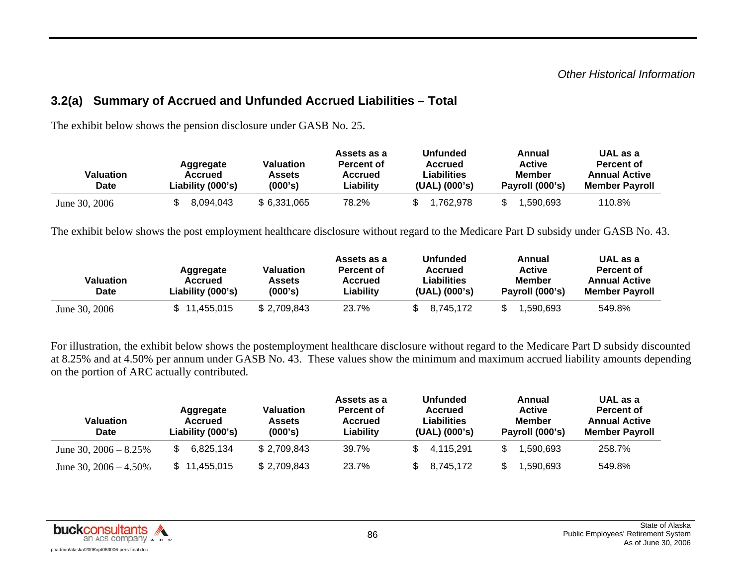*Other Historical Information*

## 3.2(a) Summary of Accrued and Unfunded Accrued Liabilities – Total

The exhibit below shows the pension disclosure under GASB No. 25.

| Valuation Date | Aggregate Accrued Liability (000's) | Valuation Assets (000's) | Assets as a Percent of Accrued Liability | Unfunded Accrued Liabilities (UAL) (000's) | Annual Active Member Payroll (000's) | UAL as a Percent of Annual Active Member Payroll |
|---|---|---|---|---|---|---|
| June 30, 2006 | $ 8,094,043 | $ 6,331,065 | 78.2% | $ 1,762,978 | $ 1,590,693 | 110.8% |

The exhibit below shows the post employment healthcare disclosure without regard to the Medicare Part D subsidy under GASB No. 43.

| Valuation Date | Aggregate Accrued Liability (000's) | Valuation Assets (000's) | Assets as a Percent of Accrued Liability | Unfunded Accrued Liabilities (UAL) (000's) | Annual Active Member Payroll (000's) | UAL as a Percent of Annual Active Member Payroll |
|---|---|---|---|---|---|---|
| June 30, 2006 | $ 11,455,015 | $ 2,709,843 | 23.7% | $ 8,745,172 | $ 1,590,693 | 549.8% |

For illustration, the exhibit below shows the postemployment healthcare disclosure without regard to the Medicare Part D subsidy discounted at 8.25% and at 4.50% per annum under GASB No. 43. These values show the minimum and maximum accrued liability amounts depending on the portion of ARC actually contributed.

| Valuation Date | Aggregate Accrued Liability (000's) | Valuation Assets (000's) | Assets as a Percent of Accrued Liability | Unfunded Accrued Liabilities (UAL) (000's) | Annual Active Member Payroll (000's) | UAL as a Percent of Annual Active Member Payroll |
|---|---|---|---|---|---|---|
| June 30, 2006 – 8.25% | $ 6,825,134 | $ 2,709,843 | 39.7% | $ 4,115,291 | $ 1,590,693 | 258.7% |
| June 30, 2006 – 4.50% | $ 11,455,015 | $ 2,709,843 | 23.7% | $ 8,745,172 | $ 1,590,693 | 549.8% |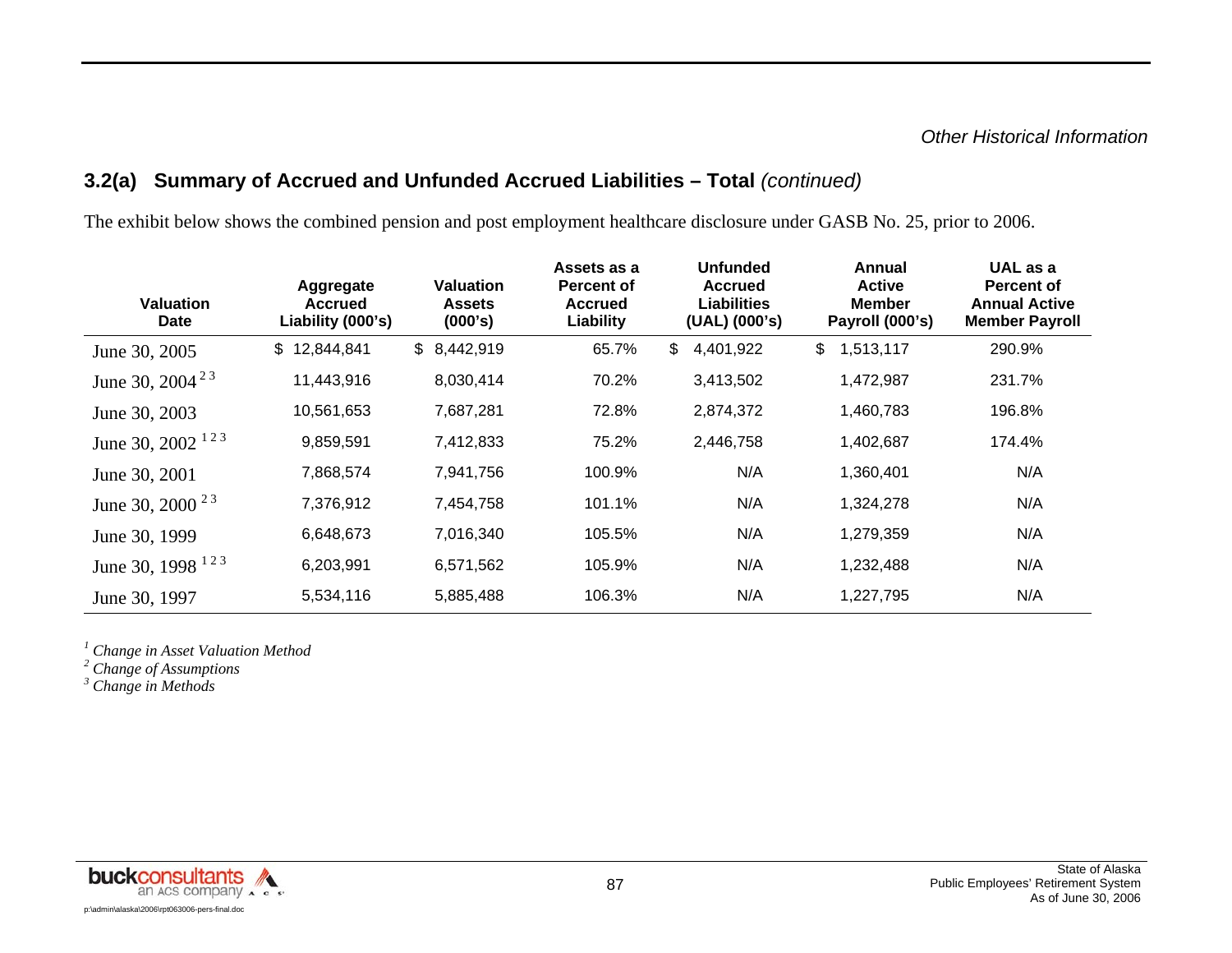*Other Historical Information*

## 3.2(a) Summary of Accrued and Unfunded Accrued Liabilities – Total *(continued)*

The exhibit below shows the combined pension and post employment healthcare disclosure under GASB No. 25, prior to 2006.

| Valuation Date | Aggregate Accrued Liability (000's) | Valuation Assets (000's) | Assets as a Percent of Accrued Liability | Unfunded Accrued Liabilities (UAL) (000's) | Annual Active Member Payroll (000's) | UAL as a Percent of Annual Active Member Payroll |
|---|---|---|---|---|---|---|
| June 30, 2005 | $ 12,844,841 | $ 8,442,919 | 65.7% | $ 4,401,922 | $ 1,513,117 | 290.9% |
| June 30, 2004 [2 3] | 11,443,916 | 8,030,414 | 70.2% | 3,413,502 | 1,472,987 | 231.7% |
| June 30, 2003 | 10,561,653 | 7,687,281 | 72.8% | 2,874,372 | 1,460,783 | 196.8% |
| June 30, 2002 [1 2 3] | 9,859,591 | 7,412,833 | 75.2% | 2,446,758 | 1,402,687 | 174.4% |
| June 30, 2001 | 7,868,574 | 7,941,756 | 100.9% | N/A | 1,360,401 | N/A |
| June 30, 2000 [2 3] | 7,376,912 | 7,454,758 | 101.1% | N/A | 1,324,278 | N/A |
| June 30, 1999 | 6,648,673 | 7,016,340 | 105.5% | N/A | 1,279,359 | N/A |
| June 30, 1998 [1 2 3] | 6,203,991 | 6,571,562 | 105.9% | N/A | 1,232,488 | N/A |
| June 30, 1997 | 5,534,116 | 5,885,488 | 106.3% | N/A | 1,227,795 | N/A |

[1] *Change in Asset Valuation Method*
[2] *Change of Assumptions*
[3] *Change in Methods*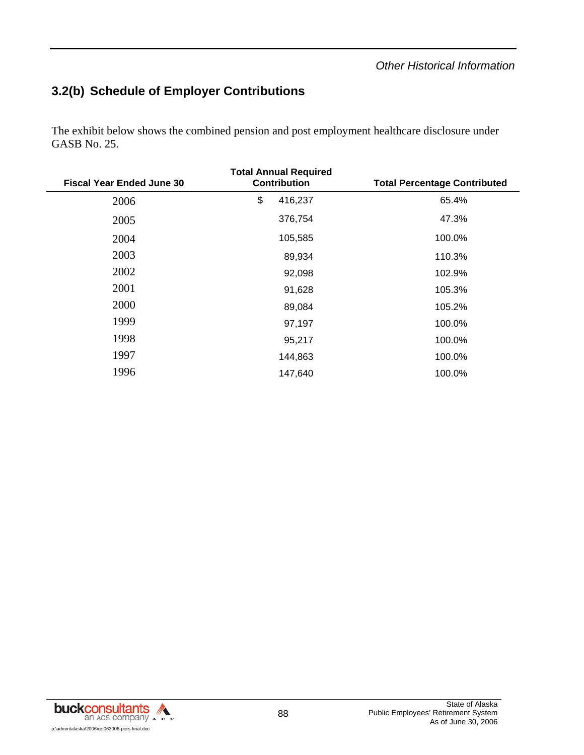*Other Historical Information*

## 3.2(b) Schedule of Employer Contributions

The exhibit below shows the combined pension and post employment healthcare disclosure under GASB No. 25.

| Fiscal Year Ended June 30 | Total Annual Required Contribution | Total Percentage Contributed |
|---|---|---|
| 2006 | $ 416,237 | 65.4% |
| 2005 | 376,754 | 47.3% |
| 2004 | 105,585 | 100.0% |
| 2003 | 89,934 | 110.3% |
| 2002 | 92,098 | 102.9% |
| 2001 | 91,628 | 105.3% |
| 2000 | 89,084 | 105.2% |
| 1999 | 97,197 | 100.0% |
| 1998 | 95,217 | 100.0% |
| 1997 | 144,863 | 100.0% |
| 1996 | 147,640 | 100.0% |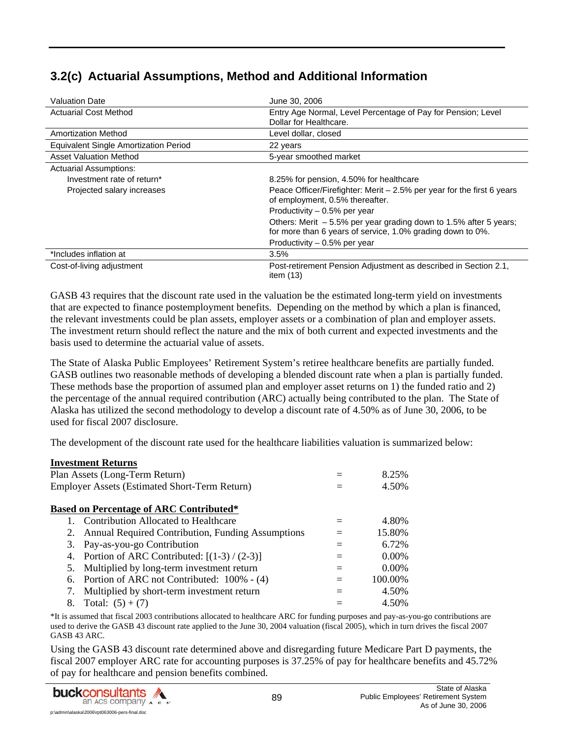## 3.2(c) Actuarial Assumptions, Method and Additional Information

| | |
|---|---|
| Valuation Date | June 30, 2006 |
| Actuarial Cost Method | Entry Age Normal, Level Percentage of Pay for Pension; Level Dollar for Healthcare. |
| Amortization Method | Level dollar, closed |
| Equivalent Single Amortization Period | 22 years |
| Asset Valuation Method | 5-year smoothed market |
| Actuarial Assumptions: | |
| Investment rate of return* | 8.25% for pension, 4.50% for healthcare |
| Projected salary increases | Peace Officer/Firefighter: Merit – 2.5% per year for the first 6 years of employment, 0.5% thereafter.<br>Productivity – 0.5% per year<br>Others: Merit – 5.5% per year grading down to 1.5% after 5 years; for more than 6 years of service, 1.0% grading down to 0%.<br>Productivity – 0.5% per year |
| *Includes inflation at | 3.5% |
| Cost-of-living adjustment | Post-retirement Pension Adjustment as described in Section 2.1, item (13) |

GASB 43 requires that the discount rate used in the valuation be the estimated long-term yield on investments that are expected to finance postemployment benefits. Depending on the method by which a plan is financed, the relevant investments could be plan assets, employer assets or a combination of plan and employer assets. The investment return should reflect the nature and the mix of both current and expected investments and the basis used to determine the actuarial value of assets.

The State of Alaska Public Employees' Retirement System's retiree healthcare benefits are partially funded. GASB outlines two reasonable methods of developing a blended discount rate when a plan is partially funded. These methods base the proportion of assumed plan and employer asset returns on 1) the funded ratio and 2) the percentage of the annual required contribution (ARC) actually being contributed to the plan. The State of Alaska has utilized the second methodology to develop a discount rate of 4.50% as of June 30, 2006, to be used for fiscal 2007 disclosure.

The development of the discount rate used for the healthcare liabilities valuation is summarized below:

| **Investment Returns** | | |
|---|---|---|
| Plan Assets (Long-Term Return) | = | 8.25% |
| Employer Assets (Estimated Short-Term Return) | = | 4.50% |
| | | |
| **Based on Percentage of ARC Contributed*** | | |
| 1. Contribution Allocated to Healthcare | = | 4.80% |
| 2. Annual Required Contribution, Funding Assumptions | = | 15.80% |
| 3. Pay-as-you-go Contribution | = | 6.72% |
| 4. Portion of ARC Contributed: [(1-3) / (2-3)] | = | 0.00% |
| 5. Multiplied by long-term investment return | = | 0.00% |
| 6. Portion of ARC not Contributed: 100% - (4) | = | 100.00% |
| 7. Multiplied by short-term investment return | = | 4.50% |
| 8. Total: (5) + (7) | = | 4.50% |

*It is assumed that fiscal 2003 contributions allocated to healthcare ARC for funding purposes and pay-as-you-go contributions are used to derive the GASB 43 discount rate applied to the June 30, 2004 valuation (fiscal 2005), which in turn drives the fiscal 2007 GASB 43 ARC.

Using the GASB 43 discount rate determined above and disregarding future Medicare Part D payments, the fiscal 2007 employer ARC rate for accounting purposes is 37.25% of pay for healthcare benefits and 45.72% of pay for healthcare and pension benefits combined.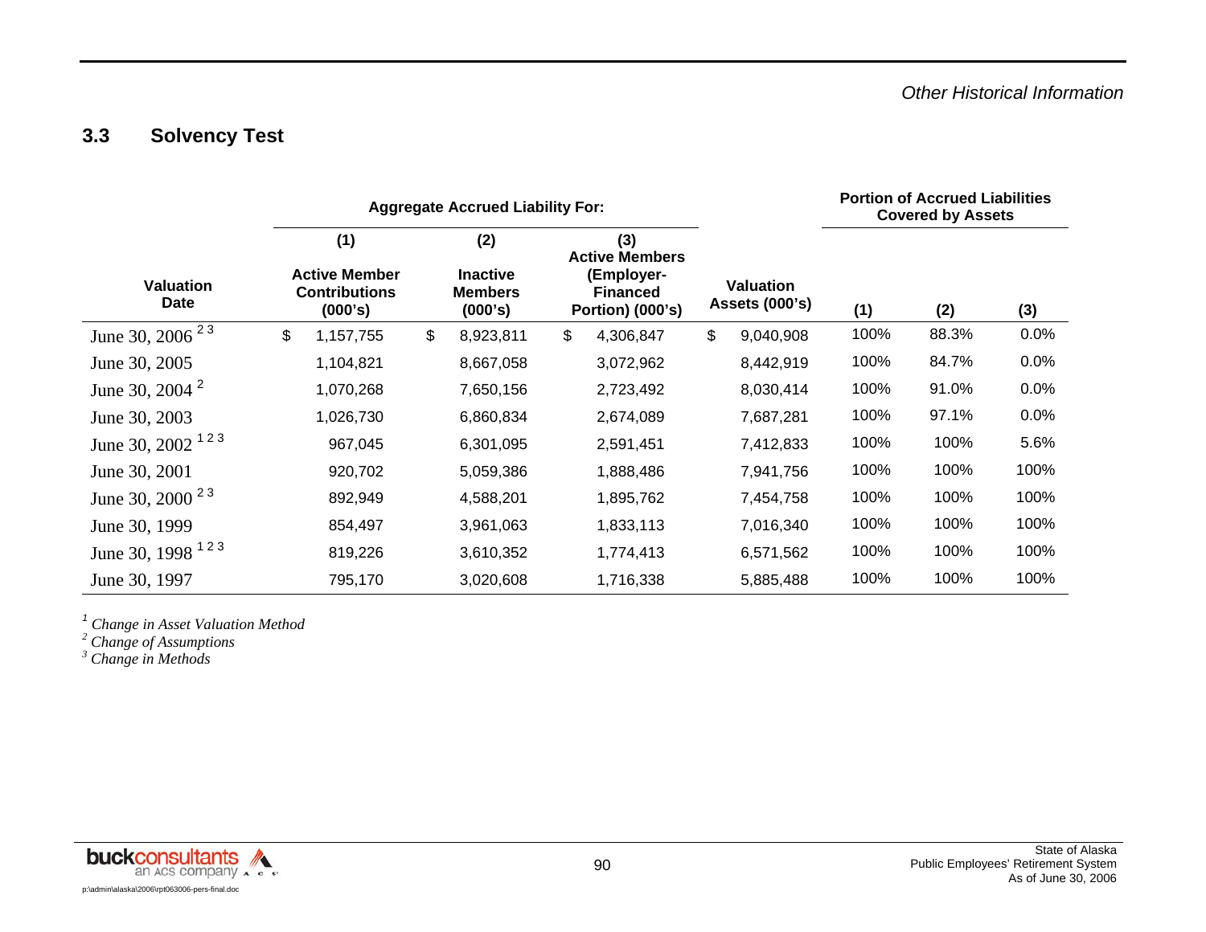## 3.3 Solvency Test

| Valuation Date | Aggregate Accrued Liability For: | | | Valuation Assets (000's) | Portion of Accrued Liabilities Covered by Assets | | |
|---|---|---|---|---|---|---|---|
| | (1) Active Member Contributions (000's) | (2) Inactive Members (000's) | (3) Active Members (Employer-Financed Portion) (000's) | | (1) | (2) | (3) |
| June 30, 2006 [2,3] | $ 1,157,755 | $ 8,923,811 | $ 4,306,847 | $ 9,040,908 | 100% | 88.3% | 0.0% |
| June 30, 2005 | 1,104,821 | 8,667,058 | 3,072,962 | 8,442,919 | 100% | 84.7% | 0.0% |
| June 30, 2004 [2] | 1,070,268 | 7,650,156 | 2,723,492 | 8,030,414 | 100% | 91.0% | 0.0% |
| June 30, 2003 | 1,026,730 | 6,860,834 | 2,674,089 | 7,687,281 | 100% | 97.1% | 0.0% |
| June 30, 2002 [1,2,3] | 967,045 | 6,301,095 | 2,591,451 | 7,412,833 | 100% | 100% | 5.6% |
| June 30, 2001 | 920,702 | 5,059,386 | 1,888,486 | 7,941,756 | 100% | 100% | 100% |
| June 30, 2000 [2,3] | 892,949 | 4,588,201 | 1,895,762 | 7,454,758 | 100% | 100% | 100% |
| June 30, 1999 | 854,497 | 3,961,063 | 1,833,113 | 7,016,340 | 100% | 100% | 100% |
| June 30, 1998 [1,2,3] | 819,226 | 3,610,352 | 1,774,413 | 6,571,562 | 100% | 100% | 100% |
| June 30, 1997 | 795,170 | 3,020,608 | 1,716,338 | 5,885,488 | 100% | 100% | 100% |

[1] *Change in Asset Valuation Method*
[2] *Change of Assumptions*
[3] *Change in Methods*